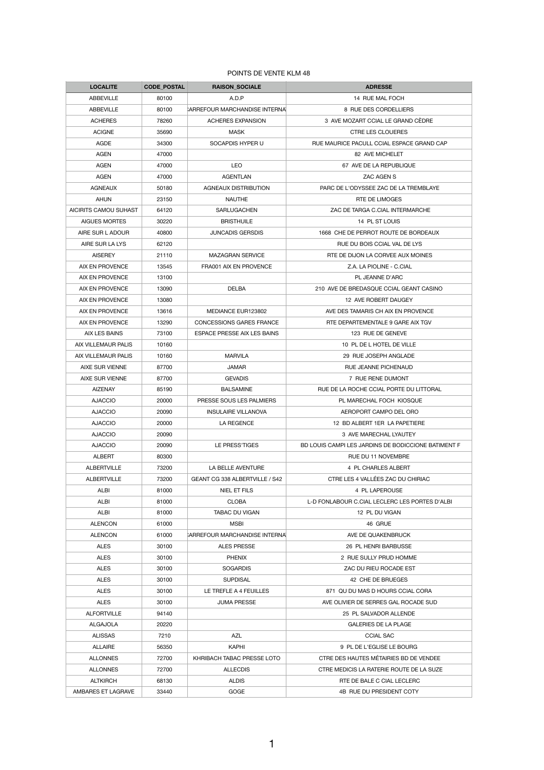POINTS DE VENTE KLM 48

| LOCALITE | CODE_POSTAL | RAISON_SOCIALE | ADRESSE |
|---|---|---|---|
| ABBEVILLE | 80100 | A.D.P | 14 RUE MAL FOCH |
| ABBEVILLE | 80100 | CARREFOUR MARCHANDISE INTERNA | 8 RUE DES CORDELLIERS |
| ACHERES | 78260 | ACHERES EXPANSION | 3 AVE MOZART CCIAL LE GRAND CÈDRE |
| ACIGNE | 35690 | MASK | CTRE LES CLOUERES |
| AGDE | 34300 | SOCAPDIS HYPER U | RUE MAURICE PACULL CCIAL ESPACE GRAND CAP |
| AGEN | 47000 | | 82 AVE MICHELET |
| AGEN | 47000 | LEO | 67 AVE DE LA REPUBLIQUE |
| AGEN | 47000 | AGENTLAN | ZAC AGEN S |
| AGNEAUX | 50180 | AGNEAUX DISTRIBUTION | PARC DE L'ODYSSEE ZAC DE LA TREMBLAYE |
| AHUN | 23150 | NAUTHE | RTE DE LIMOGES |
| AICIRITS CAMOU SUHAST | 64120 | SARLUGACHEN | ZAC DE TARGA C.CIAL INTERMARCHE |
| AIGUES MORTES | 30220 | BRISTHUILE | 14 PL ST LOUIS |
| AIRE SUR L ADOUR | 40800 | JUNCADIS GERSDIS | 1668 CHE DE PERROT ROUTE DE BORDEAUX |
| AIRE SUR LA LYS | 62120 | | RUE DU BOIS CCIAL VAL DE LYS |
| AISEREY | 21110 | MAZAGRAN SERVICE | RTE DE DIJON LA CORVEE AUX MOINES |
| AIX EN PROVENCE | 13545 | FRA001 AIX EN PROVENCE | Z.A. LA PIOLINE - C.CIAL |
| AIX EN PROVENCE | 13100 | | PL JEANNE D'ARC |
| AIX EN PROVENCE | 13090 | DELBA | 210 AVE DE BREDASQUE CCIAL GEANT CASINO |
| AIX EN PROVENCE | 13080 | | 12 AVE ROBERT DAUGEY |
| AIX EN PROVENCE | 13616 | MEDIANCE EUR123802 | AVE DES TAMARIS CH AIX EN PROVENCE |
| AIX EN PROVENCE | 13290 | CONCESSIONS GARES FRANCE | RTE DEPARTEMENTALE 9 GARE AIX TGV |
| AIX LES BAINS | 73100 | ESPACE PRESSE AIX LES BAINS | 123 RUE DE GENEVE |
| AIX VILLEMAUR PALIS | 10160 | | 10 PL DE L HOTEL DE VILLE |
| AIX VILLEMAUR PALIS | 10160 | MARVILA | 29 RUE JOSEPH ANGLADE |
| AIXE SUR VIENNE | 87700 | JAMAR | RUE JEANNE PICHENAUD |
| AIXE SUR VIENNE | 87700 | GEVADIS | 7 RUE RENE DUMONT |
| AIZENAY | 85190 | BALSAMINE | RUE DE LA ROCHE CCIAL PORTE DU LITTORAL |
| AJACCIO | 20000 | PRESSE SOUS LES PALMIERS | PL MARECHAL FOCH KIOSQUE |
| AJACCIO | 20090 | INSULAIRE VILLANOVA | AEROPORT CAMPO DEL ORO |
| AJACCIO | 20000 | LA REGENCE | 12 BD ALBERT 1ER LA PAPETIERE |
| AJACCIO | 20090 | | 3 AVE MARECHAL LYAUTEY |
| AJACCIO | 20090 | LE PRESS'TIGES | BD LOUIS CAMPI LES JARDINS DE BODICCIONE BATIMENT F |
| ALBERT | 80300 | | RUE DU 11 NOVEMBRE |
| ALBERTVILLE | 73200 | LA BELLE AVENTURE | 4 PL CHARLES ALBERT |
| ALBERTVILLE | 73200 | GEANT CG 338 ALBERTVILLE / S42 | CTRE LES 4 VALLÉES ZAC DU CHIRIAC |
| ALBI | 81000 | NIEL ET FILS | 4 PL LAPEROUSE |
| ALBI | 81000 | CLOBA | L-D FONLABOUR C.CIAL LECLERC LES PORTES D'ALBI |
| ALBI | 81000 | TABAC DU VIGAN | 12 PL DU VIGAN |
| ALENCON | 61000 | MSBI | 46 GRUE |
| ALENCON | 61000 | CARREFOUR MARCHANDISE INTERNA | AVE DE QUAKENBRUCK |
| ALES | 30100 | ALES PRESSE | 26 PL HENRI BARBUSSE |
| ALES | 30100 | PHENIX | 2 RUE SULLY PRUD HOMME |
| ALES | 30100 | SOGARDIS | ZAC DU RIEU ROCADE EST |
| ALES | 30100 | SUPDISAL | 42 CHE DE BRUEGES |
| ALES | 30100 | LE TREFLE A 4 FEUILLES | 871 QU DU MAS D HOURS CCIAL CORA |
| ALES | 30100 | JUMA PRESSE | AVE OLIVIER DE SERRES GAL ROCADE SUD |
| ALFORTVILLE | 94140 | | 25 PL SALVADOR ALLENDE |
| ALGAJOLA | 20220 | | GALERIES DE LA PLAGE |
| ALISSAS | 7210 | AZL | CCIAL SAC |
| ALLAIRE | 56350 | KAPHI | 9 PL DE L'EGLISE LE BOURG |
| ALLONNES | 72700 | KHRIBACH TABAC PRESSE LOTO | CTRE DES HAUTES MÉTAIRIES BD DE VENDEE |
| ALLONNES | 72700 | ALLECDIS | CTRE MEDICIS LA RATERIE ROUTE DE LA SUZE |
| ALTKIRCH | 68130 | ALDIS | RTE DE BALE C CIAL LECLERC |
| AMBARES ET LAGRAVE | 33440 | GOGE | 4B RUE DU PRESIDENT COTY |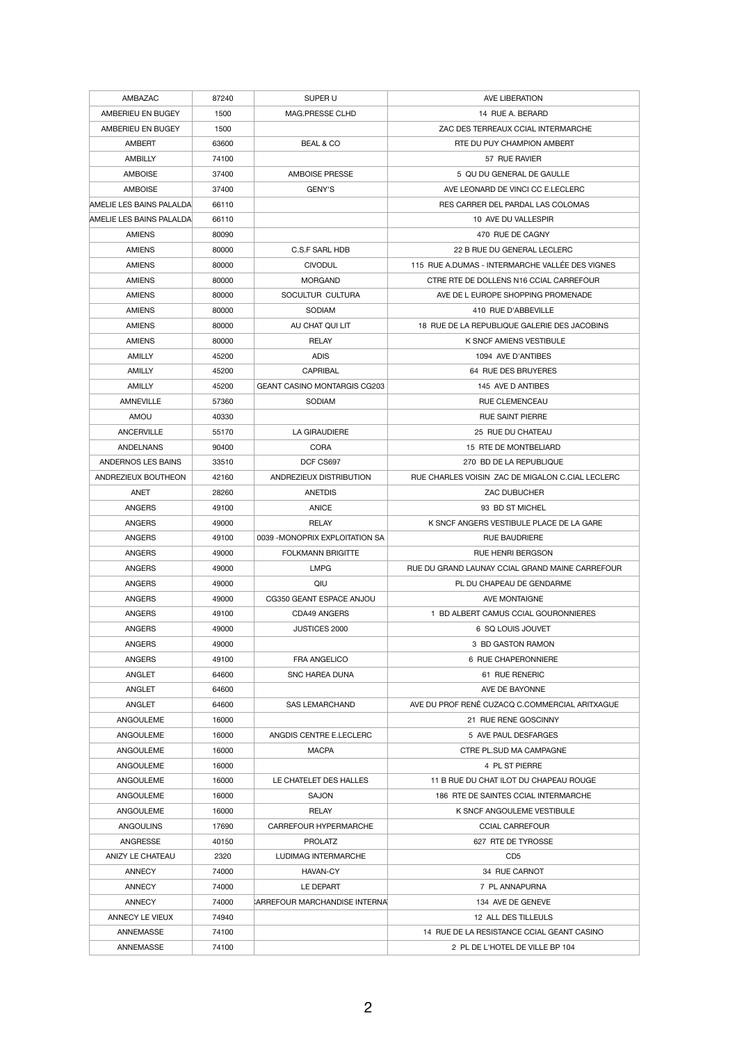| AMBAZAC | 87240 | SUPER U | AVE LIBERATION |
|---|---|---|---|
| AMBERIEU EN BUGEY | 1500 | MAG.PRESSE CLHD | 14 RUE A. BERARD |
| AMBERIEU EN BUGEY | 1500 | | ZAC DES TERREAUX CCIAL INTERMARCHE |
| AMBERT | 63600 | BEAL & CO | RTE DU PUY CHAMPION AMBERT |
| AMBILLY | 74100 | | 57 RUE RAVIER |
| AMBOISE | 37400 | AMBOISE PRESSE | 5 QU DU GENERAL DE GAULLE |
| AMBOISE | 37400 | GENY'S | AVE LEONARD DE VINCI CC E.LECLERC |
| AMELIE LES BAINS PALALDA | 66110 | | RES CARRER DEL PARDAL LAS COLOMAS |
| AMELIE LES BAINS PALALDA | 66110 | | 10 AVE DU VALLESPIR |
| AMIENS | 80090 | | 470 RUE DE CAGNY |
| AMIENS | 80000 | C.S.F SARL HDB | 22 B RUE DU GENERAL LECLERC |
| AMIENS | 80000 | CIVODUL | 115 RUE A.DUMAS - INTERMARCHE VALLÉE DES VIGNES |
| AMIENS | 80000 | MORGAND | CTRE RTE DE DOLLENS N16 CCIAL CARREFOUR |
| AMIENS | 80000 | SOCULTUR CULTURA | AVE DE L EUROPE SHOPPING PROMENADE |
| AMIENS | 80000 | SODIAM | 410 RUE D'ABBEVILLE |
| AMIENS | 80000 | AU CHAT QUI LIT | 18 RUE DE LA REPUBLIQUE GALERIE DES JACOBINS |
| AMIENS | 80000 | RELAY | K SNCF AMIENS VESTIBULE |
| AMILLY | 45200 | ADIS | 1094 AVE D'ANTIBES |
| AMILLY | 45200 | CAPRIBAL | 64 RUE DES BRUYERES |
| AMILLY | 45200 | GEANT CASINO MONTARGIS CG203 | 145 AVE D ANTIBES |
| AMNEVILLE | 57360 | SODIAM | RUE CLEMENCEAU |
| AMOU | 40330 | | RUE SAINT PIERRE |
| ANCERVILLE | 55170 | LA GIRAUDIERE | 25 RUE DU CHATEAU |
| ANDELNANS | 90400 | CORA | 15 RTE DE MONTBELIARD |
| ANDERNOS LES BAINS | 33510 | DCF CS697 | 270 BD DE LA REPUBLIQUE |
| ANDREZIEUX BOUTHEON | 42160 | ANDREZIEUX DISTRIBUTION | RUE CHARLES VOISIN ZAC DE MIGALON C.CIAL LECLERC |
| ANET | 28260 | ANETDIS | ZAC DUBUCHER |
| ANGERS | 49100 | ANICE | 93 BD ST MICHEL |
| ANGERS | 49000 | RELAY | K SNCF ANGERS VESTIBULE PLACE DE LA GARE |
| ANGERS | 49100 | 0039 -MONOPRIX EXPLOITATION SA | RUE BAUDRIERE |
| ANGERS | 49000 | FOLKMANN BRIGITTE | RUE HENRI BERGSON |
| ANGERS | 49000 | LMPG | RUE DU GRAND LAUNAY CCIAL GRAND MAINE CARREFOUR |
| ANGERS | 49000 | QIU | PL DU CHAPEAU DE GENDARME |
| ANGERS | 49000 | CG350 GEANT ESPACE ANJOU | AVE MONTAIGNE |
| ANGERS | 49100 | CDA49 ANGERS | 1 BD ALBERT CAMUS CCIAL GOURONNIERES |
| ANGERS | 49000 | JUSTICES 2000 | 6 SQ LOUIS JOUVET |
| ANGERS | 49000 | | 3 BD GASTON RAMON |
| ANGERS | 49100 | FRA ANGELICO | 6 RUE CHAPERONNIERE |
| ANGLET | 64600 | SNC HAREA DUNA | 61 RUE RENERIC |
| ANGLET | 64600 | | AVE DE BAYONNE |
| ANGLET | 64600 | SAS LEMARCHAND | AVE DU PROF RENÉ CUZACQ C.COMMERCIAL ARITXAGUE |
| ANGOULEME | 16000 | | 21 RUE RENE GOSCINNY |
| ANGOULEME | 16000 | ANGDIS CENTRE E.LECLERC | 5 AVE PAUL DESFARGES |
| ANGOULEME | 16000 | MACPA | CTRE PL.SUD MA CAMPAGNE |
| ANGOULEME | 16000 | | 4 PL ST PIERRE |
| ANGOULEME | 16000 | LE CHATELET DES HALLES | 11 B RUE DU CHAT ILOT DU CHAPEAU ROUGE |
| ANGOULEME | 16000 | SAJON | 186 RTE DE SAINTES CCIAL INTERMARCHE |
| ANGOULEME | 16000 | RELAY | K SNCF ANGOULEME VESTIBULE |
| ANGOULINS | 17690 | CARREFOUR HYPERMARCHE | CCIAL CARREFOUR |
| ANGRESSE | 40150 | PROLATZ | 627 RTE DE TYROSSE |
| ANIZY LE CHATEAU | 2320 | LUDIMAG INTERMARCHE | CD5 |
| ANNECY | 74000 | HAVAN-CY | 34 RUE CARNOT |
| ANNECY | 74000 | LE DEPART | 7 PL ANNAPURNA |
| ANNECY | 74000 | CARREFOUR MARCHANDISE INTERNA | 134 AVE DE GENEVE |
| ANNECY LE VIEUX | 74940 | | 12 ALL DES TILLEULS |
| ANNEMASSE | 74100 | | 14 RUE DE LA RESISTANCE CCIAL GEANT CASINO |
| ANNEMASSE | 74100 | | 2 PL DE L'HOTEL DE VILLE BP 104 |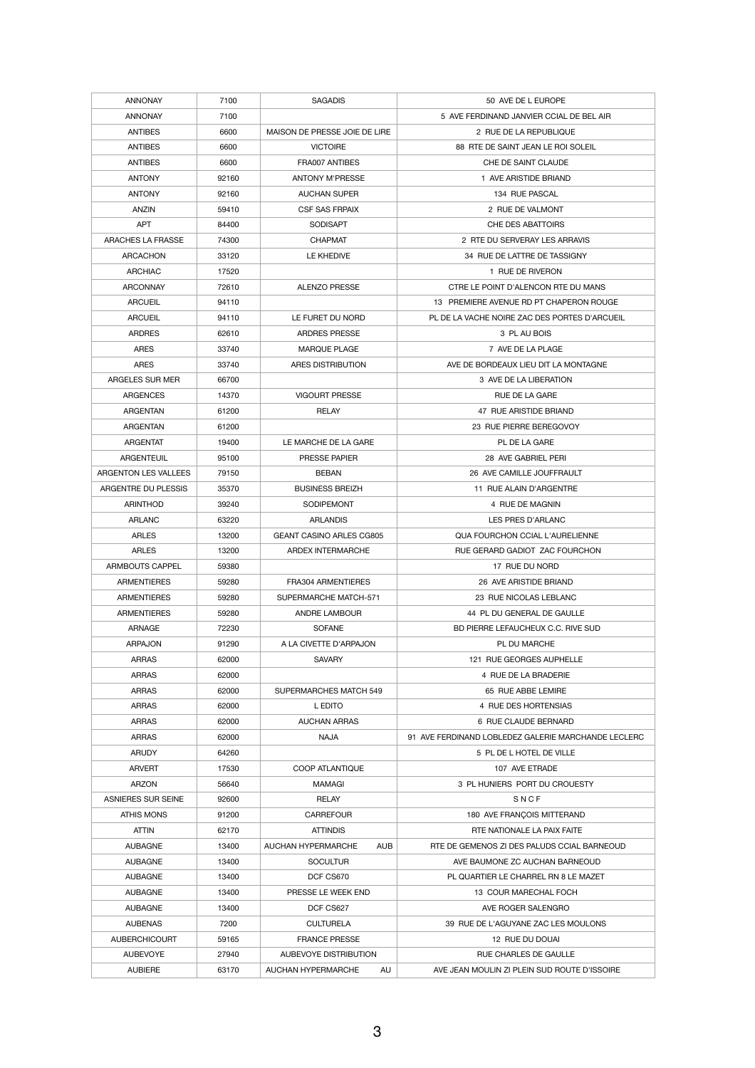| ANNONAY | 7100 | SAGADIS | 50 AVE DE L EUROPE |
|---|---|---|---|
| ANNONAY | 7100 | | 5 AVE FERDINAND JANVIER CCIAL DE BEL AIR |
| ANTIBES | 6600 | MAISON DE PRESSE JOIE DE LIRE | 2 RUE DE LA REPUBLIQUE |
| ANTIBES | 6600 | VICTOIRE | 88 RTE DE SAINT JEAN LE ROI SOLEIL |
| ANTIBES | 6600 | FRA007 ANTIBES | CHE DE SAINT CLAUDE |
| ANTONY | 92160 | ANTONY M'PRESSE | 1 AVE ARISTIDE BRIAND |
| ANTONY | 92160 | AUCHAN SUPER | 134 RUE PASCAL |
| ANZIN | 59410 | CSF SAS FRPAIX | 2 RUE DE VALMONT |
| APT | 84400 | SODISAPT | CHE DES ABATTOIRS |
| ARACHES LA FRASSE | 74300 | CHAPMAT | 2 RTE DU SERVERAY LES ARRAVIS |
| ARCACHON | 33120 | LE KHEDIVE | 34 RUE DE LATTRE DE TASSIGNY |
| ARCHIAC | 17520 | | 1 RUE DE RIVERON |
| ARCONNAY | 72610 | ALENZO PRESSE | CTRE LE POINT D'ALENCON RTE DU MANS |
| ARCUEIL | 94110 | | 13 PREMIERE AVENUE RD PT CHAPERON ROUGE |
| ARCUEIL | 94110 | LE FURET DU NORD | PL DE LA VACHE NOIRE ZAC DES PORTES D'ARCUEIL |
| ARDRES | 62610 | ARDRES PRESSE | 3 PL AU BOIS |
| ARES | 33740 | MARQUE PLAGE | 7 AVE DE LA PLAGE |
| ARES | 33740 | ARES DISTRIBUTION | AVE DE BORDEAUX LIEU DIT LA MONTAGNE |
| ARGELES SUR MER | 66700 | | 3 AVE DE LA LIBERATION |
| ARGENCES | 14370 | VIGOURT PRESSE | RUE DE LA GARE |
| ARGENTAN | 61200 | RELAY | 47 RUE ARISTIDE BRIAND |
| ARGENTAN | 61200 | | 23 RUE PIERRE BEREGOVOY |
| ARGENTAT | 19400 | LE MARCHE DE LA GARE | PL DE LA GARE |
| ARGENTEUIL | 95100 | PRESSE PAPIER | 28 AVE GABRIEL PERI |
| ARGENTON LES VALLEES | 79150 | BEBAN | 26 AVE CAMILLE JOUFFRAULT |
| ARGENTRE DU PLESSIS | 35370 | BUSINESS BREIZH | 11 RUE ALAIN D'ARGENTRE |
| ARINTHOD | 39240 | SODIPEMONT | 4 RUE DE MAGNIN |
| ARLANC | 63220 | ARLANDIS | LES PRES D'ARLANC |
| ARLES | 13200 | GEANT CASINO ARLES CG805 | QUA FOURCHON CCIAL L'AURELIENNE |
| ARLES | 13200 | ARDEX INTERMARCHE | RUE GERARD GADIOT ZAC FOURCHON |
| ARMBOUTS CAPPEL | 59380 | | 17 RUE DU NORD |
| ARMENTIERES | 59280 | FRA304 ARMENTIERES | 26 AVE ARISTIDE BRIAND |
| ARMENTIERES | 59280 | SUPERMARCHE MATCH-571 | 23 RUE NICOLAS LEBLANC |
| ARMENTIERES | 59280 | ANDRE LAMBOUR | 44 PL DU GENERAL DE GAULLE |
| ARNAGE | 72230 | SOFANE | BD PIERRE LEFAUCHEUX C.C. RIVE SUD |
| ARPAJON | 91290 | A LA CIVETTE D'ARPAJON | PL DU MARCHE |
| ARRAS | 62000 | SAVARY | 121 RUE GEORGES AUPHELLE |
| ARRAS | 62000 | | 4 RUE DE LA BRADERIE |
| ARRAS | 62000 | SUPERMARCHES MATCH 549 | 65 RUE ABBE LEMIRE |
| ARRAS | 62000 | L EDITO | 4 RUE DES HORTENSIAS |
| ARRAS | 62000 | AUCHAN ARRAS | 6 RUE CLAUDE BERNARD |
| ARRAS | 62000 | NAJA | 91 AVE FERDINAND LOBLEDEZ GALERIE MARCHANDE LECLERC |
| ARUDY | 64260 | | 5 PL DE L HOTEL DE VILLE |
| ARVERT | 17530 | COOP ATLANTIQUE | 107 AVE ETRADE |
| ARZON | 56640 | MAMAGI | 3 PL HUNIERS PORT DU CROUESTY |
| ASNIERES SUR SEINE | 92600 | RELAY | S N C F |
| ATHIS MONS | 91200 | CARREFOUR | 180 AVE FRANÇOIS MITTERAND |
| ATTIN | 62170 | ATTINDIS | RTE NATIONALE LA PAIX FAITE |
| AUBAGNE | 13400 | AUCHAN HYPERMARCHE AUB | RTE DE GEMENOS ZI DES PALUDS CCIAL BARNEOUD |
| AUBAGNE | 13400 | SOCULTUR | AVE BAUMONE ZC AUCHAN BARNEOUD |
| AUBAGNE | 13400 | DCF CS670 | PL QUARTIER LE CHARREL RN 8 LE MAZET |
| AUBAGNE | 13400 | PRESSE LE WEEK END | 13 COUR MARECHAL FOCH |
| AUBAGNE | 13400 | DCF CS627 | AVE ROGER SALENGRO |
| AUBENAS | 7200 | CULTURELA | 39 RUE DE L'AGUYANE ZAC LES MOULONS |
| AUBERCHICOURT | 59165 | FRANCE PRESSE | 12 RUE DU DOUAI |
| AUBEVOYE | 27940 | AUBEVOYE DISTRIBUTION | RUE CHARLES DE GAULLE |
| AUBIERE | 63170 | AUCHAN HYPERMARCHE AU | AVE JEAN MOULIN ZI PLEIN SUD ROUTE D'ISSOIRE |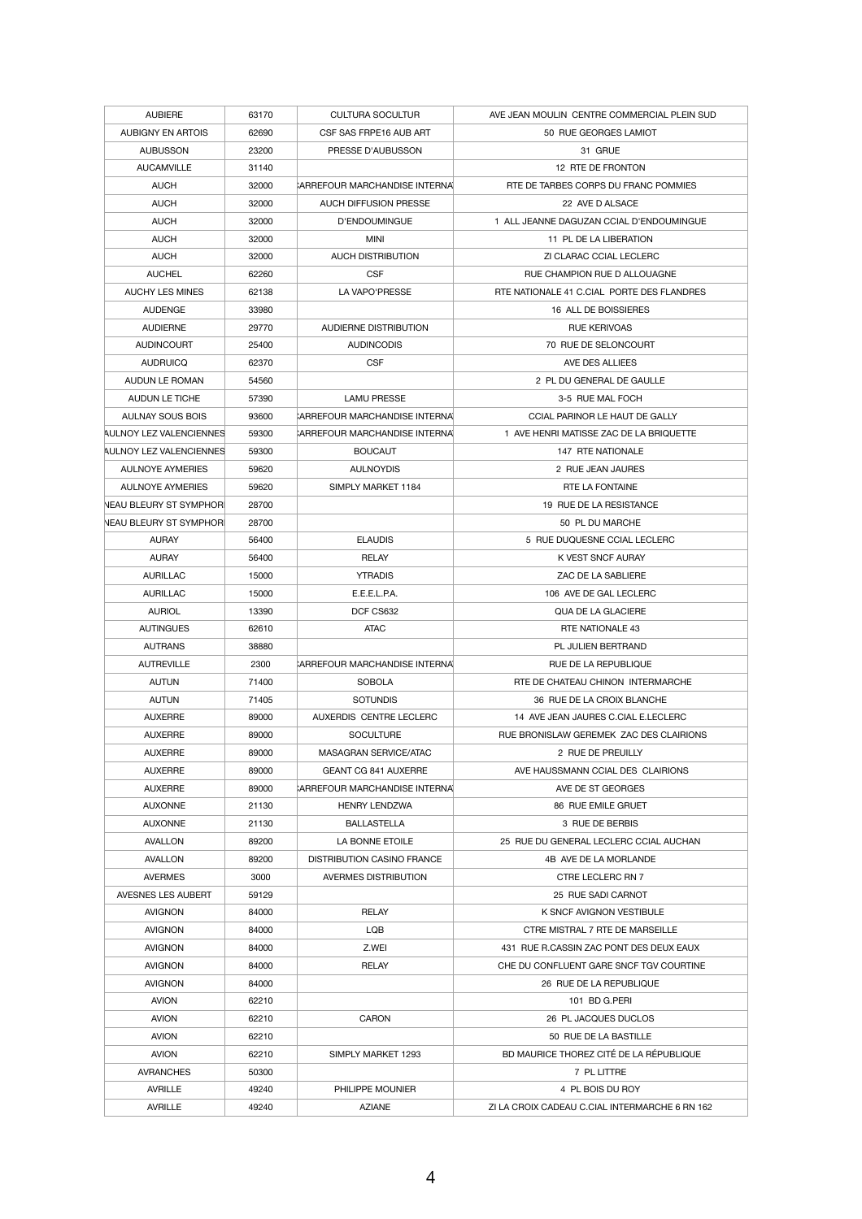| AUBIERE | 63170 | CULTURA SOCULTUR | AVE JEAN MOULIN CENTRE COMMERCIAL PLEIN SUD |
|---|---|---|---|
| AUBIGNY EN ARTOIS | 62690 | CSF SAS FRPE16 AUB ART | 50 RUE GEORGES LAMIOT |
| AUBUSSON | 23200 | PRESSE D'AUBUSSON | 31 GRUE |
| AUCAMVILLE | 31140 | | 12 RTE DE FRONTON |
| AUCH | 32000 | CARREFOUR MARCHANDISE INTERNA | RTE DE TARBES CORPS DU FRANC POMMIES |
| AUCH | 32000 | AUCH DIFFUSION PRESSE | 22 AVE D ALSACE |
| AUCH | 32000 | D'ENDOUMINGUE | 1 ALL JEANNE DAGUZAN CCIAL D'ENDOUMINGUE |
| AUCH | 32000 | MINI | 11 PL DE LA LIBERATION |
| AUCH | 32000 | AUCH DISTRIBUTION | ZI CLARAC CCIAL LECLERC |
| AUCHEL | 62260 | CSF | RUE CHAMPION RUE D ALLOUAGNE |
| AUCHY LES MINES | 62138 | LA VAPO'PRESSE | RTE NATIONALE 41 C.CIAL PORTE DES FLANDRES |
| AUDENGE | 33980 | | 16 ALL DE BOISSIERES |
| AUDIERNE | 29770 | AUDIERNE DISTRIBUTION | RUE KERIVOAS |
| AUDINCOURT | 25400 | AUDINCODIS | 70 RUE DE SELONCOURT |
| AUDRUICQ | 62370 | CSF | AVE DES ALLIEES |
| AUDUN LE ROMAN | 54560 | | 2 PL DU GENERAL DE GAULLE |
| AUDUN LE TICHE | 57390 | LAMU PRESSE | 3-5 RUE MAL FOCH |
| AULNAY SOUS BOIS | 93600 | CARREFOUR MARCHANDISE INTERNA | CCIAL PARINOR LE HAUT DE GALLY |
| AULNOY LEZ VALENCIENNES | 59300 | CARREFOUR MARCHANDISE INTERNA | 1 AVE HENRI MATISSE ZAC DE LA BRIQUETTE |
| AULNOY LEZ VALENCIENNES | 59300 | BOUCAUT | 147 RTE NATIONALE |
| AULNOYE AYMERIES | 59620 | AULNOYDIS | 2 RUE JEAN JAURES |
| AULNOYE AYMERIES | 59620 | SIMPLY MARKET 1184 | RTE LA FONTAINE |
| NEAU BLEURY ST SYMPHOR | 28700 | | 19 RUE DE LA RESISTANCE |
| NEAU BLEURY ST SYMPHOR | 28700 | | 50 PL DU MARCHE |
| AURAY | 56400 | ELAUDIS | 5 RUE DUQUESNE CCIAL LECLERC |
| AURAY | 56400 | RELAY | K VEST SNCF AURAY |
| AURILLAC | 15000 | YTRADIS | ZAC DE LA SABLIERE |
| AURILLAC | 15000 | E.E.E.L.P.A. | 106 AVE DE GAL LECLERC |
| AURIOL | 13390 | DCF CS632 | QUA DE LA GLACIERE |
| AUTINGUES | 62610 | ATAC | RTE NATIONALE 43 |
| AUTRANS | 38880 | | PL JULIEN BERTRAND |
| AUTREVILLE | 2300 | CARREFOUR MARCHANDISE INTERNA | RUE DE LA REPUBLIQUE |
| AUTUN | 71400 | SOBOLA | RTE DE CHATEAU CHINON INTERMARCHE |
| AUTUN | 71405 | SOTUNDIS | 36 RUE DE LA CROIX BLANCHE |
| AUXERRE | 89000 | AUXERDIS CENTRE LECLERC | 14 AVE JEAN JAURES C.CIAL E.LECLERC |
| AUXERRE | 89000 | SOCULTURE | RUE BRONISLAW GEREMEK ZAC DES CLAIRIONS |
| AUXERRE | 89000 | MASAGRAN SERVICE/ATAC | 2 RUE DE PREUILLY |
| AUXERRE | 89000 | GEANT CG 841 AUXERRE | AVE HAUSSMANN CCIAL DES CLAIRIONS |
| AUXERRE | 89000 | CARREFOUR MARCHANDISE INTERNA | AVE DE ST GEORGES |
| AUXONNE | 21130 | HENRY LENDZWA | 86 RUE EMILE GRUET |
| AUXONNE | 21130 | BALLASTELLA | 3 RUE DE BERBIS |
| AVALLON | 89200 | LA BONNE ETOILE | 25 RUE DU GENERAL LECLERC CCIAL AUCHAN |
| AVALLON | 89200 | DISTRIBUTION CASINO FRANCE | 4B AVE DE LA MORLANDE |
| AVERMES | 3000 | AVERMES DISTRIBUTION | CTRE LECLERC RN 7 |
| AVESNES LES AUBERT | 59129 | | 25 RUE SADI CARNOT |
| AVIGNON | 84000 | RELAY | K SNCF AVIGNON VESTIBULE |
| AVIGNON | 84000 | LQB | CTRE MISTRAL 7 RTE DE MARSEILLE |
| AVIGNON | 84000 | Z.WEI | 431 RUE R.CASSIN ZAC PONT DES DEUX EAUX |
| AVIGNON | 84000 | RELAY | CHE DU CONFLUENT GARE SNCF TGV COURTINE |
| AVIGNON | 84000 | | 26 RUE DE LA REPUBLIQUE |
| AVION | 62210 | | 101 BD G.PERI |
| AVION | 62210 | CARON | 26 PL JACQUES DUCLOS |
| AVION | 62210 | | 50 RUE DE LA BASTILLE |
| AVION | 62210 | SIMPLY MARKET 1293 | BD MAURICE THOREZ CITÉ DE LA RÉPUBLIQUE |
| AVRANCHES | 50300 | | 7 PL LITTRE |
| AVRILLE | 49240 | PHILIPPE MOUNIER | 4 PL BOIS DU ROY |
| AVRILLE | 49240 | AZIANE | ZI LA CROIX CADEAU C.CIAL INTERMARCHE 6 RN 162 |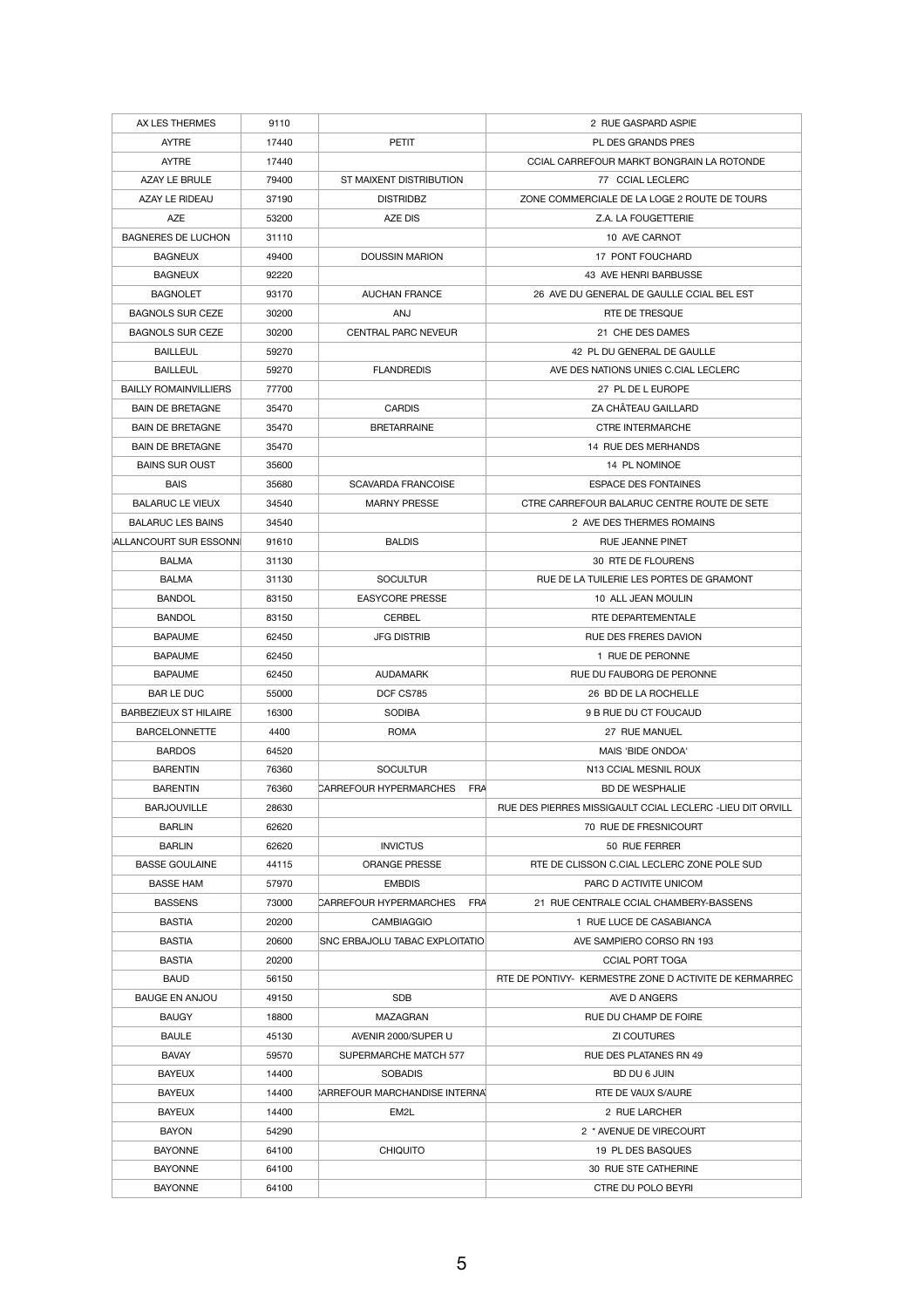| AX LES THERMES | 9110 | | 2 RUE GASPARD ASPIE |
|---|---|---|---|
| AYTRE | 17440 | PETIT | PL DES GRANDS PRES |
| AYTRE | 17440 | | CCIAL CARREFOUR MARKT BONGRAIN LA ROTONDE |
| AZAY LE BRULE | 79400 | ST MAIXENT DISTRIBUTION | 77 CCIAL LECLERC |
| AZAY LE RIDEAU | 37190 | DISTRIDBZ | ZONE COMMERCIALE DE LA LOGE 2 ROUTE DE TOURS |
| AZE | 53200 | AZE DIS | Z.A. LA FOUGETTERIE |
| BAGNERES DE LUCHON | 31110 | | 10 AVE CARNOT |
| BAGNEUX | 49400 | DOUSSIN MARION | 17 PONT FOUCHARD |
| BAGNEUX | 92220 | | 43 AVE HENRI BARBUSSE |
| BAGNOLET | 93170 | AUCHAN FRANCE | 26 AVE DU GENERAL DE GAULLE CCIAL BEL EST |
| BAGNOLS SUR CEZE | 30200 | ANJ | RTE DE TRESQUE |
| BAGNOLS SUR CEZE | 30200 | CENTRAL PARC NEVEUR | 21 CHE DES DAMES |
| BAILLEUL | 59270 | | 42 PL DU GENERAL DE GAULLE |
| BAILLEUL | 59270 | FLANDREDIS | AVE DES NATIONS UNIES C.CIAL LECLERC |
| BAILLY ROMAINVILLIERS | 77700 | | 27 PL DE L EUROPE |
| BAIN DE BRETAGNE | 35470 | CARDIS | ZA CHÂTEAU GAILLARD |
| BAIN DE BRETAGNE | 35470 | BRETARRAINE | CTRE INTERMARCHE |
| BAIN DE BRETAGNE | 35470 | | 14 RUE DES MERHANDS |
| BAINS SUR OUST | 35600 | | 14 PL NOMINOE |
| BAIS | 35680 | SCAVARDA FRANCOISE | ESPACE DES FONTAINES |
| BALARUC LE VIEUX | 34540 | MARNY PRESSE | CTRE CARREFOUR BALARUC CENTRE ROUTE DE SETE |
| BALARUC LES BAINS | 34540 | | 2 AVE DES THERMES ROMAINS |
| ALLANCOURT SUR ESSONN | 91610 | BALDIS | RUE JEANNE PINET |
| BALMA | 31130 | | 30 RTE DE FLOURENS |
| BALMA | 31130 | SOCULTUR | RUE DE LA TUILERIE LES PORTES DE GRAMONT |
| BANDOL | 83150 | EASYCORE PRESSE | 10 ALL JEAN MOULIN |
| BANDOL | 83150 | CERBEL | RTE DEPARTEMENTALE |
| BAPAUME | 62450 | JFG DISTRIB | RUE DES FRERES DAVION |
| BAPAUME | 62450 | | 1 RUE DE PERONNE |
| BAPAUME | 62450 | AUDAMARK | RUE DU FAUBORG DE PERONNE |
| BAR LE DUC | 55000 | DCF CS785 | 26 BD DE LA ROCHELLE |
| BARBEZIEUX ST HILAIRE | 16300 | SODIBA | 9 B RUE DU CT FOUCAUD |
| BARCELONNETTE | 4400 | ROMA | 27 RUE MANUEL |
| BARDOS | 64520 | | MAIS 'BIDE ONDOA' |
| BARENTIN | 76360 | SOCULTUR | N13 CCIAL MESNIL ROUX |
| BARENTIN | 76360 | CARREFOUR HYPERMARCHES FRA | BD DE WESPHALIE |
| BARJOUVILLE | 28630 | | RUE DES PIERRES MISSIGAULT CCIAL LECLERC -LIEU DIT ORVILL |
| BARLIN | 62620 | | 70 RUE DE FRESNICOURT |
| BARLIN | 62620 | INVICTUS | 50 RUE FERRER |
| BASSE GOULAINE | 44115 | ORANGE PRESSE | RTE DE CLISSON C.CIAL LECLERC ZONE POLE SUD |
| BASSE HAM | 57970 | EMBDIS | PARC D ACTIVITE UNICOM |
| BASSENS | 73000 | CARREFOUR HYPERMARCHES FRA | 21 RUE CENTRALE CCIAL CHAMBERY-BASSENS |
| BASTIA | 20200 | CAMBIAGGIO | 1 RUE LUCE DE CASABIANCA |
| BASTIA | 20600 | SNC ERBAJOLU TABAC EXPLOITATIO | AVE SAMPIERO CORSO RN 193 |
| BASTIA | 20200 | | CCIAL PORT TOGA |
| BAUD | 56150 | | RTE DE PONTIVY- KERMESTRE ZONE D ACTIVITE DE KERMARREC |
| BAUGE EN ANJOU | 49150 | SDB | AVE D ANGERS |
| BAUGY | 18800 | MAZAGRAN | RUE DU CHAMP DE FOIRE |
| BAULE | 45130 | AVENIR 2000/SUPER U | ZI COUTURES |
| BAVAY | 59570 | SUPERMARCHE MATCH 577 | RUE DES PLATANES RN 49 |
| BAYEUX | 14400 | SOBADIS | BD DU 6 JUIN |
| BAYEUX | 14400 | ARREFOUR MARCHANDISE INTERNA | RTE DE VAUX S/AURE |
| BAYEUX | 14400 | EM2L | 2 RUE LARCHER |
| BAYON | 54290 | | 2 * AVENUE DE VIRECOURT |
| BAYONNE | 64100 | CHIQUITO | 19 PL DES BASQUES |
| BAYONNE | 64100 | | 30 RUE STE CATHERINE |
| BAYONNE | 64100 | | CTRE DU POLO BEYRI |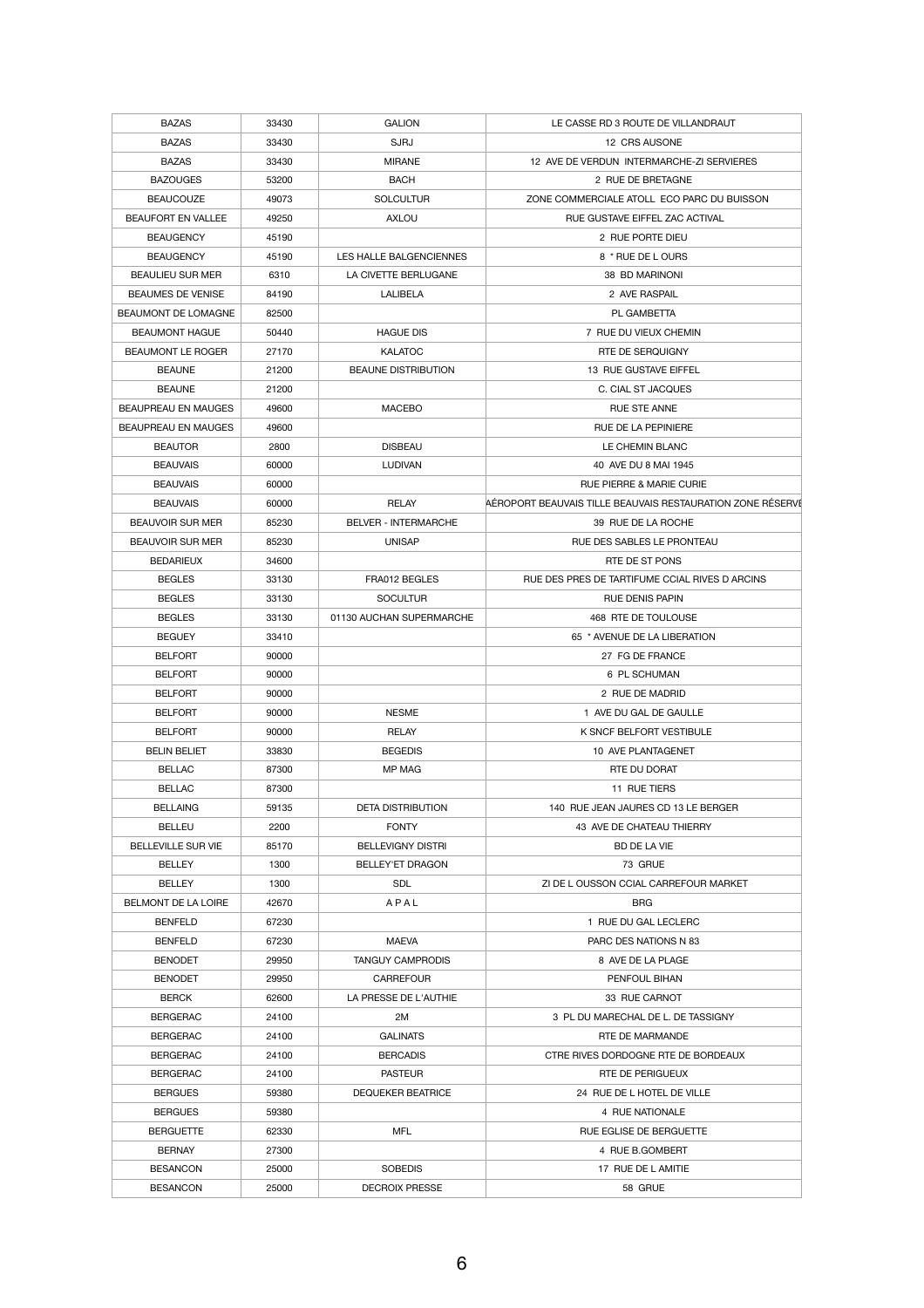| BAZAS | 33430 | GALION | LE CASSE RD 3 ROUTE DE VILLANDRAUT |
|---|---|---|---|
| BAZAS | 33430 | SJRJ | 12 CRS AUSONE |
| BAZAS | 33430 | MIRANE | 12 AVE DE VERDUN INTERMARCHE-ZI SERVIERES |
| BAZOUGES | 53200 | BACH | 2 RUE DE BRETAGNE |
| BEAUCOUZE | 49073 | SOLCULTUR | ZONE COMMERCIALE ATOLL ECO PARC DU BUISSON |
| BEAUFORT EN VALLEE | 49250 | AXLOU | RUE GUSTAVE EIFFEL ZAC ACTIVAL |
| BEAUGENCY | 45190 | | 2 RUE PORTE DIEU |
| BEAUGENCY | 45190 | LES HALLE BALGENCIENNES | 8 * RUE DE L OURS |
| BEAULIEU SUR MER | 6310 | LA CIVETTE BERLUGANE | 38 BD MARINONI |
| BEAUMES DE VENISE | 84190 | LALIBELA | 2 AVE RASPAIL |
| BEAUMONT DE LOMAGNE | 82500 | | PL GAMBETTA |
| BEAUMONT HAGUE | 50440 | HAGUE DIS | 7 RUE DU VIEUX CHEMIN |
| BEAUMONT LE ROGER | 27170 | KALATOC | RTE DE SERQUIGNY |
| BEAUNE | 21200 | BEAUNE DISTRIBUTION | 13 RUE GUSTAVE EIFFEL |
| BEAUNE | 21200 | | C. CIAL ST JACQUES |
| BEAUPREAU EN MAUGES | 49600 | MACEBO | RUE STE ANNE |
| BEAUPREAU EN MAUGES | 49600 | | RUE DE LA PEPINIERE |
| BEAUTOR | 2800 | DISBEAU | LE CHEMIN BLANC |
| BEAUVAIS | 60000 | LUDIVAN | 40 AVE DU 8 MAI 1945 |
| BEAUVAIS | 60000 | | RUE PIERRE & MARIE CURIE |
| BEAUVAIS | 60000 | RELAY | AÉROPORT BEAUVAIS TILLE BEAUVAIS RESTAURATION ZONE RÉSERVE |
| BEAUVOIR SUR MER | 85230 | BELVER - INTERMARCHE | 39 RUE DE LA ROCHE |
| BEAUVOIR SUR MER | 85230 | UNISAP | RUE DES SABLES LE PRONTEAU |
| BEDARIEUX | 34600 | | RTE DE ST PONS |
| BEGLES | 33130 | FRA012 BEGLES | RUE DES PRES DE TARTIFUME CCIAL RIVES D ARCINS |
| BEGLES | 33130 | SOCULTUR | RUE DENIS PAPIN |
| BEGLES | 33130 | 01130 AUCHAN SUPERMARCHE | 468 RTE DE TOULOUSE |
| BEGUEY | 33410 | | 65 * AVENUE DE LA LIBERATION |
| BELFORT | 90000 | | 27 FG DE FRANCE |
| BELFORT | 90000 | | 6 PL SCHUMAN |
| BELFORT | 90000 | | 2 RUE DE MADRID |
| BELFORT | 90000 | NESME | 1 AVE DU GAL DE GAULLE |
| BELFORT | 90000 | RELAY | K SNCF BELFORT VESTIBULE |
| BELIN BELIET | 33830 | BEGEDIS | 10 AVE PLANTAGENET |
| BELLAC | 87300 | MP MAG | RTE DU DORAT |
| BELLAC | 87300 | | 11 RUE TIERS |
| BELLAING | 59135 | DETA DISTRIBUTION | 140 RUE JEAN JAURES CD 13 LE BERGER |
| BELLEU | 2200 | FONTY | 43 AVE DE CHATEAU THIERRY |
| BELLEVILLE SUR VIE | 85170 | BELLEVIGNY DISTRI | BD DE LA VIE |
| BELLEY | 1300 | BELLEY'ET DRAGON | 73 GRUE |
| BELLEY | 1300 | SDL | ZI DE L OUSSON CCIAL CARREFOUR MARKET |
| BELMONT DE LA LOIRE | 42670 | A P A L | BRG |
| BENFELD | 67230 | | 1 RUE DU GAL LECLERC |
| BENFELD | 67230 | MAEVA | PARC DES NATIONS N 83 |
| BENODET | 29950 | TANGUY CAMPRODIS | 8 AVE DE LA PLAGE |
| BENODET | 29950 | CARREFOUR | PENFOUL BIHAN |
| BERCK | 62600 | LA PRESSE DE L'AUTHIE | 33 RUE CARNOT |
| BERGERAC | 24100 | 2M | 3 PL DU MARECHAL DE L. DE TASSIGNY |
| BERGERAC | 24100 | GALINATS | RTE DE MARMANDE |
| BERGERAC | 24100 | BERCADIS | CTRE RIVES DORDOGNE RTE DE BORDEAUX |
| BERGERAC | 24100 | PASTEUR | RTE DE PERIGUEUX |
| BERGUES | 59380 | DEQUEKER BEATRICE | 24 RUE DE L HOTEL DE VILLE |
| BERGUES | 59380 | | 4 RUE NATIONALE |
| BERGUETTE | 62330 | MFL | RUE EGLISE DE BERGUETTE |
| BERNAY | 27300 | | 4 RUE B.GOMBERT |
| BESANCON | 25000 | SOBEDIS | 17 RUE DE L AMITIE |
| BESANCON | 25000 | DECROIX PRESSE | 58 GRUE |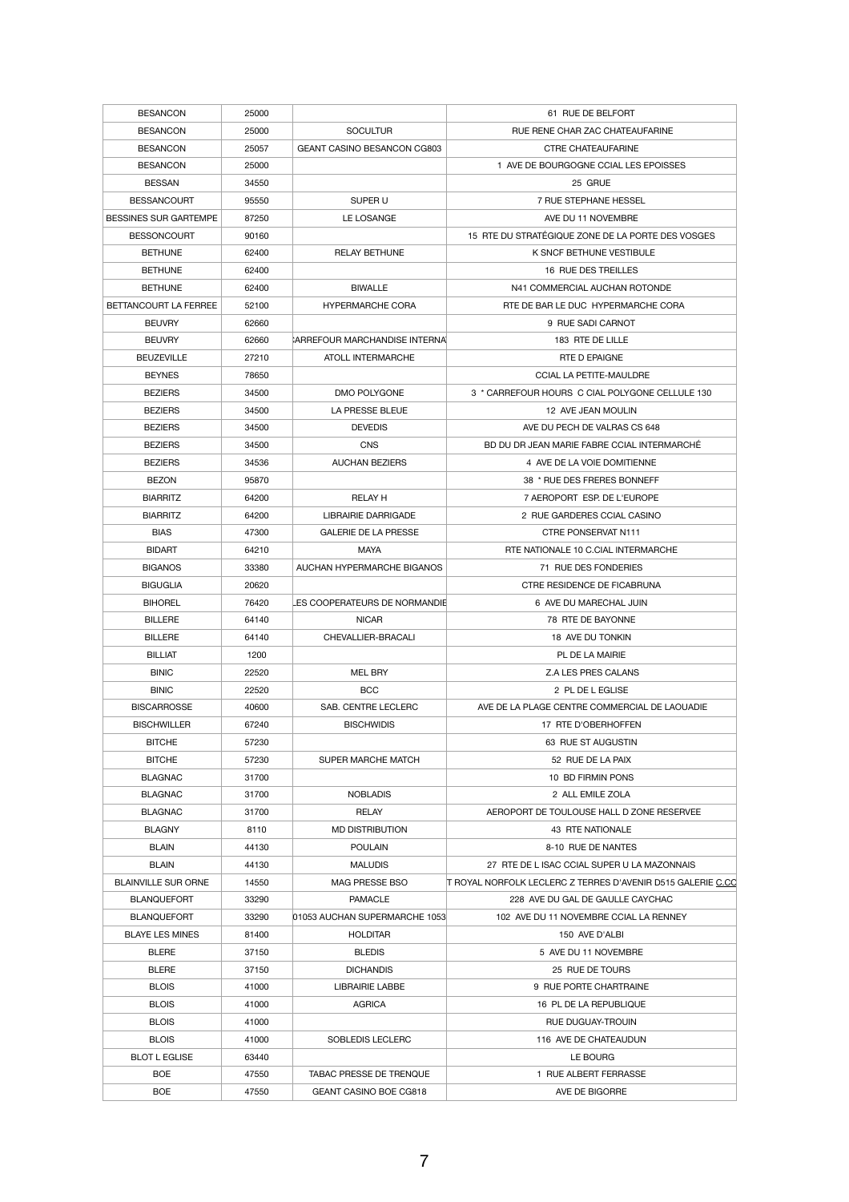| BESANCON | 25000 | | 61 RUE DE BELFORT |
|---|---|---|---|
| BESANCON | 25000 | SOCULTUR | RUE RENE CHAR ZAC CHATEAUFARINE |
| BESANCON | 25057 | GEANT CASINO BESANCON CG803 | CTRE CHATEAUFARINE |
| BESANCON | 25000 | | 1 AVE DE BOURGOGNE CCIAL LES EPOISSES |
| BESSAN | 34550 | | 25 GRUE |
| BESSANCOURT | 95550 | SUPER U | 7 RUE STEPHANE HESSEL |
| BESSINES SUR GARTEMPE | 87250 | LE LOSANGE | AVE DU 11 NOVEMBRE |
| BESSONCOURT | 90160 | | 15 RTE DU STRATÉGIQUE ZONE DE LA PORTE DES VOSGES |
| BETHUNE | 62400 | RELAY BETHUNE | K SNCF BETHUNE VESTIBULE |
| BETHUNE | 62400 | | 16 RUE DES TREILLES |
| BETHUNE | 62400 | BIWALLE | N41 COMMERCIAL AUCHAN ROTONDE |
| BETTANCOURT LA FERREE | 52100 | HYPERMARCHE CORA | RTE DE BAR LE DUC HYPERMARCHE CORA |
| BEUVRY | 62660 | | 9 RUE SADI CARNOT |
| BEUVRY | 62660 | CARREFOUR MARCHANDISE INTERNA | 183 RTE DE LILLE |
| BEUZEVILLE | 27210 | ATOLL INTERMARCHE | RTE D EPAIGNE |
| BEYNES | 78650 | | CCIAL LA PETITE-MAULDRE |
| BEZIERS | 34500 | DMO POLYGONE | 3 * CARREFOUR HOURS C CIAL POLYGONE CELLULE 130 |
| BEZIERS | 34500 | LA PRESSE BLEUE | 12 AVE JEAN MOULIN |
| BEZIERS | 34500 | DEVEDIS | AVE DU PECH DE VALRAS CS 648 |
| BEZIERS | 34500 | CNS | BD DU DR JEAN MARIE FABRE CCIAL INTERMARCHÉ |
| BEZIERS | 34536 | AUCHAN BEZIERS | 4 AVE DE LA VOIE DOMITIENNE |
| BEZON | 95870 | | 38 * RUE DES FRERES BONNEFF |
| BIARRITZ | 64200 | RELAY H | 7 AEROPORT ESP. DE L'EUROPE |
| BIARRITZ | 64200 | LIBRAIRIE DARRIGADE | 2 RUE GARDERES CCIAL CASINO |
| BIAS | 47300 | GALERIE DE LA PRESSE | CTRE PONSERVAT N111 |
| BIDART | 64210 | MAYA | RTE NATIONALE 10 C.CIAL INTERMARCHE |
| BIGANOS | 33380 | AUCHAN HYPERMARCHE BIGANOS | 71 RUE DES FONDERIES |
| BIGUGLIA | 20620 | | CTRE RESIDENCE DE FICABRUNA |
| BIHOREL | 76420 | LES COOPERATEURS DE NORMANDIE | 6 AVE DU MARECHAL JUIN |
| BILLERE | 64140 | NICAR | 78 RTE DE BAYONNE |
| BILLERE | 64140 | CHEVALLIER-BRACALI | 18 AVE DU TONKIN |
| BILLIAT | 1200 | | PL DE LA MAIRIE |
| BINIC | 22520 | MEL BRY | Z.A LES PRES CALANS |
| BINIC | 22520 | BCC | 2 PL DE L EGLISE |
| BISCARROSSE | 40600 | SAB. CENTRE LECLERC | AVE DE LA PLAGE CENTRE COMMERCIAL DE LAOUADIE |
| BISCHWILLER | 67240 | BISCHWIDIS | 17 RTE D'OBERHOFFEN |
| BITCHE | 57230 | | 63 RUE ST AUGUSTIN |
| BITCHE | 57230 | SUPER MARCHE MATCH | 52 RUE DE LA PAIX |
| BLAGNAC | 31700 | | 10 BD FIRMIN PONS |
| BLAGNAC | 31700 | NOBLADIS | 2 ALL EMILE ZOLA |
| BLAGNAC | 31700 | RELAY | AEROPORT DE TOULOUSE HALL D ZONE RESERVEE |
| BLAGNY | 8110 | MD DISTRIBUTION | 43 RTE NATIONALE |
| BLAIN | 44130 | POULAIN | 8-10 RUE DE NANTES |
| BLAIN | 44130 | MALUDIS | 27 RTE DE L ISAC CCIAL SUPER U LA MAZONNAIS |
| BLAINVILLE SUR ORNE | 14550 | MAG PRESSE BSO | T ROYAL NORFOLK LECLERC Z TERRES D'AVENIR D515 GALERIE C.CO |
| BLANQUEFORT | 33290 | PAMACLE | 228 AVE DU GAL DE GAULLE CAYCHAC |
| BLANQUEFORT | 33290 | 01053 AUCHAN SUPERMARCHE 1053 | 102 AVE DU 11 NOVEMBRE CCIAL LA RENNEY |
| BLAYE LES MINES | 81400 | HOLDITAR | 150 AVE D'ALBI |
| BLERE | 37150 | BLEDIS | 5 AVE DU 11 NOVEMBRE |
| BLERE | 37150 | DICHANDIS | 25 RUE DE TOURS |
| BLOIS | 41000 | LIBRAIRIE LABBE | 9 RUE PORTE CHARTRAINE |
| BLOIS | 41000 | AGRICA | 16 PL DE LA REPUBLIQUE |
| BLOIS | 41000 | | RUE DUGUAY-TROUIN |
| BLOIS | 41000 | SOBLEDIS LECLERC | 116 AVE DE CHATEAUDUN |
| BLOT L EGLISE | 63440 | | LE BOURG |
| BOE | 47550 | TABAC PRESSE DE TRENQUE | 1 RUE ALBERT FERRASSE |
| BOE | 47550 | GEANT CASINO BOE CG818 | AVE DE BIGORRE |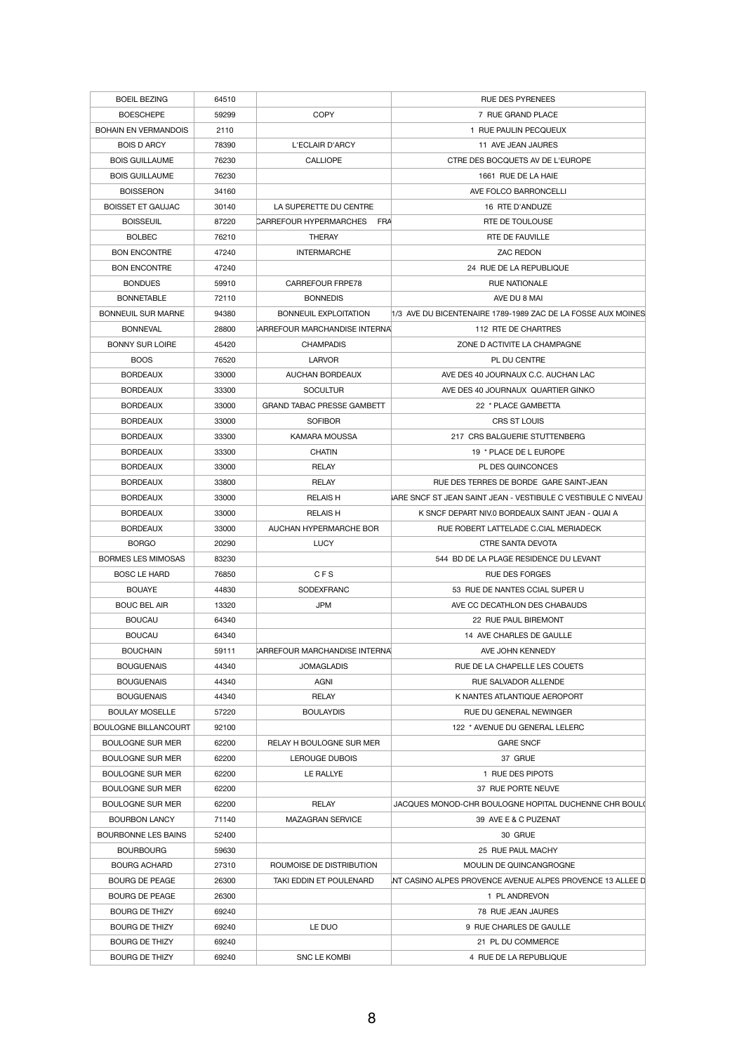| BOEIL BEZING | 64510 | | RUE DES PYRENEES |
|---|---|---|---|
| BOESCHEPE | 59299 | COPY | 7 RUE GRAND PLACE |
| BOHAIN EN VERMANDOIS | 2110 | | 1 RUE PAULIN PECQUEUX |
| BOIS D ARCY | 78390 | L'ECLAIR D'ARCY | 11 AVE JEAN JAURES |
| BOIS GUILLAUME | 76230 | CALLIOPE | CTRE DES BOCQUETS AV DE L'EUROPE |
| BOIS GUILLAUME | 76230 | | 1661 RUE DE LA HAIE |
| BOISSERON | 34160 | | AVE FOLCO BARRONCELLI |
| BOISSET ET GAUJAC | 30140 | LA SUPERETTE DU CENTRE | 16 RTE D'ANDUZE |
| BOISSEUIL | 87220 | CARREFOUR HYPERMARCHES FRA | RTE DE TOULOUSE |
| BOLBEC | 76210 | THERAY | RTE DE FAUVILLE |
| BON ENCONTRE | 47240 | INTERMARCHE | ZAC REDON |
| BON ENCONTRE | 47240 | | 24 RUE DE LA REPUBLIQUE |
| BONDUES | 59910 | CARREFOUR FRPE78 | RUE NATIONALE |
| BONNETABLE | 72110 | BONNEDIS | AVE DU 8 MAI |
| BONNEUIL SUR MARNE | 94380 | BONNEUIL EXPLOITATION | 1/3 AVE DU BICENTENAIRE 1789-1989 ZAC DE LA FOSSE AUX MOINES |
| BONNEVAL | 28800 | CARREFOUR MARCHANDISE INTERNA | 112 RTE DE CHARTRES |
| BONNY SUR LOIRE | 45420 | CHAMPADIS | ZONE D ACTIVITE LA CHAMPAGNE |
| BOOS | 76520 | LARVOR | PL DU CENTRE |
| BORDEAUX | 33000 | AUCHAN BORDEAUX | AVE DES 40 JOURNAUX C.C. AUCHAN LAC |
| BORDEAUX | 33300 | SOCULTUR | AVE DES 40 JOURNAUX QUARTIER GINKO |
| BORDEAUX | 33000 | GRAND TABAC PRESSE GAMBETT | 22 * PLACE GAMBETTA |
| BORDEAUX | 33000 | SOFIBOR | CRS ST LOUIS |
| BORDEAUX | 33300 | KAMARA MOUSSA | 217 CRS BALGUERIE STUTTENBERG |
| BORDEAUX | 33300 | CHATIN | 19 * PLACE DE L EUROPE |
| BORDEAUX | 33000 | RELAY | PL DES QUINCONCES |
| BORDEAUX | 33800 | RELAY | RUE DES TERRES DE BORDE GARE SAINT-JEAN |
| BORDEAUX | 33000 | RELAIS H | GARE SNCF ST JEAN SAINT JEAN - VESTIBULE C VESTIBULE C NIVEAU |
| BORDEAUX | 33000 | RELAIS H | K SNCF DEPART NIV.0 BORDEAUX SAINT JEAN - QUAI A |
| BORDEAUX | 33000 | AUCHAN HYPERMARCHE BOR | RUE ROBERT LATTELADE C.CIAL MERIADECK |
| BORGO | 20290 | LUCY | CTRE SANTA DEVOTA |
| BORMES LES MIMOSAS | 83230 | | 544 BD DE LA PLAGE RESIDENCE DU LEVANT |
| BOSC LE HARD | 76850 | C F S | RUE DES FORGES |
| BOUAYE | 44830 | SODEXFRANC | 53 RUE DE NANTES CCIAL SUPER U |
| BOUC BEL AIR | 13320 | JPM | AVE CC DECATHLON DES CHABAUDS |
| BOUCAU | 64340 | | 22 RUE PAUL BIREMONT |
| BOUCAU | 64340 | | 14 AVE CHARLES DE GAULLE |
| BOUCHAIN | 59111 | CARREFOUR MARCHANDISE INTERNA | AVE JOHN KENNEDY |
| BOUGUENAIS | 44340 | JOMAGLADIS | RUE DE LA CHAPELLE LES COUETS |
| BOUGUENAIS | 44340 | AGNI | RUE SALVADOR ALLENDE |
| BOUGUENAIS | 44340 | RELAY | K NANTES ATLANTIQUE AEROPORT |
| BOULAY MOSELLE | 57220 | BOULAYDIS | RUE DU GENERAL NEWINGER |
| BOULOGNE BILLANCOURT | 92100 | | 122 * AVENUE DU GENERAL LELERC |
| BOULOGNE SUR MER | 62200 | RELAY H BOULOGNE SUR MER | GARE SNCF |
| BOULOGNE SUR MER | 62200 | LEROUGE DUBOIS | 37 GRUE |
| BOULOGNE SUR MER | 62200 | LE RALLYE | 1 RUE DES PIPOTS |
| BOULOGNE SUR MER | 62200 | | 37 RUE PORTE NEUVE |
| BOULOGNE SUR MER | 62200 | RELAY | JACQUES MONOD-CHR BOULOGNE HOPITAL DUCHENNE CHR BOUL |
| BOURBON LANCY | 71140 | MAZAGRAN SERVICE | 39 AVE E & C PUZENAT |
| BOURBONNE LES BAINS | 52400 | | 30 GRUE |
| BOURBOURG | 59630 | | 25 RUE PAUL MACHY |
| BOURG ACHARD | 27310 | ROUMOISE DE DISTRIBUTION | MOULIN DE QUINCANGROGNE |
| BOURG DE PEAGE | 26300 | TAKI EDDIN ET POULENARD | NT CASINO ALPES PROVENCE AVENUE ALPES PROVENCE 13 ALLEE D |
| BOURG DE PEAGE | 26300 | | 1 PL ANDREVON |
| BOURG DE THIZY | 69240 | | 78 RUE JEAN JAURES |
| BOURG DE THIZY | 69240 | LE DUO | 9 RUE CHARLES DE GAULLE |
| BOURG DE THIZY | 69240 | | 21 PL DU COMMERCE |
| BOURG DE THIZY | 69240 | SNC LE KOMBI | 4 RUE DE LA REPUBLIQUE |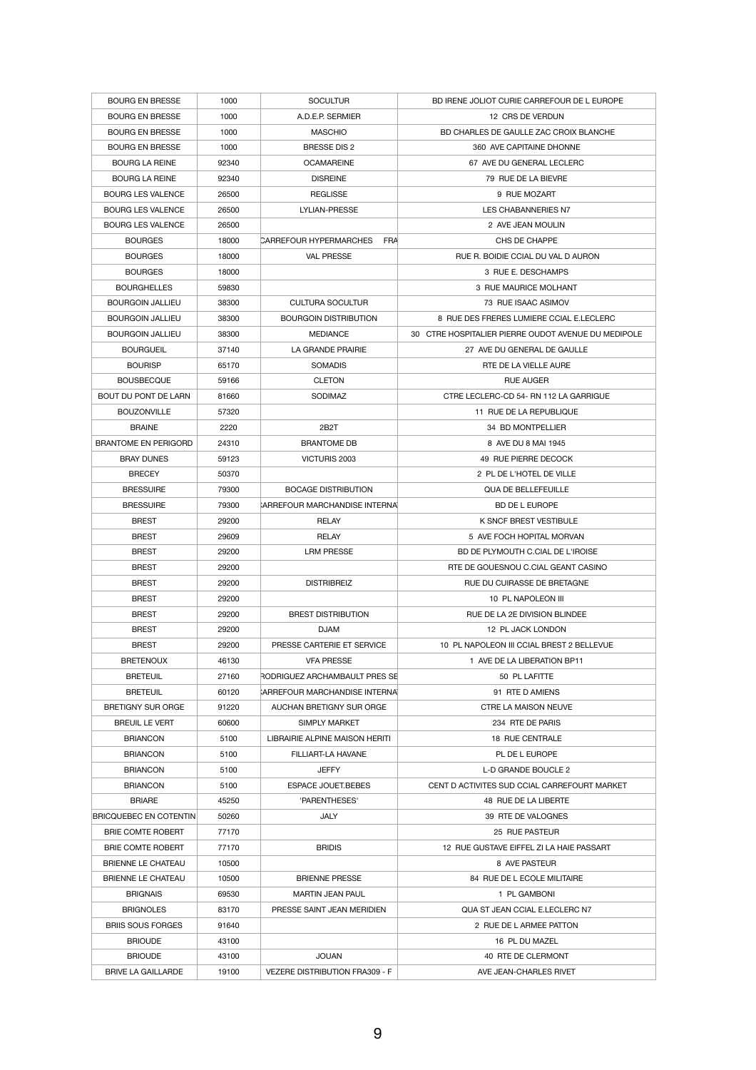| BOURG EN BRESSE | 1000 | SOCULTUR | BD IRENE JOLIOT CURIE CARREFOUR DE L EUROPE |
|---|---|---|---|
| BOURG EN BRESSE | 1000 | A.D.E.P. SERMIER | 12 CRS DE VERDUN |
| BOURG EN BRESSE | 1000 | MASCHIO | BD CHARLES DE GAULLE ZAC CROIX BLANCHE |
| BOURG EN BRESSE | 1000 | BRESSE DIS 2 | 360 AVE CAPITAINE DHONNE |
| BOURG LA REINE | 92340 | OCAMAREINE | 67 AVE DU GENERAL LECLERC |
| BOURG LA REINE | 92340 | DISREINE | 79 RUE DE LA BIEVRE |
| BOURG LES VALENCE | 26500 | REGLISSE | 9 RUE MOZART |
| BOURG LES VALENCE | 26500 | LYLIAN-PRESSE | LES CHABANNERIES N7 |
| BOURG LES VALENCE | 26500 | | 2 AVE JEAN MOULIN |
| BOURGES | 18000 | CARREFOUR HYPERMARCHES FRA | CHS DE CHAPPE |
| BOURGES | 18000 | VAL PRESSE | RUE R. BOIDIE CCIAL DU VAL D AURON |
| BOURGES | 18000 | | 3 RUE E. DESCHAMPS |
| BOURGHELLES | 59830 | | 3 RUE MAURICE MOLHANT |
| BOURGOIN JALLIEU | 38300 | CULTURA SOCULTUR | 73 RUE ISAAC ASIMOV |
| BOURGOIN JALLIEU | 38300 | BOURGOIN DISTRIBUTION | 8 RUE DES FRERES LUMIERE CCIAL E.LECLERC |
| BOURGOIN JALLIEU | 38300 | MEDIANCE | 30 CTRE HOSPITALIER PIERRE OUDOT AVENUE DU MEDIPOLE |
| BOURGUEIL | 37140 | LA GRANDE PRAIRIE | 27 AVE DU GENERAL DE GAULLE |
| BOURISP | 65170 | SOMADIS | RTE DE LA VIELLE AURE |
| BOUSBECQUE | 59166 | CLETON | RUE AUGER |
| BOUT DU PONT DE LARN | 81660 | SODIMAZ | CTRE LECLERC-CD 54- RN 112 LA GARRIGUE |
| BOUZONVILLE | 57320 | | 11 RUE DE LA REPUBLIQUE |
| BRAINE | 2220 | 2B2T | 34 BD MONTPELLIER |
| BRANTOME EN PERIGORD | 24310 | BRANTOME DB | 8 AVE DU 8 MAI 1945 |
| BRAY DUNES | 59123 | VICTURIS 2003 | 49 RUE PIERRE DECOCK |
| BRECEY | 50370 | | 2 PL DE L'HOTEL DE VILLE |
| BRESSUIRE | 79300 | BOCAGE DISTRIBUTION | QUA DE BELLEFEUILLE |
| BRESSUIRE | 79300 | CARREFOUR MARCHANDISE INTERNA | BD DE L EUROPE |
| BREST | 29200 | RELAY | K SNCF BREST VESTIBULE |
| BREST | 29609 | RELAY | 5 AVE FOCH HOPITAL MORVAN |
| BREST | 29200 | LRM PRESSE | BD DE PLYMOUTH C.CIAL DE L'IROISE |
| BREST | 29200 | | RTE DE GOUESNOU C.CIAL GEANT CASINO |
| BREST | 29200 | DISTRIBREIZ | RUE DU CUIRASSE DE BRETAGNE |
| BREST | 29200 | | 10 PL NAPOLEON III |
| BREST | 29200 | BREST DISTRIBUTION | RUE DE LA 2E DIVISION BLINDEE |
| BREST | 29200 | DJAM | 12 PL JACK LONDON |
| BREST | 29200 | PRESSE CARTERIE ET SERVICE | 10 PL NAPOLEON III CCIAL BREST 2 BELLEVUE |
| BRETENOUX | 46130 | VFA PRESSE | 1 AVE DE LA LIBERATION BP11 |
| BRETEUIL | 27160 | RODRIGUEZ ARCHAMBAULT PRES SE | 50 PL LAFITTE |
| BRETEUIL | 60120 | CARREFOUR MARCHANDISE INTERNA | 91 RTE D AMIENS |
| BRETIGNY SUR ORGE | 91220 | AUCHAN BRETIGNY SUR ORGE | CTRE LA MAISON NEUVE |
| BREUIL LE VERT | 60600 | SIMPLY MARKET | 234 RTE DE PARIS |
| BRIANCON | 5100 | LIBRAIRIE ALPINE MAISON HERITI | 18 RUE CENTRALE |
| BRIANCON | 5100 | FILLIART-LA HAVANE | PL DE L EUROPE |
| BRIANCON | 5100 | JEFFY | L-D GRANDE BOUCLE 2 |
| BRIANCON | 5100 | ESPACE JOUET.BEBES | CENT D ACTIVITES SUD CCIAL CARREFOURT MARKET |
| BRIARE | 45250 | 'PARENTHESES' | 48 RUE DE LA LIBERTE |
| BRICQUEBEC EN COTENTIN | 50260 | JALY | 39 RTE DE VALOGNES |
| BRIE COMTE ROBERT | 77170 | | 25 RUE PASTEUR |
| BRIE COMTE ROBERT | 77170 | BRIDIS | 12 RUE GUSTAVE EIFFEL ZI LA HAIE PASSART |
| BRIENNE LE CHATEAU | 10500 | | 8 AVE PASTEUR |
| BRIENNE LE CHATEAU | 10500 | BRIENNE PRESSE | 84 RUE DE L ECOLE MILITAIRE |
| BRIGNAIS | 69530 | MARTIN JEAN PAUL | 1 PL GAMBONI |
| BRIGNOLES | 83170 | PRESSE SAINT JEAN MERIDIEN | QUA ST JEAN CCIAL E.LECLERC N7 |
| BRIIS SOUS FORGES | 91640 | | 2 RUE DE L ARMEE PATTON |
| BRIOUDE | 43100 | | 16 PL DU MAZEL |
| BRIOUDE | 43100 | JOUAN | 40 RTE DE CLERMONT |
| BRIVE LA GAILLARDE | 19100 | VEZERE DISTRIBUTION FRA309 - F | AVE JEAN-CHARLES RIVET |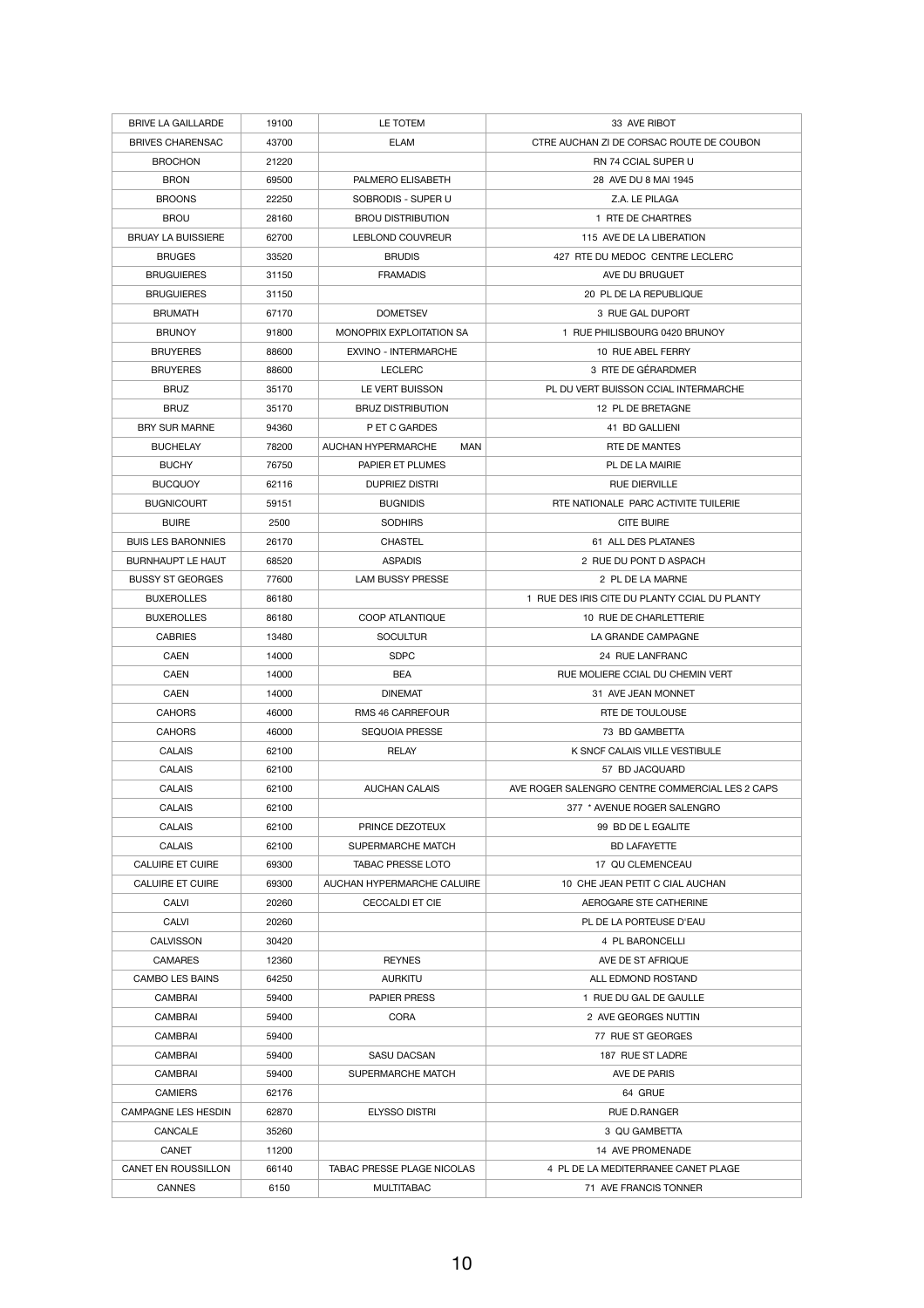| | | | |
|---|---|---|---|
| BRIVE LA GAILLARDE | 19100 | LE TOTEM | 33 AVE RIBOT |
| BRIVES CHARENSAC | 43700 | ELAM | CTRE AUCHAN ZI DE CORSAC ROUTE DE COUBON |
| BROCHON | 21220 | | RN 74 CCIAL SUPER U |
| BRON | 69500 | PALMERO ELISABETH | 28 AVE DU 8 MAI 1945 |
| BROONS | 22250 | SOBRODIS - SUPER U | Z.A. LE PILAGA |
| BROU | 28160 | BROU DISTRIBUTION | 1 RTE DE CHARTRES |
| BRUAY LA BUISSIERE | 62700 | LEBLOND COUVREUR | 115 AVE DE LA LIBERATION |
| BRUGES | 33520 | BRUDIS | 427 RTE DU MEDOC CENTRE LECLERC |
| BRUGUIERES | 31150 | FRAMADIS | AVE DU BRUGUET |
| BRUGUIERES | 31150 | | 20 PL DE LA REPUBLIQUE |
| BRUMATH | 67170 | DOMETSEV | 3 RUE GAL DUPORT |
| BRUNOY | 91800 | MONOPRIX EXPLOITATION SA | 1 RUE PHILISBOURG 0420 BRUNOY |
| BRUYERES | 88600 | EXVINO - INTERMARCHE | 10 RUE ABEL FERRY |
| BRUYERES | 88600 | LECLERC | 3 RTE DE GÉRARDMER |
| BRUZ | 35170 | LE VERT BUISSON | PL DU VERT BUISSON CCIAL INTERMARCHE |
| BRUZ | 35170 | BRUZ DISTRIBUTION | 12 PL DE BRETAGNE |
| BRY SUR MARNE | 94360 | P ET C GARDES | 41 BD GALLIENI |
| BUCHELAY | 78200 | AUCHAN HYPERMARCHE MAN | RTE DE MANTES |
| BUCHY | 76750 | PAPIER ET PLUMES | PL DE LA MAIRIE |
| BUCQUOY | 62116 | DUPRIEZ DISTRI | RUE DIERVILLE |
| BUGNICOURT | 59151 | BUGNIDIS | RTE NATIONALE PARC ACTIVITE TUILERIE |
| BUIRE | 2500 | SODHIRS | CITE BUIRE |
| BUIS LES BARONNIES | 26170 | CHASTEL | 61 ALL DES PLATANES |
| BURNHAUPT LE HAUT | 68520 | ASPADIS | 2 RUE DU PONT D ASPACH |
| BUSSY ST GEORGES | 77600 | LAM BUSSY PRESSE | 2 PL DE LA MARNE |
| BUXEROLLES | 86180 | | 1 RUE DES IRIS CITE DU PLANTY CCIAL DU PLANTY |
| BUXEROLLES | 86180 | COOP ATLANTIQUE | 10 RUE DE CHARLETTERIE |
| CABRIES | 13480 | SOCULTUR | LA GRANDE CAMPAGNE |
| CAEN | 14000 | SDPC | 24 RUE LANFRANC |
| CAEN | 14000 | BEA | RUE MOLIERE CCIAL DU CHEMIN VERT |
| CAEN | 14000 | DINEMAT | 31 AVE JEAN MONNET |
| CAHORS | 46000 | RMS 46 CARREFOUR | RTE DE TOULOUSE |
| CAHORS | 46000 | SEQUOIA PRESSE | 73 BD GAMBETTA |
| CALAIS | 62100 | RELAY | K SNCF CALAIS VILLE VESTIBULE |
| CALAIS | 62100 | | 57 BD JACQUARD |
| CALAIS | 62100 | AUCHAN CALAIS | AVE ROGER SALENGRO CENTRE COMMERCIAL LES 2 CAPS |
| CALAIS | 62100 | | 377 * AVENUE ROGER SALENGRO |
| CALAIS | 62100 | PRINCE DEZOTEUX | 99 BD DE L EGALITE |
| CALAIS | 62100 | SUPERMARCHE MATCH | BD LAFAYETTE |
| CALUIRE ET CUIRE | 69300 | TABAC PRESSE LOTO | 17 QU CLEMENCEAU |
| CALUIRE ET CUIRE | 69300 | AUCHAN HYPERMARCHE CALUIRE | 10 CHE JEAN PETIT C CIAL AUCHAN |
| CALVI | 20260 | CECCALDI ET CIE | AEROGARE STE CATHERINE |
| CALVI | 20260 | | PL DE LA PORTEUSE D'EAU |
| CALVISSON | 30420 | | 4 PL BARONCELLI |
| CAMARES | 12360 | REYNES | AVE DE ST AFRIQUE |
| CAMBO LES BAINS | 64250 | AURKITU | ALL EDMOND ROSTAND |
| CAMBRAI | 59400 | PAPIER PRESS | 1 RUE DU GAL DE GAULLE |
| CAMBRAI | 59400 | CORA | 2 AVE GEORGES NUTTIN |
| CAMBRAI | 59400 | | 77 RUE ST GEORGES |
| CAMBRAI | 59400 | SASU DACSAN | 187 RUE ST LADRE |
| CAMBRAI | 59400 | SUPERMARCHE MATCH | AVE DE PARIS |
| CAMIERS | 62176 | | 64 GRUE |
| CAMPAGNE LES HESDIN | 62870 | ELYSSO DISTRI | RUE D.RANGER |
| CANCALE | 35260 | | 3 QU GAMBETTA |
| CANET | 11200 | | 14 AVE PROMENADE |
| CANET EN ROUSSILLON | 66140 | TABAC PRESSE PLAGE NICOLAS | 4 PL DE LA MEDITERRANEE CANET PLAGE |
| CANNES | 6150 | MULTITABAC | 71 AVE FRANCIS TONNER |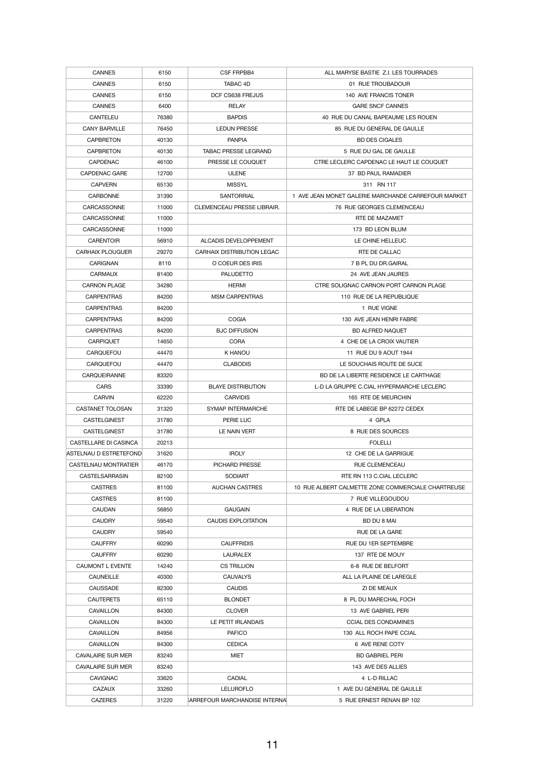| CANNES | 6150 | CSF FRPBB4 | ALL MARYSE BASTIE Z.I. LES TOURRADES |
|---|---|---|---|
| CANNES | 6150 | TABAC 4D | 01 RUE TROUBADOUR |
| CANNES | 6150 | DCF CS638 FREJUS | 140 AVE FRANCIS TONER |
| CANNES | 6400 | RELAY | GARE SNCF CANNES |
| CANTELEU | 76380 | BAPDIS | 40 RUE DU CANAL BAPEAUME LES ROUEN |
| CANY BARVILLE | 76450 | LEDUN PRESSE | 85 RUE DU GENERAL DE GAULLE |
| CAPBRETON | 40130 | PANPIA | BD DES CIGALES |
| CAPBRETON | 40130 | TABAC PRESSE LEGRAND | 5 RUE DU GAL DE GAULLE |
| CAPDENAC | 46100 | PRESSE LE COUQUET | CTRE LECLERC CAPDENAC LE HAUT LE COUQUET |
| CAPDENAC GARE | 12700 | ULENE | 37 BD PAUL RAMADIER |
| CAPVERN | 65130 | MISSYL | 311 RN 117 |
| CARBONNE | 31390 | SANTORRIAL | 1 AVE JEAN MONET GALERIE MARCHANDE CARREFOUR MARKET |
| CARCASSONNE | 11000 | CLEMENCEAU PRESSE LIBRAIR. | 76 RUE GEORGES CLEMENCEAU |
| CARCASSONNE | 11000 | | RTE DE MAZAMET |
| CARCASSONNE | 11000 | | 173 BD LEON BLUM |
| CARENTOIR | 56910 | ALCADIS DEVELOPPEMENT | LE CHINE HELLEUC |
| CARHAIX PLOUGUER | 29270 | CARHAIX DISTRIBUTION LEGAC | RTE DE CALLAC |
| CARIGNAN | 8110 | O COEUR DES IRIS | 7 B PL DU DR.GAIRAL |
| CARMAUX | 81400 | PALUDETTO | 24 AVE JEAN JAURES |
| CARNON PLAGE | 34280 | HERMI | CTRE SOLIGNAC CARNON PORT CARNON PLAGE |
| CARPENTRAS | 84200 | MSM CARPENTRAS | 110 RUE DE LA REPUBLIQUE |
| CARPENTRAS | 84200 | | 1 RUE VIGNE |
| CARPENTRAS | 84200 | COGIA | 130 AVE JEAN HENRI FABRE |
| CARPENTRAS | 84200 | BJC DIFFUSION | BD ALFRED NAQUET |
| CARPIQUET | 14650 | CORA | 4 CHE DE LA CROIX VAUTIER |
| CARQUEFOU | 44470 | K HANOU | 11 RUE DU 9 AOUT 1944 |
| CARQUEFOU | 44470 | CLABODIS | LE SOUCHAIS ROUTE DE SUCE |
| CARQUEIRANNE | 83320 | | BD DE LA LIBERTE RESIDENCE LE CARTHAGE |
| CARS | 33390 | BLAYE DISTRIBUTION | L-D LA GRUPPE C.CIAL HYPERMARCHE LECLERC |
| CARVIN | 62220 | CARVIDIS | 165 RTE DE MEURCHIN |
| CASTANET TOLOSAN | 31320 | SYMAP INTERMARCHE | RTE DE LABEGE BP 62272 CEDEX |
| CASTELGINEST | 31780 | PERIE LUC | 4 GPLA |
| CASTELGINEST | 31780 | LE NAIN VERT | 8 RUE DES SOURCES |
| CASTELLARE DI CASINCA | 20213 | | FOLELLI |
| ASTELNAU D ESTRETEFOND | 31620 | IROLY | 12 CHE DE LA GARRIGUE |
| CASTELNAU MONTRATIER | 46170 | PICHARD PRESSE | RUE CLEMENCEAU |
| CASTELSARRASIN | 82100 | SODIART | RTE RN 113 C.CIAL LECLERC |
| CASTRES | 81100 | AUCHAN CASTRES | 10 RUE ALBERT CALMETTE ZONE COMMERCIALE CHARTREUSE |
| CASTRES | 81100 | | 7 RUE VILLEGOUDOU |
| CAUDAN | 56850 | GAUGAIN | 4 RUE DE LA LIBERATION |
| CAUDRY | 59540 | CAUDIS EXPLOITATION | BD DU 8 MAI |
| CAUDRY | 59540 | | RUE DE LA GARE |
| CAUFFRY | 60290 | CAUFFRIDIS | RUE DU 1ER SEPTEMBRE |
| CAUFFRY | 60290 | LAURALEX | 137 RTE DE MOUY |
| CAUMONT L EVENTE | 14240 | CS TRILLION | 6-8 RUE DE BELFORT |
| CAUNEILLE | 40300 | CAUVALYS | ALL LA PLAINE DE LAREGLE |
| CAUSSADE | 82300 | CAUDIS | ZI DE MEAUX |
| CAUTERETS | 65110 | BLONDET | 8 PL DU MARECHAL FOCH |
| CAVAILLON | 84300 | CLOVER | 13 AVE GABRIEL PERI |
| CAVAILLON | 84300 | LE PETIT IRLANDAIS | CCIAL DES CONDAMINES |
| CAVAILLON | 84956 | PAFICO | 130 ALL ROCH PAPE CCIAL |
| CAVAILLON | 84300 | CEDICA | 6 AVE RENE COTY |
| CAVALAIRE SUR MER | 83240 | MIET | BD GABRIEL PERI |
| CAVALAIRE SUR MER | 83240 | | 143 AVE DES ALLIES |
| CAVIGNAC | 33620 | CADIAL | 4 L-D RILLAC |
| CAZAUX | 33260 | LELUROFLO | 1 AVE DU GENERAL DE GAULLE |
| CAZERES | 31220 | CARREFOUR MARCHANDISE INTERNA | 5 RUE ERNEST RENAN BP 102 |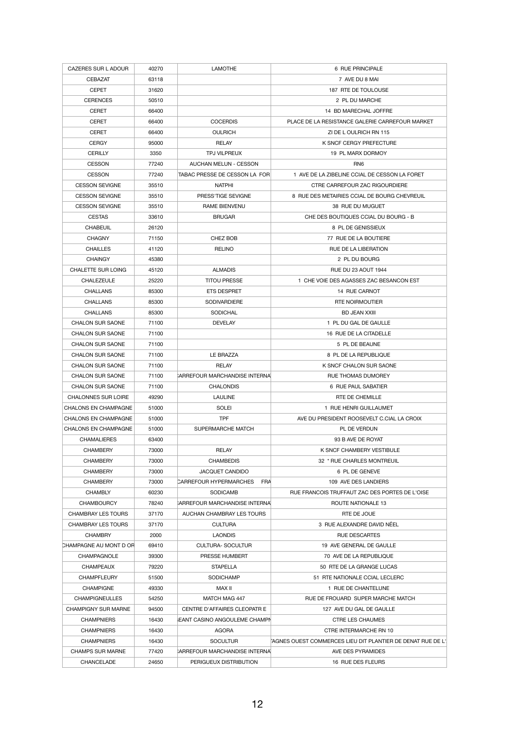| | | | |
|---|---|---|---|
| CAZERES SUR L ADOUR | 40270 | LAMOTHE | 6 RUE PRINCIPALE |
| CEBAZAT | 63118 | | 7 AVE DU 8 MAI |
| CEPET | 31620 | | 187 RTE DE TOULOUSE |
| CERENCES | 50510 | | 2 PL DU MARCHE |
| CERET | 66400 | | 14 BD MARECHAL JOFFRE |
| CERET | 66400 | COCERDIS | PLACE DE LA RESISTANCE GALERIE CARREFOUR MARKET |
| CERET | 66400 | OULRICH | ZI DE L OULRICH RN 115 |
| CERGY | 95000 | RELAY | K SNCF CERGY PREFECTURE |
| CERILLY | 3350 | TPJ VILPREUX | 19 PL MARX DORMOY |
| CESSON | 77240 | AUCHAN MELUN - CESSON | RN6 |
| CESSON | 77240 | TABAC PRESSE DE CESSON LA FOR | 1 AVE DE LA ZIBELINE CCIAL DE CESSON LA FORET |
| CESSON SEVIGNE | 35510 | NATPHI | CTRE CARREFOUR ZAC RIGOURDIERE |
| CESSON SEVIGNE | 35510 | PRESS'TIGE SEVIGNE | 8 RUE DES METAIRIES CCIAL DE BOURG CHEVREUIL |
| CESSON SEVIGNE | 35510 | RAME BIENVENU | 38 RUE DU MUGUET |
| CESTAS | 33610 | BRUGAR | CHE DES BOUTIQUES CCIAL DU BOURG - B |
| CHABEUIL | 26120 | | 8 PL DE GENISSIEUX |
| CHAGNY | 71150 | CHEZ BOB | 77 RUE DE LA BOUTIERE |
| CHAILLES | 41120 | RELINO | RUE DE LA LIBERATION |
| CHAINGY | 45380 | | 2 PL DU BOURG |
| CHALETTE SUR LOING | 45120 | ALMADIS | RUE DU 23 AOUT 1944 |
| CHALEZEULE | 25220 | TITOU PRESSE | 1 CHE VOIE DES AGASSES ZAC BESANCON EST |
| CHALLANS | 85300 | ETS DESPRET | 14 RUE CARNOT |
| CHALLANS | 85300 | SODIVARDIERE | RTE NOIRMOUTIER |
| CHALLANS | 85300 | SODICHAL | BD JEAN XXIII |
| CHALON SUR SAONE | 71100 | DEVELAY | 1 PL DU GAL DE GAULLE |
| CHALON SUR SAONE | 71100 | | 16 RUE DE LA CITADELLE |
| CHALON SUR SAONE | 71100 | | 5 PL DE BEAUNE |
| CHALON SUR SAONE | 71100 | LE BRAZZA | 8 PL DE LA REPUBLIQUE |
| CHALON SUR SAONE | 71100 | RELAY | K SNCF CHALON SUR SAONE |
| CHALON SUR SAONE | 71100 | CARREFOUR MARCHANDISE INTERNA | RUE THOMAS DUMOREY |
| CHALON SUR SAONE | 71100 | CHALONDIS | 6 RUE PAUL SABATIER |
| CHALONNES SUR LOIRE | 49290 | LAULINE | RTE DE CHEMILLE |
| CHALONS EN CHAMPAGNE | 51000 | SOLEI | 1 RUE HENRI GUILLAUMET |
| CHALONS EN CHAMPAGNE | 51000 | TPF | AVE DU PRESIDENT ROOSEVELT C.CIAL LA CROIX |
| CHALONS EN CHAMPAGNE | 51000 | SUPERMARCHE MATCH | PL DE VERDUN |
| CHAMALIERES | 63400 | | 93 B AVE DE ROYAT |
| CHAMBERY | 73000 | RELAY | K SNCF CHAMBERY VESTIBULE |
| CHAMBERY | 73000 | CHAMBEDIS | 32 * RUE CHARLES MONTREUIL |
| CHAMBERY | 73000 | JACQUET CANDIDO | 6 PL DE GENEVE |
| CHAMBERY | 73000 | CARREFOUR HYPERMARCHES FRA | 109 AVE DES LANDIERS |
| CHAMBLY | 60230 | SODICAMB | RUE FRANCOIS TRUFFAUT ZAC DES PORTES DE L'OISE |
| CHAMBOURCY | 78240 | CARREFOUR MARCHANDISE INTERNA | ROUTE NATIONALE 13 |
| CHAMBRAY LES TOURS | 37170 | AUCHAN CHAMBRAY LES TOURS | RTE DE JOUE |
| CHAMBRAY LES TOURS | 37170 | CULTURA | 3 RUE ALEXANDRE DAVID NÉEL |
| CHAMBRY | 2000 | LAONDIS | RUE DESCARTES |
| CHAMPAGNE AU MONT D OR | 69410 | CULTURA- SOCULTUR | 19 AVE GENERAL DE GAULLE |
| CHAMPAGNOLE | 39300 | PRESSE HUMBERT | 70 AVE DE LA REPUBLIQUE |
| CHAMPEAUX | 79220 | STAPELLA | 50 RTE DE LA GRANGE LUCAS |
| CHAMPFLEURY | 51500 | SODICHAMP | 51 RTE NATIONALE CCIAL LECLERC |
| CHAMPIGNE | 49330 | MAX II | 1 RUE DE CHANTELUNE |
| CHAMPIGNEULLES | 54250 | MATCH MAG 447 | RUE DE FROUARD SUPER MARCHE MATCH |
| CHAMPIGNY SUR MARNE | 94500 | CENTRE D'AFFAIRES CLEOPATR E | 127 AVE DU GAL DE GAULLE |
| CHAMPNIERS | 16430 | GEANT CASINO ANGOULEME CHAMPN | CTRE LES CHAUMES |
| CHAMPNIERS | 16430 | AGORA | CTRE INTERMARCHE RN 10 |
| CHAMPNIERS | 16430 | SOCULTUR | TAGNES OUEST COMMERCES LIEU DIT PLANTIER DE DENAT RUE DE L' |
| CHAMPS SUR MARNE | 77420 | CARREFOUR MARCHANDISE INTERNA | AVE DES PYRAMIDES |
| CHANCELADE | 24650 | PERIGUEUX DISTRIBUTION | 16 RUE DES FLEURS |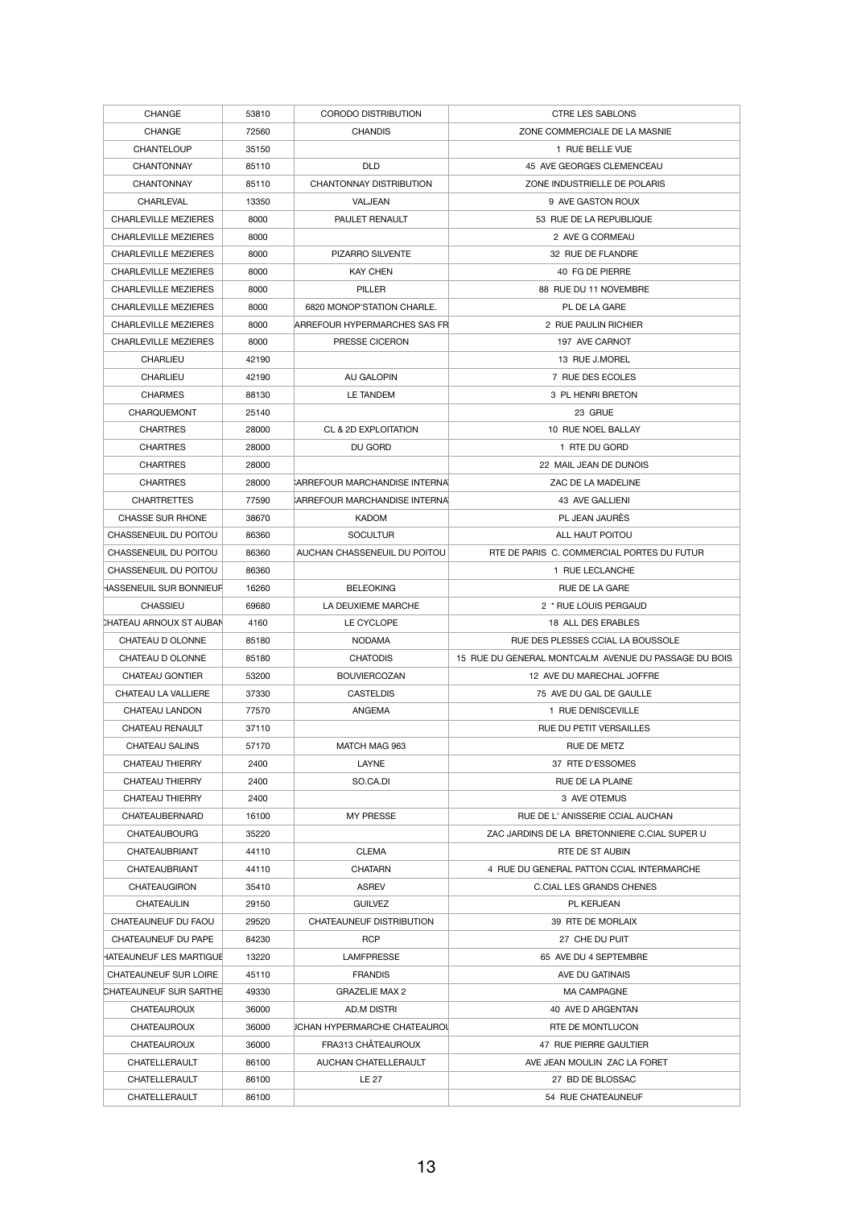| CHANGE | 53810 | CORODO DISTRIBUTION | CTRE LES SABLONS |
|---|---|---|---|
| CHANGE | 72560 | CHANDIS | ZONE COMMERCIALE DE LA MASNIE |
| CHANTELOUP | 35150 | | 1 RUE BELLE VUE |
| CHANTONNAY | 85110 | DLD | 45 AVE GEORGES CLEMENCEAU |
| CHANTONNAY | 85110 | CHANTONNAY DISTRIBUTION | ZONE INDUSTRIELLE DE POLARIS |
| CHARLEVAL | 13350 | VALJEAN | 9 AVE GASTON ROUX |
| CHARLEVILLE MEZIERES | 8000 | PAULET RENAULT | 53 RUE DE LA REPUBLIQUE |
| CHARLEVILLE MEZIERES | 8000 | | 2 AVE G CORMEAU |
| CHARLEVILLE MEZIERES | 8000 | PIZARRO SILVENTE | 32 RUE DE FLANDRE |
| CHARLEVILLE MEZIERES | 8000 | KAY CHEN | 40 FG DE PIERRE |
| CHARLEVILLE MEZIERES | 8000 | PILLER | 88 RUE DU 11 NOVEMBRE |
| CHARLEVILLE MEZIERES | 8000 | 6820 MONOP'STATION CHARLE. | PL DE LA GARE |
| CHARLEVILLE MEZIERES | 8000 | ARREFOUR HYPERMARCHES SAS FR | 2 RUE PAULIN RICHIER |
| CHARLEVILLE MEZIERES | 8000 | PRESSE CICERON | 197 AVE CARNOT |
| CHARLIEU | 42190 | | 13 RUE J.MOREL |
| CHARLIEU | 42190 | AU GALOPIN | 7 RUE DES ECOLES |
| CHARMES | 88130 | LE TANDEM | 3 PL HENRI BRETON |
| CHARQUEMONT | 25140 | | 23 GRUE |
| CHARTRES | 28000 | CL & 2D EXPLOITATION | 10 RUE NOEL BALLAY |
| CHARTRES | 28000 | DU GORD | 1 RTE DU GORD |
| CHARTRES | 28000 | | 22 MAIL JEAN DE DUNOIS |
| CHARTRES | 28000 | ;ARREFOUR MARCHANDISE INTERNA | ZAC DE LA MADELINE |
| CHARTRETTES | 77590 | ;ARREFOUR MARCHANDISE INTERNA | 43 AVE GALLIENI |
| CHASSE SUR RHONE | 38670 | KADOM | PL JEAN JAURÈS |
| CHASSENEUIL DU POITOU | 86360 | SOCULTUR | ALL HAUT POITOU |
| CHASSENEUIL DU POITOU | 86360 | AUCHAN CHASSENEUIL DU POITOU | RTE DE PARIS C. COMMERCIAL PORTES DU FUTUR |
| CHASSENEUIL DU POITOU | 86360 | | 1 RUE LECLANCHE |
| HASSENEUIL SUR BONNIEUF | 16260 | BELEOKING | RUE DE LA GARE |
| CHASSIEU | 69680 | LA DEUXIEME MARCHE | 2 * RUE LOUIS PERGAUD |
| CHATEAU ARNOUX ST AUBAN | 4160 | LE CYCLOPE | 18 ALL DES ERABLES |
| CHATEAU D OLONNE | 85180 | NODAMA | RUE DES PLESSES CCIAL LA BOUSSOLE |
| CHATEAU D OLONNE | 85180 | CHATODIS | 15 RUE DU GENERAL MONTCALM AVENUE DU PASSAGE DU BOIS |
| CHATEAU GONTIER | 53200 | BOUVIERCOZAN | 12 AVE DU MARECHAL JOFFRE |
| CHATEAU LA VALLIERE | 37330 | CASTELDIS | 75 AVE DU GAL DE GAULLE |
| CHATEAU LANDON | 77570 | ANGEMA | 1 RUE DENISCEVILLE |
| CHATEAU RENAULT | 37110 | | RUE DU PETIT VERSAILLES |
| CHATEAU SALINS | 57170 | MATCH MAG 963 | RUE DE METZ |
| CHATEAU THIERRY | 2400 | LAYNE | 37 RTE D'ESSOMES |
| CHATEAU THIERRY | 2400 | SO.CA.DI | RUE DE LA PLAINE |
| CHATEAU THIERRY | 2400 | | 3 AVE OTEMUS |
| CHATEAUBERNARD | 16100 | MY PRESSE | RUE DE L' ANISSERIE CCIAL AUCHAN |
| CHATEAUBOURG | 35220 | | ZAC JARDINS DE LA BRETONNIERE C.CIAL SUPER U |
| CHATEAUBRIANT | 44110 | CLEMA | RTE DE ST AUBIN |
| CHATEAUBRIANT | 44110 | CHATARN | 4 RUE DU GENERAL PATTON CCIAL INTERMARCHE |
| CHATEAUGIRON | 35410 | ASREV | C.CIAL LES GRANDS CHENES |
| CHATEAULIN | 29150 | GUILVEZ | PL KERJEAN |
| CHATEAUNEUF DU FAOU | 29520 | CHATEAUNEUF DISTRIBUTION | 39 RTE DE MORLAIX |
| CHATEAUNEUF DU PAPE | 84230 | RCP | 27 CHE DU PUIT |
| HATEAUNEUF LES MARTIGUE | 13220 | LAMFPRESSE | 65 AVE DU 4 SEPTEMBRE |
| CHATEAUNEUF SUR LOIRE | 45110 | FRANDIS | AVE DU GATINAIS |
| CHATEAUNEUF SUR SARTHE | 49330 | GRAZELIE MAX 2 | MA CAMPAGNE |
| CHATEAUROUX | 36000 | AD.M DISTRI | 40 AVE D ARGENTAN |
| CHATEAUROUX | 36000 | JCHAN HYPERMARCHE CHATEAUROU | RTE DE MONTLUCON |
| CHATEAUROUX | 36000 | FRA313 CHÂTEAUROUX | 47 RUE PIERRE GAULTIER |
| CHATELLERAULT | 86100 | AUCHAN CHATELLERAULT | AVE JEAN MOULIN ZAC LA FORET |
| CHATELLERAULT | 86100 | LE 27 | 27 BD DE BLOSSAC |
| CHATELLERAULT | 86100 | | 54 RUE CHATEAUNEUF |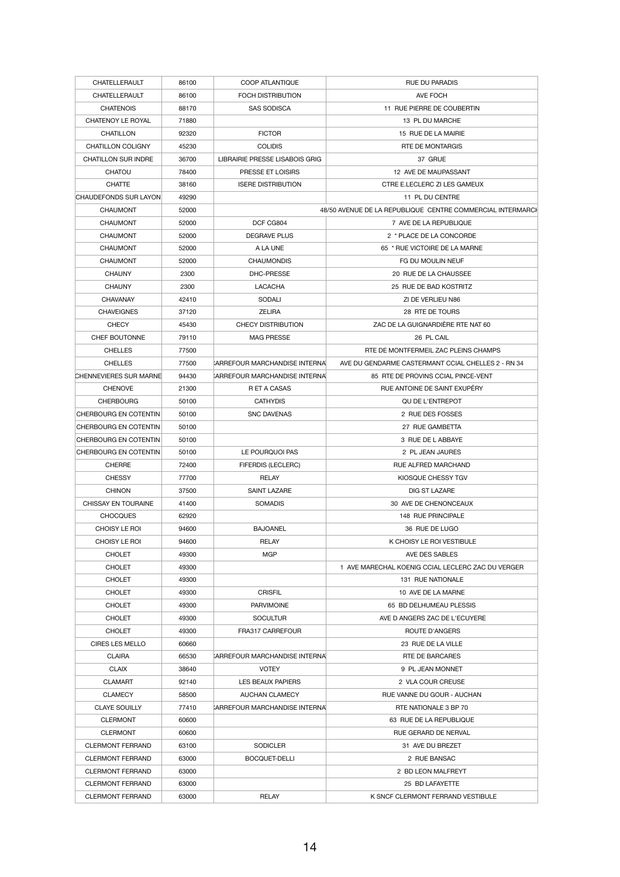| CHATELLERAULT | 86100 | COOP ATLANTIQUE | RUE DU PARADIS |
|---|---|---|---|
| CHATELLERAULT | 86100 | FOCH DISTRIBUTION | AVE FOCH |
| CHATENOIS | 88170 | SAS SODISCA | 11 RUE PIERRE DE COUBERTIN |
| CHATENOY LE ROYAL | 71880 | | 13 PL DU MARCHE |
| CHATILLON | 92320 | FICTOR | 15 RUE DE LA MAIRIE |
| CHATILLON COLIGNY | 45230 | COLIDIS | RTE DE MONTARGIS |
| CHATILLON SUR INDRE | 36700 | LIBRAIRIE PRESSE LISABOIS GRIG | 37 GRUE |
| CHATOU | 78400 | PRESSE ET LOISIRS | 12 AVE DE MAUPASSANT |
| CHATTE | 38160 | ISERE DISTRIBUTION | CTRE E.LECLERC ZI LES GAMEUX |
| CHAUDEFONDS SUR LAYON | 49290 | | 11 PL DU CENTRE |
| CHAUMONT | 52000 | | 48/50 AVENUE DE LA REPUBLIQUE CENTRE COMMERCIAL INTERMARCH |
| CHAUMONT | 52000 | DCF CG804 | 7 AVE DE LA REPUBLIQUE |
| CHAUMONT | 52000 | DEGRAVE PLUS | 2 * PLACE DE LA CONCORDE |
| CHAUMONT | 52000 | A LA UNE | 65 * RUE VICTOIRE DE LA MARNE |
| CHAUMONT | 52000 | CHAUMONDIS | FG DU MOULIN NEUF |
| CHAUNY | 2300 | DHC-PRESSE | 20 RUE DE LA CHAUSSEE |
| CHAUNY | 2300 | LACACHA | 25 RUE DE BAD KOSTRITZ |
| CHAVANAY | 42410 | SODALI | ZI DE VERLIEU N86 |
| CHAVEIGNES | 37120 | ZELIRA | 28 RTE DE TOURS |
| CHECY | 45430 | CHECY DISTRIBUTION | ZAC DE LA GUIGNARDIÈRE RTE NAT 60 |
| CHEF BOUTONNE | 79110 | MAG PRESSE | 26 PL CAIL |
| CHELLES | 77500 | | RTE DE MONTFERMEIL ZAC PLEINS CHAMPS |
| CHELLES | 77500 | CARREFOUR MARCHANDISE INTERNA | AVE DU GENDARME CASTERMANT CCIAL CHELLES 2 - RN 34 |
| CHENNEVIERES SUR MARNE | 94430 | CARREFOUR MARCHANDISE INTERNA | 85 RTE DE PROVINS CCIAL PINCE-VENT |
| CHENOVE | 21300 | R ET A CASAS | RUE ANTOINE DE SAINT EXUPÉRY |
| CHERBOURG | 50100 | CATHYDIS | QU DE L'ENTREPOT |
| CHERBOURG EN COTENTIN | 50100 | SNC DAVENAS | 2 RUE DES FOSSES |
| CHERBOURG EN COTENTIN | 50100 | | 27 RUE GAMBETTA |
| CHERBOURG EN COTENTIN | 50100 | | 3 RUE DE L ABBAYE |
| CHERBOURG EN COTENTIN | 50100 | LE POURQUOI PAS | 2 PL JEAN JAURES |
| CHERRE | 72400 | FIFERDIS (LECLERC) | RUE ALFRED MARCHAND |
| CHESSY | 77700 | RELAY | KIOSQUE CHESSY TGV |
| CHINON | 37500 | SAINT LAZARE | DIG ST LAZARE |
| CHISSAY EN TOURAINE | 41400 | SOMADIS | 30 AVE DE CHENONCEAUX |
| CHOCQUES | 62920 | | 148 RUE PRINCIPALE |
| CHOISY LE ROI | 94600 | BAJOANEL | 36 RUE DE LUGO |
| CHOISY LE ROI | 94600 | RELAY | K CHOISY LE ROI VESTIBULE |
| CHOLET | 49300 | MGP | AVE DES SABLES |
| CHOLET | 49300 | | 1 AVE MARECHAL KOENIG CCIAL LECLERC ZAC DU VERGER |
| CHOLET | 49300 | | 131 RUE NATIONALE |
| CHOLET | 49300 | CRISFIL | 10 AVE DE LA MARNE |
| CHOLET | 49300 | PARVIMOINE | 65 BD DELHUMEAU PLESSIS |
| CHOLET | 49300 | SOCULTUR | AVE D ANGERS ZAC DE L'ECUYERE |
| CHOLET | 49300 | FRA317 CARREFOUR | ROUTE D'ANGERS |
| CIRES LES MELLO | 60660 | | 23 RUE DE LA VILLE |
| CLAIRA | 66530 | CARREFOUR MARCHANDISE INTERNA | RTE DE BARCARES |
| CLAIX | 38640 | VOTEY | 9 PL JEAN MONNET |
| CLAMART | 92140 | LES BEAUX PAPIERS | 2 VLA COUR CREUSE |
| CLAMECY | 58500 | AUCHAN CLAMECY | RUE VANNE DU GOUR - AUCHAN |
| CLAYE SOUILLY | 77410 | CARREFOUR MARCHANDISE INTERNA | RTE NATIONALE 3 BP 70 |
| CLERMONT | 60600 | | 63 RUE DE LA REPUBLIQUE |
| CLERMONT | 60600 | | RUE GERARD DE NERVAL |
| CLERMONT FERRAND | 63100 | SODICLER | 31 AVE DU BREZET |
| CLERMONT FERRAND | 63000 | BOCQUET-DELLI | 2 RUE BANSAC |
| CLERMONT FERRAND | 63000 | | 2 BD LEON MALFREYT |
| CLERMONT FERRAND | 63000 | | 25 BD LAFAYETTE |
| CLERMONT FERRAND | 63000 | RELAY | K SNCF CLERMONT FERRAND VESTIBULE |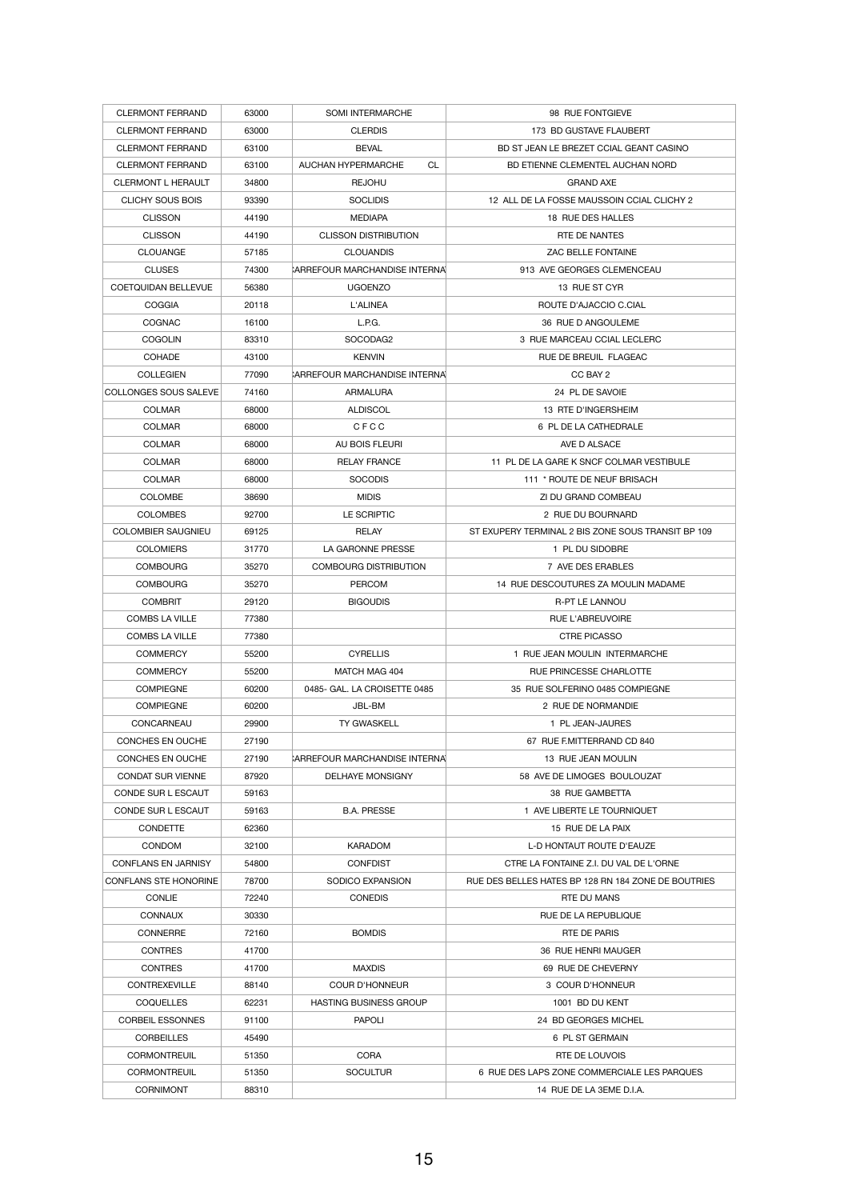| CLERMONT FERRAND | 63000 | SOMI INTERMARCHE | 98 RUE FONTGIEVE |
|---|---|---|---|
| CLERMONT FERRAND | 63000 | CLERDIS | 173 BD GUSTAVE FLAUBERT |
| CLERMONT FERRAND | 63100 | BEVAL | BD ST JEAN LE BREZET CCIAL GEANT CASINO |
| CLERMONT FERRAND | 63100 | AUCHAN HYPERMARCHE CL | BD ETIENNE CLEMENTEL AUCHAN NORD |
| CLERMONT L HERAULT | 34800 | REJOHU | GRAND AXE |
| CLICHY SOUS BOIS | 93390 | SOCLIDIS | 12 ALL DE LA FOSSE MAUSSOIN CCIAL CLICHY 2 |
| CLISSON | 44190 | MEDIAPA | 18 RUE DES HALLES |
| CLISSON | 44190 | CLISSON DISTRIBUTION | RTE DE NANTES |
| CLOUANGE | 57185 | CLOUANDIS | ZAC BELLE FONTAINE |
| CLUSES | 74300 | CARREFOUR MARCHANDISE INTERNA | 913 AVE GEORGES CLEMENCEAU |
| COETQUIDAN BELLEVUE | 56380 | UGOENZO | 13 RUE ST CYR |
| COGGIA | 20118 | L'ALINEA | ROUTE D'AJACCIO C.CIAL |
| COGNAC | 16100 | L.P.G. | 36 RUE D ANGOULEME |
| COGOLIN | 83310 | SOCODAG2 | 3 RUE MARCEAU CCIAL LECLERC |
| COHADE | 43100 | KENVIN | RUE DE BREUIL FLAGEAC |
| COLLEGIEN | 77090 | CARREFOUR MARCHANDISE INTERNA | CC BAY 2 |
| COLLONGES SOUS SALEVE | 74160 | ARMALURA | 24 PL DE SAVOIE |
| COLMAR | 68000 | ALDISCOL | 13 RTE D'INGERSHEIM |
| COLMAR | 68000 | C F C C | 6 PL DE LA CATHEDRALE |
| COLMAR | 68000 | AU BOIS FLEURI | AVE D ALSACE |
| COLMAR | 68000 | RELAY FRANCE | 11 PL DE LA GARE K SNCF COLMAR VESTIBULE |
| COLMAR | 68000 | SOCODIS | 111 * ROUTE DE NEUF BRISACH |
| COLOMBE | 38690 | MIDIS | ZI DU GRAND COMBEAU |
| COLOMBES | 92700 | LE SCRIPTIC | 2 RUE DU BOURNARD |
| COLOMBIER SAUGNIEU | 69125 | RELAY | ST EXUPERY TERMINAL 2 BIS ZONE SOUS TRANSIT BP 109 |
| COLOMIERS | 31770 | LA GARONNE PRESSE | 1 PL DU SIDOBRE |
| COMBOURG | 35270 | COMBOURG DISTRIBUTION | 7 AVE DES ERABLES |
| COMBOURG | 35270 | PERCOM | 14 RUE DESCOUTURES ZA MOULIN MADAME |
| COMBRIT | 29120 | BIGOUDIS | R-PT LE LANNOU |
| COMBS LA VILLE | 77380 | | RUE L'ABREUVOIRE |
| COMBS LA VILLE | 77380 | | CTRE PICASSO |
| COMMERCY | 55200 | CYRELLIS | 1 RUE JEAN MOULIN INTERMARCHE |
| COMMERCY | 55200 | MATCH MAG 404 | RUE PRINCESSE CHARLOTTE |
| COMPIEGNE | 60200 | 0485- GAL. LA CROISETTE 0485 | 35 RUE SOLFERINO 0485 COMPIEGNE |
| COMPIEGNE | 60200 | JBL-BM | 2 RUE DE NORMANDIE |
| CONCARNEAU | 29900 | TY GWASKELL | 1 PL JEAN-JAURES |
| CONCHES EN OUCHE | 27190 | | 67 RUE F.MITTERRAND CD 840 |
| CONCHES EN OUCHE | 27190 | CARREFOUR MARCHANDISE INTERNA | 13 RUE JEAN MOULIN |
| CONDAT SUR VIENNE | 87920 | DELHAYE MONSIGNY | 58 AVE DE LIMOGES BOULOUZAT |
| CONDE SUR L ESCAUT | 59163 | | 38 RUE GAMBETTA |
| CONDE SUR L ESCAUT | 59163 | B.A. PRESSE | 1 AVE LIBERTE LE TOURNIQUET |
| CONDETTE | 62360 | | 15 RUE DE LA PAIX |
| CONDOM | 32100 | KARADOM | L-D HONTAUT ROUTE D'EAUZE |
| CONFLANS EN JARNISY | 54800 | CONFDIST | CTRE LA FONTAINE Z.I. DU VAL DE L'ORNE |
| CONFLANS STE HONORINE | 78700 | SODICO EXPANSION | RUE DES BELLES HATES BP 128 RN 184 ZONE DE BOUTRIES |
| CONLIE | 72240 | CONEDIS | RTE DU MANS |
| CONNAUX | 30330 | | RUE DE LA REPUBLIQUE |
| CONNERRE | 72160 | BOMDIS | RTE DE PARIS |
| CONTRES | 41700 | | 36 RUE HENRI MAUGER |
| CONTRES | 41700 | MAXDIS | 69 RUE DE CHEVERNY |
| CONTREXEVILLE | 88140 | COUR D'HONNEUR | 3 COUR D'HONNEUR |
| COQUELLES | 62231 | HASTING BUSINESS GROUP | 1001 BD DU KENT |
| CORBEIL ESSONNES | 91100 | PAPOLI | 24 BD GEORGES MICHEL |
| CORBEILLES | 45490 | | 6 PL ST GERMAIN |
| CORMONTREUIL | 51350 | CORA | RTE DE LOUVOIS |
| CORMONTREUIL | 51350 | SOCULTUR | 6 RUE DES LAPS ZONE COMMERCIALE LES PARQUES |
| CORNIMONT | 88310 | | 14 RUE DE LA 3EME D.I.A. |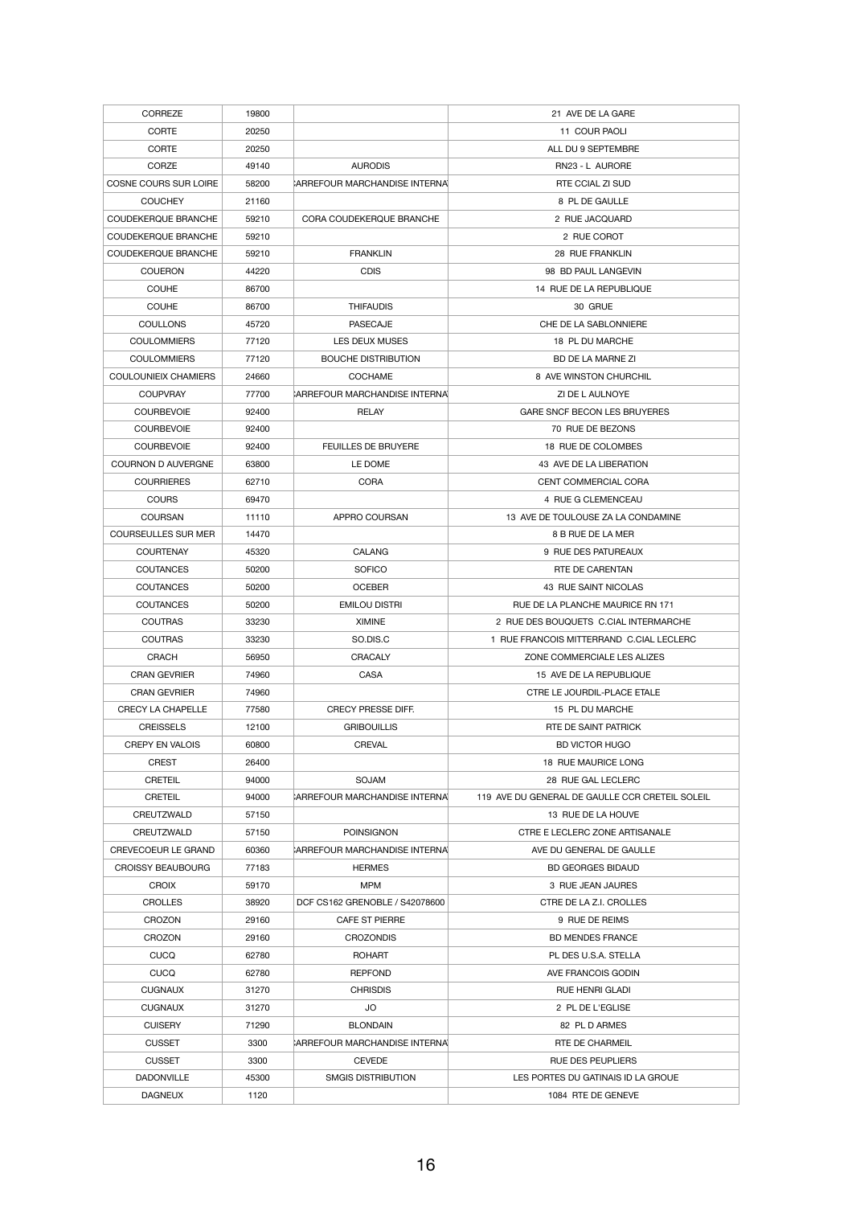| | | | |
|---|---|---|---|
| CORREZE | 19800 | | 21 AVE DE LA GARE |
| CORTE | 20250 | | 11 COUR PAOLI |
| CORTE | 20250 | | ALL DU 9 SEPTEMBRE |
| CORZE | 49140 | AURODIS | RN23 - L AURORE |
| COSNE COURS SUR LOIRE | 58200 | CARREFOUR MARCHANDISE INTERNA | RTE CCIAL ZI SUD |
| COUCHEY | 21160 | | 8 PL DE GAULLE |
| COUDEKERQUE BRANCHE | 59210 | CORA COUDEKERQUE BRANCHE | 2 RUE JACQUARD |
| COUDEKERQUE BRANCHE | 59210 | | 2 RUE COROT |
| COUDEKERQUE BRANCHE | 59210 | FRANKLIN | 28 RUE FRANKLIN |
| COUERON | 44220 | CDIS | 98 BD PAUL LANGEVIN |
| COUHE | 86700 | | 14 RUE DE LA REPUBLIQUE |
| COUHE | 86700 | THIFAUDIS | 30 GRUE |
| COULLONS | 45720 | PASECAJE | CHE DE LA SABLONNIERE |
| COULOMMIERS | 77120 | LES DEUX MUSES | 18 PL DU MARCHE |
| COULOMMIERS | 77120 | BOUCHE DISTRIBUTION | BD DE LA MARNE ZI |
| COULOUNIEIX CHAMIERS | 24660 | COCHAME | 8 AVE WINSTON CHURCHIL |
| COUPVRAY | 77700 | CARREFOUR MARCHANDISE INTERNA | ZI DE L AULNOYE |
| COURBEVOIE | 92400 | RELAY | GARE SNCF BECON LES BRUYERES |
| COURBEVOIE | 92400 | | 70 RUE DE BEZONS |
| COURBEVOIE | 92400 | FEUILLES DE BRUYERE | 18 RUE DE COLOMBES |
| COURNON D AUVERGNE | 63800 | LE DOME | 43 AVE DE LA LIBERATION |
| COURRIERES | 62710 | CORA | CENT COMMERCIAL CORA |
| COURS | 69470 | | 4 RUE G CLEMENCEAU |
| COURSAN | 11110 | APPRO COURSAN | 13 AVE DE TOULOUSE ZA LA CONDAMINE |
| COURSEULLES SUR MER | 14470 | | 8 B RUE DE LA MER |
| COURTENAY | 45320 | CALANG | 9 RUE DES PATUREAUX |
| COUTANCES | 50200 | SOFICO | RTE DE CARENTAN |
| COUTANCES | 50200 | OCEBER | 43 RUE SAINT NICOLAS |
| COUTANCES | 50200 | EMILOU DISTRI | RUE DE LA PLANCHE MAURICE RN 171 |
| COUTRAS | 33230 | XIMINE | 2 RUE DES BOUQUETS C.CIAL INTERMARCHE |
| COUTRAS | 33230 | SO.DIS.C | 1 RUE FRANCOIS MITTERRAND C.CIAL LECLERC |
| CRACH | 56950 | CRACALY | ZONE COMMERCIALE LES ALIZES |
| CRAN GEVRIER | 74960 | CASA | 15 AVE DE LA REPUBLIQUE |
| CRAN GEVRIER | 74960 | | CTRE LE JOURDIL-PLACE ETALE |
| CRECY LA CHAPELLE | 77580 | CRECY PRESSE DIFF. | 15 PL DU MARCHE |
| CREISSELS | 12100 | GRIBOUILLIS | RTE DE SAINT PATRICK |
| CREPY EN VALOIS | 60800 | CREVAL | BD VICTOR HUGO |
| CREST | 26400 | | 18 RUE MAURICE LONG |
| CRETEIL | 94000 | SOJAM | 28 RUE GAL LECLERC |
| CRETEIL | 94000 | CARREFOUR MARCHANDISE INTERNA | 119 AVE DU GENERAL DE GAULLE CCR CRETEIL SOLEIL |
| CREUTZWALD | 57150 | | 13 RUE DE LA HOUVE |
| CREUTZWALD | 57150 | POINSIGNON | CTRE E LECLERC ZONE ARTISANALE |
| CREVECOEUR LE GRAND | 60360 | CARREFOUR MARCHANDISE INTERNA | AVE DU GENERAL DE GAULLE |
| CROISSY BEAUBOURG | 77183 | HERMES | BD GEORGES BIDAUD |
| CROIX | 59170 | MPM | 3 RUE JEAN JAURES |
| CROLLES | 38920 | DCF CS162 GRENOBLE / S42078600 | CTRE DE LA Z.I. CROLLES |
| CROZON | 29160 | CAFE ST PIERRE | 9 RUE DE REIMS |
| CROZON | 29160 | CROZONDIS | BD MENDES FRANCE |
| CUCQ | 62780 | ROHART | PL DES U.S.A. STELLA |
| CUCQ | 62780 | REPFOND | AVE FRANCOIS GODIN |
| CUGNAUX | 31270 | CHRISDIS | RUE HENRI GLADI |
| CUGNAUX | 31270 | JO | 2 PL DE L'EGLISE |
| CUISERY | 71290 | BLONDAIN | 82 PL D ARMES |
| CUSSET | 3300 | CARREFOUR MARCHANDISE INTERNA | RTE DE CHARMEIL |
| CUSSET | 3300 | CEVEDE | RUE DES PEUPLIERS |
| DADONVILLE | 45300 | SMGIS DISTRIBUTION | LES PORTES DU GATINAIS ID LA GROUE |
| DAGNEUX | 1120 | | 1084 RTE DE GENEVE |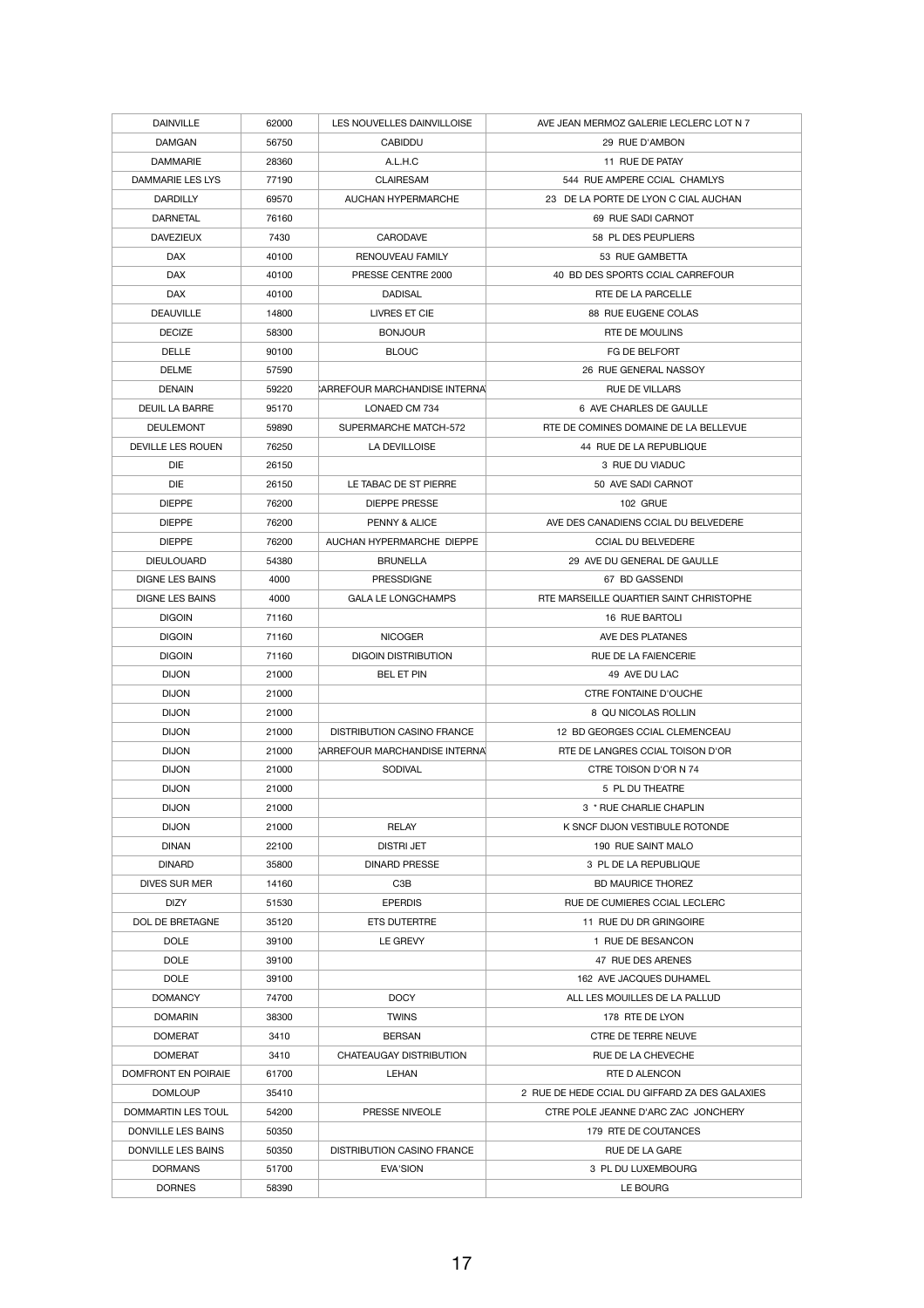| DAINVILLE | 62000 | LES NOUVELLES DAINVILLOISE | AVE JEAN MERMOZ GALERIE LECLERC LOT N 7 |
|---|---|---|---|
| DAMGAN | 56750 | CABIDDU | 29 RUE D'AMBON |
| DAMMARIE | 28360 | A.L.H.C | 11 RUE DE PATAY |
| DAMMARIE LES LYS | 77190 | CLAIRESAM | 544 RUE AMPERE CCIAL CHAMLYS |
| DARDILLY | 69570 | AUCHAN HYPERMARCHE | 23 DE LA PORTE DE LYON C CIAL AUCHAN |
| DARNETAL | 76160 | | 69 RUE SADI CARNOT |
| DAVEZIEUX | 7430 | CARODAVE | 58 PL DES PEUPLIERS |
| DAX | 40100 | RENOUVEAU FAMILY | 53 RUE GAMBETTA |
| DAX | 40100 | PRESSE CENTRE 2000 | 40 BD DES SPORTS CCIAL CARREFOUR |
| DAX | 40100 | DADISAL | RTE DE LA PARCELLE |
| DEAUVILLE | 14800 | LIVRES ET CIE | 88 RUE EUGENE COLAS |
| DECIZE | 58300 | BONJOUR | RTE DE MOULINS |
| DELLE | 90100 | BLOUC | FG DE BELFORT |
| DELME | 57590 | | 26 RUE GENERAL NASSOY |
| DENAIN | 59220 | CARREFOUR MARCHANDISE INTERNA | RUE DE VILLARS |
| DEUIL LA BARRE | 95170 | LONAED CM 734 | 6 AVE CHARLES DE GAULLE |
| DEULEMONT | 59890 | SUPERMARCHE MATCH-572 | RTE DE COMINES DOMAINE DE LA BELLEVUE |
| DEVILLE LES ROUEN | 76250 | LA DEVILLOISE | 44 RUE DE LA REPUBLIQUE |
| DIE | 26150 | | 3 RUE DU VIADUC |
| DIE | 26150 | LE TABAC DE ST PIERRE | 50 AVE SADI CARNOT |
| DIEPPE | 76200 | DIEPPE PRESSE | 102 GRUE |
| DIEPPE | 76200 | PENNY & ALICE | AVE DES CANADIENS CCIAL DU BELVEDERE |
| DIEPPE | 76200 | AUCHAN HYPERMARCHE DIEPPE | CCIAL DU BELVEDERE |
| DIEULOUARD | 54380 | BRUNELLA | 29 AVE DU GENERAL DE GAULLE |
| DIGNE LES BAINS | 4000 | PRESSDIGNE | 67 BD GASSENDI |
| DIGNE LES BAINS | 4000 | GALA LE LONGCHAMPS | RTE MARSEILLE QUARTIER SAINT CHRISTOPHE |
| DIGOIN | 71160 | | 16 RUE BARTOLI |
| DIGOIN | 71160 | NICOGER | AVE DES PLATANES |
| DIGOIN | 71160 | DIGOIN DISTRIBUTION | RUE DE LA FAIENCERIE |
| DIJON | 21000 | BEL ET PIN | 49 AVE DU LAC |
| DIJON | 21000 | | CTRE FONTAINE D'OUCHE |
| DIJON | 21000 | | 8 QU NICOLAS ROLLIN |
| DIJON | 21000 | DISTRIBUTION CASINO FRANCE | 12 BD GEORGES CCIAL CLEMENCEAU |
| DIJON | 21000 | CARREFOUR MARCHANDISE INTERNA | RTE DE LANGRES CCIAL TOISON D'OR |
| DIJON | 21000 | SODIVAL | CTRE TOISON D'OR N 74 |
| DIJON | 21000 | | 5 PL DU THEATRE |
| DIJON | 21000 | | 3 * RUE CHARLIE CHAPLIN |
| DIJON | 21000 | RELAY | K SNCF DIJON VESTIBULE ROTONDE |
| DINAN | 22100 | DISTRI JET | 190 RUE SAINT MALO |
| DINARD | 35800 | DINARD PRESSE | 3 PL DE LA REPUBLIQUE |
| DIVES SUR MER | 14160 | C3B | BD MAURICE THOREZ |
| DIZY | 51530 | EPERDIS | RUE DE CUMIERES CCIAL LECLERC |
| DOL DE BRETAGNE | 35120 | ETS DUTERTRE | 11 RUE DU DR GRINGOIRE |
| DOLE | 39100 | LE GREVY | 1 RUE DE BESANCON |
| DOLE | 39100 | | 47 RUE DES ARENES |
| DOLE | 39100 | | 162 AVE JACQUES DUHAMEL |
| DOMANCY | 74700 | DOCY | ALL LES MOUILLES DE LA PALLUD |
| DOMARIN | 38300 | TWINS | 178 RTE DE LYON |
| DOMERAT | 3410 | BERSAN | CTRE DE TERRE NEUVE |
| DOMERAT | 3410 | CHATEAUGAY DISTRIBUTION | RUE DE LA CHEVECHE |
| DOMFRONT EN POIRAIE | 61700 | LEHAN | RTE D ALENCON |
| DOMLOUP | 35410 | | 2 RUE DE HEDE CCIAL DU GIFFARD ZA DES GALAXIES |
| DOMMARTIN LES TOUL | 54200 | PRESSE NIVEOLE | CTRE POLE JEANNE D'ARC ZAC JONCHERY |
| DONVILLE LES BAINS | 50350 | | 179 RTE DE COUTANCES |
| DONVILLE LES BAINS | 50350 | DISTRIBUTION CASINO FRANCE | RUE DE LA GARE |
| DORMANS | 51700 | EVA'SION | 3 PL DU LUXEMBOURG |
| DORNES | 58390 | | LE BOURG |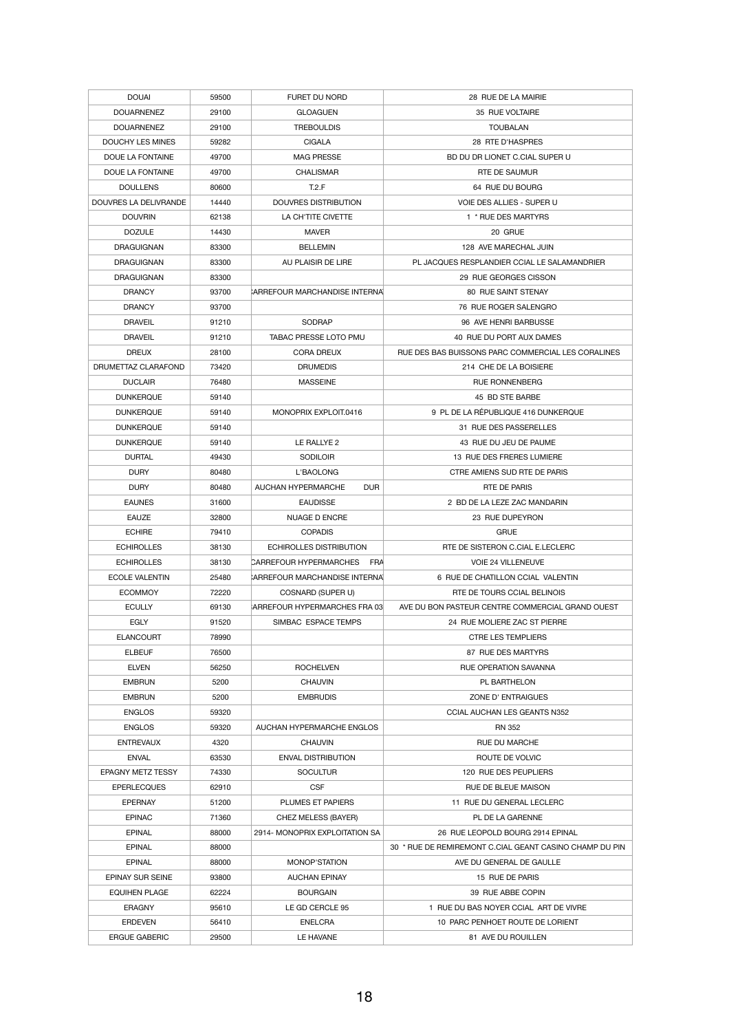| DOUAI | 59500 | FURET DU NORD | 28 RUE DE LA MAIRIE |
|---|---|---|---|
| DOUARNENEZ | 29100 | GLOAGUEN | 35 RUE VOLTAIRE |
| DOUARNENEZ | 29100 | TREBOULDIS | TOUBALAN |
| DOUCHY LES MINES | 59282 | CIGALA | 28 RTE D'HASPRES |
| DOUE LA FONTAINE | 49700 | MAG PRESSE | BD DU DR LIONET C.CIAL SUPER U |
| DOUE LA FONTAINE | 49700 | CHALISMAR | RTE DE SAUMUR |
| DOULLENS | 80600 | T.2.F | 64 RUE DU BOURG |
| DOUVRES LA DELIVRANDE | 14440 | DOUVRES DISTRIBUTION | VOIE DES ALLIES - SUPER U |
| DOUVRIN | 62138 | LA CH'TITE CIVETTE | 1 * RUE DES MARTYRS |
| DOZULE | 14430 | MAVER | 20 GRUE |
| DRAGUIGNAN | 83300 | BELLEMIN | 128 AVE MARECHAL JUIN |
| DRAGUIGNAN | 83300 | AU PLAISIR DE LIRE | PL JACQUES RESPLANDIER CCIAL LE SALAMANDRIER |
| DRAGUIGNAN | 83300 | | 29 RUE GEORGES CISSON |
| DRANCY | 93700 | CARREFOUR MARCHANDISE INTERNA | 80 RUE SAINT STENAY |
| DRANCY | 93700 | | 76 RUE ROGER SALENGRO |
| DRAVEIL | 91210 | SODRAP | 96 AVE HENRI BARBUSSE |
| DRAVEIL | 91210 | TABAC PRESSE LOTO PMU | 40 RUE DU PORT AUX DAMES |
| DREUX | 28100 | CORA DREUX | RUE DES BAS BUISSONS PARC COMMERCIAL LES CORALINES |
| DRUMETTAZ CLARAFOND | 73420 | DRUMEDIS | 214 CHE DE LA BOISIERE |
| DUCLAIR | 76480 | MASSEINE | RUE RONNENBERG |
| DUNKERQUE | 59140 | | 45 BD STE BARBE |
| DUNKERQUE | 59140 | MONOPRIX EXPLOIT.0416 | 9 PL DE LA RÉPUBLIQUE 416 DUNKERQUE |
| DUNKERQUE | 59140 | | 31 RUE DES PASSERELLES |
| DUNKERQUE | 59140 | LE RALLYE 2 | 43 RUE DU JEU DE PAUME |
| DURTAL | 49430 | SODILOIR | 13 RUE DES FRERES LUMIERE |
| DURY | 80480 | L'BAOLONG | CTRE AMIENS SUD RTE DE PARIS |
| DURY | 80480 | AUCHAN HYPERMARCHE DUR | RTE DE PARIS |
| EAUNES | 31600 | EAUDISSE | 2 BD DE LA LEZE ZAC MANDARIN |
| EAUZE | 32800 | NUAGE D ENCRE | 23 RUE DUPEYRON |
| ECHIRE | 79410 | COPADIS | GRUE |
| ECHIROLLES | 38130 | ECHIROLLES DISTRIBUTION | RTE DE SISTERON C.CIAL E.LECLERC |
| ECHIROLLES | 38130 | CARREFOUR HYPERMARCHES FRA | VOIE 24 VILLENEUVE |
| ECOLE VALENTIN | 25480 | CARREFOUR MARCHANDISE INTERNA | 6 RUE DE CHATILLON CCIAL VALENTIN |
| ECOMMOY | 72220 | COSNARD (SUPER U) | RTE DE TOURS CCIAL BELINOIS |
| ECULLY | 69130 | CARREFOUR HYPERMARCHES FRA 03 | AVE DU BON PASTEUR CENTRE COMMERCIAL GRAND OUEST |
| EGLY | 91520 | SIMBAC ESPACE TEMPS | 24 RUE MOLIERE ZAC ST PIERRE |
| ELANCOURT | 78990 | | CTRE LES TEMPLIERS |
| ELBEUF | 76500 | | 87 RUE DES MARTYRS |
| ELVEN | 56250 | ROCHELVEN | RUE OPERATION SAVANNA |
| EMBRUN | 5200 | CHAUVIN | PL BARTHELON |
| EMBRUN | 5200 | EMBRUDIS | ZONE D' ENTRAIGUES |
| ENGLOS | 59320 | | CCIAL AUCHAN LES GEANTS N352 |
| ENGLOS | 59320 | AUCHAN HYPERMARCHE ENGLOS | RN 352 |
| ENTREVAUX | 4320 | CHAUVIN | RUE DU MARCHE |
| ENVAL | 63530 | ENVAL DISTRIBUTION | ROUTE DE VOLVIC |
| EPAGNY METZ TESSY | 74330 | SOCULTUR | 120 RUE DES PEUPLIERS |
| EPERLECQUES | 62910 | CSF | RUE DE BLEUE MAISON |
| EPERNAY | 51200 | PLUMES ET PAPIERS | 11 RUE DU GENERAL LECLERC |
| EPINAC | 71360 | CHEZ MELESS (BAYER) | PL DE LA GARENNE |
| EPINAL | 88000 | 2914- MONOPRIX EXPLOITATION SA | 26 RUE LEOPOLD BOURG 2914 EPINAL |
| EPINAL | 88000 | | 30 * RUE DE REMIREMONT C.CIAL GEANT CASINO CHAMP DU PIN |
| EPINAL | 88000 | MONOP'STATION | AVE DU GENERAL DE GAULLE |
| EPINAY SUR SEINE | 93800 | AUCHAN EPINAY | 15 RUE DE PARIS |
| EQUIHEN PLAGE | 62224 | BOURGAIN | 39 RUE ABBE COPIN |
| ERAGNY | 95610 | LE GD CERCLE 95 | 1 RUE DU BAS NOYER CCIAL ART DE VIVRE |
| ERDEVEN | 56410 | ENELCRA | 10 PARC PENHOET ROUTE DE LORIENT |
| ERGUE GABERIC | 29500 | LE HAVANE | 81 AVE DU ROUILLEN |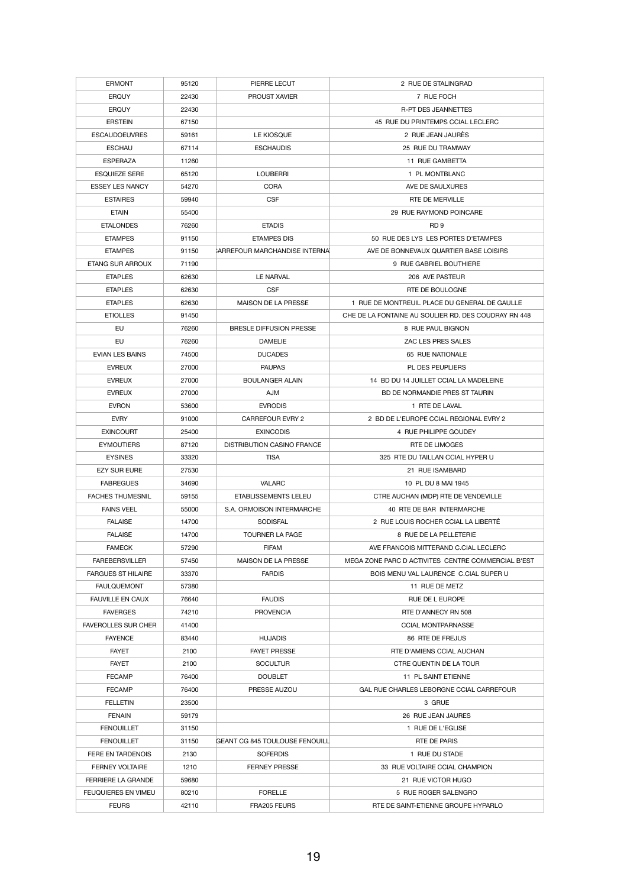| ERMONT | 95120 | PIERRE LECUT | 2 RUE DE STALINGRAD |
|---|---|---|---|
| ERQUY | 22430 | PROUST XAVIER | 7 RUE FOCH |
| ERQUY | 22430 | | R-PT DES JEANNETTES |
| ERSTEIN | 67150 | | 45 RUE DU PRINTEMPS CCIAL LECLERC |
| ESCAUDOEUVRES | 59161 | LE KIOSQUE | 2 RUE JEAN JAURÈS |
| ESCHAU | 67114 | ESCHAUDIS | 25 RUE DU TRAMWAY |
| ESPERAZA | 11260 | | 11 RUE GAMBETTA |
| ESQUIEZE SERE | 65120 | LOUBERRI | 1 PL MONTBLANC |
| ESSEY LES NANCY | 54270 | CORA | AVE DE SAULXURES |
| ESTAIRES | 59940 | CSF | RTE DE MERVILLE |
| ETAIN | 55400 | | 29 RUE RAYMOND POINCARE |
| ETALONDES | 76260 | ETADIS | RD 9 |
| ETAMPES | 91150 | ETAMPES DIS | 50 RUE DES LYS LES PORTES D'ETAMPES |
| ETAMPES | 91150 | CARREFOUR MARCHANDISE INTERNA | AVE DE BONNEVAUX QUARTIER BASE LOISIRS |
| ETANG SUR ARROUX | 71190 | | 9 RUE GABRIEL BOUTHIERE |
| ETAPLES | 62630 | LE NARVAL | 206 AVE PASTEUR |
| ETAPLES | 62630 | CSF | RTE DE BOULOGNE |
| ETAPLES | 62630 | MAISON DE LA PRESSE | 1 RUE DE MONTREUIL PLACE DU GENERAL DE GAULLE |
| ETIOLLES | 91450 | | CHE DE LA FONTAINE AU SOULIER RD. DES COUDRAY RN 448 |
| EU | 76260 | BRESLE DIFFUSION PRESSE | 8 RUE PAUL BIGNON |
| EU | 76260 | DAMELIE | ZAC LES PRES SALES |
| EVIAN LES BAINS | 74500 | DUCADES | 65 RUE NATIONALE |
| EVREUX | 27000 | PAUPAS | PL DES PEUPLIERS |
| EVREUX | 27000 | BOULANGER ALAIN | 14 BD DU 14 JUILLET CCIAL LA MADELEINE |
| EVREUX | 27000 | AJM | BD DE NORMANDIE PRES ST TAURIN |
| EVRON | 53600 | EVRODIS | 1 RTE DE LAVAL |
| EVRY | 91000 | CARREFOUR EVRY 2 | 2 BD DE L'EUROPE CCIAL REGIONAL EVRY 2 |
| EXINCOURT | 25400 | EXINCODIS | 4 RUE PHILIPPE GOUDEY |
| EYMOUTIERS | 87120 | DISTRIBUTION CASINO FRANCE | RTE DE LIMOGES |
| EYSINES | 33320 | TISA | 325 RTE DU TAILLAN CCIAL HYPER U |
| EZY SUR EURE | 27530 | | 21 RUE ISAMBARD |
| FABREGUES | 34690 | VALARC | 10 PL DU 8 MAI 1945 |
| FACHES THUMESNIL | 59155 | ETABLISSEMENTS LELEU | CTRE AUCHAN (MDP) RTE DE VENDEVILLE |
| FAINS VEEL | 55000 | S.A. ORMOISON INTERMARCHE | 40 RTE DE BAR INTERMARCHE |
| FALAISE | 14700 | SODISFAL | 2 RUE LOUIS ROCHER CCIAL LA LIBERTÉ |
| FALAISE | 14700 | TOURNER LA PAGE | 8 RUE DE LA PELLETERIE |
| FAMECK | 57290 | FIFAM | AVE FRANCOIS MITTERAND C.CIAL LECLERC |
| FAREBERSVILLER | 57450 | MAISON DE LA PRESSE | MEGA ZONE PARC D ACTIVITES CENTRE COMMERCIAL B'EST |
| FARGUES ST HILAIRE | 33370 | FARDIS | BOIS MENU VAL LAURENCE C.CIAL SUPER U |
| FAULQUEMONT | 57380 | | 11 RUE DE METZ |
| FAUVILLE EN CAUX | 76640 | FAUDIS | RUE DE L EUROPE |
| FAVERGES | 74210 | PROVENCIA | RTE D'ANNECY RN 508 |
| FAVEROLLES SUR CHER | 41400 | | CCIAL MONTPARNASSE |
| FAYENCE | 83440 | HUJADIS | 86 RTE DE FREJUS |
| FAYET | 2100 | FAYET PRESSE | RTE D'AMIENS CCIAL AUCHAN |
| FAYET | 2100 | SOCULTUR | CTRE QUENTIN DE LA TOUR |
| FECAMP | 76400 | DOUBLET | 11 PL SAINT ETIENNE |
| FECAMP | 76400 | PRESSE AUZOU | GAL RUE CHARLES LEBORGNE CCIAL CARREFOUR |
| FELLETIN | 23500 | | 3 GRUE |
| FENAIN | 59179 | | 26 RUE JEAN JAURES |
| FENOUILLET | 31150 | | 1 RUE DE L'EGLISE |
| FENOUILLET | 31150 | GEANT CG 845 TOULOUSE FENOUILL | RTE DE PARIS |
| FERE EN TARDENOIS | 2130 | SOFERDIS | 1 RUE DU STADE |
| FERNEY VOLTAIRE | 1210 | FERNEY PRESSE | 33 RUE VOLTAIRE CCIAL CHAMPION |
| FERRIERE LA GRANDE | 59680 | | 21 RUE VICTOR HUGO |
| FEUQUIERES EN VIMEU | 80210 | FORELLE | 5 RUE ROGER SALENGRO |
| FEURS | 42110 | FRA205 FEURS | RTE DE SAINT-ETIENNE GROUPE HYPARLO |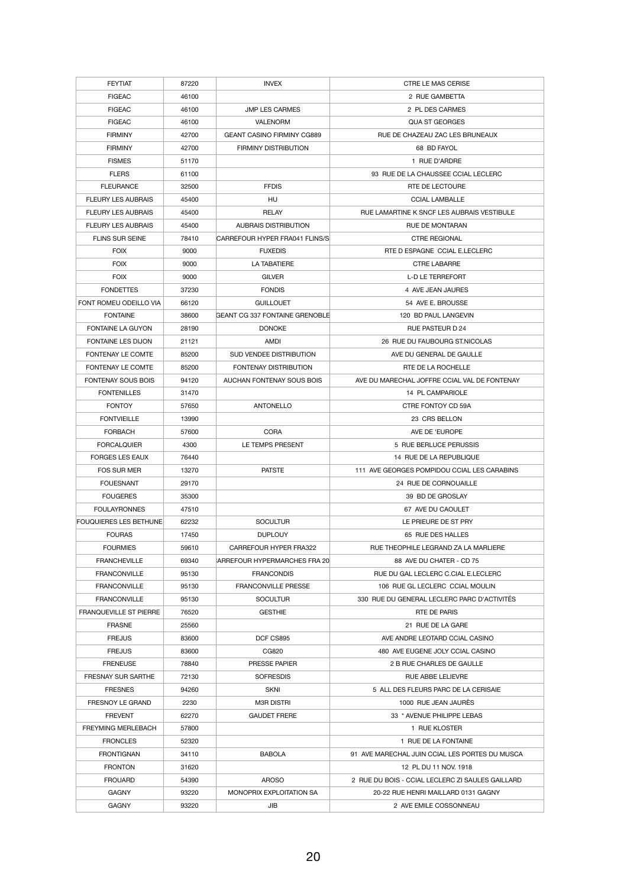| FEYTIAT | 87220 | INVEX | CTRE LE MAS CERISE |
|---|---|---|---|
| FIGEAC | 46100 | | 2 RUE GAMBETTA |
| FIGEAC | 46100 | JMP LES CARMES | 2 PL DES CARMES |
| FIGEAC | 46100 | VALENORM | QUA ST GEORGES |
| FIRMINY | 42700 | GEANT CASINO FIRMINY CG889 | RUE DE CHAZEAU ZAC LES BRUNEAUX |
| FIRMINY | 42700 | FIRMINY DISTRIBUTION | 68 BD FAYOL |
| FISMES | 51170 | | 1 RUE D'ARDRE |
| FLERS | 61100 | | 93 RUE DE LA CHAUSSEE CCIAL LECLERC |
| FLEURANCE | 32500 | FFDIS | RTE DE LECTOURE |
| FLEURY LES AUBRAIS | 45400 | HU | CCIAL LAMBALLE |
| FLEURY LES AUBRAIS | 45400 | RELAY | RUE LAMARTINE K SNCF LES AUBRAIS VESTIBULE |
| FLEURY LES AUBRAIS | 45400 | AUBRAIS DISTRIBUTION | RUE DE MONTARAN |
| FLINS SUR SEINE | 78410 | CARREFOUR HYPER FRA041 FLINS/S | CTRE REGIONAL |
| FOIX | 9000 | FUXEDIS | RTE D ESPAGNE CCIAL E.LECLERC |
| FOIX | 9000 | LA TABATIERE | CTRE LABARRE |
| FOIX | 9000 | GILVER | L-D LE TERREFORT |
| FONDETTES | 37230 | FONDIS | 4 AVE JEAN JAURES |
| FONT ROMEU ODEILLO VIA | 66120 | GUILLOUET | 54 AVE E. BROUSSE |
| FONTAINE | 38600 | GEANT CG 337 FONTAINE GRENOBLE | 120 BD PAUL LANGEVIN |
| FONTAINE LA GUYON | 28190 | DONOKE | RUE PASTEUR D 24 |
| FONTAINE LES DIJON | 21121 | AMDI | 26 RUE DU FAUBOURG ST.NICOLAS |
| FONTENAY LE COMTE | 85200 | SUD VENDEE DISTRIBUTION | AVE DU GENERAL DE GAULLE |
| FONTENAY LE COMTE | 85200 | FONTENAY DISTRIBUTION | RTE DE LA ROCHELLE |
| FONTENAY SOUS BOIS | 94120 | AUCHAN FONTENAY SOUS BOIS | AVE DU MARECHAL JOFFRE CCIAL VAL DE FONTENAY |
| FONTENILLES | 31470 | | 14 PL CAMPARIOLE |
| FONTOY | 57650 | ANTONELLO | CTRE FONTOY CD 59A |
| FONTVIEILLE | 13990 | | 23 CRS BELLON |
| FORBACH | 57600 | CORA | AVE DE 'EUROPE |
| FORCALQUIER | 4300 | LE TEMPS PRESENT | 5 RUE BERLUCE PERUSSIS |
| FORGES LES EAUX | 76440 | | 14 RUE DE LA REPUBLIQUE |
| FOS SUR MER | 13270 | PATSTE | 111 AVE GEORGES POMPIDOU CCIAL LES CARABINS |
| FOUESNANT | 29170 | | 24 RUE DE CORNOUAILLE |
| FOUGERES | 35300 | | 39 BD DE GROSLAY |
| FOULAYRONNES | 47510 | | 67 AVE DU CAOULET |
| FOUQUIERES LES BETHUNE | 62232 | SOCULTUR | LE PRIEURE DE ST PRY |
| FOURAS | 17450 | DUPLOUY | 65 RUE DES HALLES |
| FOURMIES | 59610 | CARREFOUR HYPER FRA322 | RUE THEOPHILE LEGRAND ZA LA MARLIERE |
| FRANCHEVILLE | 69340 | :ARREFOUR HYPERMARCHES FRA 20 | 88 AVE DU CHATER - CD 75 |
| FRANCONVILLE | 95130 | FRANCONDIS | RUE DU GAL LECLERC C.CIAL E.LECLERC |
| FRANCONVILLE | 95130 | FRANCONVILLE PRESSE | 106 RUE GL LECLERC CCIAL MOULIN |
| FRANCONVILLE | 95130 | SOCULTUR | 330 RUE DU GENERAL LECLERC PARC D'ACTIVITÉS |
| FRANQUEVILLE ST PIERRE | 76520 | GESTHIE | RTE DE PARIS |
| FRASNE | 25560 | | 21 RUE DE LA GARE |
| FREJUS | 83600 | DCF CS895 | AVE ANDRE LEOTARD CCIAL CASINO |
| FREJUS | 83600 | CG820 | 480 AVE EUGENE JOLY CCIAL CASINO |
| FRENEUSE | 78840 | PRESSE PAPIER | 2 B RUE CHARLES DE GAULLE |
| FRESNAY SUR SARTHE | 72130 | SOFRESDIS | RUE ABBE LELIEVRE |
| FRESNES | 94260 | SKNI | 5 ALL DES FLEURS PARC DE LA CERISAIE |
| FRESNOY LE GRAND | 2230 | M3R DISTRI | 1000 RUE JEAN JAURÈS |
| FREVENT | 62270 | GAUDET FRERE | 33 * AVENUE PHILIPPE LEBAS |
| FREYMING MERLEBACH | 57800 | | 1 RUE KLOSTER |
| FRONCLES | 52320 | | 1 RUE DE LA FONTAINE |
| FRONTIGNAN | 34110 | BABOLA | 91 AVE MARECHAL JUIN CCIAL LES PORTES DU MUSCA |
| FRONTON | 31620 | | 12 PL DU 11 NOV. 1918 |
| FROUARD | 54390 | AROSO | 2 RUE DU BOIS - CCIAL LECLERC ZI SAULES GAILLARD |
| GAGNY | 93220 | MONOPRIX EXPLOITATION SA | 20-22 RUE HENRI MAILLARD 0131 GAGNY |
| GAGNY | 93220 | JIB | 2 AVE EMILE COSSONNEAU |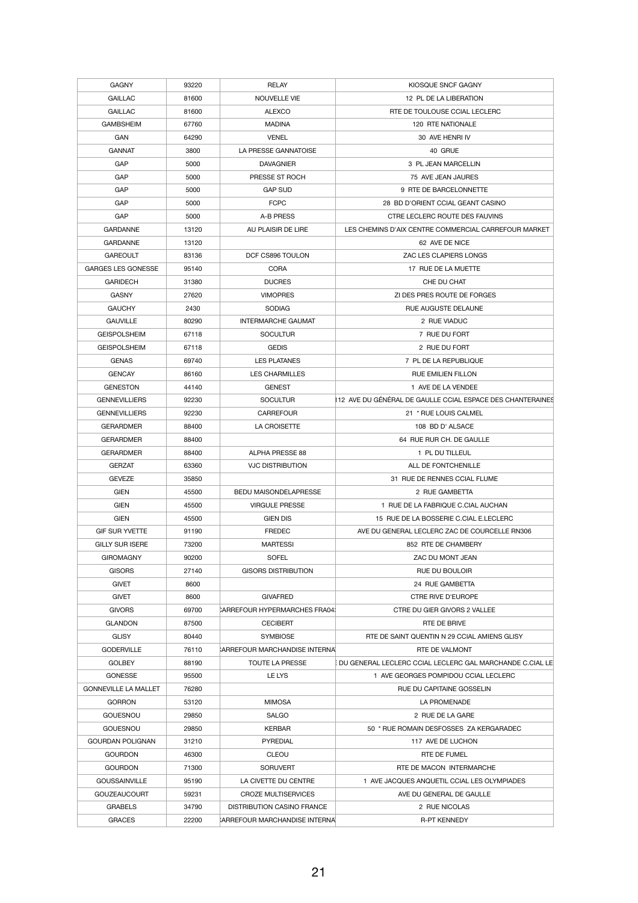| GAGNY | 93220 | RELAY | KIOSQUE SNCF GAGNY |
|---|---|---|---|
| GAILLAC | 81600 | NOUVELLE VIE | 12 PL DE LA LIBERATION |
| GAILLAC | 81600 | ALEXCO | RTE DE TOULOUSE CCIAL LECLERC |
| GAMBSHEIM | 67760 | MADINA | 120 RTE NATIONALE |
| GAN | 64290 | VENEL | 30 AVE HENRI IV |
| GANNAT | 3800 | LA PRESSE GANNATOISE | 40 GRUE |
| GAP | 5000 | DAVAGNIER | 3 PL JEAN MARCELLIN |
| GAP | 5000 | PRESSE ST ROCH | 75 AVE JEAN JAURES |
| GAP | 5000 | GAP SUD | 9 RTE DE BARCELONNETTE |
| GAP | 5000 | FCPC | 28 BD D'ORIENT CCIAL GEANT CASINO |
| GAP | 5000 | A-B PRESS | CTRE LECLERC ROUTE DES FAUVINS |
| GARDANNE | 13120 | AU PLAISIR DE LIRE | LES CHEMINS D'AIX CENTRE COMMERCIAL CARREFOUR MARKET |
| GARDANNE | 13120 | | 62 AVE DE NICE |
| GAREOULT | 83136 | DCF CS896 TOULON | ZAC LES CLAPIERS LONGS |
| GARGES LES GONESSE | 95140 | CORA | 17 RUE DE LA MUETTE |
| GARIDECH | 31380 | DUCRES | CHE DU CHAT |
| GASNY | 27620 | VIMOPRES | ZI DES PRES ROUTE DE FORGES |
| GAUCHY | 2430 | SODIAG | RUE AUGUSTE DELAUNE |
| GAUVILLE | 80290 | INTERMARCHE GAUMAT | 2 RUE VIADUC |
| GEISPOLSHEIM | 67118 | SOCULTUR | 7 RUE DU FORT |
| GEISPOLSHEIM | 67118 | GEDIS | 2 RUE DU FORT |
| GENAS | 69740 | LES PLATANES | 7 PL DE LA REPUBLIQUE |
| GENCAY | 86160 | LES CHARMILLES | RUE EMILIEN FILLON |
| GENESTON | 44140 | GENEST | 1 AVE DE LA VENDEE |
| GENNEVILLIERS | 92230 | SOCULTUR | 112 AVE DU GÉNÉRAL DE GAULLE CCIAL ESPACE DES CHANTERAINES |
| GENNEVILLIERS | 92230 | CARREFOUR | 21 * RUE LOUIS CALMEL |
| GERARDMER | 88400 | LA CROISETTE | 108 BD D' ALSACE |
| GERARDMER | 88400 | | 64 RUE RUR CH. DE GAULLE |
| GERARDMER | 88400 | ALPHA PRESSE 88 | 1 PL DU TILLEUL |
| GERZAT | 63360 | VJC DISTRIBUTION | ALL DE FONTCHENILLE |
| GEVEZE | 35850 | | 31 RUE DE RENNES CCIAL FLUME |
| GIEN | 45500 | BEDU MAISONDELAPRESSE | 2 RUE GAMBETTA |
| GIEN | 45500 | VIRGULE PRESSE | 1 RUE DE LA FABRIQUE C.CIAL AUCHAN |
| GIEN | 45500 | GIEN DIS | 15 RUE DE LA BOSSERIE C.CIAL E.LECLERC |
| GIF SUR YVETTE | 91190 | FREDEC | AVE DU GENERAL LECLERC ZAC DE COURCELLE RN306 |
| GILLY SUR ISERE | 73200 | MARTESSI | 852 RTE DE CHAMBERY |
| GIROMAGNY | 90200 | SOFEL | ZAC DU MONT JEAN |
| GISORS | 27140 | GISORS DISTRIBUTION | RUE DU BOULOIR |
| GIVET | 8600 | | 24 RUE GAMBETTA |
| GIVET | 8600 | GIVAFRED | CTRE RIVE D'EUROPE |
| GIVORS | 69700 | CARREFOUR HYPERMARCHES FRA04 | CTRE DU GIER GIVORS 2 VALLEE |
| GLANDON | 87500 | CECIBERT | RTE DE BRIVE |
| GLISY | 80440 | SYMBIOSE | RTE DE SAINT QUENTIN N 29 CCIAL AMIENS GLISY |
| GODERVILLE | 76110 | CARREFOUR MARCHANDISE INTERNA | RTE DE VALMONT |
| GOLBEY | 88190 | TOUTE LA PRESSE | DU GENERAL LECLERC CCIAL LECLERC GAL MARCHANDE C.CIAL LE |
| GONESSE | 95500 | LE LYS | 1 AVE GEORGES POMPIDOU CCIAL LECLERC |
| GONNEVILLE LA MALLET | 76280 | | RUE DU CAPITAINE GOSSELIN |
| GORRON | 53120 | MIMOSA | LA PROMENADE |
| GOUESNOU | 29850 | SALGO | 2 RUE DE LA GARE |
| GOUESNOU | 29850 | KERBAR | 50 * RUE ROMAIN DESFOSSES ZA KERGARADEC |
| GOURDAN POLIGNAN | 31210 | PYREDIAL | 117 AVE DE LUCHON |
| GOURDON | 46300 | CLEOU | RTE DE FUMEL |
| GOURDON | 71300 | SORUVERT | RTE DE MACON INTERMARCHE |
| GOUSSAINVILLE | 95190 | LA CIVETTE DU CENTRE | 1 AVE JACQUES ANQUETIL CCIAL LES OLYMPIADES |
| GOUZEAUCOURT | 59231 | CROZE MULTISERVICES | AVE DU GENERAL DE GAULLE |
| GRABELS | 34790 | DISTRIBUTION CASINO FRANCE | 2 RUE NICOLAS |
| GRACES | 22200 | CARREFOUR MARCHANDISE INTERNA | R-PT KENNEDY |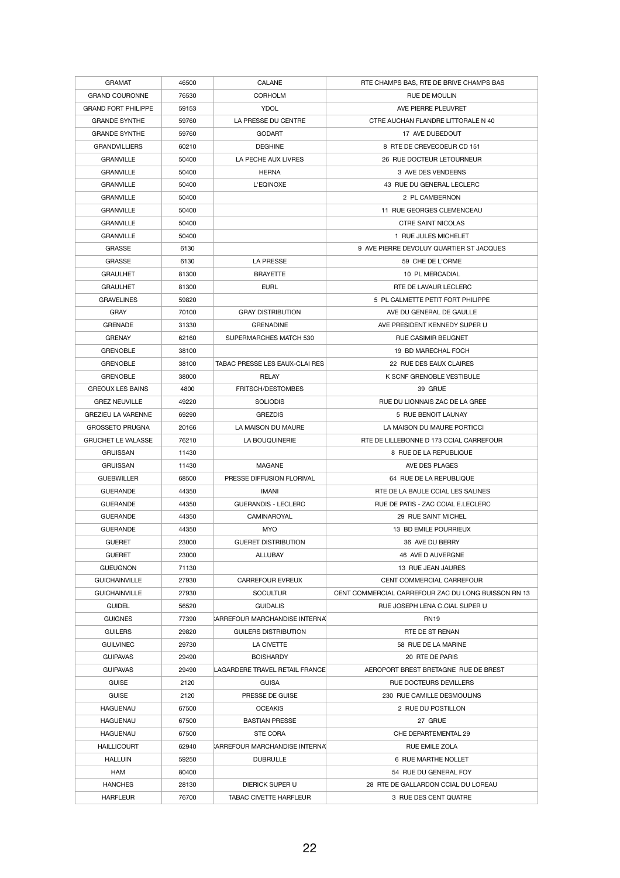| GRAMAT | 46500 | CALANE | RTE CHAMPS BAS, RTE DE BRIVE CHAMPS BAS |
|---|---|---|---|
| GRAND COURONNE | 76530 | CORHOLM | RUE DE MOULIN |
| GRAND FORT PHILIPPE | 59153 | YDOL | AVE PIERRE PLEUVRET |
| GRANDE SYNTHE | 59760 | LA PRESSE DU CENTRE | CTRE AUCHAN FLANDRE LITTORALE N 40 |
| GRANDE SYNTHE | 59760 | GODART | 17 AVE DUBEDOUT |
| GRANDVILLIERS | 60210 | DEGHINE | 8 RTE DE CREVECOEUR CD 151 |
| GRANVILLE | 50400 | LA PECHE AUX LIVRES | 26 RUE DOCTEUR LETOURNEUR |
| GRANVILLE | 50400 | HERNA | 3 AVE DES VENDEENS |
| GRANVILLE | 50400 | L'EQINOXE | 43 RUE DU GENERAL LECLERC |
| GRANVILLE | 50400 | | 2 PL CAMBERNON |
| GRANVILLE | 50400 | | 11 RUE GEORGES CLEMENCEAU |
| GRANVILLE | 50400 | | CTRE SAINT NICOLAS |
| GRANVILLE | 50400 | | 1 RUE JULES MICHELET |
| GRASSE | 6130 | | 9 AVE PIERRE DEVOLUY QUARTIER ST JACQUES |
| GRASSE | 6130 | LA PRESSE | 59 CHE DE L'ORME |
| GRAULHET | 81300 | BRAYETTE | 10 PL MERCADIAL |
| GRAULHET | 81300 | EURL | RTE DE LAVAUR LECLERC |
| GRAVELINES | 59820 | | 5 PL CALMETTE PETIT FORT PHILIPPE |
| GRAY | 70100 | GRAY DISTRIBUTION | AVE DU GENERAL DE GAULLE |
| GRENADE | 31330 | GRENADINE | AVE PRESIDENT KENNEDY SUPER U |
| GRENAY | 62160 | SUPERMARCHES MATCH 530 | RUE CASIMIR BEUGNET |
| GRENOBLE | 38100 | | 19 BD MARECHAL FOCH |
| GRENOBLE | 38100 | TABAC PRESSE LES EAUX-CLAI RES | 22 RUE DES EAUX CLAIRES |
| GRENOBLE | 38000 | RELAY | K SCNF GRENOBLE VESTIBULE |
| GREOUX LES BAINS | 4800 | FRITSCH/DESTOMBES | 39 GRUE |
| GREZ NEUVILLE | 49220 | SOLIODIS | RUE DU LIONNAIS ZAC DE LA GREE |
| GREZIEU LA VARENNE | 69290 | GREZDIS | 5 RUE BENOIT LAUNAY |
| GROSSETO PRUGNA | 20166 | LA MAISON DU MAURE | LA MAISON DU MAURE PORTICCI |
| GRUCHET LE VALASSE | 76210 | LA BOUQUINERIE | RTE DE LILLEBONNE D 173 CCIAL CARREFOUR |
| GRUISSAN | 11430 | | 8 RUE DE LA REPUBLIQUE |
| GRUISSAN | 11430 | MAGANE | AVE DES PLAGES |
| GUEBWILLER | 68500 | PRESSE DIFFUSION FLORIVAL | 64 RUE DE LA REPUBLIQUE |
| GUERANDE | 44350 | IMANI | RTE DE LA BAULE CCIAL LES SALINES |
| GUERANDE | 44350 | GUERANDIS - LECLERC | RUE DE PATIS - ZAC CCIAL E.LECLERC |
| GUERANDE | 44350 | CAMINAROYAL | 29 RUE SAINT MICHEL |
| GUERANDE | 44350 | MYO | 13 BD EMILE POURRIEUX |
| GUERET | 23000 | GUERET DISTRIBUTION | 36 AVE DU BERRY |
| GUERET | 23000 | ALLUBAY | 46 AVE D AUVERGNE |
| GUEUGNON | 71130 | | 13 RUE JEAN JAURES |
| GUICHAINVILLE | 27930 | CARREFOUR EVREUX | CENT COMMERCIAL CARREFOUR |
| GUICHAINVILLE | 27930 | SOCULTUR | CENT COMMERCIAL CARREFOUR ZAC DU LONG BUISSON RN 13 |
| GUIDEL | 56520 | GUIDALIS | RUE JOSEPH LENA C.CIAL SUPER U |
| GUIGNES | 77390 | CARREFOUR MARCHANDISE INTERNA | RN19 |
| GUILERS | 29820 | GUILERS DISTRIBUTION | RTE DE ST RENAN |
| GUILVINEC | 29730 | LA CIVETTE | 58 RUE DE LA MARINE |
| GUIPAVAS | 29490 | BOISHARDY | 20 RTE DE PARIS |
| GUIPAVAS | 29490 | LAGARDERE TRAVEL RETAIL FRANCE | AEROPORT BREST BRETAGNE RUE DE BREST |
| GUISE | 2120 | GUISA | RUE DOCTEURS DEVILLERS |
| GUISE | 2120 | PRESSE DE GUISE | 230 RUE CAMILLE DESMOULINS |
| HAGUENAU | 67500 | OCEAKIS | 2 RUE DU POSTILLON |
| HAGUENAU | 67500 | BASTIAN PRESSE | 27 GRUE |
| HAGUENAU | 67500 | STE CORA | CHE DEPARTEMENTAL 29 |
| HAILLICOURT | 62940 | CARREFOUR MARCHANDISE INTERNA | RUE EMILE ZOLA |
| HALLUIN | 59250 | DUBRULLE | 6 RUE MARTHE NOLLET |
| HAM | 80400 | | 54 RUE DU GENERAL FOY |
| HANCHES | 28130 | DIERICK SUPER U | 28 RTE DE GALLARDON CCIAL DU LOREAU |
| HARFLEUR | 76700 | TABAC CIVETTE HARFLEUR | 3 RUE DES CENT QUATRE |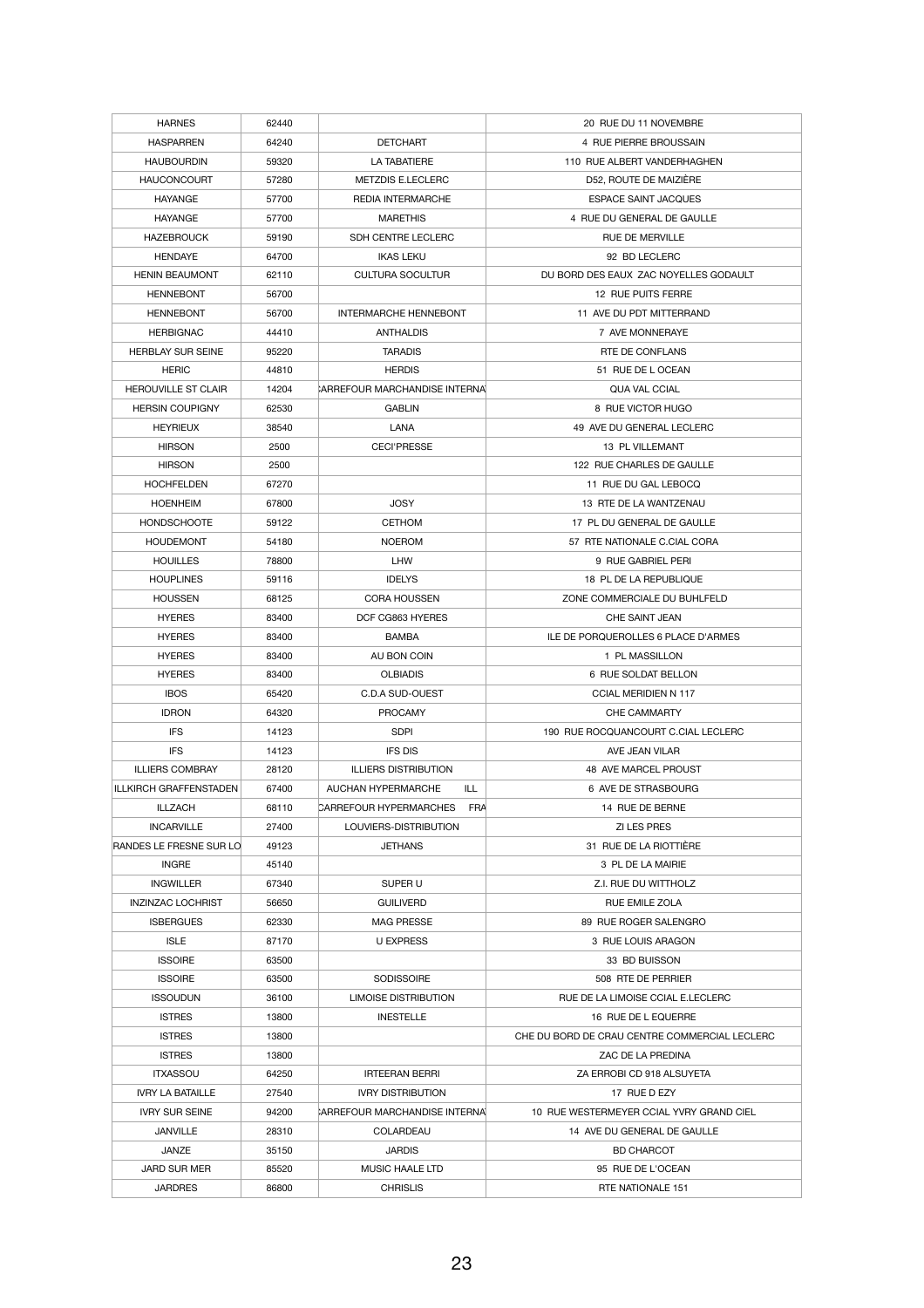| HARNES | 62440 | | 20 RUE DU 11 NOVEMBRE |
|---|---|---|---|
| HASPARREN | 64240 | DETCHART | 4 RUE PIERRE BROUSSAIN |
| HAUBOURDIN | 59320 | LA TABATIERE | 110 RUE ALBERT VANDERHAGHEN |
| HAUCONCOURT | 57280 | METZDIS E.LECLERC | D52, ROUTE DE MAIZIÈRE |
| HAYANGE | 57700 | REDIA INTERMARCHE | ESPACE SAINT JACQUES |
| HAYANGE | 57700 | MARETHIS | 4 RUE DU GENERAL DE GAULLE |
| HAZEBROUCK | 59190 | SDH CENTRE LECLERC | RUE DE MERVILLE |
| HENDAYE | 64700 | IKAS LEKU | 92 BD LECLERC |
| HENIN BEAUMONT | 62110 | CULTURA SOCULTUR | DU BORD DES EAUX ZAC NOYELLES GODAULT |
| HENNEBONT | 56700 | | 12 RUE PUITS FERRE |
| HENNEBONT | 56700 | INTERMARCHE HENNEBONT | 11 AVE DU PDT MITTERRAND |
| HERBIGNAC | 44410 | ANTHALDIS | 7 AVE MONNERAYE |
| HERBLAY SUR SEINE | 95220 | TARADIS | RTE DE CONFLANS |
| HERIC | 44810 | HERDIS | 51 RUE DE L OCEAN |
| HEROUVILLE ST CLAIR | 14204 | CARREFOUR MARCHANDISE INTERNA | QUA VAL CCIAL |
| HERSIN COUPIGNY | 62530 | GABLIN | 8 RUE VICTOR HUGO |
| HEYRIEUX | 38540 | LANA | 49 AVE DU GENERAL LECLERC |
| HIRSON | 2500 | CECI'PRESSE | 13 PL VILLEMANT |
| HIRSON | 2500 | | 122 RUE CHARLES DE GAULLE |
| HOCHFELDEN | 67270 | | 11 RUE DU GAL LEBOCQ |
| HOENHEIM | 67800 | JOSY | 13 RTE DE LA WANTZENAU |
| HONDSCHOOTE | 59122 | CETHOM | 17 PL DU GENERAL DE GAULLE |
| HOUDEMONT | 54180 | NOEROM | 57 RTE NATIONALE C.CIAL CORA |
| HOUILLES | 78800 | LHW | 9 RUE GABRIEL PERI |
| HOUPLINES | 59116 | IDELYS | 18 PL DE LA REPUBLIQUE |
| HOUSSEN | 68125 | CORA HOUSSEN | ZONE COMMERCIALE DU BUHLFELD |
| HYERES | 83400 | DCF CG863 HYERES | CHE SAINT JEAN |
| HYERES | 83400 | BAMBA | ILE DE PORQUEROLLES 6 PLACE D'ARMES |
| HYERES | 83400 | AU BON COIN | 1 PL MASSILLON |
| HYERES | 83400 | OLBIADIS | 6 RUE SOLDAT BELLON |
| IBOS | 65420 | C.D.A SUD-OUEST | CCIAL MERIDIEN N 117 |
| IDRON | 64320 | PROCAMY | CHE CAMMARTY |
| IFS | 14123 | SDPI | 190 RUE ROCQUANCOURT C.CIAL LECLERC |
| IFS | 14123 | IFS DIS | AVE JEAN VILAR |
| ILLIERS COMBRAY | 28120 | ILLIERS DISTRIBUTION | 48 AVE MARCEL PROUST |
| ILLKIRCH GRAFFENSTADEN | 67400 | AUCHAN HYPERMARCHE ILL | 6 AVE DE STRASBOURG |
| ILLZACH | 68110 | CARREFOUR HYPERMARCHES FRA | 14 RUE DE BERNE |
| INCARVILLE | 27400 | LOUVIERS-DISTRIBUTION | ZI LES PRES |
| RANDES LE FRESNE SUR LO | 49123 | JETHANS | 31 RUE DE LA RIOTTIÈRE |
| INGRE | 45140 | | 3 PL DE LA MAIRIE |
| INGWILLER | 67340 | SUPER U | Z.I. RUE DU WITTHOLZ |
| INZINZAC LOCHRIST | 56650 | GUILIVERD | RUE EMILE ZOLA |
| ISBERGUES | 62330 | MAG PRESSE | 89 RUE ROGER SALENGRO |
| ISLE | 87170 | U EXPRESS | 3 RUE LOUIS ARAGON |
| ISSOIRE | 63500 | | 33 BD BUISSON |
| ISSOIRE | 63500 | SODISSOIRE | 508 RTE DE PERRIER |
| ISSOUDUN | 36100 | LIMOISE DISTRIBUTION | RUE DE LA LIMOISE CCIAL E.LECLERC |
| ISTRES | 13800 | INESTELLE | 16 RUE DE L EQUERRE |
| ISTRES | 13800 | | CHE DU BORD DE CRAU CENTRE COMMERCIAL LECLERC |
| ISTRES | 13800 | | ZAC DE LA PREDINA |
| ITXASSOU | 64250 | IRTEERAN BERRI | ZA ERROBI CD 918 ALSUYETA |
| IVRY LA BATAILLE | 27540 | IVRY DISTRIBUTION | 17 RUE D EZY |
| IVRY SUR SEINE | 94200 | CARREFOUR MARCHANDISE INTERNA | 10 RUE WESTERMEYER CCIAL YVRY GRAND CIEL |
| JANVILLE | 28310 | COLARDEAU | 14 AVE DU GENERAL DE GAULLE |
| JANZE | 35150 | JARDIS | BD CHARCOT |
| JARD SUR MER | 85520 | MUSIC HAALE LTD | 95 RUE DE L'OCEAN |
| JARDRES | 86800 | CHRISLIS | RTE NATIONALE 151 |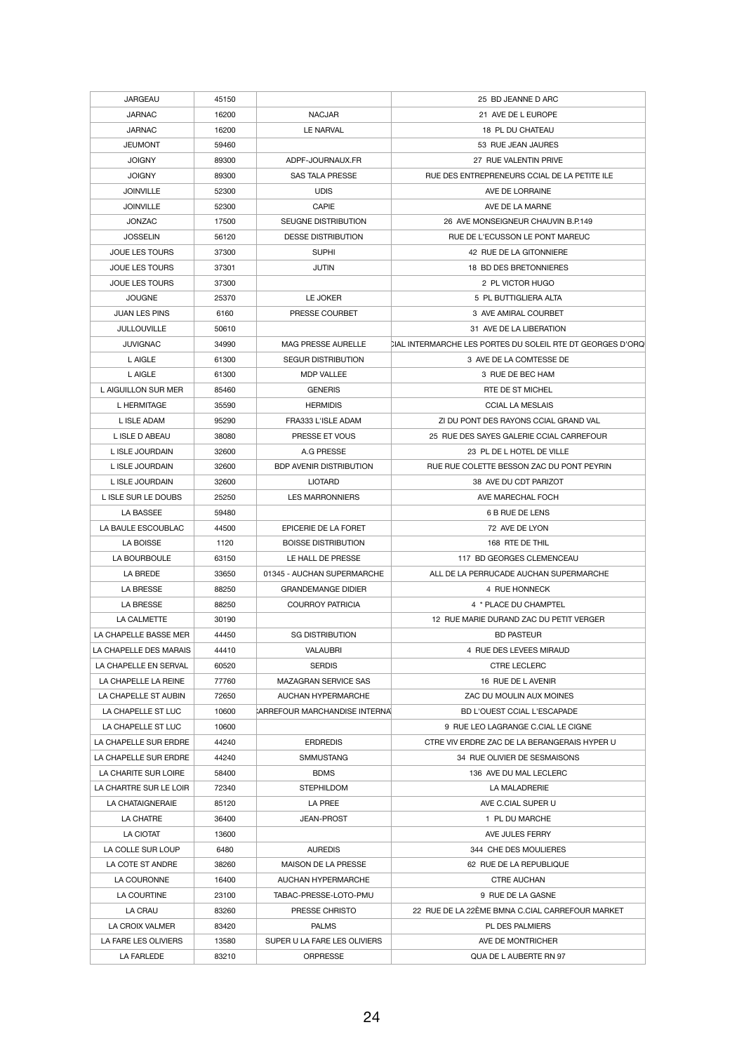| JARGEAU | 45150 | | 25 BD JEANNE D ARC |
|---|---|---|---|
| JARNAC | 16200 | NACJAR | 21 AVE DE L EUROPE |
| JARNAC | 16200 | LE NARVAL | 18 PL DU CHATEAU |
| JEUMONT | 59460 | | 53 RUE JEAN JAURES |
| JOIGNY | 89300 | ADPF-JOURNAUX.FR | 27 RUE VALENTIN PRIVE |
| JOIGNY | 89300 | SAS TALA PRESSE | RUE DES ENTREPRENEURS CCIAL DE LA PETITE ILE |
| JOINVILLE | 52300 | UDIS | AVE DE LORRAINE |
| JOINVILLE | 52300 | CAPIE | AVE DE LA MARNE |
| JONZAC | 17500 | SEUGNE DISTRIBUTION | 26 AVE MONSEIGNEUR CHAUVIN B.P.149 |
| JOSSELIN | 56120 | DESSE DISTRIBUTION | RUE DE L'ECUSSON LE PONT MAREUC |
| JOUE LES TOURS | 37300 | SUPHI | 42 RUE DE LA GITONNIERE |
| JOUE LES TOURS | 37301 | JUTIN | 18 BD DES BRETONNIERES |
| JOUE LES TOURS | 37300 | | 2 PL VICTOR HUGO |
| JOUGNE | 25370 | LE JOKER | 5 PL BUTTIGLIERA ALTA |
| JUAN LES PINS | 6160 | PRESSE COURBET | 3 AVE AMIRAL COURBET |
| JULLOUVILLE | 50610 | | 31 AVE DE LA LIBERATION |
| JUVIGNAC | 34990 | MAG PRESSE AURELLE | CIAL INTERMARCHE LES PORTES DU SOLEIL RTE DT GEORGES D'ORQ |
| L AIGLE | 61300 | SEGUR DISTRIBUTION | 3 AVE DE LA COMTESSE DE |
| L AIGLE | 61300 | MDP VALLEE | 3 RUE DE BEC HAM |
| L AIGUILLON SUR MER | 85460 | GENERIS | RTE DE ST MICHEL |
| L HERMITAGE | 35590 | HERMIDIS | CCIAL LA MESLAIS |
| L ISLE ADAM | 95290 | FRA333 L'ISLE ADAM | ZI DU PONT DES RAYONS CCIAL GRAND VAL |
| L ISLE D ABEAU | 38080 | PRESSE ET VOUS | 25 RUE DES SAYES GALERIE CCIAL CARREFOUR |
| L ISLE JOURDAIN | 32600 | A.G PRESSE | 23 PL DE L HOTEL DE VILLE |
| L ISLE JOURDAIN | 32600 | BDP AVENIR DISTRIBUTION | RUE RUE COLETTE BESSON ZAC DU PONT PEYRIN |
| L ISLE JOURDAIN | 32600 | LIOTARD | 38 AVE DU CDT PARIZOT |
| L ISLE SUR LE DOUBS | 25250 | LES MARRONNIERS | AVE MARECHAL FOCH |
| LA BASSEE | 59480 | | 6 B RUE DE LENS |
| LA BAULE ESCOUBLAC | 44500 | EPICERIE DE LA FORET | 72 AVE DE LYON |
| LA BOISSE | 1120 | BOISSE DISTRIBUTION | 168 RTE DE THIL |
| LA BOURBOULE | 63150 | LE HALL DE PRESSE | 117 BD GEORGES CLEMENCEAU |
| LA BREDE | 33650 | 01345 - AUCHAN SUPERMARCHE | ALL DE LA PERRUCADE AUCHAN SUPERMARCHE |
| LA BRESSE | 88250 | GRANDEMANGE DIDIER | 4 RUE HONNECK |
| LA BRESSE | 88250 | COURROY PATRICIA | 4 * PLACE DU CHAMPTEL |
| LA CALMETTE | 30190 | | 12 RUE MARIE DURAND ZAC DU PETIT VERGER |
| LA CHAPELLE BASSE MER | 44450 | SG DISTRIBUTION | BD PASTEUR |
| LA CHAPELLE DES MARAIS | 44410 | VALAUBRI | 4 RUE DES LEVEES MIRAUD |
| LA CHAPELLE EN SERVAL | 60520 | SERDIS | CTRE LECLERC |
| LA CHAPELLE LA REINE | 77760 | MAZAGRAN SERVICE SAS | 16 RUE DE L AVENIR |
| LA CHAPELLE ST AUBIN | 72650 | AUCHAN HYPERMARCHE | ZAC DU MOULIN AUX MOINES |
| LA CHAPELLE ST LUC | 10600 | CARREFOUR MARCHANDISE INTERNA | BD L'OUEST CCIAL L'ESCAPADE |
| LA CHAPELLE ST LUC | 10600 | | 9 RUE LEO LAGRANGE C.CIAL LE CIGNE |
| LA CHAPELLE SUR ERDRE | 44240 | ERDREDIS | CTRE VIV ERDRE ZAC DE LA BERANGERAIS HYPER U |
| LA CHAPELLE SUR ERDRE | 44240 | SMMUSTANG | 34 RUE OLIVIER DE SESMAISONS |
| LA CHARITE SUR LOIRE | 58400 | BDMS | 136 AVE DU MAL LECLERC |
| LA CHARTRE SUR LE LOIR | 72340 | STEPHILDOM | LA MALADRERIE |
| LA CHATAIGNERAIE | 85120 | LA PREE | AVE C.CIAL SUPER U |
| LA CHATRE | 36400 | JEAN-PROST | 1 PL DU MARCHE |
| LA CIOTAT | 13600 | | AVE JULES FERRY |
| LA COLLE SUR LOUP | 6480 | AUREDIS | 344 CHE DES MOULIERES |
| LA COTE ST ANDRE | 38260 | MAISON DE LA PRESSE | 62 RUE DE LA REPUBLIQUE |
| LA COURONNE | 16400 | AUCHAN HYPERMARCHE | CTRE AUCHAN |
| LA COURTINE | 23100 | TABAC-PRESSE-LOTO-PMU | 9 RUE DE LA GASNE |
| LA CRAU | 83260 | PRESSE CHRISTO | 22 RUE DE LA 22ÈME BMNA C.CIAL CARREFOUR MARKET |
| LA CROIX VALMER | 83420 | PALMS | PL DES PALMIERS |
| LA FARE LES OLIVIERS | 13580 | SUPER U LA FARE LES OLIVIERS | AVE DE MONTRICHER |
| LA FARLEDE | 83210 | ORPRESSE | QUA DE L AUBERTE RN 97 |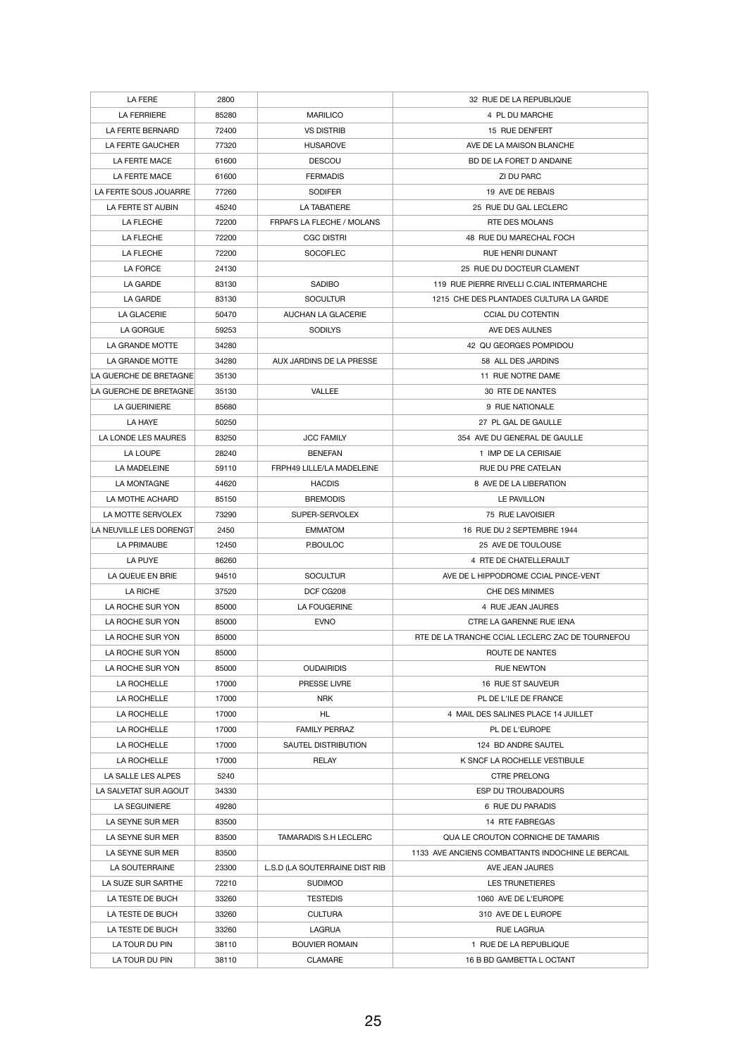| LA FERE | 2800 | | 32 RUE DE LA REPUBLIQUE |
|---|---|---|---|
| LA FERRIERE | 85280 | MARILICO | 4 PL DU MARCHE |
| LA FERTE BERNARD | 72400 | VS DISTRIB | 15 RUE DENFERT |
| LA FERTE GAUCHER | 77320 | HUSAROVE | AVE DE LA MAISON BLANCHE |
| LA FERTE MACE | 61600 | DESCOU | BD DE LA FORET D ANDAINE |
| LA FERTE MACE | 61600 | FERMADIS | ZI DU PARC |
| LA FERTE SOUS JOUARRE | 77260 | SODIFER | 19 AVE DE REBAIS |
| LA FERTE ST AUBIN | 45240 | LA TABATIERE | 25 RUE DU GAL LECLERC |
| LA FLECHE | 72200 | FRPAFS LA FLECHE / MOLANS | RTE DES MOLANS |
| LA FLECHE | 72200 | CGC DISTRI | 48 RUE DU MARECHAL FOCH |
| LA FLECHE | 72200 | SOCOFLEC | RUE HENRI DUNANT |
| LA FORCE | 24130 | | 25 RUE DU DOCTEUR CLAMENT |
| LA GARDE | 83130 | SADIBO | 119 RUE PIERRE RIVELLI C.CIAL INTERMARCHE |
| LA GARDE | 83130 | SOCULTUR | 1215 CHE DES PLANTADES CULTURA LA GARDE |
| LA GLACERIE | 50470 | AUCHAN LA GLACERIE | CCIAL DU COTENTIN |
| LA GORGUE | 59253 | SODILYS | AVE DES AULNES |
| LA GRANDE MOTTE | 34280 | | 42 QU GEORGES POMPIDOU |
| LA GRANDE MOTTE | 34280 | AUX JARDINS DE LA PRESSE | 58 ALL DES JARDINS |
| LA GUERCHE DE BRETAGNE | 35130 | | 11 RUE NOTRE DAME |
| LA GUERCHE DE BRETAGNE | 35130 | VALLEE | 30 RTE DE NANTES |
| LA GUERINIERE | 85680 | | 9 RUE NATIONALE |
| LA HAYE | 50250 | | 27 PL GAL DE GAULLE |
| LA LONDE LES MAURES | 83250 | JCC FAMILY | 354 AVE DU GENERAL DE GAULLE |
| LA LOUPE | 28240 | BENEFAN | 1 IMP DE LA CERISAIE |
| LA MADELEINE | 59110 | FRPH49 LILLE/LA MADELEINE | RUE DU PRE CATELAN |
| LA MONTAGNE | 44620 | HACDIS | 8 AVE DE LA LIBERATION |
| LA MOTHE ACHARD | 85150 | BREMODIS | LE PAVILLON |
| LA MOTTE SERVOLEX | 73290 | SUPER-SERVOLEX | 75 RUE LAVOISIER |
| LA NEUVILLE LES DORENGT | 2450 | EMMATOM | 16 RUE DU 2 SEPTEMBRE 1944 |
| LA PRIMAUBE | 12450 | P.BOULOC | 25 AVE DE TOULOUSE |
| LA PUYE | 86260 | | 4 RTE DE CHATELLERAULT |
| LA QUEUE EN BRIE | 94510 | SOCULTUR | AVE DE L HIPPODROME CCIAL PINCE-VENT |
| LA RICHE | 37520 | DCF CG208 | CHE DES MINIMES |
| LA ROCHE SUR YON | 85000 | LA FOUGERINE | 4 RUE JEAN JAURES |
| LA ROCHE SUR YON | 85000 | EVNO | CTRE LA GARENNE RUE IENA |
| LA ROCHE SUR YON | 85000 | | RTE DE LA TRANCHE CCIAL LECLERC ZAC DE TOURNEFOU |
| LA ROCHE SUR YON | 85000 | | ROUTE DE NANTES |
| LA ROCHE SUR YON | 85000 | OUDAIRIDIS | RUE NEWTON |
| LA ROCHELLE | 17000 | PRESSE LIVRE | 16 RUE ST SAUVEUR |
| LA ROCHELLE | 17000 | NRK | PL DE L'ILE DE FRANCE |
| LA ROCHELLE | 17000 | HL | 4 MAIL DES SALINES PLACE 14 JUILLET |
| LA ROCHELLE | 17000 | FAMILY PERRAZ | PL DE L'EUROPE |
| LA ROCHELLE | 17000 | SAUTEL DISTRIBUTION | 124 BD ANDRE SAUTEL |
| LA ROCHELLE | 17000 | RELAY | K SNCF LA ROCHELLE VESTIBULE |
| LA SALLE LES ALPES | 5240 | | CTRE PRELONG |
| LA SALVETAT SUR AGOUT | 34330 | | ESP DU TROUBADOURS |
| LA SEGUINIERE | 49280 | | 6 RUE DU PARADIS |
| LA SEYNE SUR MER | 83500 | | 14 RTE FABREGAS |
| LA SEYNE SUR MER | 83500 | TAMARADIS S.H LECLERC | QUA LE CROUTON CORNICHE DE TAMARIS |
| LA SEYNE SUR MER | 83500 | | 1133 AVE ANCIENS COMBATTANTS INDOCHINE LE BERCAIL |
| LA SOUTERRAINE | 23300 | L.S.D (LA SOUTERRAINE DIST RIB | AVE JEAN JAURES |
| LA SUZE SUR SARTHE | 72210 | SUDIMOD | LES TRUNETIERES |
| LA TESTE DE BUCH | 33260 | TESTEDIS | 1060 AVE DE L'EUROPE |
| LA TESTE DE BUCH | 33260 | CULTURA | 310 AVE DE L EUROPE |
| LA TESTE DE BUCH | 33260 | LAGRUA | RUE LAGRUA |
| LA TOUR DU PIN | 38110 | BOUVIER ROMAIN | 1 RUE DE LA REPUBLIQUE |
| LA TOUR DU PIN | 38110 | CLAMARE | 16 B BD GAMBETTA L OCTANT |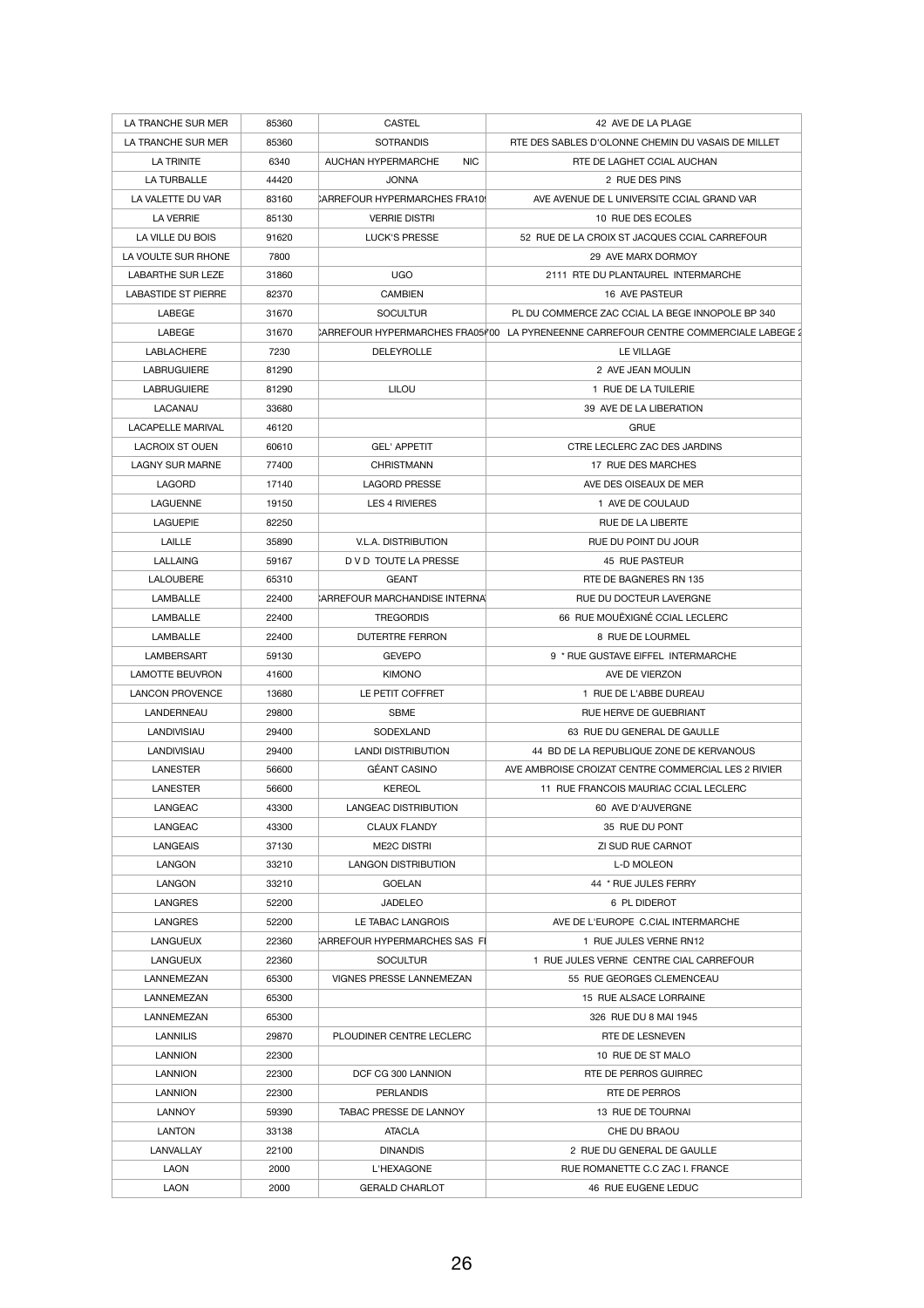| LA TRANCHE SUR MER | 85360 | CASTEL | 42 AVE DE LA PLAGE |
|---|---|---|---|
| LA TRANCHE SUR MER | 85360 | SOTRANDIS | RTE DES SABLES D'OLONNE CHEMIN DU VASAIS DE MILLET |
| LA TRINITE | 6340 | AUCHAN HYPERMARCHE NIC | RTE DE LAGHET CCIAL AUCHAN |
| LA TURBALLE | 44420 | JONNA | 2 RUE DES PINS |
| LA VALETTE DU VAR | 83160 | CARREFOUR HYPERMARCHES FRA10 | AVE AVENUE DE L UNIVERSITE CCIAL GRAND VAR |
| LA VERRIE | 85130 | VERRIE DISTRI | 10 RUE DES ECOLES |
| LA VILLE DU BOIS | 91620 | LUCK'S PRESSE | 52 RUE DE LA CROIX ST JACQUES CCIAL CARREFOUR |
| LA VOULTE SUR RHONE | 7800 | | 29 AVE MARX DORMOY |
| LABARTHE SUR LEZE | 31860 | UGO | 2111 RTE DU PLANTAUREL INTERMARCHE |
| LABASTIDE ST PIERRE | 82370 | CAMBIEN | 16 AVE PASTEUR |
| LABEGE | 31670 | SOCULTUR | PL DU COMMERCE ZAC CCIAL LA BEGE INNOPOLE BP 340 |
| LABEGE | 31670 | CARREFOUR HYPERMARCHES FRA05 | 00 LA PYRENEENNE CARREFOUR CENTRE COMMERCIALE LABEGE 2 |
| LABLACHERE | 7230 | DELEYROLLE | LE VILLAGE |
| LABRUGUIERE | 81290 | | 2 AVE JEAN MOULIN |
| LABRUGUIERE | 81290 | LILOU | 1 RUE DE LA TUILERIE |
| LACANAU | 33680 | | 39 AVE DE LA LIBERATION |
| LACAPELLE MARIVAL | 46120 | | GRUE |
| LACROIX ST OUEN | 60610 | GEL' APPETIT | CTRE LECLERC ZAC DES JARDINS |
| LAGNY SUR MARNE | 77400 | CHRISTMANN | 17 RUE DES MARCHES |
| LAGORD | 17140 | LAGORD PRESSE | AVE DES OISEAUX DE MER |
| LAGUENNE | 19150 | LES 4 RIVIERES | 1 AVE DE COULAUD |
| LAGUEPIE | 82250 | | RUE DE LA LIBERTE |
| LAILLE | 35890 | V.L.A. DISTRIBUTION | RUE DU POINT DU JOUR |
| LALLAING | 59167 | D V D TOUTE LA PRESSE | 45 RUE PASTEUR |
| LALOUBERE | 65310 | GEANT | RTE DE BAGNERES RN 135 |
| LAMBALLE | 22400 | CARREFOUR MARCHANDISE INTERNA | RUE DU DOCTEUR LAVERGNE |
| LAMBALLE | 22400 | TREGORDIS | 66 RUE MOUËXIGNÉ CCIAL LECLERC |
| LAMBALLE | 22400 | DUTERTRE FERRON | 8 RUE DE LOURMEL |
| LAMBERSART | 59130 | GEVEPO | 9 * RUE GUSTAVE EIFFEL INTERMARCHE |
| LAMOTTE BEUVRON | 41600 | KIMONO | AVE DE VIERZON |
| LANCON PROVENCE | 13680 | LE PETIT COFFRET | 1 RUE DE L'ABBE DUREAU |
| LANDERNEAU | 29800 | SBME | RUE HERVE DE GUEBRIANT |
| LANDIVISIAU | 29400 | SODEXLAND | 63 RUE DU GENERAL DE GAULLE |
| LANDIVISIAU | 29400 | LANDI DISTRIBUTION | 44 BD DE LA REPUBLIQUE ZONE DE KERVANOUS |
| LANESTER | 56600 | GÉANT CASINO | AVE AMBROISE CROIZAT CENTRE COMMERCIAL LES 2 RIVIER |
| LANESTER | 56600 | KEREOL | 11 RUE FRANCOIS MAURIAC CCIAL LECLERC |
| LANGEAC | 43300 | LANGEAC DISTRIBUTION | 60 AVE D'AUVERGNE |
| LANGEAC | 43300 | CLAUX FLANDY | 35 RUE DU PONT |
| LANGEAIS | 37130 | ME2C DISTRI | ZI SUD RUE CARNOT |
| LANGON | 33210 | LANGON DISTRIBUTION | L-D MOLEON |
| LANGON | 33210 | GOELAN | 44 * RUE JULES FERRY |
| LANGRES | 52200 | JADELEO | 6 PL DIDEROT |
| LANGRES | 52200 | LE TABAC LANGROIS | AVE DE L'EUROPE C.CIAL INTERMARCHE |
| LANGUEUX | 22360 | CARREFOUR HYPERMARCHES SAS F | 1 RUE JULES VERNE RN12 |
| LANGUEUX | 22360 | SOCULTUR | 1 RUE JULES VERNE CENTRE CIAL CARREFOUR |
| LANNEMEZAN | 65300 | VIGNES PRESSE LANNEMEZAN | 55 RUE GEORGES CLEMENCEAU |
| LANNEMEZAN | 65300 | | 15 RUE ALSACE LORRAINE |
| LANNEMEZAN | 65300 | | 326 RUE DU 8 MAI 1945 |
| LANNILIS | 29870 | PLOUDINER CENTRE LECLERC | RTE DE LESNEVEN |
| LANNION | 22300 | | 10 RUE DE ST MALO |
| LANNION | 22300 | DCF CG 300 LANNION | RTE DE PERROS GUIRREC |
| LANNION | 22300 | PERLANDIS | RTE DE PERROS |
| LANNOY | 59390 | TABAC PRESSE DE LANNOY | 13 RUE DE TOURNAI |
| LANTON | 33138 | ATACLA | CHE DU BRAOU |
| LANVALLAY | 22100 | DINANDIS | 2 RUE DU GENERAL DE GAULLE |
| LAON | 2000 | L'HEXAGONE | RUE ROMANETTE C.C ZAC I. FRANCE |
| LAON | 2000 | GERALD CHARLOT | 46 RUE EUGENE LEDUC |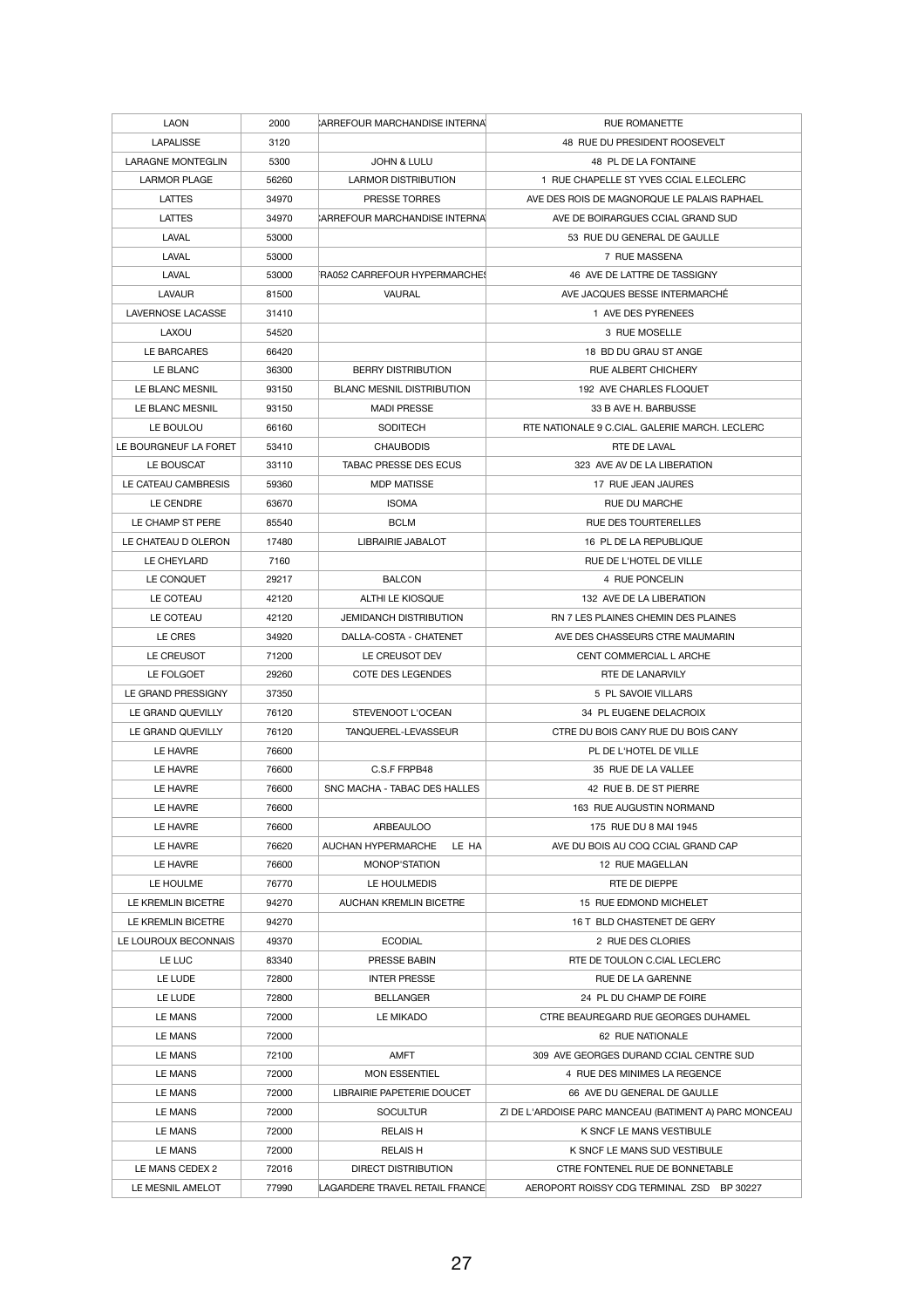| LAON | 2000 | CARREFOUR MARCHANDISE INTERNA | RUE ROMANETTE |
|---|---|---|---|
| LAPALISSE | 3120 | | 48 RUE DU PRESIDENT ROOSEVELT |
| LARAGNE MONTEGLIN | 5300 | JOHN & LULU | 48 PL DE LA FONTAINE |
| LARMOR PLAGE | 56260 | LARMOR DISTRIBUTION | 1 RUE CHAPELLE ST YVES CCIAL E.LECLERC |
| LATTES | 34970 | PRESSE TORRES | AVE DES ROIS DE MAGNORQUE LE PALAIS RAPHAEL |
| LATTES | 34970 | CARREFOUR MARCHANDISE INTERNA | AVE DE BOIRARGUES CCIAL GRAND SUD |
| LAVAL | 53000 | | 53 RUE DU GENERAL DE GAULLE |
| LAVAL | 53000 | | 7 RUE MASSENA |
| LAVAL | 53000 | RA052 CARREFOUR HYPERMARCHES | 46 AVE DE LATTRE DE TASSIGNY |
| LAVAUR | 81500 | VAURAL | AVE JACQUES BESSE INTERMARCHÉ |
| LAVERNOSE LACASSE | 31410 | | 1 AVE DES PYRENEES |
| LAXOU | 54520 | | 3 RUE MOSELLE |
| LE BARCARES | 66420 | | 18 BD DU GRAU ST ANGE |
| LE BLANC | 36300 | BERRY DISTRIBUTION | RUE ALBERT CHICHERY |
| LE BLANC MESNIL | 93150 | BLANC MESNIL DISTRIBUTION | 192 AVE CHARLES FLOQUET |
| LE BLANC MESNIL | 93150 | MADI PRESSE | 33 B AVE H. BARBUSSE |
| LE BOULOU | 66160 | SODITECH | RTE NATIONALE 9 C.CIAL. GALERIE MARCH. LECLERC |
| LE BOURGNEUF LA FORET | 53410 | CHAUBODIS | RTE DE LAVAL |
| LE BOUSCAT | 33110 | TABAC PRESSE DES ECUS | 323 AVE AV DE LA LIBERATION |
| LE CATEAU CAMBRESIS | 59360 | MDP MATISSE | 17 RUE JEAN JAURES |
| LE CENDRE | 63670 | ISOMA | RUE DU MARCHE |
| LE CHAMP ST PERE | 85540 | BCLM | RUE DES TOURTERELLES |
| LE CHATEAU D OLERON | 17480 | LIBRAIRIE JABALOT | 16 PL DE LA REPUBLIQUE |
| LE CHEYLARD | 7160 | | RUE DE L'HOTEL DE VILLE |
| LE CONQUET | 29217 | BALCON | 4 RUE PONCELIN |
| LE COTEAU | 42120 | ALTHI LE KIOSQUE | 132 AVE DE LA LIBERATION |
| LE COTEAU | 42120 | JEMIDANCH DISTRIBUTION | RN 7 LES PLAINES CHEMIN DES PLAINES |
| LE CRES | 34920 | DALLA-COSTA - CHATENET | AVE DES CHASSEURS CTRE MAUMARIN |
| LE CREUSOT | 71200 | LE CREUSOT DEV | CENT COMMERCIAL L ARCHE |
| LE FOLGOET | 29260 | COTE DES LEGENDES | RTE DE LANARVILY |
| LE GRAND PRESSIGNY | 37350 | | 5 PL SAVOIE VILLARS |
| LE GRAND QUEVILLY | 76120 | STEVENOOT L'OCEAN | 34 PL EUGENE DELACROIX |
| LE GRAND QUEVILLY | 76120 | TANQUEREL-LEVASSEUR | CTRE DU BOIS CANY RUE DU BOIS CANY |
| LE HAVRE | 76600 | | PL DE L'HOTEL DE VILLE |
| LE HAVRE | 76600 | C.S.F FRPB48 | 35 RUE DE LA VALLEE |
| LE HAVRE | 76600 | SNC MACHA - TABAC DES HALLES | 42 RUE B. DE ST PIERRE |
| LE HAVRE | 76600 | | 163 RUE AUGUSTIN NORMAND |
| LE HAVRE | 76600 | ARBEAULOO | 175 RUE DU 8 MAI 1945 |
| LE HAVRE | 76620 | AUCHAN HYPERMARCHE LE HA | AVE DU BOIS AU COQ CCIAL GRAND CAP |
| LE HAVRE | 76600 | MONOP'STATION | 12 RUE MAGELLAN |
| LE HOULME | 76770 | LE HOULMEDIS | RTE DE DIEPPE |
| LE KREMLIN BICETRE | 94270 | AUCHAN KREMLIN BICETRE | 15 RUE EDMOND MICHELET |
| LE KREMLIN BICETRE | 94270 | | 16 T BLD CHASTENET DE GERY |
| LE LOUROUX BECONNAIS | 49370 | ECODIAL | 2 RUE DES CLORIES |
| LE LUC | 83340 | PRESSE BABIN | RTE DE TOULON C.CIAL LECLERC |
| LE LUDE | 72800 | INTER PRESSE | RUE DE LA GARENNE |
| LE LUDE | 72800 | BELLANGER | 24 PL DU CHAMP DE FOIRE |
| LE MANS | 72000 | LE MIKADO | CTRE BEAUREGARD RUE GEORGES DUHAMEL |
| LE MANS | 72000 | | 62 RUE NATIONALE |
| LE MANS | 72100 | AMFT | 309 AVE GEORGES DURAND CCIAL CENTRE SUD |
| LE MANS | 72000 | MON ESSENTIEL | 4 RUE DES MINIMES LA REGENCE |
| LE MANS | 72000 | LIBRAIRIE PAPETERIE DOUCET | 66 AVE DU GENERAL DE GAULLE |
| LE MANS | 72000 | SOCULTUR | ZI DE L'ARDOISE PARC MANCEAU (BATIMENT A) PARC MONCEAU |
| LE MANS | 72000 | RELAIS H | K SNCF LE MANS VESTIBULE |
| LE MANS | 72000 | RELAIS H | K SNCF LE MANS SUD VESTIBULE |
| LE MANS CEDEX 2 | 72016 | DIRECT DISTRIBUTION | CTRE FONTENEL RUE DE BONNETABLE |
| LE MESNIL AMELOT | 77990 | LAGARDERE TRAVEL RETAIL FRANCE | AEROPORT ROISSY CDG TERMINAL ZSD BP 30227 |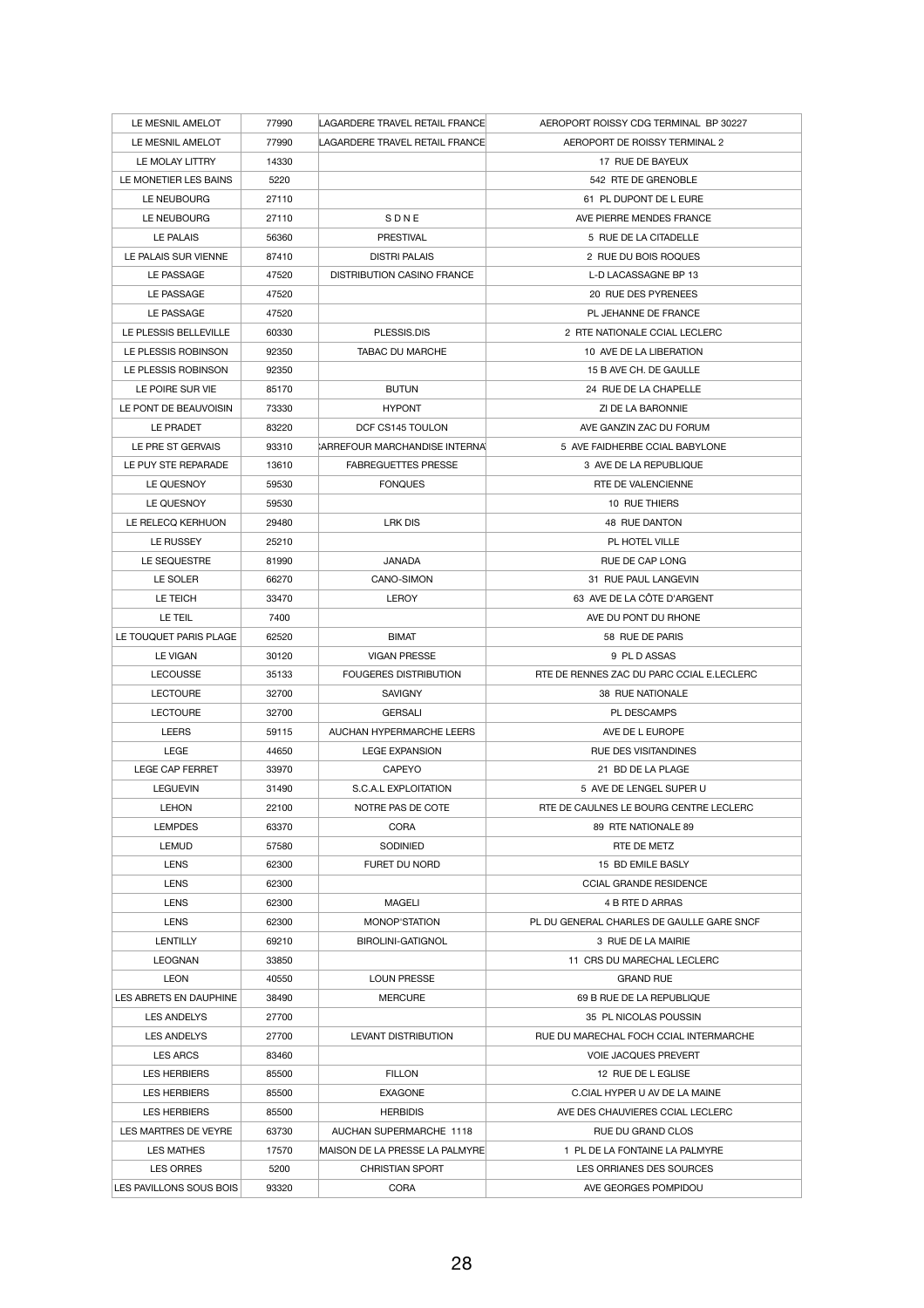| LE MESNIL AMELOT | 77990 | LAGARDERE TRAVEL RETAIL FRANCE | AEROPORT ROISSY CDG TERMINAL BP 30227 |
|---|---|---|---|
| LE MESNIL AMELOT | 77990 | LAGARDERE TRAVEL RETAIL FRANCE | AEROPORT DE ROISSY TERMINAL 2 |
| LE MOLAY LITTRY | 14330 | | 17 RUE DE BAYEUX |
| LE MONETIER LES BAINS | 5220 | | 542 RTE DE GRENOBLE |
| LE NEUBOURG | 27110 | | 61 PL DUPONT DE L EURE |
| LE NEUBOURG | 27110 | S D N E | AVE PIERRE MENDES FRANCE |
| LE PALAIS | 56360 | PRESTIVAL | 5 RUE DE LA CITADELLE |
| LE PALAIS SUR VIENNE | 87410 | DISTRI PALAIS | 2 RUE DU BOIS ROQUES |
| LE PASSAGE | 47520 | DISTRIBUTION CASINO FRANCE | L-D LACASSAGNE BP 13 |
| LE PASSAGE | 47520 | | 20 RUE DES PYRENEES |
| LE PASSAGE | 47520 | | PL JEHANNE DE FRANCE |
| LE PLESSIS BELLEVILLE | 60330 | PLESSIS.DIS | 2 RTE NATIONALE CCIAL LECLERC |
| LE PLESSIS ROBINSON | 92350 | TABAC DU MARCHE | 10 AVE DE LA LIBERATION |
| LE PLESSIS ROBINSON | 92350 | | 15 B AVE CH. DE GAULLE |
| LE POIRE SUR VIE | 85170 | BUTUN | 24 RUE DE LA CHAPELLE |
| LE PONT DE BEAUVOISIN | 73330 | HYPONT | ZI DE LA BARONNIE |
| LE PRADET | 83220 | DCF CS145 TOULON | AVE GANZIN ZAC DU FORUM |
| LE PRE ST GERVAIS | 93310 | CARREFOUR MARCHANDISE INTERNA | 5 AVE FAIDHERBE CCIAL BABYLONE |
| LE PUY STE REPARADE | 13610 | FABREGUETTES PRESSE | 3 AVE DE LA REPUBLIQUE |
| LE QUESNOY | 59530 | FONQUES | RTE DE VALENCIENNE |
| LE QUESNOY | 59530 | | 10 RUE THIERS |
| LE RELECQ KERHUON | 29480 | LRK DIS | 48 RUE DANTON |
| LE RUSSEY | 25210 | | PL HOTEL VILLE |
| LE SEQUESTRE | 81990 | JANADA | RUE DE CAP LONG |
| LE SOLER | 66270 | CANO-SIMON | 31 RUE PAUL LANGEVIN |
| LE TEICH | 33470 | LEROY | 63 AVE DE LA CÔTE D'ARGENT |
| LE TEIL | 7400 | | AVE DU PONT DU RHONE |
| LE TOUQUET PARIS PLAGE | 62520 | BIMAT | 58 RUE DE PARIS |
| LE VIGAN | 30120 | VIGAN PRESSE | 9 PL D ASSAS |
| LECOUSSE | 35133 | FOUGERES DISTRIBUTION | RTE DE RENNES ZAC DU PARC CCIAL E.LECLERC |
| LECTOURE | 32700 | SAVIGNY | 38 RUE NATIONALE |
| LECTOURE | 32700 | GERSALI | PL DESCAMPS |
| LEERS | 59115 | AUCHAN HYPERMARCHE LEERS | AVE DE L EUROPE |
| LEGE | 44650 | LEGE EXPANSION | RUE DES VISITANDINES |
| LEGE CAP FERRET | 33970 | CAPEYO | 21 BD DE LA PLAGE |
| LEGUEVIN | 31490 | S.C.A.L EXPLOITATION | 5 AVE DE LENGEL SUPER U |
| LEHON | 22100 | NOTRE PAS DE COTE | RTE DE CAULNES LE BOURG CENTRE LECLERC |
| LEMPDES | 63370 | CORA | 89 RTE NATIONALE 89 |
| LEMUD | 57580 | SODINIED | RTE DE METZ |
| LENS | 62300 | FURET DU NORD | 15 BD EMILE BASLY |
| LENS | 62300 | | CCIAL GRANDE RESIDENCE |
| LENS | 62300 | MAGELI | 4 B RTE D ARRAS |
| LENS | 62300 | MONOP'STATION | PL DU GENERAL CHARLES DE GAULLE GARE SNCF |
| LENTILLY | 69210 | BIROLINI-GATIGNOL | 3 RUE DE LA MAIRIE |
| LEOGNAN | 33850 | | 11 CRS DU MARECHAL LECLERC |
| LEON | 40550 | LOUN PRESSE | GRAND RUE |
| LES ABRETS EN DAUPHINE | 38490 | MERCURE | 69 B RUE DE LA REPUBLIQUE |
| LES ANDELYS | 27700 | | 35 PL NICOLAS POUSSIN |
| LES ANDELYS | 27700 | LEVANT DISTRIBUTION | RUE DU MARECHAL FOCH CCIAL INTERMARCHE |
| LES ARCS | 83460 | | VOIE JACQUES PREVERT |
| LES HERBIERS | 85500 | FILLON | 12 RUE DE L EGLISE |
| LES HERBIERS | 85500 | EXAGONE | C.CIAL HYPER U AV DE LA MAINE |
| LES HERBIERS | 85500 | HERBIDIS | AVE DES CHAUVIERES CCIAL LECLERC |
| LES MARTRES DE VEYRE | 63730 | AUCHAN SUPERMARCHE 1118 | RUE DU GRAND CLOS |
| LES MATHES | 17570 | MAISON DE LA PRESSE LA PALMYRE | 1 PL DE LA FONTAINE LA PALMYRE |
| LES ORRES | 5200 | CHRISTIAN SPORT | LES ORRIANES DES SOURCES |
| LES PAVILLONS SOUS BOIS | 93320 | CORA | AVE GEORGES POMPIDOU |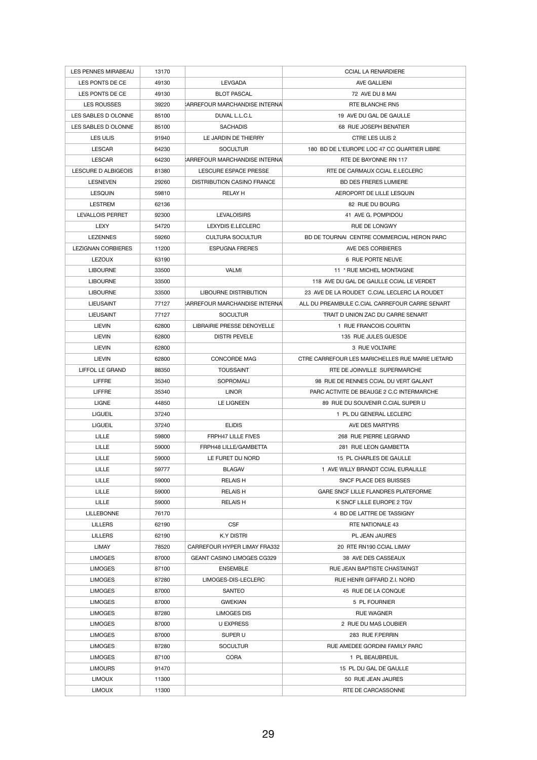| | | | |
|---|---|---|---|
| LES PENNES MIRABEAU | 13170 | | CCIAL LA RENARDIERE |
| LES PONTS DE CE | 49130 | LEVGADA | AVE GALLIENI |
| LES PONTS DE CE | 49130 | BLOT PASCAL | 72 AVE DU 8 MAI |
| LES ROUSSES | 39220 | CARREFOUR MARCHANDISE INTERNA | RTE BLANCHE RN5 |
| LES SABLES D OLONNE | 85100 | DUVAL L.L.C.L | 19 AVE DU GAL DE GAULLE |
| LES SABLES D OLONNE | 85100 | SACHADIS | 68 RUE JOSEPH BENATIER |
| LES ULIS | 91940 | LE JARDIN DE THIERRY | CTRE LES ULIS 2 |
| LESCAR | 64230 | SOCULTUR | 180 BD DE L'EUROPE LOC 47 CC QUARTIER LIBRE |
| LESCAR | 64230 | CARREFOUR MARCHANDISE INTERNA | RTE DE BAYONNE RN 117 |
| LESCURE D ALBIGEOIS | 81380 | LESCURE ESPACE PRESSE | RTE DE CARMAUX CCIAL E.LECLERC |
| LESNEVEN | 29260 | DISTRIBUTION CASINO FRANCE | BD DES FRERES LUMIERE |
| LESQUIN | 59810 | RELAY H | AEROPORT DE LILLE LESQUIN |
| LESTREM | 62136 | | 82 RUE DU BOURG |
| LEVALLOIS PERRET | 92300 | LEVALOISIRS | 41 AVE G. POMPIDOU |
| LEXY | 54720 | LEXYDIS E.LECLERC | RUE DE LONGWY |
| LEZENNES | 59260 | CULTURA SOCULTUR | BD DE TOURNAI CENTRE COMMERCIAL HERON PARC |
| LEZIGNAN CORBIERES | 11200 | ESPUGNA FRERES | AVE DES CORBIERES |
| LEZOUX | 63190 | | 6 RUE PORTE NEUVE |
| LIBOURNE | 33500 | VALMI | 11 * RUE MICHEL MONTAIGNE |
| LIBOURNE | 33500 | | 118 AVE DU GAL DE GAULLE CCIAL LE VERDET |
| LIBOURNE | 33500 | LIBOURNE DISTRIBUTION | 23 AVE DE LA ROUDET C.CIAL LECLERC LA ROUDET |
| LIEUSAINT | 77127 | CARREFOUR MARCHANDISE INTERNA | ALL DU PREAMBULE C.CIAL CARREFOUR CARRE SENART |
| LIEUSAINT | 77127 | SOCULTUR | TRAIT D UNION ZAC DU CARRE SENART |
| LIEVIN | 62800 | LIBRAIRIE PRESSE DENOYELLE | 1 RUE FRANCOIS COURTIN |
| LIEVIN | 62800 | DISTRI PEVELE | 135 RUE JULES GUESDE |
| LIEVIN | 62800 | | 3 RUE VOLTAIRE |
| LIEVIN | 62800 | CONCORDE MAG | CTRE CARREFOUR LES MARICHELLES RUE MARIE LIETARD |
| LIFFOL LE GRAND | 88350 | TOUSSAINT | RTE DE JOINVILLE SUPERMARCHE |
| LIFFRE | 35340 | SOPROMALI | 98 RUE DE RENNES CCIAL DU VERT GALANT |
| LIFFRE | 35340 | LINOR | PARC ACTIVITE DE BEAUGE 2 C.C INTERMARCHE |
| LIGNE | 44850 | LE LIGNEEN | 89 RUE DU SOUVENIR C.CIAL SUPER U |
| LIGUEIL | 37240 | | 1 PL DU GENERAL LECLERC |
| LIGUEIL | 37240 | ELIDIS | AVE DES MARTYRS |
| LILLE | 59800 | FRPH47 LILLE FIVES | 268 RUE PIERRE LEGRAND |
| LILLE | 59000 | FRPH48 LILLE/GAMBETTA | 281 RUE LEON GAMBETTA |
| LILLE | 59000 | LE FURET DU NORD | 15 PL CHARLES DE GAULLE |
| LILLE | 59777 | BLAGAV | 1 AVE WILLY BRANDT CCIAL EURALILLE |
| LILLE | 59000 | RELAIS H | SNCF PLACE DES BUISSES |
| LILLE | 59000 | RELAIS H | GARE SNCF LILLE FLANDRES PLATEFORME |
| LILLE | 59000 | RELAIS H | K SNCF LILLE EUROPE 2 TGV |
| LILLEBONNE | 76170 | | 4 BD DE LATTRE DE TASSIGNY |
| LILLERS | 62190 | CSF | RTE NATIONALE 43 |
| LILLERS | 62190 | K.Y DISTRI | PL JEAN JAURES |
| LIMAY | 78520 | CARREFOUR HYPER LIMAY FRA332 | 20 RTE RN190 CCIAL LIMAY |
| LIMOGES | 87000 | GEANT CASINO LIMOGES CG329 | 38 AVE DES CASSEAUX |
| LIMOGES | 87100 | ENSEMBLE | RUE JEAN BAPTISTE CHASTAINGT |
| LIMOGES | 87280 | LIMOGES-DIS-LECLERC | RUE HENRI GIFFARD Z.I. NORD |
| LIMOGES | 87000 | SANTEO | 45 RUE DE LA CONQUE |
| LIMOGES | 87000 | GWEKIAN | 5 PL FOURNIER |
| LIMOGES | 87280 | LIMOGES DIS | RUE WAGNER |
| LIMOGES | 87000 | U EXPRESS | 2 RUE DU MAS LOUBIER |
| LIMOGES | 87000 | SUPER U | 283 RUE F.PERRIN |
| LIMOGES | 87280 | SOCULTUR | RUE AMEDEE GORDINI FAMILY PARC |
| LIMOGES | 87100 | CORA | 1 PL BEAUBREUIL |
| LIMOURS | 91470 | | 15 PL DU GAL DE GAULLE |
| LIMOUX | 11300 | | 50 RUE JEAN JAURES |
| LIMOUX | 11300 | | RTE DE CARCASSONNE |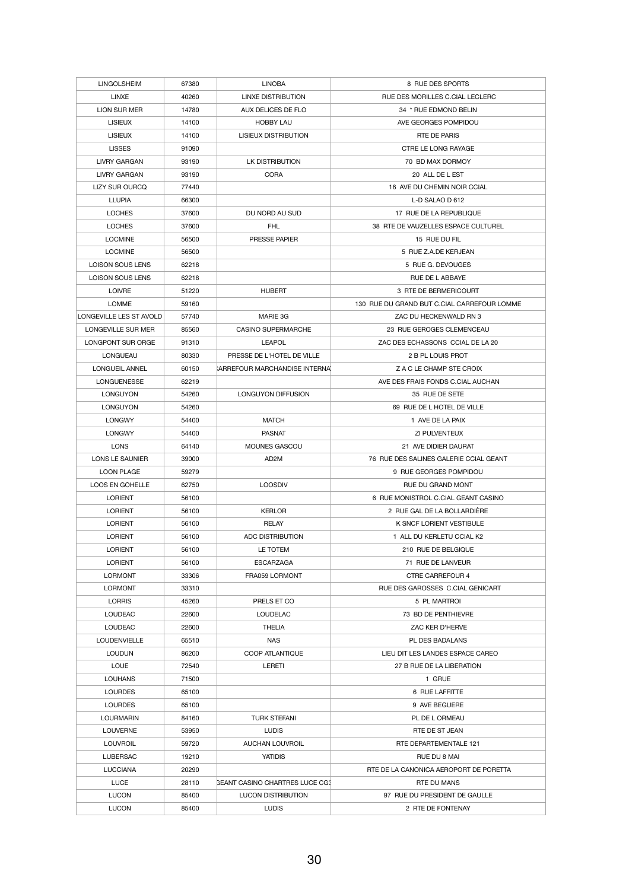| LINGOLSHEIM | 67380 | LINOBA | 8 RUE DES SPORTS |
|---|---|---|---|
| LINXE | 40260 | LINXE DISTRIBUTION | RUE DES MORILLES C.CIAL LECLERC |
| LION SUR MER | 14780 | AUX DELICES DE FLO | 34 * RUE EDMOND BELIN |
| LISIEUX | 14100 | HOBBY LAU | AVE GEORGES POMPIDOU |
| LISIEUX | 14100 | LISIEUX DISTRIBUTION | RTE DE PARIS |
| LISSES | 91090 | | CTRE LE LONG RAYAGE |
| LIVRY GARGAN | 93190 | LK DISTRIBUTION | 70 BD MAX DORMOY |
| LIVRY GARGAN | 93190 | CORA | 20 ALL DE L EST |
| LIZY SUR OURCQ | 77440 | | 16 AVE DU CHEMIN NOIR CCIAL |
| LLUPIA | 66300 | | L-D SALAO D 612 |
| LOCHES | 37600 | DU NORD AU SUD | 17 RUE DE LA REPUBLIQUE |
| LOCHES | 37600 | FHL | 38 RTE DE VAUZELLES ESPACE CULTUREL |
| LOCMINE | 56500 | PRESSE PAPIER | 15 RUE DU FIL |
| LOCMINE | 56500 | | 5 RUE Z.A.DE KERJEAN |
| LOISON SOUS LENS | 62218 | | 5 RUE G. DEVOUGES |
| LOISON SOUS LENS | 62218 | | RUE DE L ABBAYE |
| LOIVRE | 51220 | HUBERT | 3 RTE DE BERMERICOURT |
| LOMME | 59160 | | 130 RUE DU GRAND BUT C.CIAL CARREFOUR LOMME |
| LONGEVILLE LES ST AVOLD | 57740 | MARIE 3G | ZAC DU HECKENWALD RN 3 |
| LONGEVILLE SUR MER | 85560 | CASINO SUPERMARCHE | 23 RUE GEROGES CLEMENCEAU |
| LONGPONT SUR ORGE | 91310 | LEAPOL | ZAC DES ECHASSONS CCIAL DE LA 20 |
| LONGUEAU | 80330 | PRESSE DE L'HOTEL DE VILLE | 2 B PL LOUIS PROT |
| LONGUEIL ANNEL | 60150 | CARREFOUR MARCHANDISE INTERNA | Z A C LE CHAMP STE CROIX |
| LONGUENESSE | 62219 | | AVE DES FRAIS FONDS C.CIAL AUCHAN |
| LONGUYON | 54260 | LONGUYON DIFFUSION | 35 RUE DE SETE |
| LONGUYON | 54260 | | 69 RUE DE L HOTEL DE VILLE |
| LONGWY | 54400 | MATCH | 1 AVE DE LA PAIX |
| LONGWY | 54400 | PASNAT | ZI PULVENTEUX |
| LONS | 64140 | MOUNES GASCOU | 21 AVE DIDIER DAURAT |
| LONS LE SAUNIER | 39000 | AD2M | 76 RUE DES SALINES GALERIE CCIAL GEANT |
| LOON PLAGE | 59279 | | 9 RUE GEORGES POMPIDOU |
| LOOS EN GOHELLE | 62750 | LOOSDIV | RUE DU GRAND MONT |
| LORIENT | 56100 | | 6 RUE MONISTROL C.CIAL GEANT CASINO |
| LORIENT | 56100 | KERLOR | 2 RUE GAL DE LA BOLLARDIÈRE |
| LORIENT | 56100 | RELAY | K SNCF LORIENT VESTIBULE |
| LORIENT | 56100 | ADC DISTRIBUTION | 1 ALL DU KERLETU CCIAL K2 |
| LORIENT | 56100 | LE TOTEM | 210 RUE DE BELGIQUE |
| LORIENT | 56100 | ESCARZAGA | 71 RUE DE LANVEUR |
| LORMONT | 33306 | FRA059 LORMONT | CTRE CARREFOUR 4 |
| LORMONT | 33310 | | RUE DES GAROSSES C.CIAL GENICART |
| LORRIS | 45260 | PRELS ET CO | 5 PL MARTROI |
| LOUDEAC | 22600 | LOUDELAC | 73 BD DE PENTHIEVRE |
| LOUDEAC | 22600 | THELIA | ZAC KER D'HERVE |
| LOUDENVIELLE | 65510 | NAS | PL DES BADALANS |
| LOUDUN | 86200 | COOP ATLANTIQUE | LIEU DIT LES LANDES ESPACE CAREO |
| LOUE | 72540 | LERETI | 27 B RUE DE LA LIBERATION |
| LOUHANS | 71500 | | 1 GRUE |
| LOURDES | 65100 | | 6 RUE LAFFITTE |
| LOURDES | 65100 | | 9 AVE BEGUERE |
| LOURMARIN | 84160 | TURK STEFANI | PL DE L ORMEAU |
| LOUVERNE | 53950 | LUDIS | RTE DE ST JEAN |
| LOUVROIL | 59720 | AUCHAN LOUVROIL | RTE DEPARTEMENTALE 121 |
| LUBERSAC | 19210 | YATIDIS | RUE DU 8 MAI |
| LUCCIANA | 20290 | | RTE DE LA CANONICA AEROPORT DE PORETTA |
| LUCE | 28110 | GEANT CASINO CHARTRES LUCE CG3 | RTE DU MANS |
| LUCON | 85400 | LUCON DISTRIBUTION | 97 RUE DU PRESIDENT DE GAULLE |
| LUCON | 85400 | LUDIS | 2 RTE DE FONTENAY |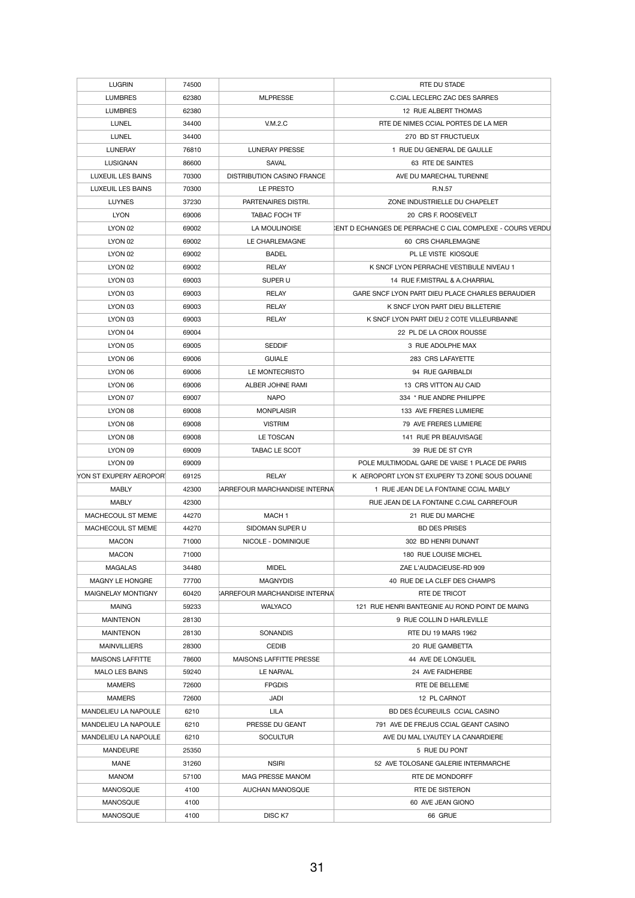| LUGRIN | 74500 | | RTE DU STADE |
|---|---|---|---|
| LUMBRES | 62380 | MLPRESSE | C.CIAL LECLERC ZAC DES SARRES |
| LUMBRES | 62380 | | 12 RUE ALBERT THOMAS |
| LUNEL | 34400 | V.M.2.C | RTE DE NIMES CCIAL PORTES DE LA MER |
| LUNEL | 34400 | | 270 BD ST FRUCTUEUX |
| LUNERAY | 76810 | LUNERAY PRESSE | 1 RUE DU GENERAL DE GAULLE |
| LUSIGNAN | 86600 | SAVAL | 63 RTE DE SAINTES |
| LUXEUIL LES BAINS | 70300 | DISTRIBUTION CASINO FRANCE | AVE DU MARECHAL TURENNE |
| LUXEUIL LES BAINS | 70300 | LE PRESTO | R.N.57 |
| LUYNES | 37230 | PARTENAIRES DISTRI. | ZONE INDUSTRIELLE DU CHAPELET |
| LYON | 69006 | TABAC FOCH TF | 20 CRS F. ROOSEVELT |
| LYON 02 | 69002 | LA MOULINOISE | ENT D ECHANGES DE PERRACHE C CIAL COMPLEXE - COURS VERDU |
| LYON 02 | 69002 | LE CHARLEMAGNE | 60 CRS CHARLEMAGNE |
| LYON 02 | 69002 | BADEL | PL LE VISTE KIOSQUE |
| LYON 02 | 69002 | RELAY | K SNCF LYON PERRACHE VESTIBULE NIVEAU 1 |
| LYON 03 | 69003 | SUPER U | 14 RUE F.MISTRAL & A.CHARRIAL |
| LYON 03 | 69003 | RELAY | GARE SNCF LYON PART DIEU PLACE CHARLES BERAUDIER |
| LYON 03 | 69003 | RELAY | K SNCF LYON PART DIEU BILLETERIE |
| LYON 03 | 69003 | RELAY | K SNCF LYON PART DIEU 2 COTE VILLEURBANNE |
| LYON 04 | 69004 | | 22 PL DE LA CROIX ROUSSE |
| LYON 05 | 69005 | SEDDIF | 3 RUE ADOLPHE MAX |
| LYON 06 | 69006 | GUIALE | 283 CRS LAFAYETTE |
| LYON 06 | 69006 | LE MONTECRISTO | 94 RUE GARIBALDI |
| LYON 06 | 69006 | ALBER JOHNE RAMI | 13 CRS VITTON AU CAID |
| LYON 07 | 69007 | NAPO | 334 * RUE ANDRE PHILIPPE |
| LYON 08 | 69008 | MONPLAISIR | 133 AVE FRERES LUMIERE |
| LYON 08 | 69008 | VISTRIM | 79 AVE FRERES LUMIERE |
| LYON 08 | 69008 | LE TOSCAN | 141 RUE PR BEAUVISAGE |
| LYON 09 | 69009 | TABAC LE SCOT | 39 RUE DE ST CYR |
| LYON 09 | 69009 | | POLE MULTIMODAL GARE DE VAISE 1 PLACE DE PARIS |
| YON ST EXUPERY AEROPOR | 69125 | RELAY | K AEROPORT LYON ST EXUPERY T3 ZONE SOUS DOUANE |
| MABLY | 42300 | ARREFOUR MARCHANDISE INTERNA | 1 RUE JEAN DE LA FONTAINE CCIAL MABLY |
| MABLY | 42300 | | RUE JEAN DE LA FONTAINE C.CIAL CARREFOUR |
| MACHECOUL ST MEME | 44270 | MACH 1 | 21 RUE DU MARCHE |
| MACHECOUL ST MEME | 44270 | SIDOMAN SUPER U | BD DES PRISES |
| MACON | 71000 | NICOLE - DOMINIQUE | 302 BD HENRI DUNANT |
| MACON | 71000 | | 180 RUE LOUISE MICHEL |
| MAGALAS | 34480 | MIDEL | ZAE L'AUDACIEUSE-RD 909 |
| MAGNY LE HONGRE | 77700 | MAGNYDIS | 40 RUE DE LA CLEF DES CHAMPS |
| MAIGNELAY MONTIGNY | 60420 | ARREFOUR MARCHANDISE INTERNA | RTE DE TRICOT |
| MAING | 59233 | WALYACO | 121 RUE HENRI BANTEGNIE AU ROND POINT DE MAING |
| MAINTENON | 28130 | | 9 RUE COLLIN D HARLEVILLE |
| MAINTENON | 28130 | SONANDIS | RTE DU 19 MARS 1962 |
| MAINVILLIERS | 28300 | CEDIB | 20 RUE GAMBETTA |
| MAISONS LAFFITTE | 78600 | MAISONS LAFFITTE PRESSE | 44 AVE DE LONGUEIL |
| MALO LES BAINS | 59240 | LE NARVAL | 24 AVE FAIDHERBE |
| MAMERS | 72600 | FPGDIS | RTE DE BELLEME |
| MAMERS | 72600 | JADI | 12 PL CARNOT |
| MANDELIEU LA NAPOULE | 6210 | LILA | BD DES ÉCUREUILS CCIAL CASINO |
| MANDELIEU LA NAPOULE | 6210 | PRESSE DU GEANT | 791 AVE DE FREJUS CCIAL GEANT CASINO |
| MANDELIEU LA NAPOULE | 6210 | SOCULTUR | AVE DU MAL LYAUTEY LA CANARDIERE |
| MANDEURE | 25350 | | 5 RUE DU PONT |
| MANE | 31260 | NSIRI | 52 AVE TOLOSANE GALERIE INTERMARCHE |
| MANOM | 57100 | MAG PRESSE MANOM | RTE DE MONDORFF |
| MANOSQUE | 4100 | AUCHAN MANOSQUE | RTE DE SISTERON |
| MANOSQUE | 4100 | | 60 AVE JEAN GIONO |
| MANOSQUE | 4100 | DISC K7 | 66 GRUE |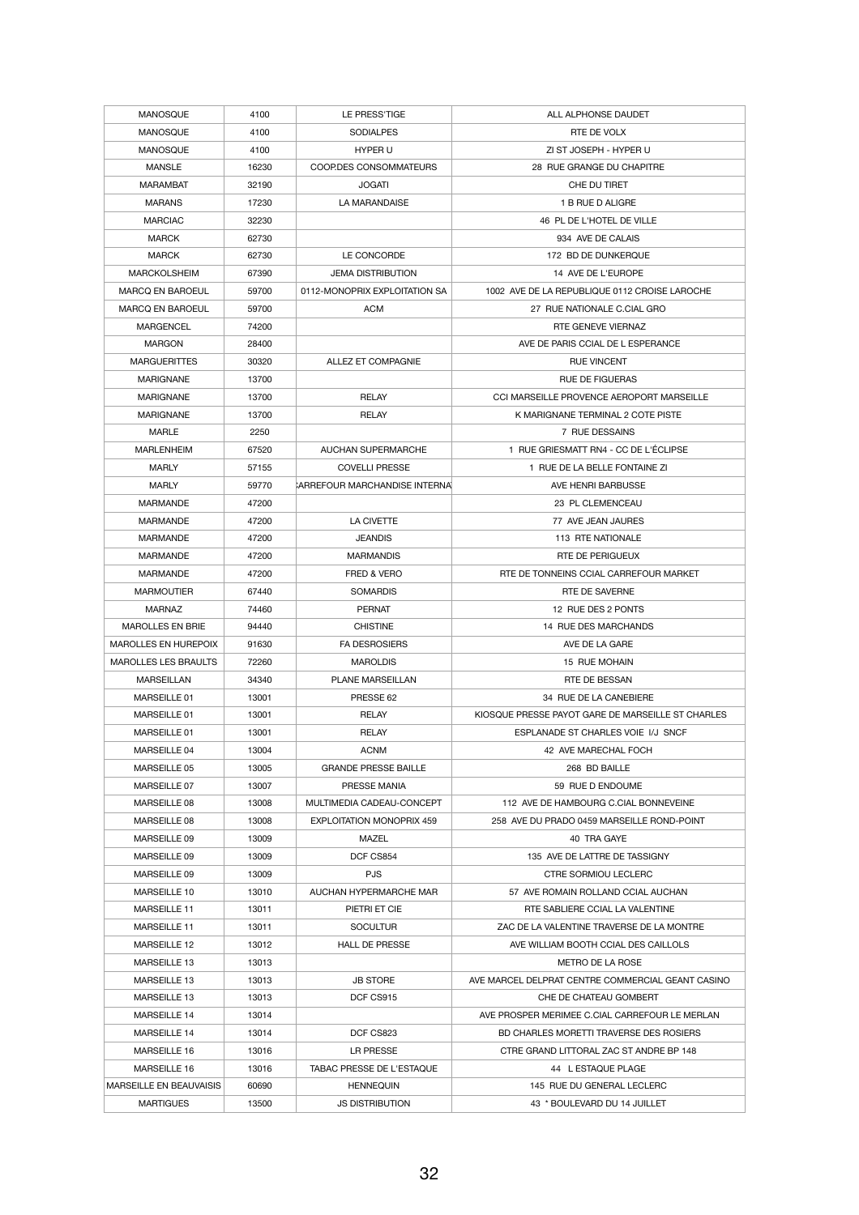| MANOSQUE | 4100 | LE PRESS'TIGE | ALL ALPHONSE DAUDET |
|---|---|---|---|
| MANOSQUE | 4100 | SODIALPES | RTE DE VOLX |
| MANOSQUE | 4100 | HYPER U | ZI ST JOSEPH - HYPER U |
| MANSLE | 16230 | COOP.DES CONSOMMATEURS | 28 RUE GRANGE DU CHAPITRE |
| MARAMBAT | 32190 | JOGATI | CHE DU TIRET |
| MARANS | 17230 | LA MARANDAISE | 1 B RUE D ALIGRE |
| MARCIAC | 32230 | | 46 PL DE L'HOTEL DE VILLE |
| MARCK | 62730 | | 934 AVE DE CALAIS |
| MARCK | 62730 | LE CONCORDE | 172 BD DE DUNKERQUE |
| MARCKOLSHEIM | 67390 | JEMA DISTRIBUTION | 14 AVE DE L'EUROPE |
| MARCQ EN BAROEUL | 59700 | 0112-MONOPRIX EXPLOITATION SA | 1002 AVE DE LA REPUBLIQUE 0112 CROISE LAROCHE |
| MARCQ EN BAROEUL | 59700 | ACM | 27 RUE NATIONALE C.CIAL GRO |
| MARGENCEL | 74200 | | RTE GENEVE VIERNAZ |
| MARGON | 28400 | | AVE DE PARIS CCIAL DE L ESPERANCE |
| MARGUERITTES | 30320 | ALLEZ ET COMPAGNIE | RUE VINCENT |
| MARIGNANE | 13700 | | RUE DE FIGUERAS |
| MARIGNANE | 13700 | RELAY | CCI MARSEILLE PROVENCE AEROPORT MARSEILLE |
| MARIGNANE | 13700 | RELAY | K MARIGNANE TERMINAL 2 COTE PISTE |
| MARLE | 2250 | | 7 RUE DESSAINS |
| MARLENHEIM | 67520 | AUCHAN SUPERMARCHE | 1 RUE GRIESMATT RN4 - CC DE L'ÉCLIPSE |
| MARLY | 57155 | COVELLI PRESSE | 1 RUE DE LA BELLE FONTAINE ZI |
| MARLY | 59770 | CARREFOUR MARCHANDISE INTERNA | AVE HENRI BARBUSSE |
| MARMANDE | 47200 | | 23 PL CLEMENCEAU |
| MARMANDE | 47200 | LA CIVETTE | 77 AVE JEAN JAURES |
| MARMANDE | 47200 | JEANDIS | 113 RTE NATIONALE |
| MARMANDE | 47200 | MARMANDIS | RTE DE PERIGUEUX |
| MARMANDE | 47200 | FRED & VERO | RTE DE TONNEINS CCIAL CARREFOUR MARKET |
| MARMOUTIER | 67440 | SOMARDIS | RTE DE SAVERNE |
| MARNAZ | 74460 | PERNAT | 12 RUE DES 2 PONTS |
| MAROLLES EN BRIE | 94440 | CHISTINE | 14 RUE DES MARCHANDS |
| MAROLLES EN HUREPOIX | 91630 | FA DESROSIERS | AVE DE LA GARE |
| MAROLLES LES BRAULTS | 72260 | MAROLDIS | 15 RUE MOHAIN |
| MARSEILLAN | 34340 | PLANE MARSEILLAN | RTE DE BESSAN |
| MARSEILLE 01 | 13001 | PRESSE 62 | 34 RUE DE LA CANEBIERE |
| MARSEILLE 01 | 13001 | RELAY | KIOSQUE PRESSE PAYOT GARE DE MARSEILLE ST CHARLES |
| MARSEILLE 01 | 13001 | RELAY | ESPLANADE ST CHARLES VOIE I/J SNCF |
| MARSEILLE 04 | 13004 | ACNM | 42 AVE MARECHAL FOCH |
| MARSEILLE 05 | 13005 | GRANDE PRESSE BAILLE | 268 BD BAILLE |
| MARSEILLE 07 | 13007 | PRESSE MANIA | 59 RUE D ENDOUME |
| MARSEILLE 08 | 13008 | MULTIMEDIA CADEAU-CONCEPT | 112 AVE DE HAMBOURG C.CIAL BONNEVEINE |
| MARSEILLE 08 | 13008 | EXPLOITATION MONOPRIX 459 | 258 AVE DU PRADO 0459 MARSEILLE ROND-POINT |
| MARSEILLE 09 | 13009 | MAZEL | 40 TRA GAYE |
| MARSEILLE 09 | 13009 | DCF CS854 | 135 AVE DE LATTRE DE TASSIGNY |
| MARSEILLE 09 | 13009 | PJS | CTRE SORMIOU LECLERC |
| MARSEILLE 10 | 13010 | AUCHAN HYPERMARCHE MAR | 57 AVE ROMAIN ROLLAND CCIAL AUCHAN |
| MARSEILLE 11 | 13011 | PIETRI ET CIE | RTE SABLIERE CCIAL LA VALENTINE |
| MARSEILLE 11 | 13011 | SOCULTUR | ZAC DE LA VALENTINE TRAVERSE DE LA MONTRE |
| MARSEILLE 12 | 13012 | HALL DE PRESSE | AVE WILLIAM BOOTH CCIAL DES CAILLOLS |
| MARSEILLE 13 | 13013 | | METRO DE LA ROSE |
| MARSEILLE 13 | 13013 | JB STORE | AVE MARCEL DELPRAT CENTRE COMMERCIAL GEANT CASINO |
| MARSEILLE 13 | 13013 | DCF CS915 | CHE DE CHATEAU GOMBERT |
| MARSEILLE 14 | 13014 | | AVE PROSPER MERIMEE C.CIAL CARREFOUR LE MERLAN |
| MARSEILLE 14 | 13014 | DCF CS823 | BD CHARLES MORETTI TRAVERSE DES ROSIERS |
| MARSEILLE 16 | 13016 | LR PRESSE | CTRE GRAND LITTORAL ZAC ST ANDRE BP 148 |
| MARSEILLE 16 | 13016 | TABAC PRESSE DE L'ESTAQUE | 44 L ESTAQUE PLAGE |
| MARSEILLE EN BEAUVAISIS | 60690 | HENNEQUIN | 145 RUE DU GENERAL LECLERC |
| MARTIGUES | 13500 | JS DISTRIBUTION | 43 * BOULEVARD DU 14 JUILLET |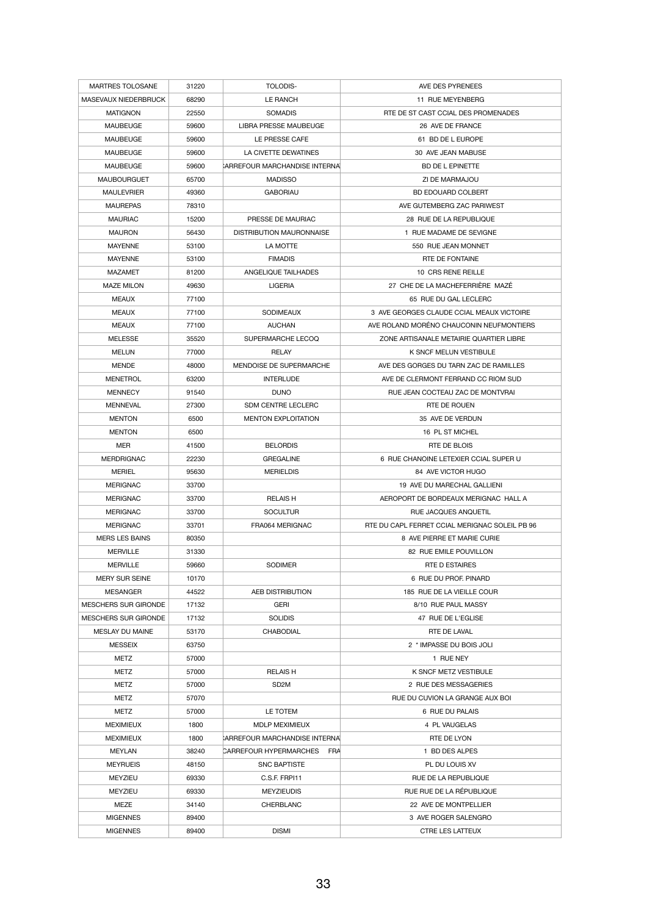| | | | |
|---|---|---|---|
| MARTRES TOLOSANE | 31220 | TOLODIS- | AVE DES PYRENEES |
| MASEVAUX NIEDERBRUCK | 68290 | LE RANCH | 11 RUE MEYENBERG |
| MATIGNON | 22550 | SOMADIS | RTE DE ST CAST CCIAL DES PROMENADES |
| MAUBEUGE | 59600 | LIBRA PRESSE MAUBEUGE | 26 AVE DE FRANCE |
| MAUBEUGE | 59600 | LE PRESSE CAFE | 61 BD DE L EUROPE |
| MAUBEUGE | 59600 | LA CIVETTE DEWATINES | 30 AVE JEAN MABUSE |
| MAUBEUGE | 59600 | CARREFOUR MARCHANDISE INTERNA | BD DE L EPINETTE |
| MAUBOURGUET | 65700 | MADISSO | ZI DE MARMAJOU |
| MAULEVRIER | 49360 | GABORIAU | BD EDOUARD COLBERT |
| MAUREPAS | 78310 | | AVE GUTEMBERG ZAC PARIWEST |
| MAURIAC | 15200 | PRESSE DE MAURIAC | 28 RUE DE LA REPUBLIQUE |
| MAURON | 56430 | DISTRIBUTION MAURONNAISE | 1 RUE MADAME DE SEVIGNE |
| MAYENNE | 53100 | LA MOTTE | 550 RUE JEAN MONNET |
| MAYENNE | 53100 | FIMADIS | RTE DE FONTAINE |
| MAZAMET | 81200 | ANGELIQUE TAILHADES | 10 CRS RENE REILLE |
| MAZE MILON | 49630 | LIGERIA | 27 CHE DE LA MACHEFERRIÈRE MAZÉ |
| MEAUX | 77100 | | 65 RUE DU GAL LECLERC |
| MEAUX | 77100 | SODIMEAUX | 3 AVE GEORGES CLAUDE CCIAL MEAUX VICTOIRE |
| MEAUX | 77100 | AUCHAN | AVE ROLAND MORÉNO CHAUCONIN NEUFMONTIERS |
| MELESSE | 35520 | SUPERMARCHE LECOQ | ZONE ARTISANALE METAIRIE QUARTIER LIBRE |
| MELUN | 77000 | RELAY | K SNCF MELUN VESTIBULE |
| MENDE | 48000 | MENDOISE DE SUPERMARCHE | AVE DES GORGES DU TARN ZAC DE RAMILLES |
| MENETROL | 63200 | INTERLUDE | AVE DE CLERMONT FERRAND CC RIOM SUD |
| MENNECY | 91540 | DUNO | RUE JEAN COCTEAU ZAC DE MONTVRAI |
| MENNEVAL | 27300 | SDM CENTRE LECLERC | RTE DE ROUEN |
| MENTON | 6500 | MENTON EXPLOITATION | 35 AVE DE VERDUN |
| MENTON | 6500 | | 16 PL ST MICHEL |
| MER | 41500 | BELORDIS | RTE DE BLOIS |
| MERDRIGNAC | 22230 | GREGALINE | 6 RUE CHANOINE LETEXIER CCIAL SUPER U |
| MERIEL | 95630 | MERIELDIS | 84 AVE VICTOR HUGO |
| MERIGNAC | 33700 | | 19 AVE DU MARECHAL GALLIENI |
| MERIGNAC | 33700 | RELAIS H | AEROPORT DE BORDEAUX MERIGNAC HALL A |
| MERIGNAC | 33700 | SOCULTUR | RUE JACQUES ANQUETIL |
| MERIGNAC | 33701 | FRA064 MERIGNAC | RTE DU CAPL FERRET CCIAL MERIGNAC SOLEIL PB 96 |
| MERS LES BAINS | 80350 | | 8 AVE PIERRE ET MARIE CURIE |
| MERVILLE | 31330 | | 82 RUE EMILE POUVILLON |
| MERVILLE | 59660 | SODIMER | RTE D ESTAIRES |
| MERY SUR SEINE | 10170 | | 6 RUE DU PROF. PINARD |
| MESANGER | 44522 | AEB DISTRIBUTION | 185 RUE DE LA VIEILLE COUR |
| MESCHERS SUR GIRONDE | 17132 | GERI | 8/10 RUE PAUL MASSY |
| MESCHERS SUR GIRONDE | 17132 | SOLIDIS | 47 RUE DE L'EGLISE |
| MESLAY DU MAINE | 53170 | CHABODIAL | RTE DE LAVAL |
| MESSEIX | 63750 | | 2 * IMPASSE DU BOIS JOLI |
| METZ | 57000 | | 1 RUE NEY |
| METZ | 57000 | RELAIS H | K SNCF METZ VESTIBULE |
| METZ | 57000 | SD2M | 2 RUE DES MESSAGERIES |
| METZ | 57070 | | RUE DU CUVION LA GRANGE AUX BOI |
| METZ | 57000 | LE TOTEM | 6 RUE DU PALAIS |
| MEXIMIEUX | 1800 | MDLP MEXIMIEUX | 4 PL VAUGELAS |
| MEXIMIEUX | 1800 | CARREFOUR MARCHANDISE INTERNA | RTE DE LYON |
| MEYLAN | 38240 | CARREFOUR HYPERMARCHES FRA | 1 BD DES ALPES |
| MEYRUEIS | 48150 | SNC BAPTISTE | PL DU LOUIS XV |
| MEYZIEU | 69330 | C.S.F. FRPI11 | RUE DE LA REPUBLIQUE |
| MEYZIEU | 69330 | MEYZIEUDIS | RUE RUE DE LA RÉPUBLIQUE |
| MEZE | 34140 | CHERBLANC | 22 AVE DE MONTPELLIER |
| MIGENNES | 89400 | | 3 AVE ROGER SALENGRO |
| MIGENNES | 89400 | DISMI | CTRE LES LATTEUX |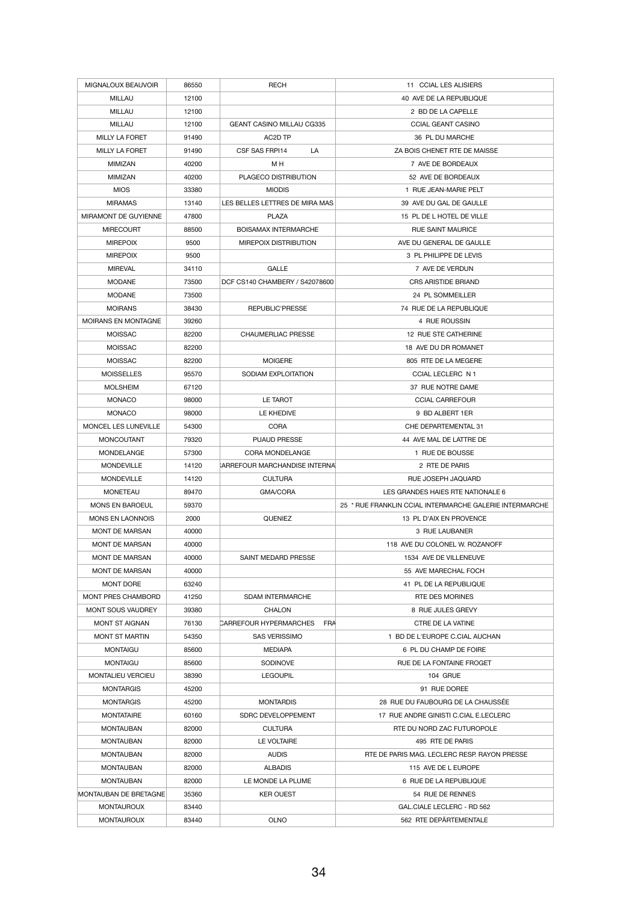| MIGNALOUX BEAUVOIR | 86550 | RECH | 11 CCIAL LES ALISIERS |
|---|---|---|---|
| MILLAU | 12100 | | 40 AVE DE LA REPUBLIQUE |
| MILLAU | 12100 | | 2 BD DE LA CAPELLE |
| MILLAU | 12100 | GEANT CASINO MILLAU CG335 | CCIAL GEANT CASINO |
| MILLY LA FORET | 91490 | AC2D TP | 36 PL DU MARCHE |
| MILLY LA FORET | 91490 | CSF SAS FRPI14 LA | ZA BOIS CHENET RTE DE MAISSE |
| MIMIZAN | 40200 | M H | 7 AVE DE BORDEAUX |
| MIMIZAN | 40200 | PLAGECO DISTRIBUTION | 52 AVE DE BORDEAUX |
| MIOS | 33380 | MIODIS | 1 RUE JEAN-MARIE PELT |
| MIRAMAS | 13140 | LES BELLES LETTRES DE MIRA MAS | 39 AVE DU GAL DE GAULLE |
| MIRAMONT DE GUYIENNE | 47800 | PLAZA | 15 PL DE L HOTEL DE VILLE |
| MIRECOURT | 88500 | BOISAMAX INTERMARCHE | RUE SAINT MAURICE |
| MIREPOIX | 9500 | MIREPOIX DISTRIBUTION | AVE DU GENERAL DE GAULLE |
| MIREPOIX | 9500 | | 3 PL PHILIPPE DE LEVIS |
| MIREVAL | 34110 | GALLE | 7 AVE DE VERDUN |
| MODANE | 73500 | DCF CS140 CHAMBERY / S42078600 | CRS ARISTIDE BRIAND |
| MODANE | 73500 | | 24 PL SOMMEILLER |
| MOIRANS | 38430 | REPUBLIC'PRESSE | 74 RUE DE LA REPUBLIQUE |
| MOIRANS EN MONTAGNE | 39260 | | 4 RUE ROUSSIN |
| MOISSAC | 82200 | CHAUMERLIAC PRESSE | 12 RUE STE CATHERINE |
| MOISSAC | 82200 | | 18 AVE DU DR ROMANET |
| MOISSAC | 82200 | MOIGERE | 805 RTE DE LA MEGERE |
| MOISSELLES | 95570 | SODIAM EXPLOITATION | CCIAL LECLERC N 1 |
| MOLSHEIM | 67120 | | 37 RUE NOTRE DAME |
| MONACO | 98000 | LE TAROT | CCIAL CARREFOUR |
| MONACO | 98000 | LE KHEDIVE | 9 BD ALBERT 1ER |
| MONCEL LES LUNEVILLE | 54300 | CORA | CHE DEPARTEMENTAL 31 |
| MONCOUTANT | 79320 | PUAUD PRESSE | 44 AVE MAL DE LATTRE DE |
| MONDELANGE | 57300 | CORA MONDELANGE | 1 RUE DE BOUSSE |
| MONDEVILLE | 14120 | CARREFOUR MARCHANDISE INTERNA | 2 RTE DE PARIS |
| MONDEVILLE | 14120 | CULTURA | RUE JOSEPH JAQUARD |
| MONETEAU | 89470 | GMA/CORA | LES GRANDES HAIES RTE NATIONALE 6 |
| MONS EN BAROEUL | 59370 | | 25 * RUE FRANKLIN CCIAL INTERMARCHE GALERIE INTERMARCHE |
| MONS EN LAONNOIS | 2000 | QUENIEZ | 13 PL D'AIX EN PROVENCE |
| MONT DE MARSAN | 40000 | | 3 RUE LAUBANER |
| MONT DE MARSAN | 40000 | | 118 AVE DU COLONEL W. ROZANOFF |
| MONT DE MARSAN | 40000 | SAINT MEDARD PRESSE | 1534 AVE DE VILLENEUVE |
| MONT DE MARSAN | 40000 | | 55 AVE MARECHAL FOCH |
| MONT DORE | 63240 | | 41 PL DE LA REPUBLIQUE |
| MONT PRES CHAMBORD | 41250 | SDAM INTERMARCHE | RTE DES MORINES |
| MONT SOUS VAUDREY | 39380 | CHALON | 8 RUE JULES GREVY |
| MONT ST AIGNAN | 76130 | CARREFOUR HYPERMARCHES FRA | CTRE DE LA VATINE |
| MONT ST MARTIN | 54350 | SAS VERISSIMO | 1 BD DE L'EUROPE C.CIAL AUCHAN |
| MONTAIGU | 85600 | MEDIAPA | 6 PL DU CHAMP DE FOIRE |
| MONTAIGU | 85600 | SODINOVE | RUE DE LA FONTAINE FROGET |
| MONTALIEU VERCIEU | 38390 | LEGOUPIL | 104 GRUE |
| MONTARGIS | 45200 | | 91 RUE DOREE |
| MONTARGIS | 45200 | MONTARDIS | 28 RUE DU FAUBOURG DE LA CHAUSSÉE |
| MONTATAIRE | 60160 | SDRC DEVELOPPEMENT | 17 RUE ANDRE GINISTI C.CIAL E.LECLERC |
| MONTAUBAN | 82000 | CULTURA | RTE DU NORD ZAC FUTUROPOLE |
| MONTAUBAN | 82000 | LE VOLTAIRE | 495 RTE DE PARIS |
| MONTAUBAN | 82000 | AUDIS | RTE DE PARIS MAG. LECLERC RESP. RAYON PRESSE |
| MONTAUBAN | 82000 | ALBADIS | 115 AVE DE L EUROPE |
| MONTAUBAN | 82000 | LE MONDE LA PLUME | 6 RUE DE LA REPUBLIQUE |
| MONTAUBAN DE BRETAGNE | 35360 | KER OUEST | 54 RUE DE RENNES |
| MONTAUROUX | 83440 | | GAL.CIALE LECLERC - RD 562 |
| MONTAUROUX | 83440 | OLNO | 562 RTE DEPÄRTEMENTALE |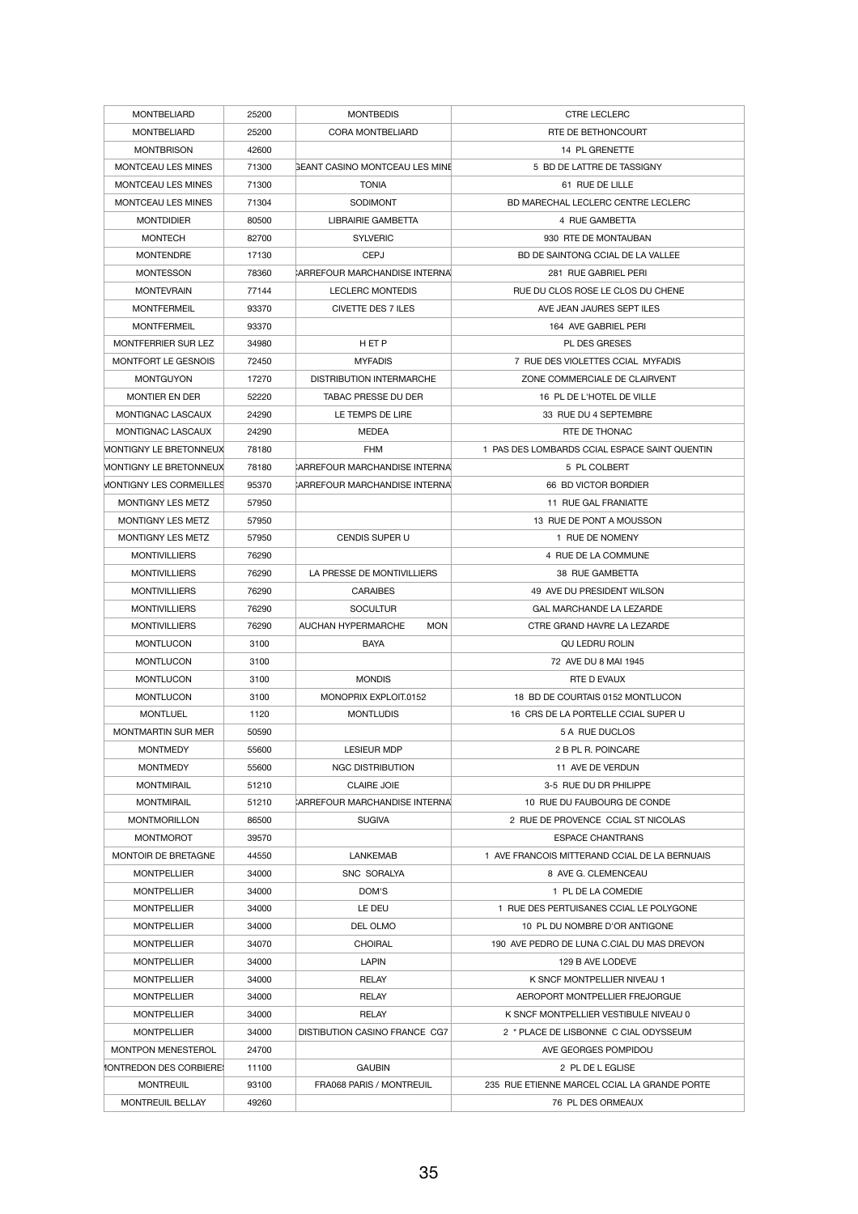| MONTBELIARD | 25200 | MONTBEDIS | CTRE LECLERC |
|---|---|---|---|
| MONTBELIARD | 25200 | CORA MONTBELIARD | RTE DE BETHONCOURT |
| MONTBRISON | 42600 | | 14 PL GRENETTE |
| MONTCEAU LES MINES | 71300 | GEANT CASINO MONTCEAU LES MINE | 5 BD DE LATTRE DE TASSIGNY |
| MONTCEAU LES MINES | 71300 | TONIA | 61 RUE DE LILLE |
| MONTCEAU LES MINES | 71304 | SODIMONT | BD MARECHAL LECLERC CENTRE LECLERC |
| MONTDIDIER | 80500 | LIBRAIRIE GAMBETTA | 4 RUE GAMBETTA |
| MONTECH | 82700 | SYLVERIC | 930 RTE DE MONTAUBAN |
| MONTENDRE | 17130 | CEPJ | BD DE SAINTONG CCIAL DE LA VALLEE |
| MONTESSON | 78360 | CARREFOUR MARCHANDISE INTERNA | 281 RUE GABRIEL PERI |
| MONTEVRAIN | 77144 | LECLERC MONTEDIS | RUE DU CLOS ROSE LE CLOS DU CHENE |
| MONTFERMEIL | 93370 | CIVETTE DES 7 ILES | AVE JEAN JAURES SEPT ILES |
| MONTFERMEIL | 93370 | | 164 AVE GABRIEL PERI |
| MONTFERRIER SUR LEZ | 34980 | H ET P | PL DES GRESES |
| MONTFORT LE GESNOIS | 72450 | MYFADIS | 7 RUE DES VIOLETTES CCIAL MYFADIS |
| MONTGUYON | 17270 | DISTRIBUTION INTERMARCHE | ZONE COMMERCIALE DE CLAIRVENT |
| MONTIER EN DER | 52220 | TABAC PRESSE DU DER | 16 PL DE L'HOTEL DE VILLE |
| MONTIGNAC LASCAUX | 24290 | LE TEMPS DE LIRE | 33 RUE DU 4 SEPTEMBRE |
| MONTIGNAC LASCAUX | 24290 | MEDEA | RTE DE THONAC |
| MONTIGNY LE BRETONNEUX | 78180 | FHM | 1 PAS DES LOMBARDS CCIAL ESPACE SAINT QUENTIN |
| MONTIGNY LE BRETONNEUX | 78180 | CARREFOUR MARCHANDISE INTERNA | 5 PL COLBERT |
| MONTIGNY LES CORMEILLES | 95370 | CARREFOUR MARCHANDISE INTERNA | 66 BD VICTOR BORDIER |
| MONTIGNY LES METZ | 57950 | | 11 RUE GAL FRANIATTE |
| MONTIGNY LES METZ | 57950 | | 13 RUE DE PONT A MOUSSON |
| MONTIGNY LES METZ | 57950 | CENDIS SUPER U | 1 RUE DE NOMENY |
| MONTIVILLIERS | 76290 | | 4 RUE DE LA COMMUNE |
| MONTIVILLIERS | 76290 | LA PRESSE DE MONTIVILLIERS | 38 RUE GAMBETTA |
| MONTIVILLIERS | 76290 | CARAIBES | 49 AVE DU PRESIDENT WILSON |
| MONTIVILLIERS | 76290 | SOCULTUR | GAL MARCHANDE LA LEZARDE |
| MONTIVILLIERS | 76290 | AUCHAN HYPERMARCHE MON | CTRE GRAND HAVRE LA LEZARDE |
| MONTLUCON | 3100 | BAYA | QU LEDRU ROLIN |
| MONTLUCON | 3100 | | 72 AVE DU 8 MAI 1945 |
| MONTLUCON | 3100 | MONDIS | RTE D EVAUX |
| MONTLUCON | 3100 | MONOPRIX EXPLOIT.0152 | 18 BD DE COURTAIS 0152 MONTLUCON |
| MONTLUEL | 1120 | MONTLUDIS | 16 CRS DE LA PORTELLE CCIAL SUPER U |
| MONTMARTIN SUR MER | 50590 | | 5 A RUE DUCLOS |
| MONTMEDY | 55600 | LESIEUR MDP | 2 B PL R. POINCARE |
| MONTMEDY | 55600 | NGC DISTRIBUTION | 11 AVE DE VERDUN |
| MONTMIRAIL | 51210 | CLAIRE JOIE | 3-5 RUE DU DR PHILIPPE |
| MONTMIRAIL | 51210 | CARREFOUR MARCHANDISE INTERNA | 10 RUE DU FAUBOURG DE CONDE |
| MONTMORILLON | 86500 | SUGIVA | 2 RUE DE PROVENCE CCIAL ST NICOLAS |
| MONTMOROT | 39570 | | ESPACE CHANTRANS |
| MONTOIR DE BRETAGNE | 44550 | LANKEMAB | 1 AVE FRANCOIS MITTERAND CCIAL DE LA BERNUAIS |
| MONTPELLIER | 34000 | SNC SORALYA | 8 AVE G. CLEMENCEAU |
| MONTPELLIER | 34000 | DOM'S | 1 PL DE LA COMEDIE |
| MONTPELLIER | 34000 | LE DEU | 1 RUE DES PERTUISANES CCIAL LE POLYGONE |
| MONTPELLIER | 34000 | DEL OLMO | 10 PL DU NOMBRE D'OR ANTIGONE |
| MONTPELLIER | 34070 | CHOIRAL | 190 AVE PEDRO DE LUNA C.CIAL DU MAS DREVON |
| MONTPELLIER | 34000 | LAPIN | 129 B AVE LODEVE |
| MONTPELLIER | 34000 | RELAY | K SNCF MONTPELLIER NIVEAU 1 |
| MONTPELLIER | 34000 | RELAY | AEROPORT MONTPELLIER FREJORGUE |
| MONTPELLIER | 34000 | RELAY | K SNCF MONTPELLIER VESTIBULE NIVEAU 0 |
| MONTPELLIER | 34000 | DISTIBUTION CASINO FRANCE CG7 | 2 * PLACE DE LISBONNE C CIAL ODYSSEUM |
| MONTPON MENESTEROL | 24700 | | AVE GEORGES POMPIDOU |
| MONTREDON DES CORBIERES | 11100 | GAUBIN | 2 PL DE L EGLISE |
| MONTREUIL | 93100 | FRA068 PARIS / MONTREUIL | 235 RUE ETIENNE MARCEL CCIAL LA GRANDE PORTE |
| MONTREUIL BELLAY | 49260 | | 76 PL DES ORMEAUX |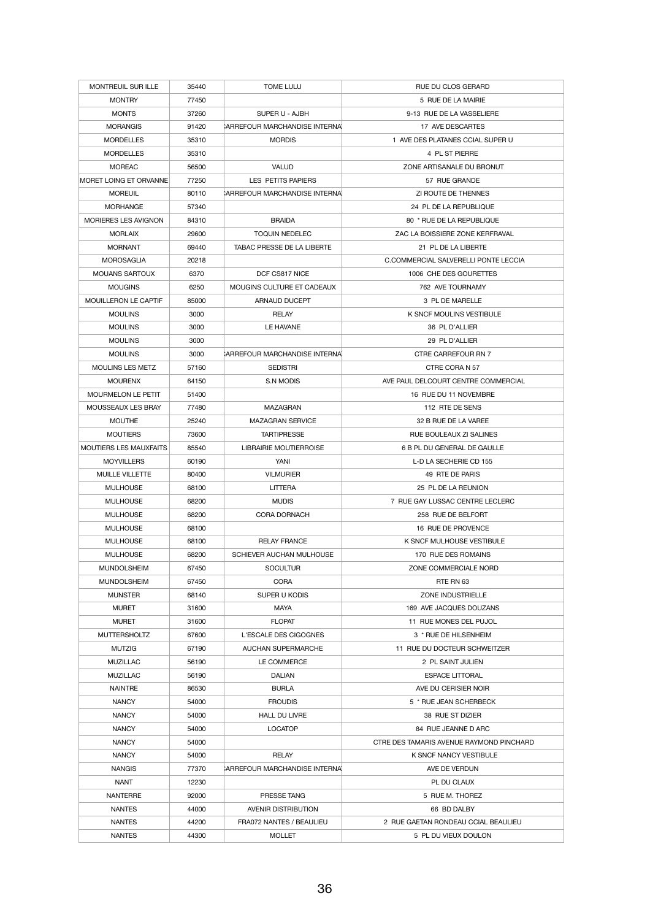| MONTREUIL SUR ILLE | 35440 | TOME LULU | RUE DU CLOS GERARD |
|---|---|---|---|
| MONTRY | 77450 | | 5 RUE DE LA MAIRIE |
| MONTS | 37260 | SUPER U - AJBH | 9-13 RUE DE LA VASSELIERE |
| MORANGIS | 91420 | CARREFOUR MARCHANDISE INTERNA | 17 AVE DESCARTES |
| MORDELLES | 35310 | MORDIS | 1 AVE DES PLATANES CCIAL SUPER U |
| MORDELLES | 35310 | | 4 PL ST PIERRE |
| MOREAC | 56500 | VALUD | ZONE ARTISANALE DU BRONUT |
| MORET LOING ET ORVANNE | 77250 | LES PETITS PAPIERS | 57 RUE GRANDE |
| MOREUIL | 80110 | CARREFOUR MARCHANDISE INTERNA | ZI ROUTE DE THENNES |
| MORHANGE | 57340 | | 24 PL DE LA REPUBLIQUE |
| MORIERES LES AVIGNON | 84310 | BRAIDA | 80 * RUE DE LA REPUBLIQUE |
| MORLAIX | 29600 | TOQUIN NEDELEC | ZAC LA BOISSIERE ZONE KERFRAVAL |
| MORNANT | 69440 | TABAC PRESSE DE LA LIBERTE | 21 PL DE LA LIBERTE |
| MOROSAGLIA | 20218 | | C.COMMERCIAL SALVERELLI PONTE LECCIA |
| MOUANS SARTOUX | 6370 | DCF CS817 NICE | 1006 CHE DES GOURETTES |
| MOUGINS | 6250 | MOUGINS CULTURE ET CADEAUX | 762 AVE TOURNAMY |
| MOUILLERON LE CAPTIF | 85000 | ARNAUD DUCEPT | 3 PL DE MARELLE |
| MOULINS | 3000 | RELAY | K SNCF MOULINS VESTIBULE |
| MOULINS | 3000 | LE HAVANE | 36 PL D'ALLIER |
| MOULINS | 3000 | | 29 PL D'ALLIER |
| MOULINS | 3000 | CARREFOUR MARCHANDISE INTERNA | CTRE CARREFOUR RN 7 |
| MOULINS LES METZ | 57160 | SEDISTRI | CTRE CORA N 57 |
| MOURENX | 64150 | S.N MODIS | AVE PAUL DELCOURT CENTRE COMMERCIAL |
| MOURMELON LE PETIT | 51400 | | 16 RUE DU 11 NOVEMBRE |
| MOUSSEAUX LES BRAY | 77480 | MAZAGRAN | 112 RTE DE SENS |
| MOUTHE | 25240 | MAZAGRAN SERVICE | 32 B RUE DE LA VAREE |
| MOUTIERS | 73600 | TARTIPRESSE | RUE BOULEAUX ZI SALINES |
| MOUTIERS LES MAUXFAITS | 85540 | LIBRAIRIE MOUTIERROISE | 6 B PL DU GENERAL DE GAULLE |
| MOYVILLERS | 60190 | YANI | L-D LA SECHERIE CD 155 |
| MUILLE VILLETTE | 80400 | VILMURIER | 49 RTE DE PARIS |
| MULHOUSE | 68100 | LITTERA | 25 PL DE LA REUNION |
| MULHOUSE | 68200 | MUDIS | 7 RUE GAY LUSSAC CENTRE LECLERC |
| MULHOUSE | 68200 | CORA DORNACH | 258 RUE DE BELFORT |
| MULHOUSE | 68100 | | 16 RUE DE PROVENCE |
| MULHOUSE | 68100 | RELAY FRANCE | K SNCF MULHOUSE VESTIBULE |
| MULHOUSE | 68200 | SCHIEVER AUCHAN MULHOUSE | 170 RUE DES ROMAINS |
| MUNDOLSHEIM | 67450 | SOCULTUR | ZONE COMMERCIALE NORD |
| MUNDOLSHEIM | 67450 | CORA | RTE RN 63 |
| MUNSTER | 68140 | SUPER U KODIS | ZONE INDUSTRIELLE |
| MURET | 31600 | MAYA | 169 AVE JACQUES DOUZANS |
| MURET | 31600 | FLOPAT | 11 RUE MONES DEL PUJOL |
| MUTTERSHOLTZ | 67600 | L'ESCALE DES CIGOGNES | 3 * RUE DE HILSENHEIM |
| MUTZIG | 67190 | AUCHAN SUPERMARCHE | 11 RUE DU DOCTEUR SCHWEITZER |
| MUZILLAC | 56190 | LE COMMERCE | 2 PL SAINT JULIEN |
| MUZILLAC | 56190 | DALIAN | ESPACE LITTORAL |
| NAINTRE | 86530 | BURLA | AVE DU CERISIER NOIR |
| NANCY | 54000 | FROUDIS | 5 * RUE JEAN SCHERBECK |
| NANCY | 54000 | HALL DU LIVRE | 38 RUE ST DIZIER |
| NANCY | 54000 | LOCATOP | 84 RUE JEANNE D ARC |
| NANCY | 54000 | | CTRE DES TAMARIS AVENUE RAYMOND PINCHARD |
| NANCY | 54000 | RELAY | K SNCF NANCY VESTIBULE |
| NANGIS | 77370 | CARREFOUR MARCHANDISE INTERNA | AVE DE VERDUN |
| NANT | 12230 | | PL DU CLAUX |
| NANTERRE | 92000 | PRESSE TANG | 5 RUE M. THOREZ |
| NANTES | 44000 | AVENIR DISTRIBUTION | 66 BD DALBY |
| NANTES | 44200 | FRA072 NANTES / BEAULIEU | 2 RUE GAETAN RONDEAU CCIAL BEAULIEU |
| NANTES | 44300 | MOLLET | 5 PL DU VIEUX DOULON |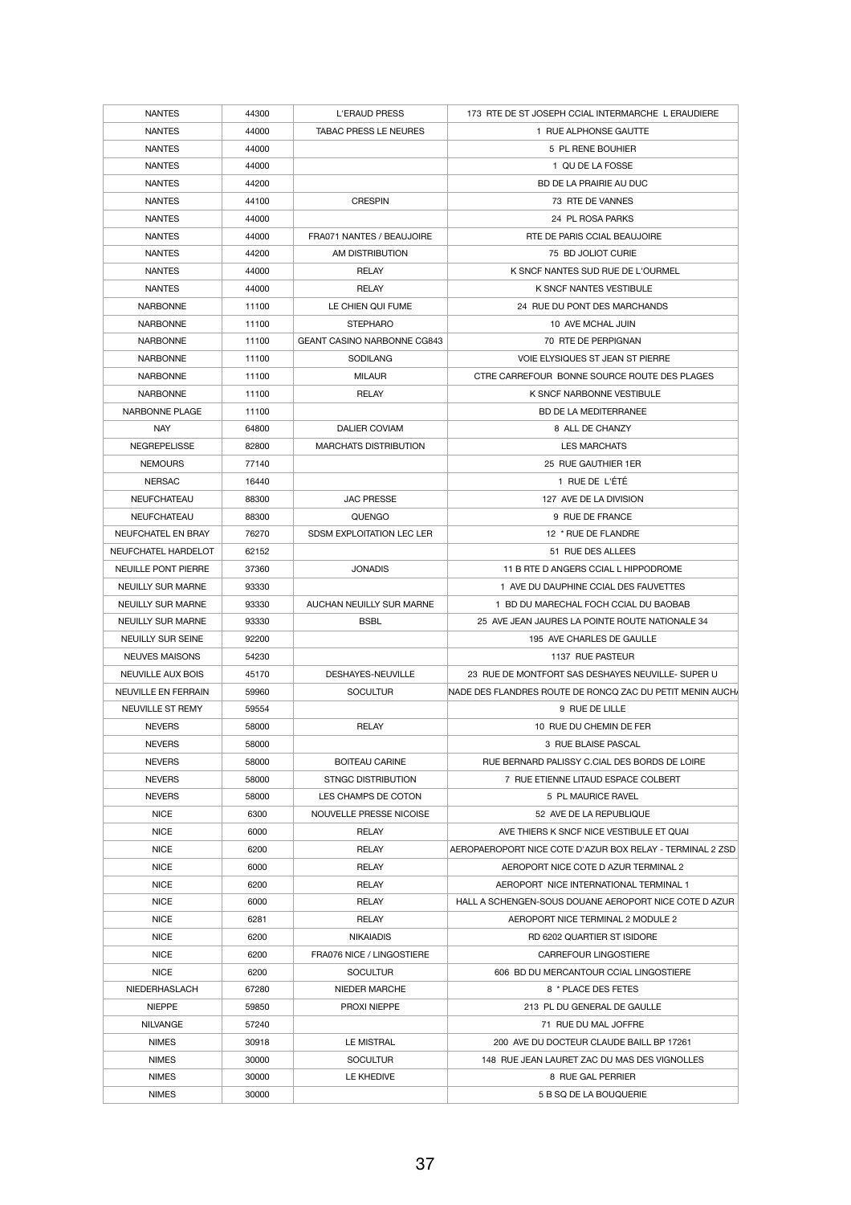| NANTES | 44300 | L'ERAUD PRESS | 173 RTE DE ST JOSEPH CCIAL INTERMARCHE L ERAUDIERE |
|---|---|---|---|
| NANTES | 44000 | TABAC PRESS LE NEURES | 1 RUE ALPHONSE GAUTTE |
| NANTES | 44000 | | 5 PL RENE BOUHIER |
| NANTES | 44000 | | 1 QU DE LA FOSSE |
| NANTES | 44200 | | BD DE LA PRAIRIE AU DUC |
| NANTES | 44100 | CRESPIN | 73 RTE DE VANNES |
| NANTES | 44000 | | 24 PL ROSA PARKS |
| NANTES | 44000 | FRA071 NANTES / BEAUJOIRE | RTE DE PARIS CCIAL BEAUJOIRE |
| NANTES | 44200 | AM DISTRIBUTION | 75 BD JOLIOT CURIE |
| NANTES | 44000 | RELAY | K SNCF NANTES SUD RUE DE L'OURMEL |
| NANTES | 44000 | RELAY | K SNCF NANTES VESTIBULE |
| NARBONNE | 11100 | LE CHIEN QUI FUME | 24 RUE DU PONT DES MARCHANDS |
| NARBONNE | 11100 | STEPHARO | 10 AVE MCHAL JUIN |
| NARBONNE | 11100 | GEANT CASINO NARBONNE CG843 | 70 RTE DE PERPIGNAN |
| NARBONNE | 11100 | SODILANG | VOIE ELYSIQUES ST JEAN ST PIERRE |
| NARBONNE | 11100 | MILAUR | CTRE CARREFOUR BONNE SOURCE ROUTE DES PLAGES |
| NARBONNE | 11100 | RELAY | K SNCF NARBONNE VESTIBULE |
| NARBONNE PLAGE | 11100 | | BD DE LA MEDITERRANEE |
| NAY | 64800 | DALIER COVIAM | 8 ALL DE CHANZY |
| NEGREPELISSE | 82800 | MARCHATS DISTRIBUTION | LES MARCHATS |
| NEMOURS | 77140 | | 25 RUE GAUTHIER 1ER |
| NERSAC | 16440 | | 1 RUE DE L'ÉTÉ |
| NEUFCHATEAU | 88300 | JAC PRESSE | 127 AVE DE LA DIVISION |
| NEUFCHATEAU | 88300 | QUENGO | 9 RUE DE FRANCE |
| NEUFCHATEL EN BRAY | 76270 | SDSM EXPLOITATION LEC LER | 12 * RUE DE FLANDRE |
| NEUFCHATEL HARDELOT | 62152 | | 51 RUE DES ALLEES |
| NEUILLE PONT PIERRE | 37360 | JONADIS | 11 B RTE D ANGERS CCIAL L HIPPODROME |
| NEUILLY SUR MARNE | 93330 | | 1 AVE DU DAUPHINE CCIAL DES FAUVETTES |
| NEUILLY SUR MARNE | 93330 | AUCHAN NEUILLY SUR MARNE | 1 BD DU MARECHAL FOCH CCIAL DU BAOBAB |
| NEUILLY SUR MARNE | 93330 | BSBL | 25 AVE JEAN JAURES LA POINTE ROUTE NATIONALE 34 |
| NEUILLY SUR SEINE | 92200 | | 195 AVE CHARLES DE GAULLE |
| NEUVES MAISONS | 54230 | | 1137 RUE PASTEUR |
| NEUVILLE AUX BOIS | 45170 | DESHAYES-NEUVILLE | 23 RUE DE MONTFORT SAS DESHAYES NEUVILLE- SUPER U |
| NEUVILLE EN FERRAIN | 59960 | SOCULTUR | NADE DES FLANDRES ROUTE DE RONCQ ZAC DU PETIT MENIN AUCH |
| NEUVILLE ST REMY | 59554 | | 9 RUE DE LILLE |
| NEVERS | 58000 | RELAY | 10 RUE DU CHEMIN DE FER |
| NEVERS | 58000 | | 3 RUE BLAISE PASCAL |
| NEVERS | 58000 | BOITEAU CARINE | RUE BERNARD PALISSY C.CIAL DES BORDS DE LOIRE |
| NEVERS | 58000 | STNGC DISTRIBUTION | 7 RUE ETIENNE LITAUD ESPACE COLBERT |
| NEVERS | 58000 | LES CHAMPS DE COTON | 5 PL MAURICE RAVEL |
| NICE | 6300 | NOUVELLE PRESSE NICOISE | 52 AVE DE LA REPUBLIQUE |
| NICE | 6000 | RELAY | AVE THIERS K SNCF NICE VESTIBULE ET QUAI |
| NICE | 6200 | RELAY | AEROPAEROPORT NICE COTE D'AZUR BOX RELAY - TERMINAL 2 ZSD |
| NICE | 6000 | RELAY | AEROPORT NICE COTE D AZUR TERMINAL 2 |
| NICE | 6200 | RELAY | AEROPORT NICE INTERNATIONAL TERMINAL 1 |
| NICE | 6000 | RELAY | HALL A SCHENGEN-SOUS DOUANE AEROPORT NICE COTE D AZUR |
| NICE | 6281 | RELAY | AEROPORT NICE TERMINAL 2 MODULE 2 |
| NICE | 6200 | NIKAIADIS | RD 6202 QUARTIER ST ISIDORE |
| NICE | 6200 | FRA076 NICE / LINGOSTIERE | CARREFOUR LINGOSTIERE |
| NICE | 6200 | SOCULTUR | 606 BD DU MERCANTOUR CCIAL LINGOSTIERE |
| NIEDERHASLACH | 67280 | NIEDER MARCHE | 8 * PLACE DES FETES |
| NIEPPE | 59850 | PROXI NIEPPE | 213 PL DU GENERAL DE GAULLE |
| NILVANGE | 57240 | | 71 RUE DU MAL JOFFRE |
| NIMES | 30918 | LE MISTRAL | 200 AVE DU DOCTEUR CLAUDE BAILL BP 17261 |
| NIMES | 30000 | SOCULTUR | 148 RUE JEAN LAURET ZAC DU MAS DES VIGNOLLES |
| NIMES | 30000 | LE KHEDIVE | 8 RUE GAL PERRIER |
| NIMES | 30000 | | 5 B SQ DE LA BOUQUERIE |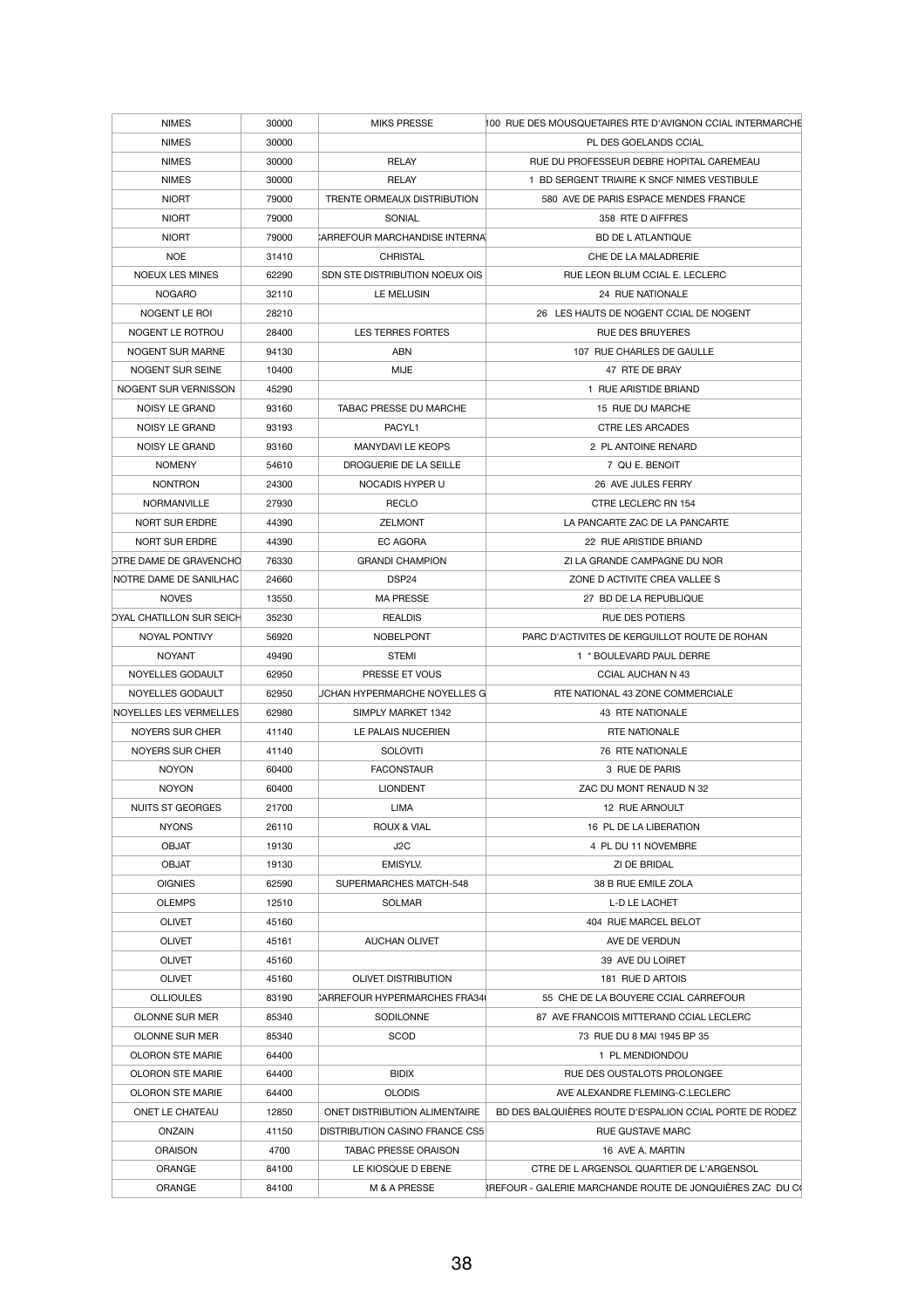| NIMES | 30000 | MIKS PRESSE | 100 RUE DES MOUSQUETAIRES RTE D'AVIGNON CCIAL INTERMARCHE |
|---|---|---|---|
| NIMES | 30000 | | PL DES GOELANDS CCIAL |
| NIMES | 30000 | RELAY | RUE DU PROFESSEUR DEBRE HOPITAL CAREMEAU |
| NIMES | 30000 | RELAY | 1 BD SERGENT TRIAIRE K SNCF NIMES VESTIBULE |
| NIORT | 79000 | TRENTE ORMEAUX DISTRIBUTION | 580 AVE DE PARIS ESPACE MENDES FRANCE |
| NIORT | 79000 | SONIAL | 358 RTE D AIFFRES |
| NIORT | 79000 | CARREFOUR MARCHANDISE INTERNA | BD DE L ATLANTIQUE |
| NOE | 31410 | CHRISTAL | CHE DE LA MALADRERIE |
| NOEUX LES MINES | 62290 | SDN STE DISTRIBUTION NOEUX OIS | RUE LEON BLUM CCIAL E. LECLERC |
| NOGARO | 32110 | LE MELUSIN | 24 RUE NATIONALE |
| NOGENT LE ROI | 28210 | | 26 LES HAUTS DE NOGENT CCIAL DE NOGENT |
| NOGENT LE ROTROU | 28400 | LES TERRES FORTES | RUE DES BRUYERES |
| NOGENT SUR MARNE | 94130 | ABN | 107 RUE CHARLES DE GAULLE |
| NOGENT SUR SEINE | 10400 | MIJE | 47 RTE DE BRAY |
| NOGENT SUR VERNISSON | 45290 | | 1 RUE ARISTIDE BRIAND |
| NOISY LE GRAND | 93160 | TABAC PRESSE DU MARCHE | 15 RUE DU MARCHE |
| NOISY LE GRAND | 93193 | PACYL1 | CTRE LES ARCADES |
| NOISY LE GRAND | 93160 | MANYDAVI LE KEOPS | 2 PL ANTOINE RENARD |
| NOMENY | 54610 | DROGUERIE DE LA SEILLE | 7 QU E. BENOIT |
| NONTRON | 24300 | NOCADIS HYPER U | 26 AVE JULES FERRY |
| NORMANVILLE | 27930 | RECLO | CTRE LECLERC RN 154 |
| NORT SUR ERDRE | 44390 | ZELMONT | LA PANCARTE ZAC DE LA PANCARTE |
| NORT SUR ERDRE | 44390 | EC AGORA | 22 RUE ARISTIDE BRIAND |
| OTRE DAME DE GRAVENCHO | 76330 | GRANDI CHAMPION | ZI LA GRANDE CAMPAGNE DU NOR |
| NOTRE DAME DE SANILHAC | 24660 | DSP24 | ZONE D ACTIVITE CREA VALLEE S |
| NOVES | 13550 | MA PRESSE | 27 BD DE LA REPUBLIQUE |
| OYAL CHATILLON SUR SEICH | 35230 | REALDIS | RUE DES POTIERS |
| NOYAL PONTIVY | 56920 | NOBELPONT | PARC D'ACTIVITES DE KERGUILLOT ROUTE DE ROHAN |
| NOYANT | 49490 | STEMI | 1 * BOULEVARD PAUL DERRE |
| NOYELLES GODAULT | 62950 | PRESSE ET VOUS | CCIAL AUCHAN N 43 |
| NOYELLES GODAULT | 62950 | UCHAN HYPERMARCHE NOYELLES G | RTE NATIONAL 43 ZONE COMMERCIALE |
| NOYELLES LES VERMELLES | 62980 | SIMPLY MARKET 1342 | 43 RTE NATIONALE |
| NOYERS SUR CHER | 41140 | LE PALAIS NUCERIEN | RTE NATIONALE |
| NOYERS SUR CHER | 41140 | SOLOVITI | 76 RTE NATIONALE |
| NOYON | 60400 | FACONSTAUR | 3 RUE DE PARIS |
| NOYON | 60400 | LIONDENT | ZAC DU MONT RENAUD N 32 |
| NUITS ST GEORGES | 21700 | LIMA | 12 RUE ARNOULT |
| NYONS | 26110 | ROUX & VIAL | 16 PL DE LA LIBERATION |
| OBJAT | 19130 | J2C | 4 PL DU 11 NOVEMBRE |
| OBJAT | 19130 | EMISYLV. | ZI DE BRIDAL |
| OIGNIES | 62590 | SUPERMARCHES MATCH-548 | 38 B RUE EMILE ZOLA |
| OLEMPS | 12510 | SOLMAR | L-D LE LACHET |
| OLIVET | 45160 | | 404 RUE MARCEL BELOT |
| OLIVET | 45161 | AUCHAN OLIVET | AVE DE VERDUN |
| OLIVET | 45160 | | 39 AVE DU LOIRET |
| OLIVET | 45160 | OLIVET DISTRIBUTION | 181 RUE D ARTOIS |
| OLLIOULES | 83190 | CARREFOUR HYPERMARCHES FRA34 | 55 CHE DE LA BOUYERE CCIAL CARREFOUR |
| OLONNE SUR MER | 85340 | SODILONNE | 87 AVE FRANCOIS MITTERAND CCIAL LECLERC |
| OLONNE SUR MER | 85340 | SCOD | 73 RUE DU 8 MAI 1945 BP 35 |
| OLORON STE MARIE | 64400 | | 1 PL MENDIONDOU |
| OLORON STE MARIE | 64400 | BIDIX | RUE DES OUSTALOTS PROLONGEE |
| OLORON STE MARIE | 64400 | OLODIS | AVE ALEXANDRE FLEMING-C.LECLERC |
| ONET LE CHATEAU | 12850 | ONET DISTRIBUTION ALIMENTAIRE | BD DES BALQUIÈRES ROUTE D'ESPALION CCIAL PORTE DE RODEZ |
| ONZAIN | 41150 | DISTRIBUTION CASINO FRANCE CS5 | RUE GUSTAVE MARC |
| ORAISON | 4700 | TABAC PRESSE ORAISON | 16 AVE A. MARTIN |
| ORANGE | 84100 | LE KIOSQUE D EBENE | CTRE DE L ARGENSOL QUARTIER DE L'ARGENSOL |
| ORANGE | 84100 | M & A PRESSE | RREFOUR - GALERIE MARCHANDE ROUTE DE JONQUIÈRES ZAC DU C |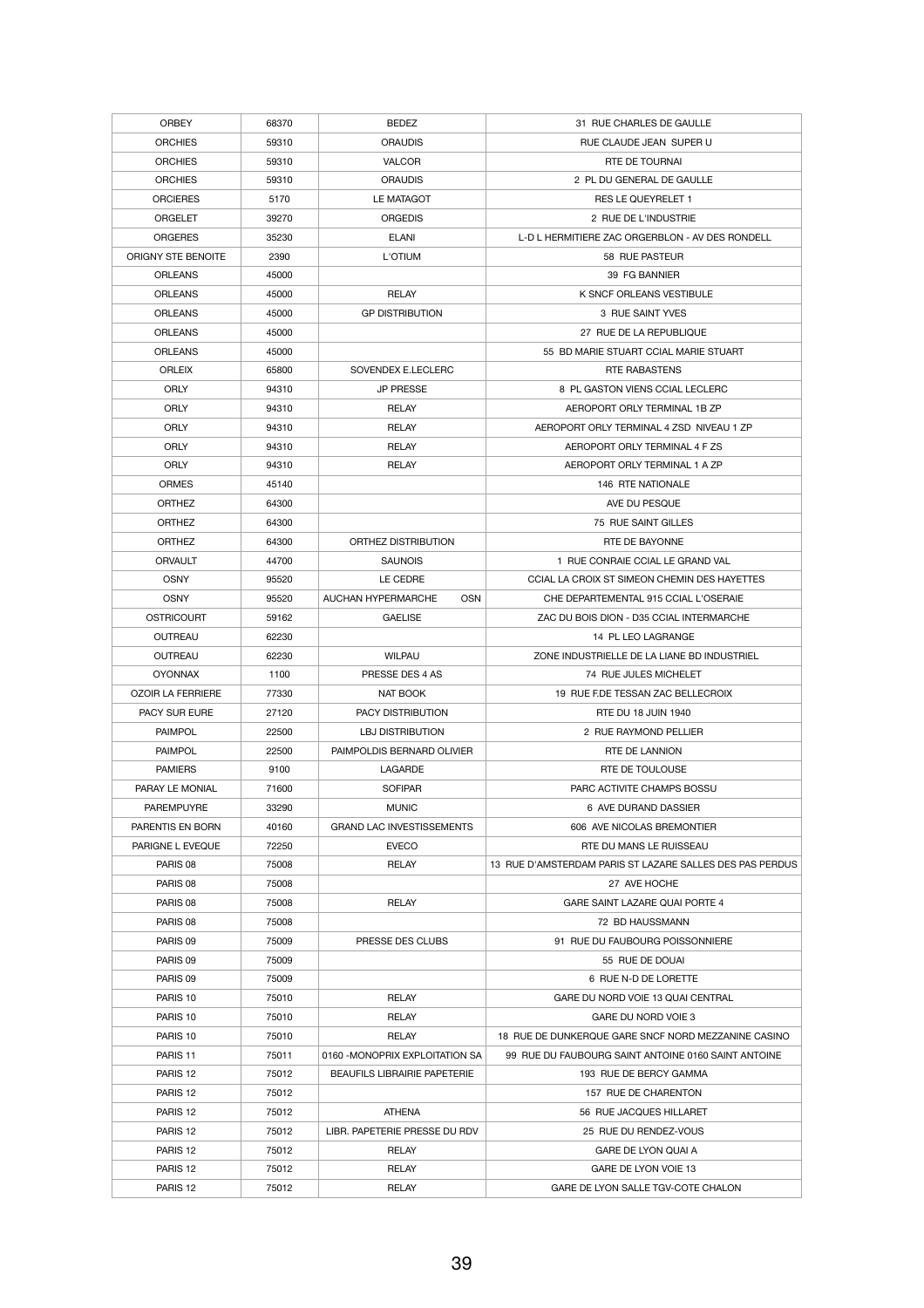| ORBEY | 68370 | BEDEZ | 31 RUE CHARLES DE GAULLE |
|---|---|---|---|
| ORCHIES | 59310 | ORAUDIS | RUE CLAUDE JEAN SUPER U |
| ORCHIES | 59310 | VALCOR | RTE DE TOURNAI |
| ORCHIES | 59310 | ORAUDIS | 2 PL DU GENERAL DE GAULLE |
| ORCIERES | 5170 | LE MATAGOT | RES LE QUEYRELET 1 |
| ORGELET | 39270 | ORGEDIS | 2 RUE DE L'INDUSTRIE |
| ORGERES | 35230 | ELANI | L-D L HERMITIERE ZAC ORGERBLON - AV DES RONDELL |
| ORIGNY STE BENOITE | 2390 | L'OTIUM | 58 RUE PASTEUR |
| ORLEANS | 45000 | | 39 FG BANNIER |
| ORLEANS | 45000 | RELAY | K SNCF ORLEANS VESTIBULE |
| ORLEANS | 45000 | GP DISTRIBUTION | 3 RUE SAINT YVES |
| ORLEANS | 45000 | | 27 RUE DE LA REPUBLIQUE |
| ORLEANS | 45000 | | 55 BD MARIE STUART CCIAL MARIE STUART |
| ORLEIX | 65800 | SOVENDEX E.LECLERC | RTE RABASTENS |
| ORLY | 94310 | JP PRESSE | 8 PL GASTON VIENS CCIAL LECLERC |
| ORLY | 94310 | RELAY | AEROPORT ORLY TERMINAL 1B ZP |
| ORLY | 94310 | RELAY | AEROPORT ORLY TERMINAL 4 ZSD NIVEAU 1 ZP |
| ORLY | 94310 | RELAY | AEROPORT ORLY TERMINAL 4 F ZS |
| ORLY | 94310 | RELAY | AEROPORT ORLY TERMINAL 1 A ZP |
| ORMES | 45140 | | 146 RTE NATIONALE |
| ORTHEZ | 64300 | | AVE DU PESQUE |
| ORTHEZ | 64300 | | 75 RUE SAINT GILLES |
| ORTHEZ | 64300 | ORTHEZ DISTRIBUTION | RTE DE BAYONNE |
| ORVAULT | 44700 | SAUNOIS | 1 RUE CONRAIE CCIAL LE GRAND VAL |
| OSNY | 95520 | LE CEDRE | CCIAL LA CROIX ST SIMEON CHEMIN DES HAYETTES |
| OSNY | 95520 | AUCHAN HYPERMARCHE OSN | CHE DEPARTEMENTAL 915 CCIAL L'OSERAIE |
| OSTRICOURT | 59162 | GAELISE | ZAC DU BOIS DION - D35 CCIAL INTERMARCHE |
| OUTREAU | 62230 | | 14 PL LEO LAGRANGE |
| OUTREAU | 62230 | WILPAU | ZONE INDUSTRIELLE DE LA LIANE BD INDUSTRIEL |
| OYONNAX | 1100 | PRESSE DES 4 AS | 74 RUE JULES MICHELET |
| OZOIR LA FERRIERE | 77330 | NAT BOOK | 19 RUE F.DE TESSAN ZAC BELLECROIX |
| PACY SUR EURE | 27120 | PACY DISTRIBUTION | RTE DU 18 JUIN 1940 |
| PAIMPOL | 22500 | LBJ DISTRIBUTION | 2 RUE RAYMOND PELLIER |
| PAIMPOL | 22500 | PAIMPOLDIS BERNARD OLIVIER | RTE DE LANNION |
| PAMIERS | 9100 | LAGARDE | RTE DE TOULOUSE |
| PARAY LE MONIAL | 71600 | SOFIPAR | PARC ACTIVITE CHAMPS BOSSU |
| PAREMPUYRE | 33290 | MUNIC | 6 AVE DURAND DASSIER |
| PARENTIS EN BORN | 40160 | GRAND LAC INVESTISSEMENTS | 606 AVE NICOLAS BREMONTIER |
| PARIGNE L EVEQUE | 72250 | EVECO | RTE DU MANS LE RUISSEAU |
| PARIS 08 | 75008 | RELAY | 13 RUE D'AMSTERDAM PARIS ST LAZARE SALLES DES PAS PERDUS |
| PARIS 08 | 75008 | | 27 AVE HOCHE |
| PARIS 08 | 75008 | RELAY | GARE SAINT LAZARE QUAI PORTE 4 |
| PARIS 08 | 75008 | | 72 BD HAUSSMANN |
| PARIS 09 | 75009 | PRESSE DES CLUBS | 91 RUE DU FAUBOURG POISSONNIERE |
| PARIS 09 | 75009 | | 55 RUE DE DOUAI |
| PARIS 09 | 75009 | | 6 RUE N-D DE LORETTE |
| PARIS 10 | 75010 | RELAY | GARE DU NORD VOIE 13 QUAI CENTRAL |
| PARIS 10 | 75010 | RELAY | GARE DU NORD VOIE 3 |
| PARIS 10 | 75010 | RELAY | 18 RUE DE DUNKERQUE GARE SNCF NORD MEZZANINE CASINO |
| PARIS 11 | 75011 | 0160 -MONOPRIX EXPLOITATION SA | 99 RUE DU FAUBOURG SAINT ANTOINE 0160 SAINT ANTOINE |
| PARIS 12 | 75012 | BEAUFILS LIBRAIRIE PAPETERIE | 193 RUE DE BERCY GAMMA |
| PARIS 12 | 75012 | | 157 RUE DE CHARENTON |
| PARIS 12 | 75012 | ATHENA | 56 RUE JACQUES HILLARET |
| PARIS 12 | 75012 | LIBR. PAPETERIE PRESSE DU RDV | 25 RUE DU RENDEZ-VOUS |
| PARIS 12 | 75012 | RELAY | GARE DE LYON QUAI A |
| PARIS 12 | 75012 | RELAY | GARE DE LYON VOIE 13 |
| PARIS 12 | 75012 | RELAY | GARE DE LYON SALLE TGV-COTE CHALON |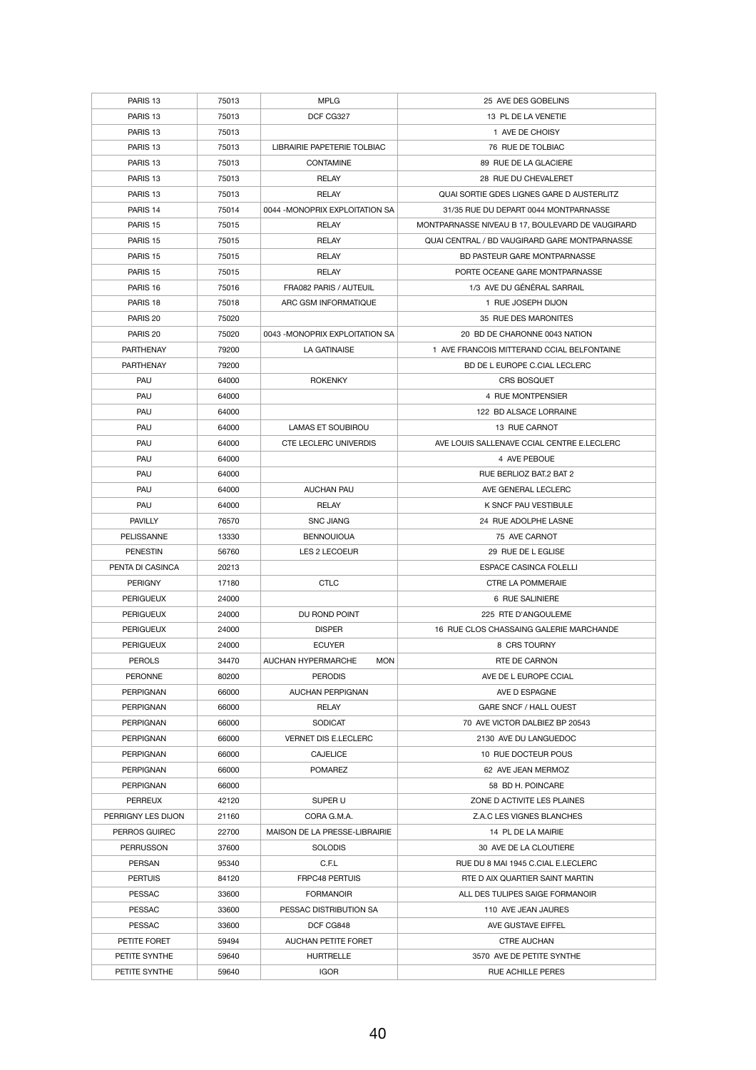| PARIS 13 | 75013 | MPLG | 25 AVE DES GOBELINS |
|---|---|---|---|
| PARIS 13 | 75013 | DCF CG327 | 13 PL DE LA VENETIE |
| PARIS 13 | 75013 | | 1 AVE DE CHOISY |
| PARIS 13 | 75013 | LIBRAIRIE PAPETERIE TOLBIAC | 76 RUE DE TOLBIAC |
| PARIS 13 | 75013 | CONTAMINE | 89 RUE DE LA GLACIERE |
| PARIS 13 | 75013 | RELAY | 28 RUE DU CHEVALERET |
| PARIS 13 | 75013 | RELAY | QUAI SORTIE GDES LIGNES GARE D AUSTERLITZ |
| PARIS 14 | 75014 | 0044 -MONOPRIX EXPLOITATION SA | 31/35 RUE DU DEPART 0044 MONTPARNASSE |
| PARIS 15 | 75015 | RELAY | MONTPARNASSE NIVEAU B 17, BOULEVARD DE VAUGIRARD |
| PARIS 15 | 75015 | RELAY | QUAI CENTRAL / BD VAUGIRARD GARE MONTPARNASSE |
| PARIS 15 | 75015 | RELAY | BD PASTEUR GARE MONTPARNASSE |
| PARIS 15 | 75015 | RELAY | PORTE OCEANE GARE MONTPARNASSE |
| PARIS 16 | 75016 | FRA082 PARIS / AUTEUIL | 1/3 AVE DU GÉNÉRAL SARRAIL |
| PARIS 18 | 75018 | ARC GSM INFORMATIQUE | 1 RUE JOSEPH DIJON |
| PARIS 20 | 75020 | | 35 RUE DES MARONITES |
| PARIS 20 | 75020 | 0043 -MONOPRIX EXPLOITATION SA | 20 BD DE CHARONNE 0043 NATION |
| PARTHENAY | 79200 | LA GATINAISE | 1 AVE FRANCOIS MITTERAND CCIAL BELFONTAINE |
| PARTHENAY | 79200 | | BD DE L EUROPE C.CIAL LECLERC |
| PAU | 64000 | ROKENKY | CRS BOSQUET |
| PAU | 64000 | | 4 RUE MONTPENSIER |
| PAU | 64000 | | 122 BD ALSACE LORRAINE |
| PAU | 64000 | LAMAS ET SOUBIROU | 13 RUE CARNOT |
| PAU | 64000 | CTE LECLERC UNIVERDIS | AVE LOUIS SALLENAVE CCIAL CENTRE E.LECLERC |
| PAU | 64000 | | 4 AVE PEBOUE |
| PAU | 64000 | | RUE BERLIOZ BAT.2 BAT 2 |
| PAU | 64000 | AUCHAN PAU | AVE GENERAL LECLERC |
| PAU | 64000 | RELAY | K SNCF PAU VESTIBULE |
| PAVILLY | 76570 | SNC JIANG | 24 RUE ADOLPHE LASNE |
| PELISSANNE | 13330 | BENNOUIOUA | 75 AVE CARNOT |
| PENESTIN | 56760 | LES 2 LECOEUR | 29 RUE DE L EGLISE |
| PENTA DI CASINCA | 20213 | | ESPACE CASINCA FOLELLI |
| PERIGNY | 17180 | CTLC | CTRE LA POMMERAIE |
| PERIGUEUX | 24000 | | 6 RUE SALINIERE |
| PERIGUEUX | 24000 | DU ROND POINT | 225 RTE D'ANGOULEME |
| PERIGUEUX | 24000 | DISPER | 16 RUE CLOS CHASSAING GALERIE MARCHANDE |
| PERIGUEUX | 24000 | ECUYER | 8 CRS TOURNY |
| PEROLS | 34470 | AUCHAN HYPERMARCHE MON | RTE DE CARNON |
| PERONNE | 80200 | PERODIS | AVE DE L EUROPE CCIAL |
| PERPIGNAN | 66000 | AUCHAN PERPIGNAN | AVE D ESPAGNE |
| PERPIGNAN | 66000 | RELAY | GARE SNCF / HALL OUEST |
| PERPIGNAN | 66000 | SODICAT | 70 AVE VICTOR DALBIEZ BP 20543 |
| PERPIGNAN | 66000 | VERNET DIS E.LECLERC | 2130 AVE DU LANGUEDOC |
| PERPIGNAN | 66000 | CAJELICE | 10 RUE DOCTEUR POUS |
| PERPIGNAN | 66000 | POMAREZ | 62 AVE JEAN MERMOZ |
| PERPIGNAN | 66000 | | 58 BD H. POINCARE |
| PERREUX | 42120 | SUPER U | ZONE D ACTIVITE LES PLAINES |
| PERRIGNY LES DIJON | 21160 | CORA G.M.A. | Z.A.C LES VIGNES BLANCHES |
| PERROS GUIREC | 22700 | MAISON DE LA PRESSE-LIBRAIRIE | 14 PL DE LA MAIRIE |
| PERRUSSON | 37600 | SOLODIS | 30 AVE DE LA CLOUTIERE |
| PERSAN | 95340 | C.F.L | RUE DU 8 MAI 1945 C.CIAL E.LECLERC |
| PERTUIS | 84120 | FRPC48 PERTUIS | RTE D AIX QUARTIER SAINT MARTIN |
| PESSAC | 33600 | FORMANOIR | ALL DES TULIPES SAIGE FORMANOIR |
| PESSAC | 33600 | PESSAC DISTRIBUTION SA | 110 AVE JEAN JAURES |
| PESSAC | 33600 | DCF CG848 | AVE GUSTAVE EIFFEL |
| PETITE FORET | 59494 | AUCHAN PETITE FORET | CTRE AUCHAN |
| PETITE SYNTHE | 59640 | HURTRELLE | 3570 AVE DE PETITE SYNTHE |
| PETITE SYNTHE | 59640 | IGOR | RUE ACHILLE PERES |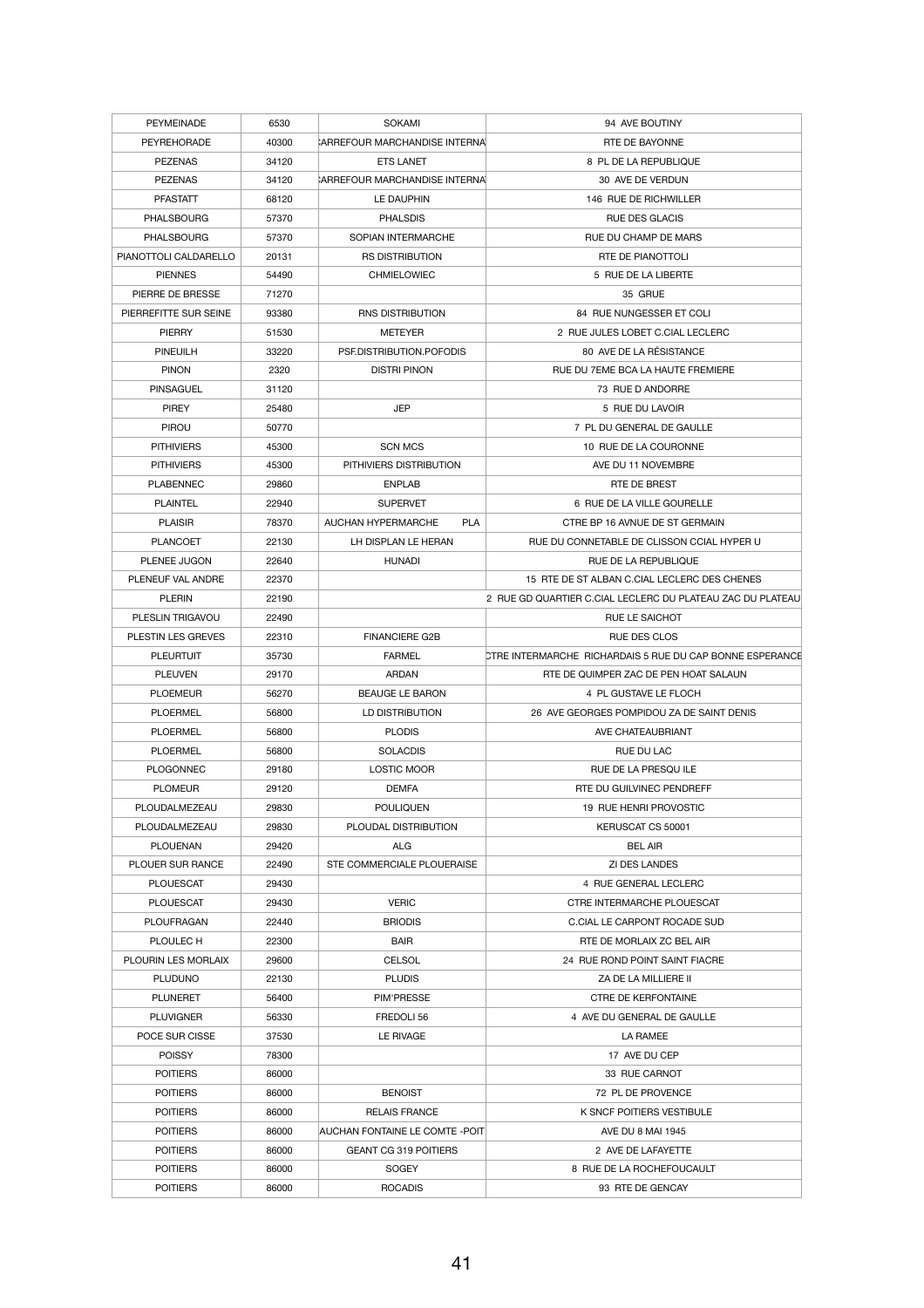| PEYMEINADE | 6530 | SOKAMI | 94 AVE BOUTINY |
|---|---|---|---|
| PEYREHORADE | 40300 | CARREFOUR MARCHANDISE INTERNA | RTE DE BAYONNE |
| PEZENAS | 34120 | ETS LANET | 8 PL DE LA REPUBLIQUE |
| PEZENAS | 34120 | CARREFOUR MARCHANDISE INTERNA | 30 AVE DE VERDUN |
| PFASTATT | 68120 | LE DAUPHIN | 146 RUE DE RICHWILLER |
| PHALSBOURG | 57370 | PHALSDIS | RUE DES GLACIS |
| PHALSBOURG | 57370 | SOPIAN INTERMARCHE | RUE DU CHAMP DE MARS |
| PIANOTTOLI CALDARELLO | 20131 | RS DISTRIBUTION | RTE DE PIANOTTOLI |
| PIENNES | 54490 | CHMIELOWIEC | 5 RUE DE LA LIBERTE |
| PIERRE DE BRESSE | 71270 | | 35 GRUE |
| PIERREFITTE SUR SEINE | 93380 | RNS DISTRIBUTION | 84 RUE NUNGESSER ET COLI |
| PIERRY | 51530 | METEYER | 2 RUE JULES LOBET C.CIAL LECLERC |
| PINEUILH | 33220 | PSF.DISTRIBUTION.POFODIS | 80 AVE DE LA RÉSISTANCE |
| PINON | 2320 | DISTRI PINON | RUE DU 7EME BCA LA HAUTE FREMIERE |
| PINSAGUEL | 31120 | | 73 RUE D ANDORRE |
| PIREY | 25480 | JEP | 5 RUE DU LAVOIR |
| PIROU | 50770 | | 7 PL DU GENERAL DE GAULLE |
| PITHIVIERS | 45300 | SCN MCS | 10 RUE DE LA COURONNE |
| PITHIVIERS | 45300 | PITHIVIERS DISTRIBUTION | AVE DU 11 NOVEMBRE |
| PLABENNEC | 29860 | ENPLAB | RTE DE BREST |
| PLAINTEL | 22940 | SUPERVET | 6 RUE DE LA VILLE GOURELLE |
| PLAISIR | 78370 | AUCHAN HYPERMARCHE PLA | CTRE BP 16 AVNUE DE ST GERMAIN |
| PLANCOET | 22130 | LH DISPLAN LE HERAN | RUE DU CONNETABLE DE CLISSON CCIAL HYPER U |
| PLENEE JUGON | 22640 | HUNADI | RUE DE LA REPUBLIQUE |
| PLENEUF VAL ANDRE | 22370 | | 15 RTE DE ST ALBAN C.CIAL LECLERC DES CHENES |
| PLERIN | 22190 | | 2 RUE GD QUARTIER C.CIAL LECLERC DU PLATEAU ZAC DU PLATEAU |
| PLESLIN TRIGAVOU | 22490 | | RUE LE SAICHOT |
| PLESTIN LES GREVES | 22310 | FINANCIERE G2B | RUE DES CLOS |
| PLEURTUIT | 35730 | FARMEL | CTRE INTERMARCHE RICHARDAIS 5 RUE DU CAP BONNE ESPERANCE |
| PLEUVEN | 29170 | ARDAN | RTE DE QUIMPER ZAC DE PEN HOAT SALAUN |
| PLOEMEUR | 56270 | BEAUGE LE BARON | 4 PL GUSTAVE LE FLOCH |
| PLOERMEL | 56800 | LD DISTRIBUTION | 26 AVE GEORGES POMPIDOU ZA DE SAINT DENIS |
| PLOERMEL | 56800 | PLODIS | AVE CHATEAUBRIANT |
| PLOERMEL | 56800 | SOLACDIS | RUE DU LAC |
| PLOGONNEC | 29180 | LOSTIC MOOR | RUE DE LA PRESQU ILE |
| PLOMEUR | 29120 | DEMFA | RTE DU GUILVINEC PENDREFF |
| PLOUDALMEZEAU | 29830 | POULIQUEN | 19 RUE HENRI PROVOSTIC |
| PLOUDALMEZEAU | 29830 | PLOUDAL DISTRIBUTION | KERUSCAT CS 50001 |
| PLOUENAN | 29420 | ALG | BEL AIR |
| PLOUER SUR RANCE | 22490 | STE COMMERCIALE PLOUERAISE | ZI DES LANDES |
| PLOUESCAT | 29430 | | 4 RUE GENERAL LECLERC |
| PLOUESCAT | 29430 | VERIC | CTRE INTERMARCHE PLOUESCAT |
| PLOUFRAGAN | 22440 | BRIODIS | C.CIAL LE CARPONT ROCADE SUD |
| PLOULEC H | 22300 | BAIR | RTE DE MORLAIX ZC BEL AIR |
| PLOURIN LES MORLAIX | 29600 | CELSOL | 24 RUE ROND POINT SAINT FIACRE |
| PLUDUNO | 22130 | PLUDIS | ZA DE LA MILLIERE II |
| PLUNERET | 56400 | PIM'PRESSE | CTRE DE KERFONTAINE |
| PLUVIGNER | 56330 | FREDOLI 56 | 4 AVE DU GENERAL DE GAULLE |
| POCE SUR CISSE | 37530 | LE RIVAGE | LA RAMEE |
| POISSY | 78300 | | 17 AVE DU CEP |
| POITIERS | 86000 | | 33 RUE CARNOT |
| POITIERS | 86000 | BENOIST | 72 PL DE PROVENCE |
| POITIERS | 86000 | RELAIS FRANCE | K SNCF POITIERS VESTIBULE |
| POITIERS | 86000 | AUCHAN FONTAINE LE COMTE -POIT | AVE DU 8 MAI 1945 |
| POITIERS | 86000 | GEANT CG 319 POITIERS | 2 AVE DE LAFAYETTE |
| POITIERS | 86000 | SOGEY | 8 RUE DE LA ROCHEFOUCAULT |
| POITIERS | 86000 | ROCADIS | 93 RTE DE GENCAY |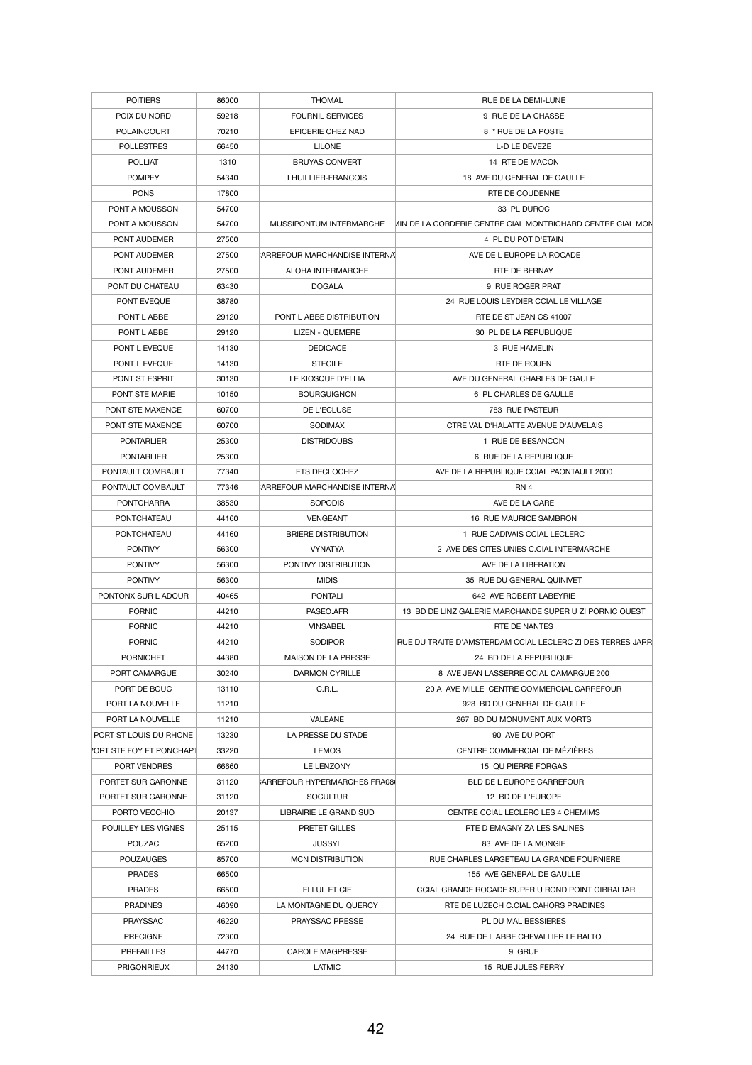| POITIERS | 86000 | THOMAL | RUE DE LA DEMI-LUNE |
|---|---|---|---|
| POIX DU NORD | 59218 | FOURNIL SERVICES | 9 RUE DE LA CHASSE |
| POLAINCOURT | 70210 | EPICERIE CHEZ NAD | 8 * RUE DE LA POSTE |
| POLLESTRES | 66450 | LILONE | L-D LE DEVEZE |
| POLLIAT | 1310 | BRUYAS CONVERT | 14 RTE DE MACON |
| POMPEY | 54340 | LHUILLIER-FRANCOIS | 18 AVE DU GENERAL DE GAULLE |
| PONS | 17800 | | RTE DE COUDENNE |
| PONT A MOUSSON | 54700 | | 33 PL DUROC |
| PONT A MOUSSON | 54700 | MUSSIPONTUM INTERMARCHE | MIN DE LA CORDERIE CENTRE CIAL MONTRICHARD CENTRE CIAL MON |
| PONT AUDEMER | 27500 | | 4 PL DU POT D'ETAIN |
| PONT AUDEMER | 27500 | CARREFOUR MARCHANDISE INTERNA | AVE DE L EUROPE LA ROCADE |
| PONT AUDEMER | 27500 | ALOHA INTERMARCHE | RTE DE BERNAY |
| PONT DU CHATEAU | 63430 | DOGALA | 9 RUE ROGER PRAT |
| PONT EVEQUE | 38780 | | 24 RUE LOUIS LEYDIER CCIAL LE VILLAGE |
| PONT L ABBE | 29120 | PONT L ABBE DISTRIBUTION | RTE DE ST JEAN CS 41007 |
| PONT L ABBE | 29120 | LIZEN - QUEMERE | 30 PL DE LA REPUBLIQUE |
| PONT L EVEQUE | 14130 | DEDICACE | 3 RUE HAMELIN |
| PONT L EVEQUE | 14130 | STECILE | RTE DE ROUEN |
| PONT ST ESPRIT | 30130 | LE KIOSQUE D'ELLIA | AVE DU GENERAL CHARLES DE GAULE |
| PONT STE MARIE | 10150 | BOURGUIGNON | 6 PL CHARLES DE GAULLE |
| PONT STE MAXENCE | 60700 | DE L'ECLUSE | 783 RUE PASTEUR |
| PONT STE MAXENCE | 60700 | SODIMAX | CTRE VAL D'HALATTE AVENUE D'AUVELAIS |
| PONTARLIER | 25300 | DISTRIDOUBS | 1 RUE DE BESANCON |
| PONTARLIER | 25300 | | 6 RUE DE LA REPUBLIQUE |
| PONTAULT COMBAULT | 77340 | ETS DECLOCHEZ | AVE DE LA REPUBLIQUE CCIAL PAONTAULT 2000 |
| PONTAULT COMBAULT | 77346 | CARREFOUR MARCHANDISE INTERNA | RN 4 |
| PONTCHARRA | 38530 | SOPODIS | AVE DE LA GARE |
| PONTCHATEAU | 44160 | VENGEANT | 16 RUE MAURICE SAMBRON |
| PONTCHATEAU | 44160 | BRIERE DISTRIBUTION | 1 RUE CADIVAIS CCIAL LECLERC |
| PONTIVY | 56300 | VYNATYA | 2 AVE DES CITES UNIES C.CIAL INTERMARCHE |
| PONTIVY | 56300 | PONTIVY DISTRIBUTION | AVE DE LA LIBERATION |
| PONTIVY | 56300 | MIDIS | 35 RUE DU GENERAL QUINIVET |
| PONTONX SUR L ADOUR | 40465 | PONTALI | 642 AVE ROBERT LABEYRIE |
| PORNIC | 44210 | PASEO.AFR | 13 BD DE LINZ GALERIE MARCHANDE SUPER U ZI PORNIC OUEST |
| PORNIC | 44210 | VINSABEL | RTE DE NANTES |
| PORNIC | 44210 | SODIPOR | RUE DU TRAITE D'AMSTERDAM CCIAL LECLERC ZI DES TERRES JARR |
| PORNICHET | 44380 | MAISON DE LA PRESSE | 24 BD DE LA REPUBLIQUE |
| PORT CAMARGUE | 30240 | DARMON CYRILLE | 8 AVE JEAN LASSERRE CCIAL CAMARGUE 200 |
| PORT DE BOUC | 13110 | C.R.L. | 20 A AVE MILLE CENTRE COMMERCIAL CARREFOUR |
| PORT LA NOUVELLE | 11210 | | 928 BD DU GENERAL DE GAULLE |
| PORT LA NOUVELLE | 11210 | VALEANE | 267 BD DU MONUMENT AUX MORTS |
| PORT ST LOUIS DU RHONE | 13230 | LA PRESSE DU STADE | 90 AVE DU PORT |
| PORT STE FOY ET PONCHAPT | 33220 | LEMOS | CENTRE COMMERCIAL DE MÉZIÈRES |
| PORT VENDRES | 66660 | LE LENZONY | 15 QU PIERRE FORGAS |
| PORTET SUR GARONNE | 31120 | CARREFOUR HYPERMARCHES FRA08 | BLD DE L EUROPE CARREFOUR |
| PORTET SUR GARONNE | 31120 | SOCULTUR | 12 BD DE L'EUROPE |
| PORTO VECCHIO | 20137 | LIBRAIRIE LE GRAND SUD | CENTRE CCIAL LECLERC LES 4 CHEMIMS |
| POUILLEY LES VIGNES | 25115 | PRETET GILLES | RTE D EMAGNY ZA LES SALINES |
| POUZAC | 65200 | JUSSYL | 83 AVE DE LA MONGIE |
| POUZAUGES | 85700 | MCN DISTRIBUTION | RUE CHARLES LARGETEAU LA GRANDE FOURNIERE |
| PRADES | 66500 | | 155 AVE GENERAL DE GAULLE |
| PRADES | 66500 | ELLUL ET CIE | CCIAL GRANDE ROCADE SUPER U ROND POINT GIBRALTAR |
| PRADINES | 46090 | LA MONTAGNE DU QUERCY | RTE DE LUZECH C.CIAL CAHORS PRADINES |
| PRAYSSAC | 46220 | PRAYSSAC PRESSE | PL DU MAL BESSIERES |
| PRECIGNE | 72300 | | 24 RUE DE L ABBE CHEVALLIER LE BALTO |
| PREFAILLES | 44770 | CAROLE MAGPRESSE | 9 GRUE |
| PRIGONRIEUX | 24130 | LATMIC | 15 RUE JULES FERRY |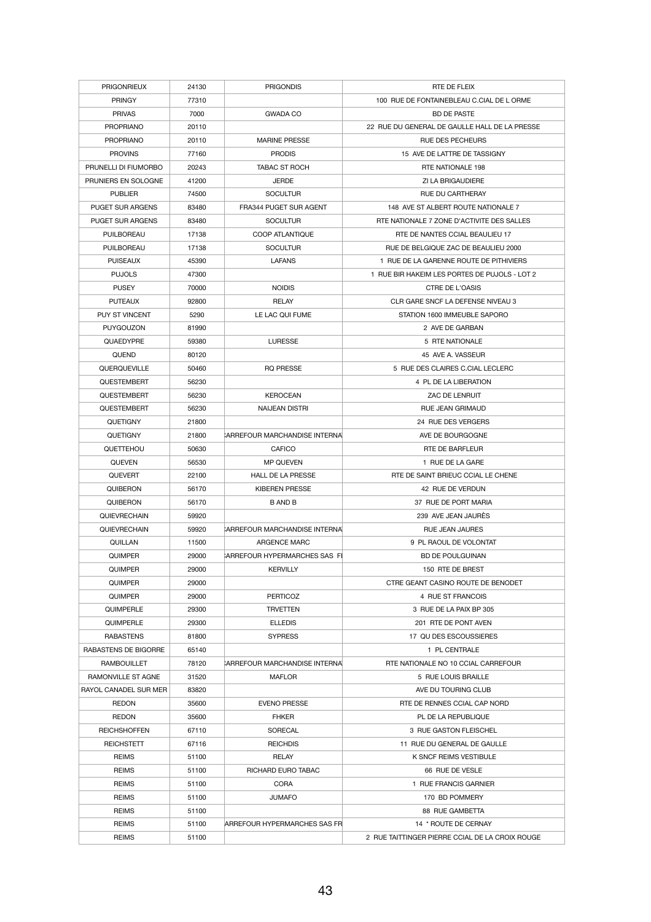| PRIGONRIEUX | 24130 | PRIGONDIS | RTE DE FLEIX |
|---|---|---|---|
| PRINGY | 77310 | | 100 RUE DE FONTAINEBLEAU C.CIAL DE L ORME |
| PRIVAS | 7000 | GWADA CO | BD DE PASTE |
| PROPRIANO | 20110 | | 22 RUE DU GENERAL DE GAULLE HALL DE LA PRESSE |
| PROPRIANO | 20110 | MARINE PRESSE | RUE DES PECHEURS |
| PROVINS | 77160 | PRODIS | 15 AVE DE LATTRE DE TASSIGNY |
| PRUNELLI DI FIUMORBO | 20243 | TABAC ST ROCH | RTE NATIONALE 198 |
| PRUNIERS EN SOLOGNE | 41200 | JERDE | ZI LA BRIGAUDIERE |
| PUBLIER | 74500 | SOCULTUR | RUE DU CARTHERAY |
| PUGET SUR ARGENS | 83480 | FRA344 PUGET SUR AGENT | 148 AVE ST ALBERT ROUTE NATIONALE 7 |
| PUGET SUR ARGENS | 83480 | SOCULTUR | RTE NATIONALE 7 ZONE D'ACTIVITE DES SALLES |
| PUILBOREAU | 17138 | COOP ATLANTIQUE | RTE DE NANTES CCIAL BEAULIEU 17 |
| PUILBOREAU | 17138 | SOCULTUR | RUE DE BELGIQUE ZAC DE BEAULIEU 2000 |
| PUISEAUX | 45390 | LAFANS | 1 RUE DE LA GARENNE ROUTE DE PITHIVIERS |
| PUJOLS | 47300 | | 1 RUE BIR HAKEIM LES PORTES DE PUJOLS - LOT 2 |
| PUSEY | 70000 | NOIDIS | CTRE DE L'OASIS |
| PUTEAUX | 92800 | RELAY | CLR GARE SNCF LA DEFENSE NIVEAU 3 |
| PUY ST VINCENT | 5290 | LE LAC QUI FUME | STATION 1600 IMMEUBLE SAPORO |
| PUYGOUZON | 81990 | | 2 AVE DE GARBAN |
| QUAEDYPRE | 59380 | LURESSE | 5 RTE NATIONALE |
| QUEND | 80120 | | 45 AVE A. VASSEUR |
| QUERQUEVILLE | 50460 | RQ PRESSE | 5 RUE DES CLAIRES C.CIAL LECLERC |
| QUESTEMBERT | 56230 | | 4 PL DE LA LIBERATION |
| QUESTEMBERT | 56230 | KEROCEAN | ZAC DE LENRUIT |
| QUESTEMBERT | 56230 | NAIJEAN DISTRI | RUE JEAN GRIMAUD |
| QUETIGNY | 21800 | | 24 RUE DES VERGERS |
| QUETIGNY | 21800 | CARREFOUR MARCHANDISE INTERNA | AVE DE BOURGOGNE |
| QUETTEHOU | 50630 | CAFICO | RTE DE BARFLEUR |
| QUEVEN | 56530 | MP QUEVEN | 1 RUE DE LA GARE |
| QUEVERT | 22100 | HALL DE LA PRESSE | RTE DE SAINT BRIEUC CCIAL LE CHENE |
| QUIBERON | 56170 | KIBEREN PRESSE | 42 RUE DE VERDUN |
| QUIBERON | 56170 | B AND B | 37 RUE DE PORT MARIA |
| QUIEVRECHAIN | 59920 | | 239 AVE JEAN JAURÈS |
| QUIEVRECHAIN | 59920 | CARREFOUR MARCHANDISE INTERNA | RUE JEAN JAURES |
| QUILLAN | 11500 | ARGENCE MARC | 9 PL RAOUL DE VOLONTAT |
| QUIMPER | 29000 | CARREFOUR HYPERMARCHES SAS FI | BD DE POULGUINAN |
| QUIMPER | 29000 | KERVILLY | 150 RTE DE BREST |
| QUIMPER | 29000 | | CTRE GEANT CASINO ROUTE DE BENODET |
| QUIMPER | 29000 | PERTICOZ | 4 RUE ST FRANCOIS |
| QUIMPERLE | 29300 | TRVETTEN | 3 RUE DE LA PAIX BP 305 |
| QUIMPERLE | 29300 | ELLEDIS | 201 RTE DE PONT AVEN |
| RABASTENS | 81800 | SYPRESS | 17 QU DES ESCOUSSIERES |
| RABASTENS DE BIGORRE | 65140 | | 1 PL CENTRALE |
| RAMBOUILLET | 78120 | CARREFOUR MARCHANDISE INTERNA | RTE NATIONALE NO 10 CCIAL CARREFOUR |
| RAMONVILLE ST AGNE | 31520 | MAFLOR | 5 RUE LOUIS BRAILLE |
| RAYOL CANADEL SUR MER | 83820 | | AVE DU TOURING CLUB |
| REDON | 35600 | EVENO PRESSE | RTE DE RENNES CCIAL CAP NORD |
| REDON | 35600 | FHKER | PL DE LA REPUBLIQUE |
| REICHSHOFFEN | 67110 | SORECAL | 3 RUE GASTON FLEISCHEL |
| REICHSTETT | 67116 | REICHDIS | 11 RUE DU GENERAL DE GAULLE |
| REIMS | 51100 | RELAY | K SNCF REIMS VESTIBULE |
| REIMS | 51100 | RICHARD EURO TABAC | 66 RUE DE VESLE |
| REIMS | 51100 | CORA | 1 RUE FRANCIS GARNIER |
| REIMS | 51100 | JUMAFO | 170 BD POMMERY |
| REIMS | 51100 | | 88 RUE GAMBETTA |
| REIMS | 51100 | ARREFOUR HYPERMARCHES SAS FR | 14 * ROUTE DE CERNAY |
| REIMS | 51100 | | 2 RUE TAITTINGER PIERRE CCIAL DE LA CROIX ROUGE |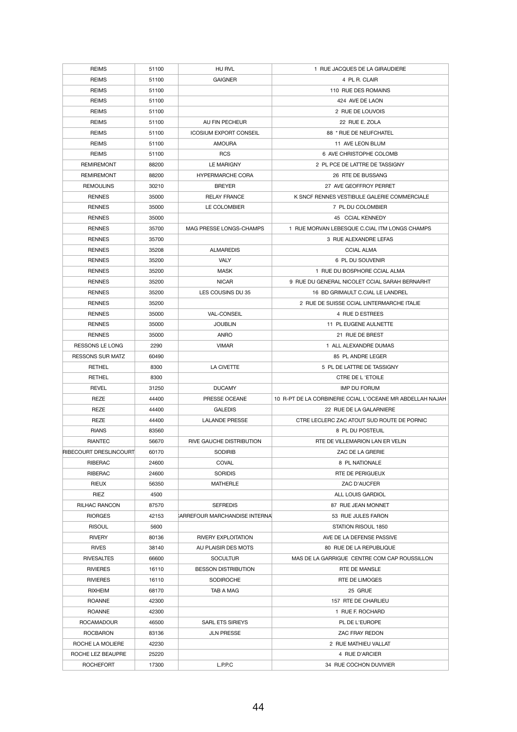| REIMS | 51100 | HU RVL | 1 RUE JACQUES DE LA GIRAUDIERE |
|---|---|---|---|
| REIMS | 51100 | GAIGNER | 4 PL R. CLAIR |
| REIMS | 51100 | | 110 RUE DES ROMAINS |
| REIMS | 51100 | | 424 AVE DE LAON |
| REIMS | 51100 | | 2 RUE DE LOUVOIS |
| REIMS | 51100 | AU FIN PECHEUR | 22 RUE E. ZOLA |
| REIMS | 51100 | ICOSIUM EXPORT CONSEIL | 88 * RUE DE NEUFCHATEL |
| REIMS | 51100 | AMOURA | 11 AVE LEON BLUM |
| REIMS | 51100 | RCS | 6 AVE CHRISTOPHE COLOMB |
| REMIREMONT | 88200 | LE MARIGNY | 2 PL PCE DE LATTRE DE TASSIGNY |
| REMIREMONT | 88200 | HYPERMARCHE CORA | 26 RTE DE BUSSANG |
| REMOULINS | 30210 | BREYER | 27 AVE GEOFFROY PERRET |
| RENNES | 35000 | RELAY FRANCE | K SNCF RENNES VESTIBULE GALERIE COMMERCIALE |
| RENNES | 35000 | LE COLOMBIER | 7 PL DU COLOMBIER |
| RENNES | 35000 | | 45 CCIAL KENNEDY |
| RENNES | 35700 | MAG PRESSE LONGS-CHAMPS | 1 RUE MORVAN LEBESQUE C.CIAL ITM LONGS CHAMPS |
| RENNES | 35700 | | 3 RUE ALEXANDRE LEFAS |
| RENNES | 35208 | ALMAREDIS | CCIAL ALMA |
| RENNES | 35200 | VALY | 6 PL DU SOUVENIR |
| RENNES | 35200 | MASK | 1 RUE DU BOSPHORE CCIAL ALMA |
| RENNES | 35200 | NICAR | 9 RUE DU GENERAL NICOLET CCIAL SARAH BERNARHT |
| RENNES | 35200 | LES COUSINS DU 35 | 16 BD GRIMAULT C.CIAL LE LANDREL |
| RENNES | 35200 | | 2 RUE DE SUISSE CCIAL LINTERMARCHE ITALIE |
| RENNES | 35000 | VAL-CONSEIL | 4 RUE D ESTREES |
| RENNES | 35000 | JOUBLIN | 11 PL EUGENE AULNETTE |
| RENNES | 35000 | ANRO | 21 RUE DE BREST |
| RESSONS LE LONG | 2290 | VIMAR | 1 ALL ALEXANDRE DUMAS |
| RESSONS SUR MATZ | 60490 | | 85 PL ANDRE LEGER |
| RETHEL | 8300 | LA CIVETTE | 5 PL DE LATTRE DE TASSIGNY |
| RETHEL | 8300 | | CTRE DE L 'ETOILE |
| REVEL | 31250 | DUCAMY | IMP DU FORUM |
| REZE | 44400 | PRESSE OCEANE | 10 R-PT DE LA CORBINERIE CCIAL L'OCEANE MR ABDELLAH NAJAH |
| REZE | 44400 | GALEDIS | 22 RUE DE LA GALARNIERE |
| REZE | 44400 | LALANDE PRESSE | CTRE LECLERC ZAC ATOUT SUD ROUTE DE PORNIC |
| RIANS | 83560 | | 8 PL DU POSTEUIL |
| RIANTEC | 56670 | RIVE GAUCHE DISTRIBUTION | RTE DE VILLEMARION LAN ER VELIN |
| RIBECOURT DRESLINCOURT | 60170 | SODIRIB | ZAC DE LA GRERIE |
| RIBERAC | 24600 | COVAL | 8 PL NATIONALE |
| RIBERAC | 24600 | SORIDIS | RTE DE PERIGUEUX |
| RIEUX | 56350 | MATHERLE | ZAC D'AUCFER |
| RIEZ | 4500 | | ALL LOUIS GARDIOL |
| RILHAC RANCON | 87570 | SEFREDIS | 87 RUE JEAN MONNET |
| RIORGES | 42153 | CARREFOUR MARCHANDISE INTERNA | 53 RUE JULES FARON |
| RISOUL | 5600 | | STATION RISOUL 1850 |
| RIVERY | 80136 | RIVERY EXPLOITATION | AVE DE LA DEFENSE PASSIVE |
| RIVES | 38140 | AU PLAISIR DES MOTS | 80 RUE DE LA REPUBLIQUE |
| RIVESALTES | 66600 | SOCULTUR | MAS DE LA GARRIGUE CENTRE COM CAP ROUSSILLON |
| RIVIERES | 16110 | BESSON DISTRIBUTION | RTE DE MANSLE |
| RIVIERES | 16110 | SODIROCHE | RTE DE LIMOGES |
| RIXHEIM | 68170 | TAB A MAG | 25 GRUE |
| ROANNE | 42300 | | 157 RTE DE CHARLIEU |
| ROANNE | 42300 | | 1 RUE F. ROCHARD |
| ROCAMADOUR | 46500 | SARL ETS SIRIEYS | PL DE L'EUROPE |
| ROCBARON | 83136 | JLN PRESSE | ZAC FRAY REDON |
| ROCHE LA MOLIERE | 42230 | | 2 RUE MATHIEU VALLAT |
| ROCHE LEZ BEAUPRE | 25220 | | 4 RUE D'ARCIER |
| ROCHEFORT | 17300 | L.P.P.C | 34 RUE COCHON DUVIVIER |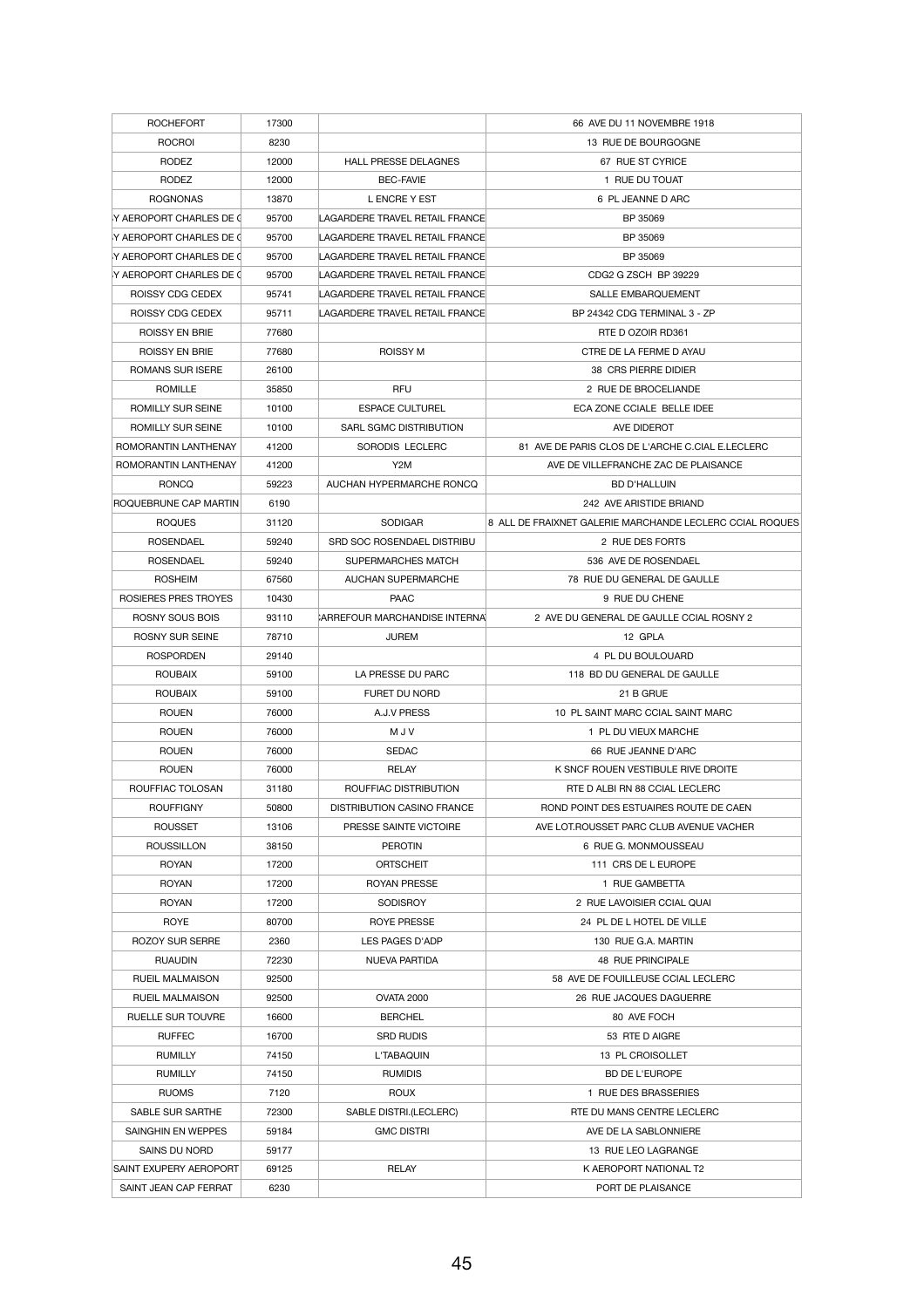| ROCHEFORT | 17300 | | 66 AVE DU 11 NOVEMBRE 1918 |
|---|---|---|---|
| ROCROI | 8230 | | 13 RUE DE BOURGOGNE |
| RODEZ | 12000 | HALL PRESSE DELAGNES | 67 RUE ST CYRICE |
| RODEZ | 12000 | BEC-FAVIE | 1 RUE DU TOUAT |
| ROGNONAS | 13870 | L ENCRE Y EST | 6 PL JEANNE D ARC |
| Y AEROPORT CHARLES DE ( | 95700 | LAGARDERE TRAVEL RETAIL FRANCE | BP 35069 |
| Y AEROPORT CHARLES DE ( | 95700 | LAGARDERE TRAVEL RETAIL FRANCE | BP 35069 |
| Y AEROPORT CHARLES DE ( | 95700 | LAGARDERE TRAVEL RETAIL FRANCE | BP 35069 |
| Y AEROPORT CHARLES DE ( | 95700 | LAGARDERE TRAVEL RETAIL FRANCE | CDG2 G ZSCH BP 39229 |
| ROISSY CDG CEDEX | 95741 | LAGARDERE TRAVEL RETAIL FRANCE | SALLE EMBARQUEMENT |
| ROISSY CDG CEDEX | 95711 | LAGARDERE TRAVEL RETAIL FRANCE | BP 24342 CDG TERMINAL 3 - ZP |
| ROISSY EN BRIE | 77680 | | RTE D OZOIR RD361 |
| ROISSY EN BRIE | 77680 | ROISSY M | CTRE DE LA FERME D AYAU |
| ROMANS SUR ISERE | 26100 | | 38 CRS PIERRE DIDIER |
| ROMILLE | 35850 | RFU | 2 RUE DE BROCELIANDE |
| ROMILLY SUR SEINE | 10100 | ESPACE CULTUREL | ECA ZONE CCIALE BELLE IDEE |
| ROMILLY SUR SEINE | 10100 | SARL SGMC DISTRIBUTION | AVE DIDEROT |
| ROMORANTIN LANTHENAY | 41200 | SORODIS LECLERC | 81 AVE DE PARIS CLOS DE L'ARCHE C.CIAL E.LECLERC |
| ROMORANTIN LANTHENAY | 41200 | Y2M | AVE DE VILLEFRANCHE ZAC DE PLAISANCE |
| RONCQ | 59223 | AUCHAN HYPERMARCHE RONCQ | BD D'HALLUIN |
| ROQUEBRUNE CAP MARTIN | 6190 | | 242 AVE ARISTIDE BRIAND |
| ROQUES | 31120 | SODIGAR | 8 ALL DE FRAIXNET GALERIE MARCHANDE LECLERC CCIAL ROQUES |
| ROSENDAEL | 59240 | SRD SOC ROSENDAEL DISTRIBU | 2 RUE DES FORTS |
| ROSENDAEL | 59240 | SUPERMARCHES MATCH | 536 AVE DE ROSENDAEL |
| ROSHEIM | 67560 | AUCHAN SUPERMARCHE | 78 RUE DU GENERAL DE GAULLE |
| ROSIERES PRES TROYES | 10430 | PAAC | 9 RUE DU CHENE |
| ROSNY SOUS BOIS | 93110 | CARREFOUR MARCHANDISE INTERNA | 2 AVE DU GENERAL DE GAULLE CCIAL ROSNY 2 |
| ROSNY SUR SEINE | 78710 | JUREM | 12 GPLA |
| ROSPORDEN | 29140 | | 4 PL DU BOULOUARD |
| ROUBAIX | 59100 | LA PRESSE DU PARC | 118 BD DU GENERAL DE GAULLE |
| ROUBAIX | 59100 | FURET DU NORD | 21 B GRUE |
| ROUEN | 76000 | A.J.V PRESS | 10 PL SAINT MARC CCIAL SAINT MARC |
| ROUEN | 76000 | M J V | 1 PL DU VIEUX MARCHE |
| ROUEN | 76000 | SEDAC | 66 RUE JEANNE D'ARC |
| ROUEN | 76000 | RELAY | K SNCF ROUEN VESTIBULE RIVE DROITE |
| ROUFFIAC TOLOSAN | 31180 | ROUFFIAC DISTRIBUTION | RTE D ALBI RN 88 CCIAL LECLERC |
| ROUFFIGNY | 50800 | DISTRIBUTION CASINO FRANCE | ROND POINT DES ESTUAIRES ROUTE DE CAEN |
| ROUSSET | 13106 | PRESSE SAINTE VICTOIRE | AVE LOT.ROUSSET PARC CLUB AVENUE VACHER |
| ROUSSILLON | 38150 | PEROTIN | 6 RUE G. MONMOUSSEAU |
| ROYAN | 17200 | ORTSCHEIT | 111 CRS DE L EUROPE |
| ROYAN | 17200 | ROYAN PRESSE | 1 RUE GAMBETTA |
| ROYAN | 17200 | SODISROY | 2 RUE LAVOISIER CCIAL QUAI |
| ROYE | 80700 | ROYE PRESSE | 24 PL DE L HOTEL DE VILLE |
| ROZOY SUR SERRE | 2360 | LES PAGES D'ADP | 130 RUE G.A. MARTIN |
| RUAUDIN | 72230 | NUEVA PARTIDA | 48 RUE PRINCIPALE |
| RUEIL MALMAISON | 92500 | | 58 AVE DE FOUILLEUSE CCIAL LECLERC |
| RUEIL MALMAISON | 92500 | OVATA 2000 | 26 RUE JACQUES DAGUERRE |
| RUELLE SUR TOUVRE | 16600 | BERCHEL | 80 AVE FOCH |
| RUFFEC | 16700 | SRD RUDIS | 53 RTE D AIGRE |
| RUMILLY | 74150 | L'TABAQUIN | 13 PL CROISOLLET |
| RUMILLY | 74150 | RUMIDIS | BD DE L'EUROPE |
| RUOMS | 7120 | ROUX | 1 RUE DES BRASSERIES |
| SABLE SUR SARTHE | 72300 | SABLE DISTRI.(LECLERC) | RTE DU MANS CENTRE LECLERC |
| SAINGHIN EN WEPPES | 59184 | GMC DISTRI | AVE DE LA SABLONNIERE |
| SAINS DU NORD | 59177 | | 13 RUE LEO LAGRANGE |
| SAINT EXUPERY AEROPORT | 69125 | RELAY | K AEROPORT NATIONAL T2 |
| SAINT JEAN CAP FERRAT | 6230 | | PORT DE PLAISANCE |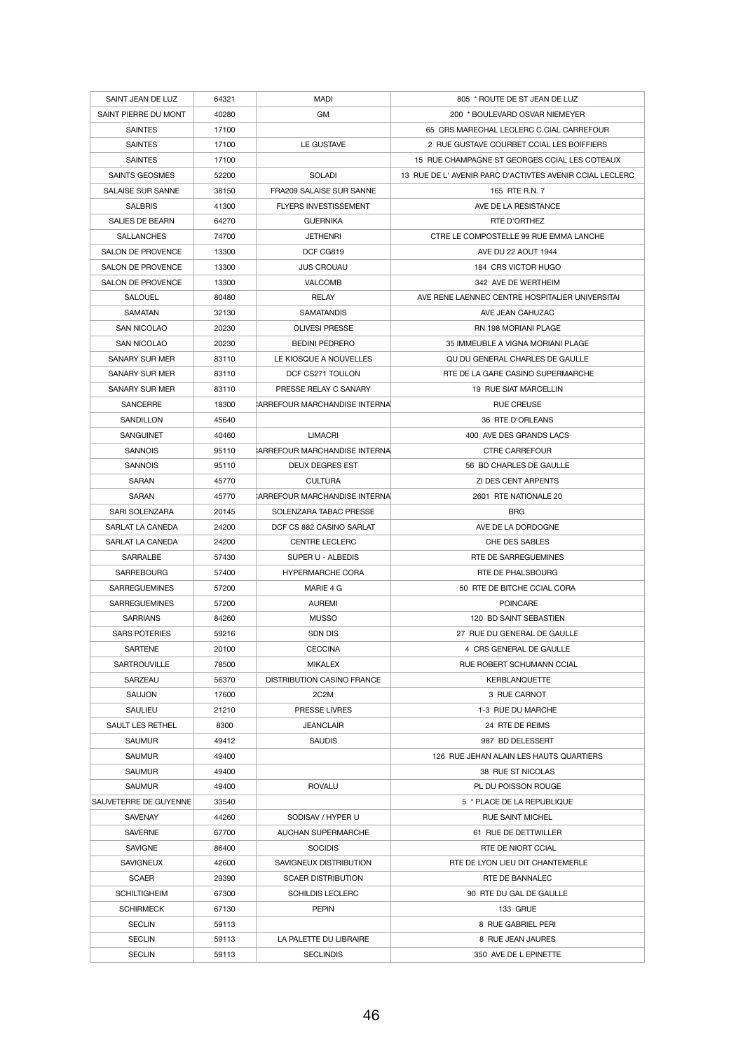| SAINT JEAN DE LUZ | 64321 | MADI | 805 * ROUTE DE ST JEAN DE LUZ |
|---|---|---|---|
| SAINT PIERRE DU MONT | 40280 | GM | 200 * BOULEVARD OSVAR NIEMEYER |
| SAINTES | 17100 | | 65 CRS MARECHAL LECLERC C.CIAL CARREFOUR |
| SAINTES | 17100 | LE GUSTAVE | 2 RUE GUSTAVE COURBET CCIAL LES BOIFFIERS |
| SAINTES | 17100 | | 15 RUE CHAMPAGNE ST GEORGES CCIAL LES COTEAUX |
| SAINTS GEOSMES | 52200 | SOLADI | 13 RUE DE L' AVENIR PARC D'ACTIVTES AVENIR CCIAL LECLERC |
| SALAISE SUR SANNE | 38150 | FRA209 SALAISE SUR SANNE | 165 RTE R.N. 7 |
| SALBRIS | 41300 | FLYERS INVESTISSEMENT | AVE DE LA RESISTANCE |
| SALIES DE BEARN | 64270 | GUERNIKA | RTE D'ORTHEZ |
| SALLANCHES | 74700 | JETHENRI | CTRE LE COMPOSTELLE 99 RUE EMMA LANCHE |
| SALON DE PROVENCE | 13300 | DCF CG819 | AVE DU 22 AOUT 1944 |
| SALON DE PROVENCE | 13300 | JUS CROUAU | 184 CRS VICTOR HUGO |
| SALON DE PROVENCE | 13300 | VALCOMB | 342 AVE DE WERTHEIM |
| SALOUEL | 80480 | RELAY | AVE RENE LAENNEC CENTRE HOSPITALIER UNIVERSITAI |
| SAMATAN | 32130 | SAMATANDIS | AVE JEAN CAHUZAC |
| SAN NICOLAO | 20230 | OLIVESI PRESSE | RN 198 MORIANI PLAGE |
| SAN NICOLAO | 20230 | BEDINI PEDRERO | 35 IMMEUBLE A VIGNA MORIANI PLAGE |
| SANARY SUR MER | 83110 | LE KIOSQUE A NOUVELLES | QU DU GENERAL CHARLES DE GAULLE |
| SANARY SUR MER | 83110 | DCF CS271 TOULON | RTE DE LA GARE CASINO SUPERMARCHE |
| SANARY SUR MER | 83110 | PRESSE RELAY C SANARY | 19 RUE SIAT MARCELLIN |
| SANCERRE | 18300 | CARREFOUR MARCHANDISE INTERNA | RUE CREUSE |
| SANDILLON | 45640 | | 36 RTE D'ORLEANS |
| SANGUINET | 40460 | LIMACRI | 400 AVE DES GRANDS LACS |
| SANNOIS | 95110 | CARREFOUR MARCHANDISE INTERNA | CTRE CARREFOUR |
| SANNOIS | 95110 | DEUX DEGRES EST | 56 BD CHARLES DE GAULLE |
| SARAN | 45770 | CULTURA | ZI DES CENT ARPENTS |
| SARAN | 45770 | CARREFOUR MARCHANDISE INTERNA | 2601 RTE NATIONALE 20 |
| SARI SOLENZARA | 20145 | SOLENZARA TABAC PRESSE | BRG |
| SARLAT LA CANEDA | 24200 | DCF CS 882 CASINO SARLAT | AVE DE LA DORDOGNE |
| SARLAT LA CANEDA | 24200 | CENTRE LECLERC | CHE DES SABLES |
| SARRALBE | 57430 | SUPER U - ALBEDIS | RTE DE SARREGUEMINES |
| SARREBOURG | 57400 | HYPERMARCHE CORA | RTE DE PHALSBOURG |
| SARREGUEMINES | 57200 | MARIE 4 G | 50 RTE DE BITCHE CCIAL CORA |
| SARREGUEMINES | 57200 | AUREMI | POINCARE |
| SARRIANS | 84260 | MUSSO | 120 BD SAINT SEBASTIEN |
| SARS POTERIES | 59216 | SDN DIS | 27 RUE DU GENERAL DE GAULLE |
| SARTENE | 20100 | CECCINA | 4 CRS GENERAL DE GAULLE |
| SARTROUVILLE | 78500 | MIKALEX | RUE ROBERT SCHUMANN CCIAL |
| SARZEAU | 56370 | DISTRIBUTION CASINO FRANCE | KERBLANQUETTE |
| SAUJON | 17600 | 2C2M | 3 RUE CARNOT |
| SAULIEU | 21210 | PRESSE LIVRES | 1-3 RUE DU MARCHE |
| SAULT LES RETHEL | 8300 | JEANCLAIR | 24 RTE DE REIMS |
| SAUMUR | 49412 | SAUDIS | 987 BD DELESSERT |
| SAUMUR | 49400 | | 126 RUE JEHAN ALAIN LES HAUTS QUARTIERS |
| SAUMUR | 49400 | | 38 RUE ST NICOLAS |
| SAUMUR | 49400 | ROVALU | PL DU POISSON ROUGE |
| SAUVETERRE DE GUYENNE | 33540 | | 5 * PLACE DE LA REPUBLIQUE |
| SAVENAY | 44260 | SODISAV / HYPER U | RUE SAINT MICHEL |
| SAVERNE | 67700 | AUCHAN SUPERMARCHE | 61 RUE DE DETTWILLER |
| SAVIGNE | 86400 | SOCIDIS | RTE DE NIORT CCIAL |
| SAVIGNEUX | 42600 | SAVIGNEUX DISTRIBUTION | RTE DE LYON LIEU DIT CHANTEMERLE |
| SCAER | 29390 | SCAER DISTRIBUTION | RTE DE BANNALEC |
| SCHILTIGHEIM | 67300 | SCHILDIS LECLERC | 90 RTE DU GAL DE GAULLE |
| SCHIRMECK | 67130 | PEPIN | 133 GRUE |
| SECLIN | 59113 | | 8 RUE GABRIEL PERI |
| SECLIN | 59113 | LA PALETTE DU LIBRAIRE | 8 RUE JEAN JAURES |
| SECLIN | 59113 | SECLINDIS | 350 AVE DE L EPINETTE |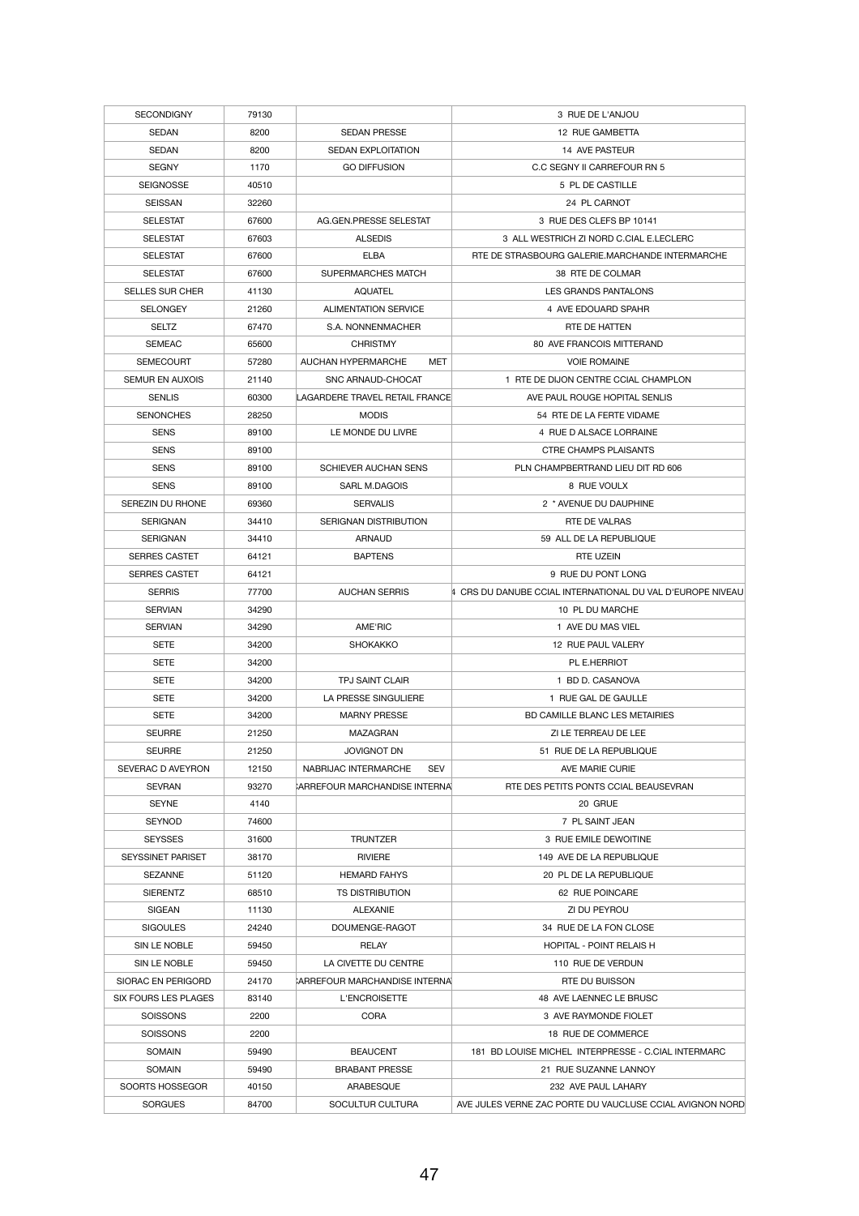| SECONDIGNY | 79130 | | 3 RUE DE L'ANJOU |
|---|---|---|---|
| SEDAN | 8200 | SEDAN PRESSE | 12 RUE GAMBETTA |
| SEDAN | 8200 | SEDAN EXPLOITATION | 14 AVE PASTEUR |
| SEGNY | 1170 | GO DIFFUSION | C.C SEGNY II CARREFOUR RN 5 |
| SEIGNOSSE | 40510 | | 5 PL DE CASTILLE |
| SEISSAN | 32260 | | 24 PL CARNOT |
| SELESTAT | 67600 | AG.GEN.PRESSE SELESTAT | 3 RUE DES CLEFS BP 10141 |
| SELESTAT | 67603 | ALSEDIS | 3 ALL WESTRICH ZI NORD C.CIAL E.LECLERC |
| SELESTAT | 67600 | ELBA | RTE DE STRASBOURG GALERIE.MARCHANDE INTERMARCHE |
| SELESTAT | 67600 | SUPERMARCHES MATCH | 38 RTE DE COLMAR |
| SELLES SUR CHER | 41130 | AQUATEL | LES GRANDS PANTALONS |
| SELONGEY | 21260 | ALIMENTATION SERVICE | 4 AVE EDOUARD SPAHR |
| SELTZ | 67470 | S.A. NONNENMACHER | RTE DE HATTEN |
| SEMEAC | 65600 | CHRISTMY | 80 AVE FRANCOIS MITTERAND |
| SEMECOURT | 57280 | AUCHAN HYPERMARCHE MET | VOIE ROMAINE |
| SEMUR EN AUXOIS | 21140 | SNC ARNAUD-CHOCAT | 1 RTE DE DIJON CENTRE CCIAL CHAMPLON |
| SENLIS | 60300 | LAGARDERE TRAVEL RETAIL FRANCE | AVE PAUL ROUGE HOPITAL SENLIS |
| SENONCHES | 28250 | MODIS | 54 RTE DE LA FERTE VIDAME |
| SENS | 89100 | LE MONDE DU LIVRE | 4 RUE D ALSACE LORRAINE |
| SENS | 89100 | | CTRE CHAMPS PLAISANTS |
| SENS | 89100 | SCHIEVER AUCHAN SENS | PLN CHAMPBERTRAND LIEU DIT RD 606 |
| SENS | 89100 | SARL M.DAGOIS | 8 RUE VOULX |
| SEREZIN DU RHONE | 69360 | SERVALIS | 2 * AVENUE DU DAUPHINE |
| SERIGNAN | 34410 | SERIGNAN DISTRIBUTION | RTE DE VALRAS |
| SERIGNAN | 34410 | ARNAUD | 59 ALL DE LA REPUBLIQUE |
| SERRES CASTET | 64121 | BAPTENS | RTE UZEIN |
| SERRES CASTET | 64121 | | 9 RUE DU PONT LONG |
| SERRIS | 77700 | AUCHAN SERRIS | 4 CRS DU DANUBE CCIAL INTERNATIONAL DU VAL D'EUROPE NIVEAU |
| SERVIAN | 34290 | | 10 PL DU MARCHE |
| SERVIAN | 34290 | AME'RIC | 1 AVE DU MAS VIEL |
| SETE | 34200 | SHOKAKKO | 12 RUE PAUL VALERY |
| SETE | 34200 | | PL E.HERRIOT |
| SETE | 34200 | TPJ SAINT CLAIR | 1 BD D. CASANOVA |
| SETE | 34200 | LA PRESSE SINGULIERE | 1 RUE GAL DE GAULLE |
| SETE | 34200 | MARNY PRESSE | BD CAMILLE BLANC LES METAIRIES |
| SEURRE | 21250 | MAZAGRAN | ZI LE TERREAU DE LEE |
| SEURRE | 21250 | JOVIGNOT DN | 51 RUE DE LA REPUBLIQUE |
| SEVERAC D AVEYRON | 12150 | NABRIJAC INTERMARCHE SEV | AVE MARIE CURIE |
| SEVRAN | 93270 | CARREFOUR MARCHANDISE INTERNA | RTE DES PETITS PONTS CCIAL BEAUSEVRAN |
| SEYNE | 4140 | | 20 GRUE |
| SEYNOD | 74600 | | 7 PL SAINT JEAN |
| SEYSSES | 31600 | TRUNTZER | 3 RUE EMILE DEWOITINE |
| SEYSSINET PARISET | 38170 | RIVIERE | 149 AVE DE LA REPUBLIQUE |
| SEZANNE | 51120 | HEMARD FAHYS | 20 PL DE LA REPUBLIQUE |
| SIERENTZ | 68510 | TS DISTRIBUTION | 62 RUE POINCARE |
| SIGEAN | 11130 | ALEXANIE | ZI DU PEYROU |
| SIGOULES | 24240 | DOUMENGE-RAGOT | 34 RUE DE LA FON CLOSE |
| SIN LE NOBLE | 59450 | RELAY | HOPITAL - POINT RELAIS H |
| SIN LE NOBLE | 59450 | LA CIVETTE DU CENTRE | 110 RUE DE VERDUN |
| SIORAC EN PERIGORD | 24170 | CARREFOUR MARCHANDISE INTERNA | RTE DU BUISSON |
| SIX FOURS LES PLAGES | 83140 | L'ENCROISETTE | 48 AVE LAENNEC LE BRUSC |
| SOISSONS | 2200 | CORA | 3 AVE RAYMONDE FIOLET |
| SOISSONS | 2200 | | 18 RUE DE COMMERCE |
| SOMAIN | 59490 | BEAUCENT | 181 BD LOUISE MICHEL INTERPRESSE - C.CIAL INTERMARC |
| SOMAIN | 59490 | BRABANT PRESSE | 21 RUE SUZANNE LANNOY |
| SOORTS HOSSEGOR | 40150 | ARABESQUE | 232 AVE PAUL LAHARY |
| SORGUES | 84700 | SOCULTUR CULTURA | AVE JULES VERNE ZAC PORTE DU VAUCLUSE CCIAL AVIGNON NORD |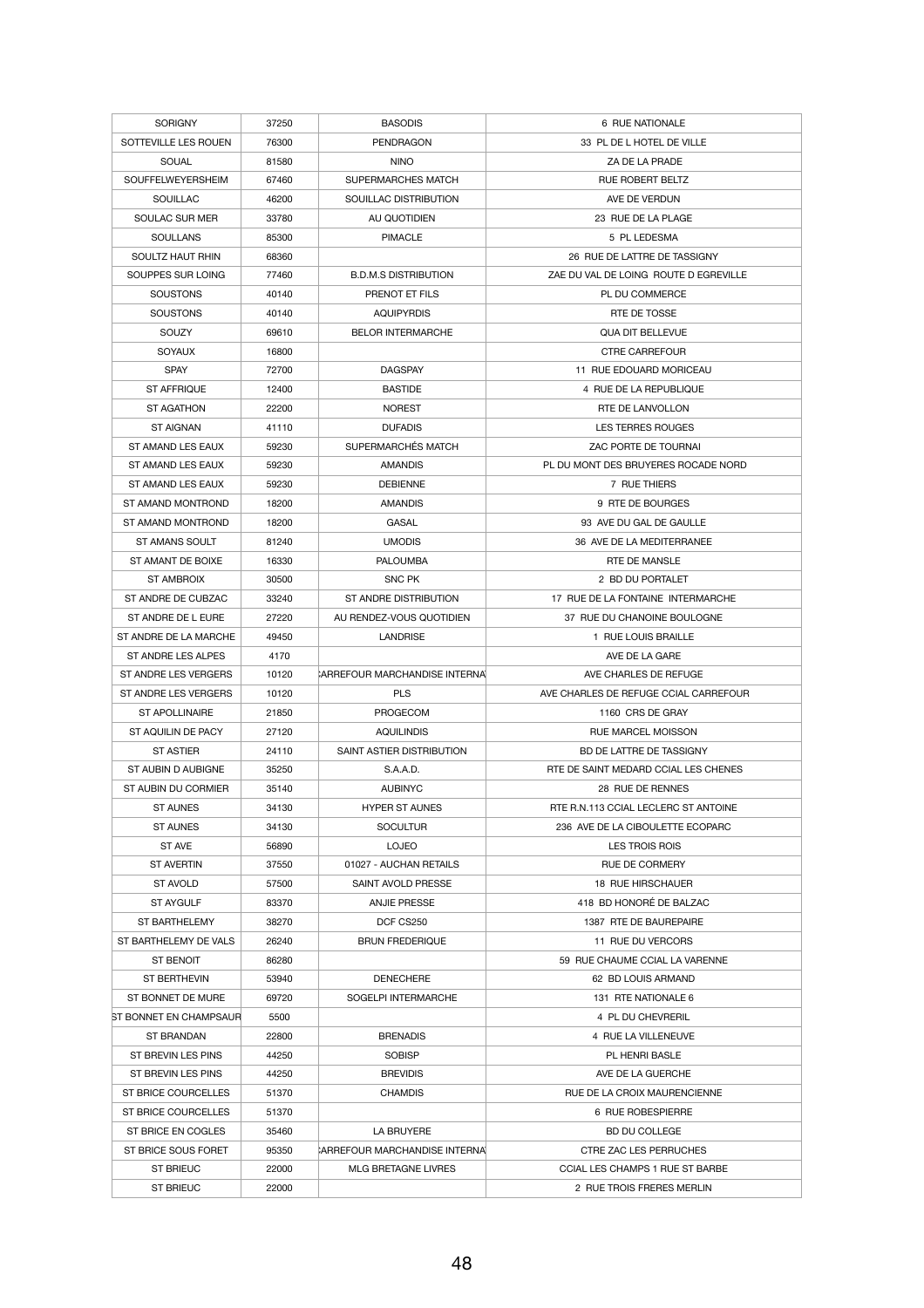| SORIGNY | 37250 | BASODIS | 6 RUE NATIONALE |
|---|---|---|---|
| SOTTEVILLE LES ROUEN | 76300 | PENDRAGON | 33 PL DE L HOTEL DE VILLE |
| SOUAL | 81580 | NINO | ZA DE LA PRADE |
| SOUFFELWEYERSHEIM | 67460 | SUPERMARCHES MATCH | RUE ROBERT BELTZ |
| SOUILLAC | 46200 | SOUILLAC DISTRIBUTION | AVE DE VERDUN |
| SOULAC SUR MER | 33780 | AU QUOTIDIEN | 23 RUE DE LA PLAGE |
| SOULLANS | 85300 | PIMACLE | 5 PL LEDESMA |
| SOULTZ HAUT RHIN | 68360 | | 26 RUE DE LATTRE DE TASSIGNY |
| SOUPPES SUR LOING | 77460 | B.D.M.S DISTRIBUTION | ZAE DU VAL DE LOING ROUTE D EGREVILLE |
| SOUSTONS | 40140 | PRENOT ET FILS | PL DU COMMERCE |
| SOUSTONS | 40140 | AQUIPYRDIS | RTE DE TOSSE |
| SOUZY | 69610 | BELOR INTERMARCHE | QUA DIT BELLEVUE |
| SOYAUX | 16800 | | CTRE CARREFOUR |
| SPAY | 72700 | DAGSPAY | 11 RUE EDOUARD MORICEAU |
| ST AFFRIQUE | 12400 | BASTIDE | 4 RUE DE LA REPUBLIQUE |
| ST AGATHON | 22200 | NOREST | RTE DE LANVOLLON |
| ST AIGNAN | 41110 | DUFADIS | LES TERRES ROUGES |
| ST AMAND LES EAUX | 59230 | SUPERMARCHÉS MATCH | ZAC PORTE DE TOURNAI |
| ST AMAND LES EAUX | 59230 | AMANDIS | PL DU MONT DES BRUYERES ROCADE NORD |
| ST AMAND LES EAUX | 59230 | DEBIENNE | 7 RUE THIERS |
| ST AMAND MONTROND | 18200 | AMANDIS | 9 RTE DE BOURGES |
| ST AMAND MONTROND | 18200 | GASAL | 93 AVE DU GAL DE GAULLE |
| ST AMANS SOULT | 81240 | UMODIS | 36 AVE DE LA MEDITERRANEE |
| ST AMANT DE BOIXE | 16330 | PALOUMBA | RTE DE MANSLE |
| ST AMBROIX | 30500 | SNC PK | 2 BD DU PORTALET |
| ST ANDRE DE CUBZAC | 33240 | ST ANDRE DISTRIBUTION | 17 RUE DE LA FONTAINE INTERMARCHE |
| ST ANDRE DE L EURE | 27220 | AU RENDEZ-VOUS QUOTIDIEN | 37 RUE DU CHANOINE BOULOGNE |
| ST ANDRE DE LA MARCHE | 49450 | LANDRISE | 1 RUE LOUIS BRAILLE |
| ST ANDRE LES ALPES | 4170 | | AVE DE LA GARE |
| ST ANDRE LES VERGERS | 10120 | CARREFOUR MARCHANDISE INTERNA | AVE CHARLES DE REFUGE |
| ST ANDRE LES VERGERS | 10120 | PLS | AVE CHARLES DE REFUGE CCIAL CARREFOUR |
| ST APOLLINAIRE | 21850 | PROGECOM | 1160 CRS DE GRAY |
| ST AQUILIN DE PACY | 27120 | AQUILINDIS | RUE MARCEL MOISSON |
| ST ASTIER | 24110 | SAINT ASTIER DISTRIBUTION | BD DE LATTRE DE TASSIGNY |
| ST AUBIN D AUBIGNE | 35250 | S.A.A.D. | RTE DE SAINT MEDARD CCIAL LES CHENES |
| ST AUBIN DU CORMIER | 35140 | AUBINYC | 28 RUE DE RENNES |
| ST AUNES | 34130 | HYPER ST AUNES | RTE R.N.113 CCIAL LECLERC ST ANTOINE |
| ST AUNES | 34130 | SOCULTUR | 236 AVE DE LA CIBOULETTE ECOPARC |
| ST AVE | 56890 | LOJEO | LES TROIS ROIS |
| ST AVERTIN | 37550 | 01027 - AUCHAN RETAILS | RUE DE CORMERY |
| ST AVOLD | 57500 | SAINT AVOLD PRESSE | 18 RUE HIRSCHAUER |
| ST AYGULF | 83370 | ANJIE PRESSE | 418 BD HONORÉ DE BALZAC |
| ST BARTHELEMY | 38270 | DCF CS250 | 1387 RTE DE BAUREPAIRE |
| ST BARTHELEMY DE VALS | 26240 | BRUN FREDERIQUE | 11 RUE DU VERCORS |
| ST BENOIT | 86280 | | 59 RUE CHAUME CCIAL LA VARENNE |
| ST BERTHEVIN | 53940 | DENECHERE | 62 BD LOUIS ARMAND |
| ST BONNET DE MURE | 69720 | SOGELPI INTERMARCHE | 131 RTE NATIONALE 6 |
| ST BONNET EN CHAMPSAUR | 5500 | | 4 PL DU CHEVRERIL |
| ST BRANDAN | 22800 | BRENADIS | 4 RUE LA VILLENEUVE |
| ST BREVIN LES PINS | 44250 | SOBISP | PL HENRI BASLE |
| ST BREVIN LES PINS | 44250 | BREVIDIS | AVE DE LA GUERCHE |
| ST BRICE COURCELLES | 51370 | CHAMDIS | RUE DE LA CROIX MAURENCIENNE |
| ST BRICE COURCELLES | 51370 | | 6 RUE ROBESPIERRE |
| ST BRICE EN COGLES | 35460 | LA BRUYERE | BD DU COLLEGE |
| ST BRICE SOUS FORET | 95350 | CARREFOUR MARCHANDISE INTERNA | CTRE ZAC LES PERRUCHES |
| ST BRIEUC | 22000 | MLG BRETAGNE LIVRES | CCIAL LES CHAMPS 1 RUE ST BARBE |
| ST BRIEUC | 22000 | | 2 RUE TROIS FRERES MERLIN |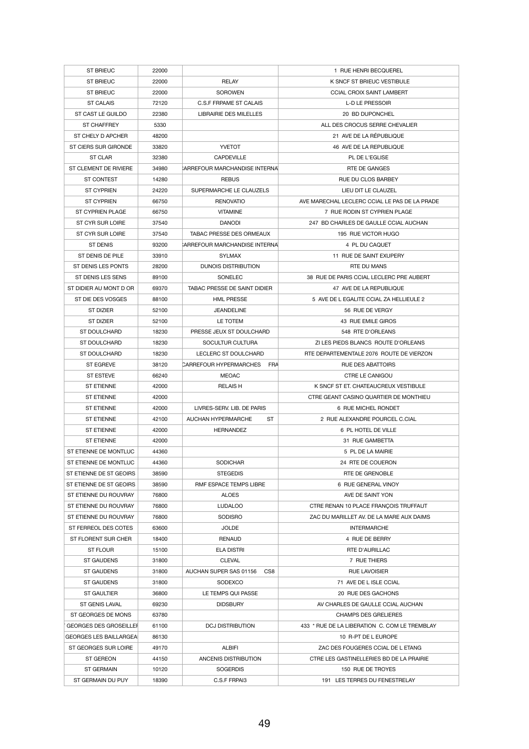| ST BRIEUC | 22000 | | 1 RUE HENRI BECQUEREL |
|---|---|---|---|
| ST BRIEUC | 22000 | RELAY | K SNCF ST BRIEUC VESTIBULE |
| ST BRIEUC | 22000 | SOROWEN | CCIAL CROIX SAINT LAMBERT |
| ST CALAIS | 72120 | C.S.F FRPAME ST CALAIS | L-D LE PRESSOIR |
| ST CAST LE GUILDO | 22380 | LIBRAIRIE DES MILELLES | 20 BD DUPONCHEL |
| ST CHAFFREY | 5330 | | ALL DES CROCUS SERRE CHEVALIER |
| ST CHELY D APCHER | 48200 | | 21 AVE DE LA RÉPUBLIQUE |
| ST CIERS SUR GIRONDE | 33820 | YVETOT | 46 AVE DE LA REPUBLIQUE |
| ST CLAR | 32380 | CAPDEVILLE | PL DE L'EGLISE |
| ST CLEMENT DE RIVIERE | 34980 | CARREFOUR MARCHANDISE INTERNA | RTE DE GANGES |
| ST CONTEST | 14280 | REBUS | RUE DU CLOS BARBEY |
| ST CYPRIEN | 24220 | SUPERMARCHE LE CLAUZELS | LIEU DIT LE CLAUZEL |
| ST CYPRIEN | 66750 | RENOVATIO | AVE MARECHAL LECLERC CCIAL LE PAS DE LA PRADE |
| ST CYPRIEN PLAGE | 66750 | VITAMINE | 7 RUE RODIN ST CYPRIEN PLAGE |
| ST CYR SUR LOIRE | 37540 | DANODI | 247 BD CHARLES DE GAULLE CCIAL AUCHAN |
| ST CYR SUR LOIRE | 37540 | TABAC PRESSE DES ORMEAUX | 195 RUE VICTOR HUGO |
| ST DENIS | 93200 | CARREFOUR MARCHANDISE INTERNA | 4 PL DU CAQUET |
| ST DENIS DE PILE | 33910 | SYLMAX | 11 RUE DE SAINT EXUPERY |
| ST DENIS LES PONTS | 28200 | DUNOIS DISTRIBUTION | RTE DU MANS |
| ST DENIS LES SENS | 89100 | SONELEC | 38 RUE DE PARIS CCIAL LECLERC PRE AUBERT |
| ST DIDIER AU MONT D OR | 69370 | TABAC PRESSE DE SAINT DIDIER | 47 AVE DE LA REPUBLIQUE |
| ST DIE DES VOSGES | 88100 | HML PRESSE | 5 AVE DE L EGALITE CCIAL ZA HELLIEULE 2 |
| ST DIZIER | 52100 | JEANDELINE | 56 RUE DE VERGY |
| ST DIZIER | 52100 | LE TOTEM | 43 RUE EMILE GIROS |
| ST DOULCHARD | 18230 | PRESSE JEUX ST DOULCHARD | 548 RTE D'ORLEANS |
| ST DOULCHARD | 18230 | SOCULTUR CULTURA | ZI LES PIEDS BLANCS ROUTE D'ORLEANS |
| ST DOULCHARD | 18230 | LECLERC ST DOULCHARD | RTE DEPARTEMENTALE 2076 ROUTE DE VIERZON |
| ST EGREVE | 38120 | CARREFOUR HYPERMARCHES FRA | RUE DES ABATTOIRS |
| ST ESTEVE | 66240 | MEOAC | CTRE LE CANIGOU |
| ST ETIENNE | 42000 | RELAIS H | K SNCF ST ET. CHATEAUCREUX VESTIBULE |
| ST ETIENNE | 42000 | | CTRE GEANT CASINO QUARTIER DE MONTHIEU |
| ST ETIENNE | 42000 | LIVRES-SERV. LIB. DE PARIS | 6 RUE MICHEL RONDET |
| ST ETIENNE | 42100 | AUCHAN HYPERMARCHE ST | 2 RUE ALEXANDRE POURCEL C.CIAL |
| ST ETIENNE | 42000 | HERNANDEZ | 6 PL HOTEL DE VILLE |
| ST ETIENNE | 42000 | | 31 RUE GAMBETTA |
| ST ETIENNE DE MONTLUC | 44360 | | 5 PL DE LA MAIRIE |
| ST ETIENNE DE MONTLUC | 44360 | SODICHAR | 24 RTE DE COUERON |
| ST ETIENNE DE ST GEOIRS | 38590 | STEGEDIS | RTE DE GRENOBLE |
| ST ETIENNE DE ST GEOIRS | 38590 | RMF ESPACE TEMPS LIBRE | 6 RUE GENERAL VINOY |
| ST ETIENNE DU ROUVRAY | 76800 | ALOES | AVE DE SAINT YON |
| ST ETIENNE DU ROUVRAY | 76800 | LUDALOO | CTRE RENAN 10 PLACE FRANÇOIS TRUFFAUT |
| ST ETIENNE DU ROUVRAY | 76800 | SODISRO | ZAC DU MARILLET AV. DE LA MARE AUX DAIMS |
| ST FERREOL DES COTES | 63600 | JOLDE | INTERMARCHE |
| ST FLORENT SUR CHER | 18400 | RENAUD | 4 RUE DE BERRY |
| ST FLOUR | 15100 | ELA DISTRI | RTE D'AURILLAC |
| ST GAUDENS | 31800 | CLEVAL | 7 RUE THIERS |
| ST GAUDENS | 31800 | AUCHAN SUPER SAS 01156 CS8 | RUE LAVOISIER |
| ST GAUDENS | 31800 | SODEXCO | 71 AVE DE L ISLE CCIAL |
| ST GAULTIER | 36800 | LE TEMPS QUI PASSE | 20 RUE DES GACHONS |
| ST GENIS LAVAL | 69230 | DIDSBURY | AV CHARLES DE GAULLE CCIAL AUCHAN |
| ST GEORGES DE MONS | 63780 | | CHAMPS DES GRELIERES |
| GEORGES DES GROSEILLEI | 61100 | DCJ DISTRIBUTION | 433 * RUE DE LA LIBERATION C. COM LE TREMBLAY |
| GEORGES LES BAILLARGEA | 86130 | | 10 R-PT DE L EUROPE |
| ST GEORGES SUR LOIRE | 49170 | ALBIFI | ZAC DES FOUGERES CCIAL DE L ETANG |
| ST GEREON | 44150 | ANCENIS DISTRIBUTION | CTRE LES GASTINELLERIES BD DE LA PRAIRIE |
| ST GERMAIN | 10120 | SOGERDIS | 150 RUE DE TROYES |
| ST GERMAIN DU PUY | 18390 | C.S.F FRPAI3 | 191 LES TERRES DU FENESTRELAY |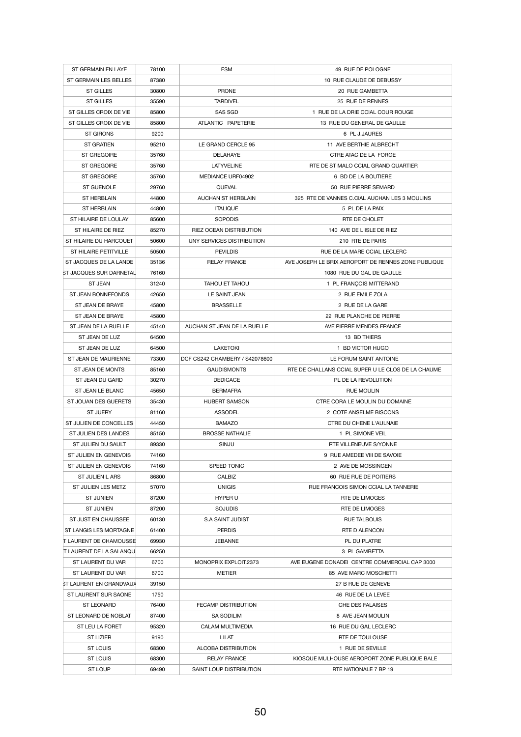| | | | |
|---|---|---|---|
| ST GERMAIN EN LAYE | 78100 | ESM | 49 RUE DE POLOGNE |
| ST GERMAIN LES BELLES | 87380 | | 10 RUE CLAUDE DE DEBUSSY |
| ST GILLES | 30800 | PRONE | 20 RUE GAMBETTA |
| ST GILLES | 35590 | TARDIVEL | 25 RUE DE RENNES |
| ST GILLES CROIX DE VIE | 85800 | SAS SGD | 1 RUE DE LA DRIE CCIAL COUR ROUGE |
| ST GILLES CROIX DE VIE | 85800 | ATLANTIC PAPETERIE | 13 RUE DU GENERAL DE GAULLE |
| ST GIRONS | 9200 | | 6 PL J.JAURES |
| ST GRATIEN | 95210 | LE GRAND CERCLE 95 | 11 AVE BERTHIE ALBRECHT |
| ST GREGOIRE | 35760 | DELAHAYE | CTRE ATAC DE LA FORGE |
| ST GREGOIRE | 35760 | LATYVELINE | RTE DE ST MALO CCIAL GRAND QUARTIER |
| ST GREGOIRE | 35760 | MEDIANCE URF04902 | 6 BD DE LA BOUTIERE |
| ST GUENOLE | 29760 | QUEVAL | 50 RUE PIERRE SEMARD |
| ST HERBLAIN | 44800 | AUCHAN ST HERBLAIN | 325 RTE DE VANNES C.CIAL AUCHAN LES 3 MOULINS |
| ST HERBLAIN | 44800 | ITALIQUE | 5 PL DE LA PAIX |
| ST HILAIRE DE LOULAY | 85600 | SOPODIS | RTE DE CHOLET |
| ST HILAIRE DE RIEZ | 85270 | RIEZ OCEAN DISTRIBUTION | 140 AVE DE L ISLE DE RIEZ |
| ST HILAIRE DU HARCOUET | 50600 | UNY SERVICES DISTRIBUTION | 210 RTE DE PARIS |
| ST HILAIRE PETITVILLE | 50500 | PEVILDIS | RUE DE LA MARE CCIAL LECLERC |
| ST JACQUES DE LA LANDE | 35136 | RELAY FRANCE | AVE JOSEPH LE BRIX AEROPORT DE RENNES ZONE PUBLIQUE |
| ST JACQUES SUR DARNETAL | 76160 | | 1080 RUE DU GAL DE GAULLE |
| ST JEAN | 31240 | TAHOU ET TAHOU | 1 PL FRANÇOIS MITTERAND |
| ST JEAN BONNEFONDS | 42650 | LE SAINT JEAN | 2 RUE EMILE ZOLA |
| ST JEAN DE BRAYE | 45800 | BRASSELLE | 2 RUE DE LA GARE |
| ST JEAN DE BRAYE | 45800 | | 22 RUE PLANCHE DE PIERRE |
| ST JEAN DE LA RUELLE | 45140 | AUCHAN ST JEAN DE LA RUELLE | AVE PIERRE MENDES FRANCE |
| ST JEAN DE LUZ | 64500 | | 13 BD THIERS |
| ST JEAN DE LUZ | 64500 | LAKETOKI | 1 BD VICTOR HUGO |
| ST JEAN DE MAURIENNE | 73300 | DCF CS242 CHAMBERY / S42078600 | LE FORUM SAINT ANTOINE |
| ST JEAN DE MONTS | 85160 | GAUDISMONTS | RTE DE CHALLANS CCIAL SUPER U LE CLOS DE LA CHAUME |
| ST JEAN DU GARD | 30270 | DEDICACE | PL DE LA REVOLUTION |
| ST JEAN LE BLANC | 45650 | BERMAFRA | RUE MOULIN |
| ST JOUAN DES GUERETS | 35430 | HUBERT SAMSON | CTRE CORA LE MOULIN DU DOMAINE |
| ST JUERY | 81160 | ASSODEL | 2 COTE ANSELME BISCONS |
| ST JULIEN DE CONCELLES | 44450 | BAMAZO | CTRE DU CHENE L'AULNAIE |
| ST JULIEN DES LANDES | 85150 | BROSSE NATHALIE | 1 PL SIMONE VEIL |
| ST JULIEN DU SAULT | 89330 | SINJU | RTE VILLENEUVE S/YONNE |
| ST JULIEN EN GENEVOIS | 74160 | | 9 RUE AMEDEE VIII DE SAVOIE |
| ST JULIEN EN GENEVOIS | 74160 | SPEED TONIC | 2 AVE DE MOSSINGEN |
| ST JULIEN L ARS | 86800 | CALBIZ | 60 RUE RUE DE POITIERS |
| ST JULIEN LES METZ | 57070 | UNIGIS | RUE FRANCOIS SIMON CCIAL LA TANNERIE |
| ST JUNIEN | 87200 | HYPER U | RTE DE LIMOGES |
| ST JUNIEN | 87200 | SOJUDIS | RTE DE LIMOGES |
| ST JUST EN CHAUSSEE | 60130 | S.A SAINT JUDIST | RUE TALBOUIS |
| ST LANGIS LES MORTAGNE | 61400 | PERDIS | RTE D ALENCON |
| T LAURENT DE CHAMOUSSE | 69930 | JEBANNE | PL DU PLATRE |
| T LAURENT DE LA SALANQU | 66250 | | 3 PL GAMBETTA |
| ST LAURENT DU VAR | 6700 | MONOPRIX EXPLOIT.2373 | AVE EUGENE DONADEI CENTRE COMMERCIAL CAP 3000 |
| ST LAURENT DU VAR | 6700 | METIER | 85 AVE MARC MOSCHETTI |
| ST LAURENT EN GRANDVAUX | 39150 | | 27 B RUE DE GENEVE |
| ST LAURENT SUR SAONE | 1750 | | 46 RUE DE LA LEVEE |
| ST LEONARD | 76400 | FECAMP DISTRIBUTION | CHE DES FALAISES |
| ST LEONARD DE NOBLAT | 87400 | SA SODILIM | 8 AVE JEAN MOULIN |
| ST LEU LA FORET | 95320 | CALAM MULTIMEDIA | 16 RUE DU GAL LECLERC |
| ST LIZIER | 9190 | LILAT | RTE DE TOULOUSE |
| ST LOUIS | 68300 | ALCOBA DISTRIBUTION | 1 RUE DE SEVILLE |
| ST LOUIS | 68300 | RELAY FRANCE | KIOSQUE MULHOUSE AEROPORT ZONE PUBLIQUE BALE |
| ST LOUP | 69490 | SAINT LOUP DISTRIBUTION | RTE NATIONALE 7 BP 19 |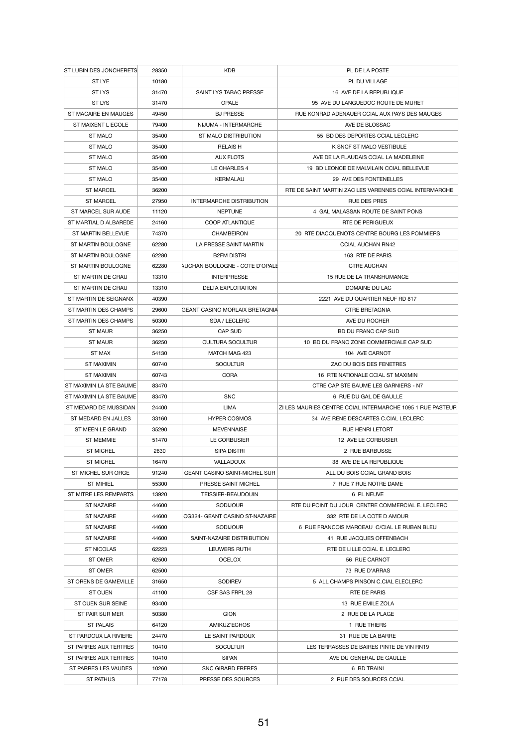| ST LUBIN DES JONCHERETS | 28350 | KDB | PL DE LA POSTE |
|---|---|---|---|
| ST LYE | 10180 | | PL DU VILLAGE |
| ST LYS | 31470 | SAINT LYS TABAC PRESSE | 16 AVE DE LA REPUBLIQUE |
| ST LYS | 31470 | OPALE | 95 AVE DU LANGUEDOC ROUTE DE MURET |
| ST MACAIRE EN MAUGES | 49450 | BJ PRESSE | RUE KONRAD ADENAUER CCIAL AUX PAYS DES MAUGES |
| ST MAIXENT L ECOLE | 79400 | NIJUMA - INTERMARCHE | AVE DE BLOSSAC |
| ST MALO | 35400 | ST MALO DISTRIBUTION | 55 BD DES DEPORTES CCIAL LECLERC |
| ST MALO | 35400 | RELAIS H | K SNCF ST MALO VESTIBULE |
| ST MALO | 35400 | AUX FLOTS | AVE DE LA FLAUDAIS CCIAL LA MADELEINE |
| ST MALO | 35400 | LE CHARLES 4 | 19 BD LEONCE DE MALVILAIN CCIAL BELLEVUE |
| ST MALO | 35400 | KERMALAU | 29 AVE DES FONTENELLES |
| ST MARCEL | 36200 | | RTE DE SAINT MARTIN ZAC LES VARENNES CCIAL INTERMARCHE |
| ST MARCEL | 27950 | INTERMARCHE DISTRIBUTION | RUE DES PRES |
| ST MARCEL SUR AUDE | 11120 | NEPTUNE | 4 GAL MALASSAN ROUTE DE SAINT PONS |
| ST MARTIAL D ALBAREDE | 24160 | COOP ATLANTIQUE | RTE DE PERIGUEUX |
| ST MARTIN BELLEVUE | 74370 | CHAMBEIRON | 20 RTE DIACQUENOTS CENTRE BOURG LES POMMIERS |
| ST MARTIN BOULOGNE | 62280 | LA PRESSE SAINT MARTIN | CCIAL AUCHAN RN42 |
| ST MARTIN BOULOGNE | 62280 | B2FM DISTRI | 163 RTE DE PARIS |
| ST MARTIN BOULOGNE | 62280 | AUCHAN BOULOGNE - COTE D'OPALE | CTRE AUCHAN |
| ST MARTIN DE CRAU | 13310 | INTERPRESSE | 15 RUE DE LA TRANSHUMANCE |
| ST MARTIN DE CRAU | 13310 | DELTA EXPLOITATION | DOMAINE DU LAC |
| ST MARTIN DE SEIGNANX | 40390 | | 2221 AVE DU QUARTIER NEUF RD 817 |
| ST MARTIN DES CHAMPS | 29600 | GEANT CASINO MORLAIX BRETAGNIA | CTRE BRETAGNIA |
| ST MARTIN DES CHAMPS | 50300 | SDA / LECLERC | AVE DU ROCHER |
| ST MAUR | 36250 | CAP SUD | BD DU FRANC CAP SUD |
| ST MAUR | 36250 | CULTURA SOCULTUR | 10 BD DU FRANC ZONE COMMERCIALE CAP SUD |
| ST MAX | 54130 | MATCH MAG 423 | 104 AVE CARNOT |
| ST MAXIMIN | 60740 | SOCULTUR | ZAC DU BOIS DES FENETRES |
| ST MAXIMIN | 60743 | CORA | 16 RTE NATIONALE CCIAL ST MAXIMIN |
| ST MAXIMIN LA STE BAUME | 83470 | | CTRE CAP STE BAUME LES GARNIERS - N7 |
| ST MAXIMIN LA STE BAUME | 83470 | SNC | 6 RUE DU GAL DE GAULLE |
| ST MEDARD DE MUSSIDAN | 24400 | LIMA | ZI LES MAURIES CENTRE CCIAL INTERMARCHE 1095 1 RUE PASTEUR |
| ST MEDARD EN JALLES | 33160 | HYPER COSMOS | 34 AVE RENE DESCARTES C.CIAL LECLERC |
| ST MEEN LE GRAND | 35290 | MEVENNAISE | RUE HENRI LETORT |
| ST MEMMIE | 51470 | LE CORBUSIER | 12 AVE LE CORBUSIER |
| ST MICHEL | 2830 | SIPA DISTRI | 2 RUE BARBUSSE |
| ST MICHEL | 16470 | VALLADOUX | 38 AVE DE LA REPUBLIQUE |
| ST MICHEL SUR ORGE | 91240 | GEANT CASINO SAINT-MICHEL SUR | ALL DU BOIS CCIAL GRAND BOIS |
| ST MIHIEL | 55300 | PRESSE SAINT MICHEL | 7 RUE 7 RUE NOTRE DAME |
| ST MITRE LES REMPARTS | 13920 | TEISSIER-BEAUDOUIN | 6 PL NEUVE |
| ST NAZAIRE | 44600 | SODIJOUR | RTE DU POINT DU JOUR CENTRE COMMERCIAL E. LECLERC |
| ST NAZAIRE | 44600 | CG324- GEANT CASINO ST-NAZAIRE | 332 RTE DE LA COTE D AMOUR |
| ST NAZAIRE | 44600 | SODIJOUR | 6 RUE FRANCOIS MARCEAU C/CIAL LE RUBAN BLEU |
| ST NAZAIRE | 44600 | SAINT-NAZAIRE DISTRIBUTION | 41 RUE JACQUES OFFENBACH |
| ST NICOLAS | 62223 | LEUWERS RUTH | RTE DE LILLE CCIAL E. LECLERC |
| ST OMER | 62500 | OCELOX | 56 RUE CARNOT |
| ST OMER | 62500 | | 73 RUE D'ARRAS |
| ST ORENS DE GAMEVILLE | 31650 | SODIREV | 5 ALL CHAMPS PINSON C.CIAL ELECLERC |
| ST OUEN | 41100 | CSF SAS FRPL 28 | RTE DE PARIS |
| ST OUEN SUR SEINE | 93400 | | 13 RUE EMILE ZOLA |
| ST PAIR SUR MER | 50380 | GION | 2 RUE DE LA PLAGE |
| ST PALAIS | 64120 | AMIKUZ'ECHOS | 1 RUE THIERS |
| ST PARDOUX LA RIVIERE | 24470 | LE SAINT PARDOUX | 31 RUE DE LA BARRE |
| ST PARRES AUX TERTRES | 10410 | SOCULTUR | LES TERRASSES DE BAIRES PINTE DE VIN RN19 |
| ST PARRES AUX TERTRES | 10410 | SIPAN | AVE DU GENERAL DE GAULLE |
| ST PARRES LES VAUDES | 10260 | SNC GIRARD FRERES | 6 BD TRAINI |
| ST PATHUS | 77178 | PRESSE DES SOURCES | 2 RUE DES SOURCES CCIAL |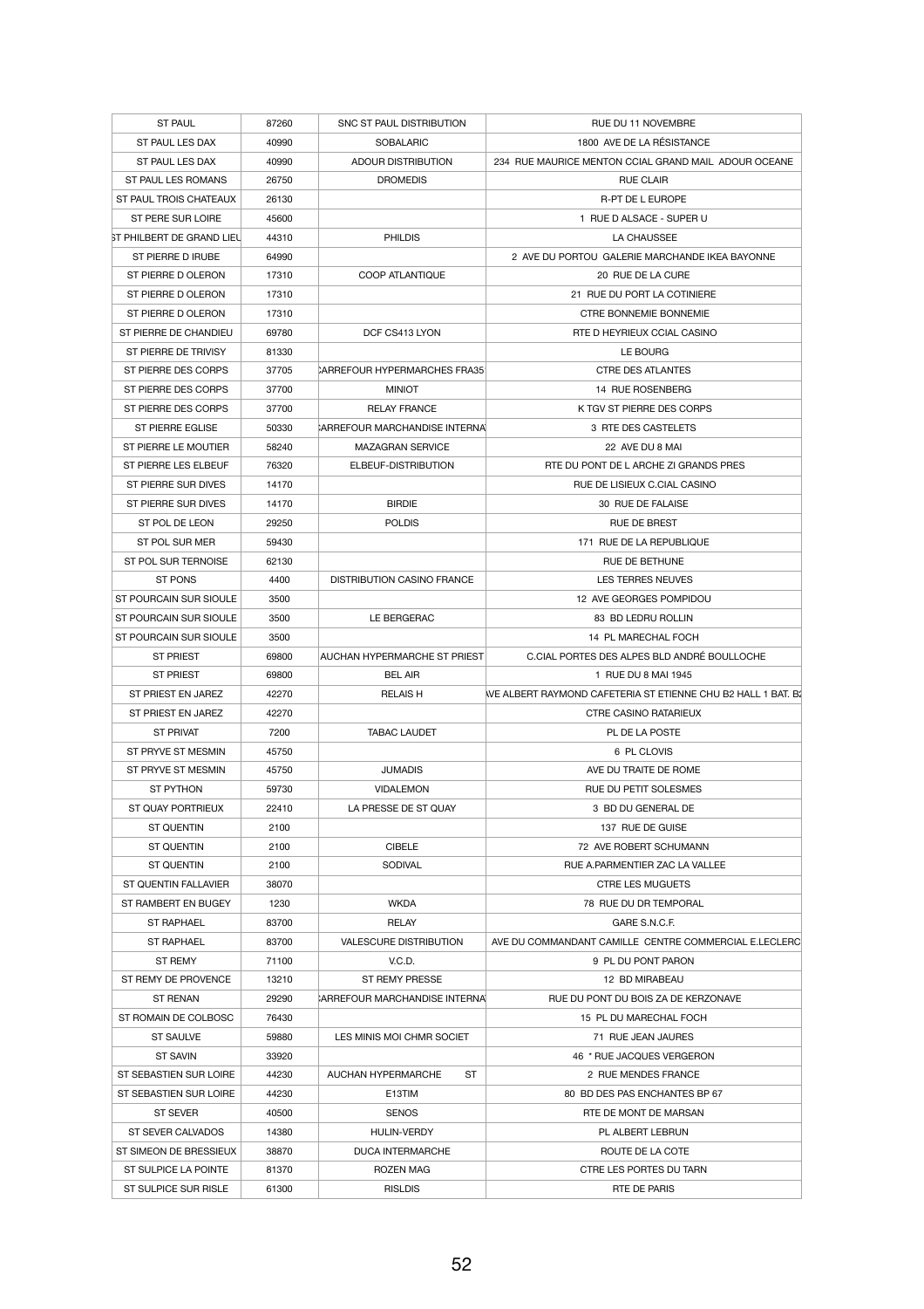| ST PAUL | 87260 | SNC ST PAUL DISTRIBUTION | RUE DU 11 NOVEMBRE |
|---|---|---|---|
| ST PAUL LES DAX | 40990 | SOBALARIC | 1800 AVE DE LA RÉSISTANCE |
| ST PAUL LES DAX | 40990 | ADOUR DISTRIBUTION | 234 RUE MAURICE MENTON CCIAL GRAND MAIL ADOUR OCEANE |
| ST PAUL LES ROMANS | 26750 | DROMEDIS | RUE CLAIR |
| ST PAUL TROIS CHATEAUX | 26130 | | R-PT DE L EUROPE |
| ST PERE SUR LOIRE | 45600 | | 1 RUE D ALSACE - SUPER U |
| ST PHILBERT DE GRAND LIEU | 44310 | PHILDIS | LA CHAUSSEE |
| ST PIERRE D IRUBE | 64990 | | 2 AVE DU PORTOU GALERIE MARCHANDE IKEA BAYONNE |
| ST PIERRE D OLERON | 17310 | COOP ATLANTIQUE | 20 RUE DE LA CURE |
| ST PIERRE D OLERON | 17310 | | 21 RUE DU PORT LA COTINIERE |
| ST PIERRE D OLERON | 17310 | | CTRE BONNEMIE BONNEMIE |
| ST PIERRE DE CHANDIEU | 69780 | DCF CS413 LYON | RTE D HEYRIEUX CCIAL CASINO |
| ST PIERRE DE TRIVISY | 81330 | | LE BOURG |
| ST PIERRE DES CORPS | 37705 | CARREFOUR HYPERMARCHES FRA35 | CTRE DES ATLANTES |
| ST PIERRE DES CORPS | 37700 | MINIOT | 14 RUE ROSENBERG |
| ST PIERRE DES CORPS | 37700 | RELAY FRANCE | K TGV ST PIERRE DES CORPS |
| ST PIERRE EGLISE | 50330 | CARREFOUR MARCHANDISE INTERNA | 3 RTE DES CASTELETS |
| ST PIERRE LE MOUTIER | 58240 | MAZAGRAN SERVICE | 22 AVE DU 8 MAI |
| ST PIERRE LES ELBEUF | 76320 | ELBEUF-DISTRIBUTION | RTE DU PONT DE L ARCHE ZI GRANDS PRES |
| ST PIERRE SUR DIVES | 14170 | | RUE DE LISIEUX C.CIAL CASINO |
| ST PIERRE SUR DIVES | 14170 | BIRDIE | 30 RUE DE FALAISE |
| ST POL DE LEON | 29250 | POLDIS | RUE DE BREST |
| ST POL SUR MER | 59430 | | 171 RUE DE LA REPUBLIQUE |
| ST POL SUR TERNOISE | 62130 | | RUE DE BETHUNE |
| ST PONS | 4400 | DISTRIBUTION CASINO FRANCE | LES TERRES NEUVES |
| ST POURCAIN SUR SIOULE | 3500 | | 12 AVE GEORGES POMPIDOU |
| ST POURCAIN SUR SIOULE | 3500 | LE BERGERAC | 83 BD LEDRU ROLLIN |
| ST POURCAIN SUR SIOULE | 3500 | | 14 PL MARECHAL FOCH |
| ST PRIEST | 69800 | AUCHAN HYPERMARCHE ST PRIEST | C.CIAL PORTES DES ALPES BLD ANDRÉ BOULLOCHE |
| ST PRIEST | 69800 | BEL AIR | 1 RUE DU 8 MAI 1945 |
| ST PRIEST EN JAREZ | 42270 | RELAIS H | AVE ALBERT RAYMOND CAFETERIA ST ETIENNE CHU B2 HALL 1 BAT. B2 |
| ST PRIEST EN JAREZ | 42270 | | CTRE CASINO RATARIEUX |
| ST PRIVAT | 7200 | TABAC LAUDET | PL DE LA POSTE |
| ST PRYVE ST MESMIN | 45750 | | 6 PL CLOVIS |
| ST PRYVE ST MESMIN | 45750 | JUMADIS | AVE DU TRAITE DE ROME |
| ST PYTHON | 59730 | VIDALEMON | RUE DU PETIT SOLESMES |
| ST QUAY PORTRIEUX | 22410 | LA PRESSE DE ST QUAY | 3 BD DU GENERAL DE |
| ST QUENTIN | 2100 | | 137 RUE DE GUISE |
| ST QUENTIN | 2100 | CIBELE | 72 AVE ROBERT SCHUMANN |
| ST QUENTIN | 2100 | SODIVAL | RUE A.PARMENTIER ZAC LA VALLEE |
| ST QUENTIN FALLAVIER | 38070 | | CTRE LES MUGUETS |
| ST RAMBERT EN BUGEY | 1230 | WKDA | 78 RUE DU DR TEMPORAL |
| ST RAPHAEL | 83700 | RELAY | GARE S.N.C.F. |
| ST RAPHAEL | 83700 | VALESCURE DISTRIBUTION | AVE DU COMMANDANT CAMILLE CENTRE COMMERCIAL E.LECLERC |
| ST REMY | 71100 | V.C.D. | 9 PL DU PONT PARON |
| ST REMY DE PROVENCE | 13210 | ST REMY PRESSE | 12 BD MIRABEAU |
| ST RENAN | 29290 | CARREFOUR MARCHANDISE INTERNA | RUE DU PONT DU BOIS ZA DE KERZONAVE |
| ST ROMAIN DE COLBOSC | 76430 | | 15 PL DU MARECHAL FOCH |
| ST SAULVE | 59880 | LES MINIS MOI CHMR SOCIET | 71 RUE JEAN JAURES |
| ST SAVIN | 33920 | | 46 * RUE JACQUES VERGERON |
| ST SEBASTIEN SUR LOIRE | 44230 | AUCHAN HYPERMARCHE ST | 2 RUE MENDES FRANCE |
| ST SEBASTIEN SUR LOIRE | 44230 | E13TIM | 80 BD DES PAS ENCHANTES BP 67 |
| ST SEVER | 40500 | SENOS | RTE DE MONT DE MARSAN |
| ST SEVER CALVADOS | 14380 | HULIN-VERDY | PL ALBERT LEBRUN |
| ST SIMEON DE BRESSIEUX | 38870 | DUCA INTERMARCHE | ROUTE DE LA COTE |
| ST SULPICE LA POINTE | 81370 | ROZEN MAG | CTRE LES PORTES DU TARN |
| ST SULPICE SUR RISLE | 61300 | RISLDIS | RTE DE PARIS |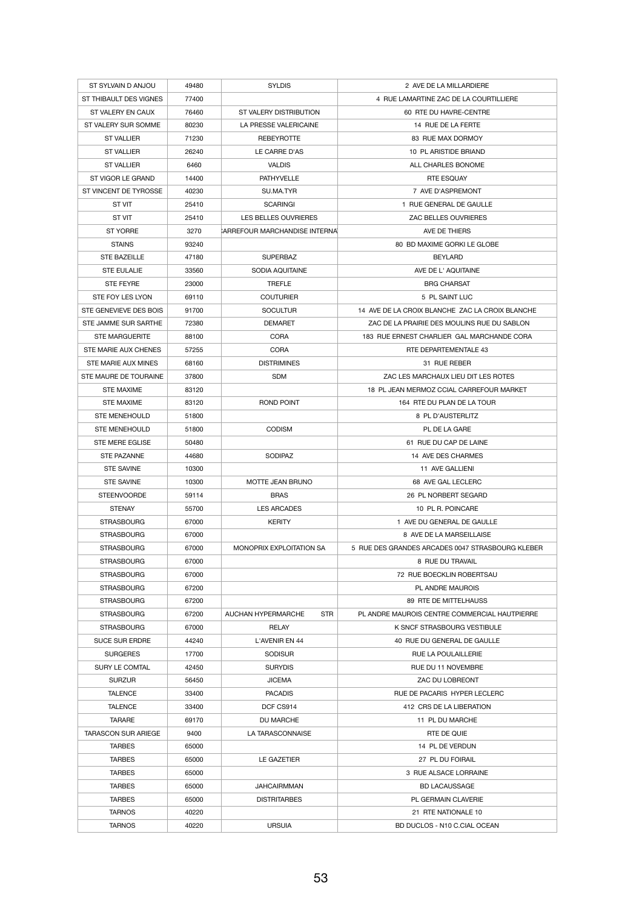| ST SYLVAIN D ANJOU | 49480 | SYLDIS | 2 AVE DE LA MILLARDIERE |
|---|---|---|---|
| ST THIBAULT DES VIGNES | 77400 | | 4 RUE LAMARTINE ZAC DE LA COURTILLIERE |
| ST VALERY EN CAUX | 76460 | ST VALERY DISTRIBUTION | 60 RTE DU HAVRE-CENTRE |
| ST VALERY SUR SOMME | 80230 | LA PRESSE VALERICAINE | 14 RUE DE LA FERTE |
| ST VALLIER | 71230 | REBEYROTTE | 83 RUE MAX DORMOY |
| ST VALLIER | 26240 | LE CARRE D'AS | 10 PL ARISTIDE BRIAND |
| ST VALLIER | 6460 | VALDIS | ALL CHARLES BONOME |
| ST VIGOR LE GRAND | 14400 | PATHYVELLE | RTE ESQUAY |
| ST VINCENT DE TYROSSE | 40230 | SU.MA.TYR | 7 AVE D'ASPREMONT |
| ST VIT | 25410 | SCARINGI | 1 RUE GENERAL DE GAULLE |
| ST VIT | 25410 | LES BELLES OUVRIERES | ZAC BELLES OUVRIERES |
| ST YORRE | 3270 | :ARREFOUR MARCHANDISE INTERNA | AVE DE THIERS |
| STAINS | 93240 | | 80 BD MAXIME GORKI LE GLOBE |
| STE BAZEILLE | 47180 | SUPERBAZ | BEYLARD |
| STE EULALIE | 33560 | SODIA AQUITAINE | AVE DE L' AQUITAINE |
| STE FEYRE | 23000 | TREFLE | BRG CHARSAT |
| STE FOY LES LYON | 69110 | COUTURIER | 5 PL SAINT LUC |
| STE GENEVIEVE DES BOIS | 91700 | SOCULTUR | 14 AVE DE LA CROIX BLANCHE ZAC LA CROIX BLANCHE |
| STE JAMME SUR SARTHE | 72380 | DEMARET | ZAC DE LA PRAIRIE DES MOULINS RUE DU SABLON |
| STE MARGUERITE | 88100 | CORA | 183 RUE ERNEST CHARLIER GAL MARCHANDE CORA |
| STE MARIE AUX CHENES | 57255 | CORA | RTE DEPARTEMENTALE 43 |
| STE MARIE AUX MINES | 68160 | DISTRIMINES | 31 RUE REBER |
| STE MAURE DE TOURAINE | 37800 | SDM | ZAC LES MARCHAUX LIEU DIT LES ROTES |
| STE MAXIME | 83120 | | 18 PL JEAN MERMOZ CCIAL CARREFOUR MARKET |
| STE MAXIME | 83120 | ROND POINT | 164 RTE DU PLAN DE LA TOUR |
| STE MENEHOULD | 51800 | | 8 PL D'AUSTERLITZ |
| STE MENEHOULD | 51800 | CODISM | PL DE LA GARE |
| STE MERE EGLISE | 50480 | | 61 RUE DU CAP DE LAINE |
| STE PAZANNE | 44680 | SODIPAZ | 14 AVE DES CHARMES |
| STE SAVINE | 10300 | | 11 AVE GALLIENI |
| STE SAVINE | 10300 | MOTTE JEAN BRUNO | 68 AVE GAL LECLERC |
| STEENVOORDE | 59114 | BRAS | 26 PL NORBERT SEGARD |
| STENAY | 55700 | LES ARCADES | 10 PL R. POINCARE |
| STRASBOURG | 67000 | KERITY | 1 AVE DU GENERAL DE GAULLE |
| STRASBOURG | 67000 | | 8 AVE DE LA MARSEILLAISE |
| STRASBOURG | 67000 | MONOPRIX EXPLOITATION SA | 5 RUE DES GRANDES ARCADES 0047 STRASBOURG KLEBER |
| STRASBOURG | 67000 | | 8 RUE DU TRAVAIL |
| STRASBOURG | 67000 | | 72 RUE BOECKLIN ROBERTSAU |
| STRASBOURG | 67200 | | PL ANDRE MAUROIS |
| STRASBOURG | 67200 | | 89 RTE DE MITTELHAUSS |
| STRASBOURG | 67200 | AUCHAN HYPERMARCHE STR | PL ANDRE MAUROIS CENTRE COMMERCIAL HAUTPIERRE |
| STRASBOURG | 67000 | RELAY | K SNCF STRASBOURG VESTIBULE |
| SUCE SUR ERDRE | 44240 | L'AVENIR EN 44 | 40 RUE DU GENERAL DE GAULLE |
| SURGERES | 17700 | SODISUR | RUE LA POULAILLERIE |
| SURY LE COMTAL | 42450 | SURYDIS | RUE DU 11 NOVEMBRE |
| SURZUR | 56450 | JICEMA | ZAC DU LOBREONT |
| TALENCE | 33400 | PACADIS | RUE DE PACARIS HYPER LECLERC |
| TALENCE | 33400 | DCF CS914 | 412 CRS DE LA LIBERATION |
| TARARE | 69170 | DU MARCHE | 11 PL DU MARCHE |
| TARASCON SUR ARIEGE | 9400 | LA TARASCONNAISE | RTE DE QUIE |
| TARBES | 65000 | | 14 PL DE VERDUN |
| TARBES | 65000 | LE GAZETIER | 27 PL DU FOIRAIL |
| TARBES | 65000 | | 3 RUE ALSACE LORRAINE |
| TARBES | 65000 | JAHCAIRMMAN | BD LACAUSSAGE |
| TARBES | 65000 | DISTRITARBES | PL GERMAIN CLAVERIE |
| TARNOS | 40220 | | 21 RTE NATIONALE 10 |
| TARNOS | 40220 | URSUIA | BD DUCLOS - N10 C.CIAL OCEAN |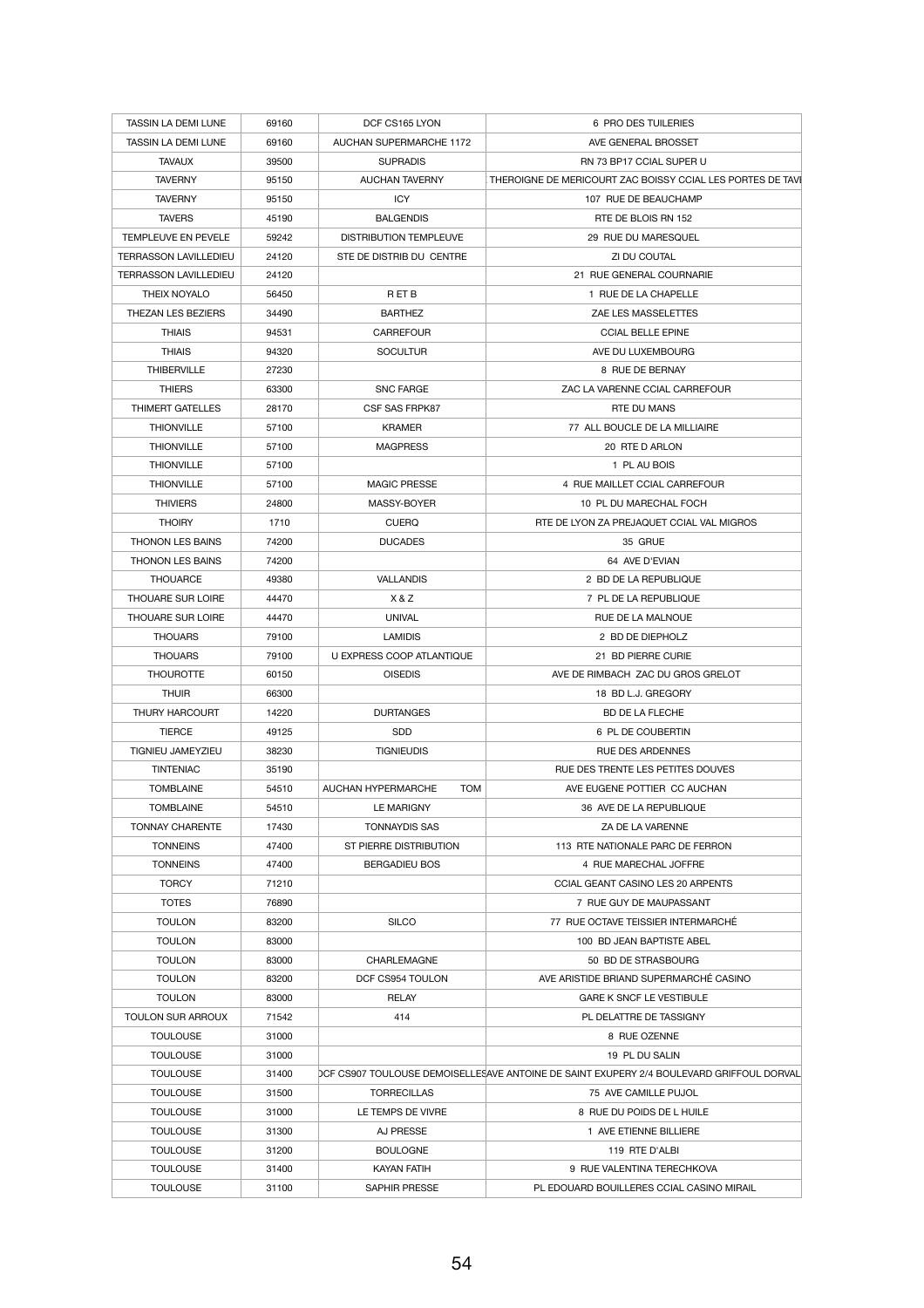| TASSIN LA DEMI LUNE | 69160 | DCF CS165 LYON | 6 PRO DES TUILERIES |
|---|---|---|---|
| TASSIN LA DEMI LUNE | 69160 | AUCHAN SUPERMARCHE 1172 | AVE GENERAL BROSSET |
| TAVAUX | 39500 | SUPRADIS | RN 73 BP17 CCIAL SUPER U |
| TAVERNY | 95150 | AUCHAN TAVERNY | THEROIGNE DE MERICOURT ZAC BOISSY CCIAL LES PORTES DE TAVI |
| TAVERNY | 95150 | ICY | 107 RUE DE BEAUCHAMP |
| TAVERS | 45190 | BALGENDIS | RTE DE BLOIS RN 152 |
| TEMPLEUVE EN PEVELE | 59242 | DISTRIBUTION TEMPLEUVE | 29 RUE DU MARESQUEL |
| TERRASSON LAVILLEDIEU | 24120 | STE DE DISTRIB DU CENTRE | ZI DU COUTAL |
| TERRASSON LAVILLEDIEU | 24120 | | 21 RUE GENERAL COURNARIE |
| THEIX NOYALO | 56450 | R ET B | 1 RUE DE LA CHAPELLE |
| THEZAN LES BEZIERS | 34490 | BARTHEZ | ZAE LES MASSELETTES |
| THIAIS | 94531 | CARREFOUR | CCIAL BELLE EPINE |
| THIAIS | 94320 | SOCULTUR | AVE DU LUXEMBOURG |
| THIBERVILLE | 27230 | | 8 RUE DE BERNAY |
| THIERS | 63300 | SNC FARGE | ZAC LA VARENNE CCIAL CARREFOUR |
| THIMERT GATELLES | 28170 | CSF SAS FRPK87 | RTE DU MANS |
| THIONVILLE | 57100 | KRAMER | 77 ALL BOUCLE DE LA MILLIAIRE |
| THIONVILLE | 57100 | MAGPRESS | 20 RTE D ARLON |
| THIONVILLE | 57100 | | 1 PL AU BOIS |
| THIONVILLE | 57100 | MAGIC PRESSE | 4 RUE MAILLET CCIAL CARREFOUR |
| THIVIERS | 24800 | MASSY-BOYER | 10 PL DU MARECHAL FOCH |
| THOIRY | 1710 | CUERQ | RTE DE LYON ZA PREJAQUET CCIAL VAL MIGROS |
| THONON LES BAINS | 74200 | DUCADES | 35 GRUE |
| THONON LES BAINS | 74200 | | 64 AVE D'EVIAN |
| THOUARCE | 49380 | VALLANDIS | 2 BD DE LA REPUBLIQUE |
| THOUARE SUR LOIRE | 44470 | X & Z | 7 PL DE LA REPUBLIQUE |
| THOUARE SUR LOIRE | 44470 | UNIVAL | RUE DE LA MALNOUE |
| THOUARS | 79100 | LAMIDIS | 2 BD DE DIEPHOLZ |
| THOUARS | 79100 | U EXPRESS COOP ATLANTIQUE | 21 BD PIERRE CURIE |
| THOUROTTE | 60150 | OISEDIS | AVE DE RIMBACH ZAC DU GROS GRELOT |
| THUIR | 66300 | | 18 BD L.J. GREGORY |
| THURY HARCOURT | 14220 | DURTANGES | BD DE LA FLECHE |
| TIERCE | 49125 | SDD | 6 PL DE COUBERTIN |
| TIGNIEU JAMEYZIEU | 38230 | TIGNIEUDIS | RUE DES ARDENNES |
| TINTENIAC | 35190 | | RUE DES TRENTE LES PETITES DOUVES |
| TOMBLAINE | 54510 | AUCHAN HYPERMARCHE TOM | AVE EUGENE POTTIER CC AUCHAN |
| TOMBLAINE | 54510 | LE MARIGNY | 36 AVE DE LA REPUBLIQUE |
| TONNAY CHARENTE | 17430 | TONNAYDIS SAS | ZA DE LA VARENNE |
| TONNEINS | 47400 | ST PIERRE DISTRIBUTION | 113 RTE NATIONALE PARC DE FERRON |
| TONNEINS | 47400 | BERGADIEU BOS | 4 RUE MARECHAL JOFFRE |
| TORCY | 71210 | | CCIAL GEANT CASINO LES 20 ARPENTS |
| TOTES | 76890 | | 7 RUE GUY DE MAUPASSANT |
| TOULON | 83200 | SILCO | 77 RUE OCTAVE TEISSIER INTERMARCHÉ |
| TOULON | 83000 | | 100 BD JEAN BAPTISTE ABEL |
| TOULON | 83000 | CHARLEMAGNE | 50 BD DE STRASBOURG |
| TOULON | 83200 | DCF CS954 TOULON | AVE ARISTIDE BRIAND SUPERMARCHÉ CASINO |
| TOULON | 83000 | RELAY | GARE K SNCF LE VESTIBULE |
| TOULON SUR ARROUX | 71542 | 414 | PL DELATTRE DE TASSIGNY |
| TOULOUSE | 31000 | | 8 RUE OZENNE |
| TOULOUSE | 31000 | | 19 PL DU SALIN |
| TOULOUSE | 31400 | DCF CS907 TOULOUSE DEMOISELLES | AVE ANTOINE DE SAINT EXUPERY 2/4 BOULEVARD GRIFFOUL DORVAL |
| TOULOUSE | 31500 | TORRECILLAS | 75 AVE CAMILLE PUJOL |
| TOULOUSE | 31000 | LE TEMPS DE VIVRE | 8 RUE DU POIDS DE L HUILE |
| TOULOUSE | 31300 | AJ PRESSE | 1 AVE ETIENNE BILLIERE |
| TOULOUSE | 31200 | BOULOGNE | 119 RTE D'ALBI |
| TOULOUSE | 31400 | KAYAN FATIH | 9 RUE VALENTINA TERECHKOVA |
| TOULOUSE | 31100 | SAPHIR PRESSE | PL EDOUARD BOUILLERES CCIAL CASINO MIRAIL |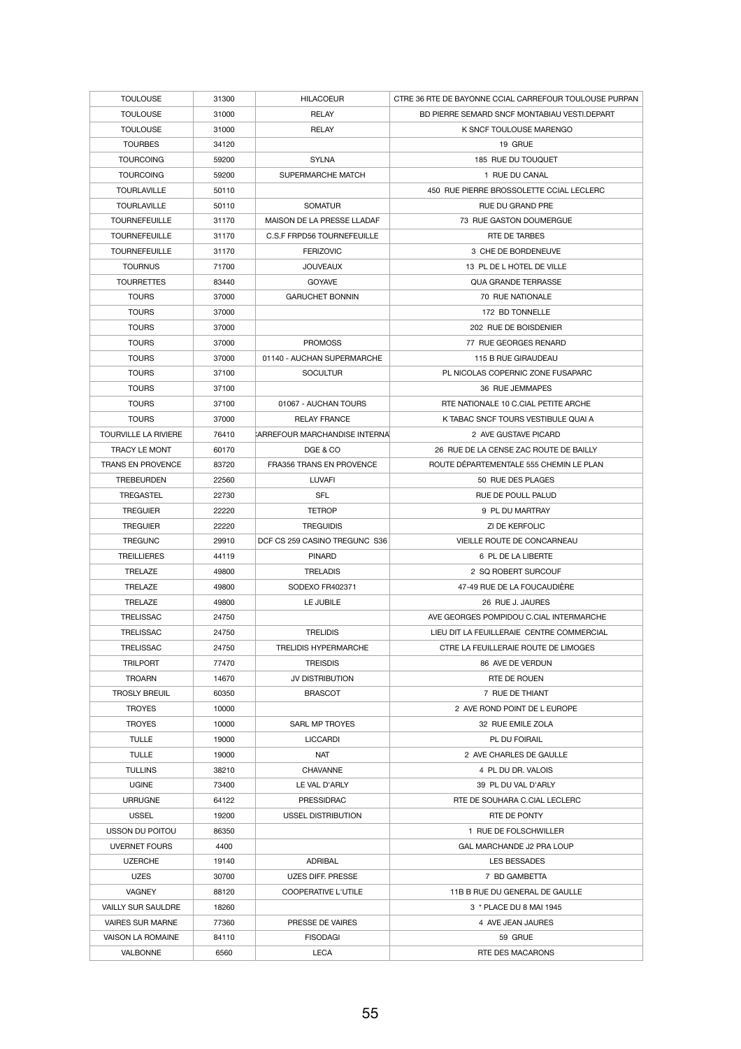| TOULOUSE | 31300 | HILACOEUR | CTRE 36 RTE DE BAYONNE CCIAL CARREFOUR TOULOUSE PURPAN |
|---|---|---|---|
| TOULOUSE | 31000 | RELAY | BD PIERRE SEMARD SNCF MONTABIAU VESTI.DEPART |
| TOULOUSE | 31000 | RELAY | K SNCF TOULOUSE MARENGO |
| TOURBES | 34120 | | 19 GRUE |
| TOURCOING | 59200 | SYLNA | 185 RUE DU TOUQUET |
| TOURCOING | 59200 | SUPERMARCHE MATCH | 1 RUE DU CANAL |
| TOURLAVILLE | 50110 | | 450 RUE PIERRE BROSSOLETTE CCIAL LECLERC |
| TOURLAVILLE | 50110 | SOMATUR | RUE DU GRAND PRE |
| TOURNEFEUILLE | 31170 | MAISON DE LA PRESSE LLADAF | 73 RUE GASTON DOUMERGUE |
| TOURNEFEUILLE | 31170 | C.S.F FRPD56 TOURNEFEUILLE | RTE DE TARBES |
| TOURNEFEUILLE | 31170 | FERIZOVIC | 3 CHE DE BORDENEUVE |
| TOURNUS | 71700 | JOUVEAUX | 13 PL DE L HOTEL DE VILLE |
| TOURRETTES | 83440 | GOYAVE | QUA GRANDE TERRASSE |
| TOURS | 37000 | GARUCHET BONNIN | 70 RUE NATIONALE |
| TOURS | 37000 | | 172 BD TONNELLE |
| TOURS | 37000 | | 202 RUE DE BOISDENIER |
| TOURS | 37000 | PROMOSS | 77 RUE GEORGES RENARD |
| TOURS | 37000 | 01140 - AUCHAN SUPERMARCHE | 115 B RUE GIRAUDEAU |
| TOURS | 37100 | SOCULTUR | PL NICOLAS COPERNIC ZONE FUSAPARC |
| TOURS | 37100 | | 36 RUE JEMMAPES |
| TOURS | 37100 | 01067 - AUCHAN TOURS | RTE NATIONALE 10 C.CIAL PETITE ARCHE |
| TOURS | 37000 | RELAY FRANCE | K TABAC SNCF TOURS VESTIBULE QUAI A |
| TOURVILLE LA RIVIERE | 76410 | CARREFOUR MARCHANDISE INTERNA | 2 AVE GUSTAVE PICARD |
| TRACY LE MONT | 60170 | DGE & CO | 26 RUE DE LA CENSE ZAC ROUTE DE BAILLY |
| TRANS EN PROVENCE | 83720 | FRA356 TRANS EN PROVENCE | ROUTE DÉPARTEMENTALE 555 CHEMIN LE PLAN |
| TREBEURDEN | 22560 | LUVAFI | 50 RUE DES PLAGES |
| TREGASTEL | 22730 | SFL | RUE DE POULL PALUD |
| TREGUIER | 22220 | TETROP | 9 PL DU MARTRAY |
| TREGUIER | 22220 | TREGUIDIS | ZI DE KERFOLIC |
| TREGUNC | 29910 | DCF CS 259 CASINO TREGUNC S36 | VIEILLE ROUTE DE CONCARNEAU |
| TREILLIERES | 44119 | PINARD | 6 PL DE LA LIBERTE |
| TRELAZE | 49800 | TRELADIS | 2 SQ ROBERT SURCOUF |
| TRELAZE | 49800 | SODEXO FR402371 | 47-49 RUE DE LA FOUCAUDIÈRE |
| TRELAZE | 49800 | LE JUBILE | 26 RUE J. JAURES |
| TRELISSAC | 24750 | | AVE GEORGES POMPIDOU C.CIAL INTERMARCHE |
| TRELISSAC | 24750 | TRELIDIS | LIEU DIT LA FEUILLERAIE CENTRE COMMERCIAL |
| TRELISSAC | 24750 | TRELIDIS HYPERMARCHE | CTRE LA FEUILLERAIE ROUTE DE LIMOGES |
| TRILPORT | 77470 | TREISDIS | 86 AVE DE VERDUN |
| TROARN | 14670 | JV DISTRIBUTION | RTE DE ROUEN |
| TROSLY BREUIL | 60350 | BRASCOT | 7 RUE DE THIANT |
| TROYES | 10000 | | 2 AVE ROND POINT DE L EUROPE |
| TROYES | 10000 | SARL MP TROYES | 32 RUE EMILE ZOLA |
| TULLE | 19000 | LICCARDI | PL DU FOIRAIL |
| TULLE | 19000 | NAT | 2 AVE CHARLES DE GAULLE |
| TULLINS | 38210 | CHAVANNE | 4 PL DU DR. VALOIS |
| UGINE | 73400 | LE VAL D'ARLY | 39 PL DU VAL D'ARLY |
| URRUGNE | 64122 | PRESSIDRAC | RTE DE SOUHARA C.CIAL LECLERC |
| USSEL | 19200 | USSEL DISTRIBUTION | RTE DE PONTY |
| USSON DU POITOU | 86350 | | 1 RUE DE FOLSCHWILLER |
| UVERNET FOURS | 4400 | | GAL MARCHANDE J2 PRA LOUP |
| UZERCHE | 19140 | ADRIBAL | LES BESSADES |
| UZES | 30700 | UZES DIFF. PRESSE | 7 BD GAMBETTA |
| VAGNEY | 88120 | COOPERATIVE L'UTILE | 11B B RUE DU GENERAL DE GAULLE |
| VAILLY SUR SAULDRE | 18260 | | 3 * PLACE DU 8 MAI 1945 |
| VAIRES SUR MARNE | 77360 | PRESSE DE VAIRES | 4 AVE JEAN JAURES |
| VAISON LA ROMAINE | 84110 | FISODAGI | 59 GRUE |
| VALBONNE | 6560 | LECA | RTE DES MACARONS |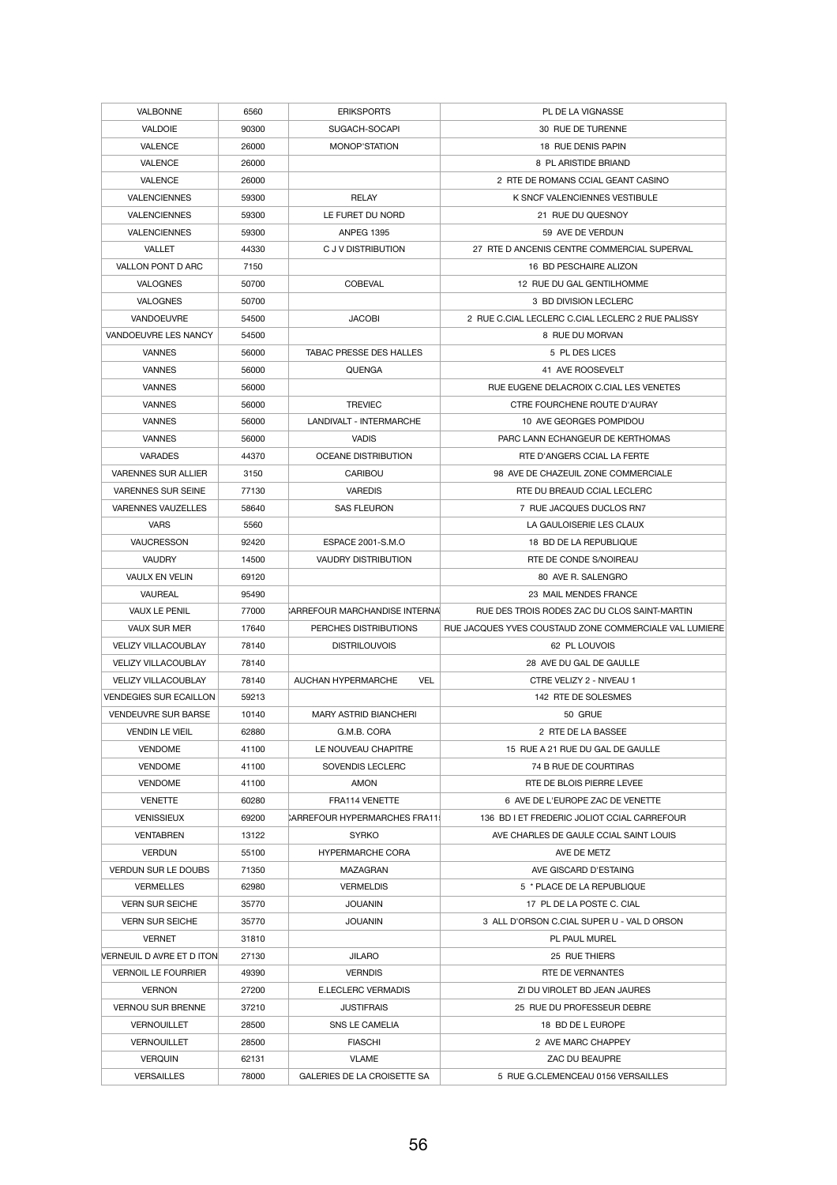| VALBONNE | 6560 | ERIKSPORTS | PL DE LA VIGNASSE |
|---|---|---|---|
| VALDOIE | 90300 | SUGACH-SOCAPI | 30 RUE DE TURENNE |
| VALENCE | 26000 | MONOP'STATION | 18 RUE DENIS PAPIN |
| VALENCE | 26000 | | 8 PL ARISTIDE BRIAND |
| VALENCE | 26000 | | 2 RTE DE ROMANS CCIAL GEANT CASINO |
| VALENCIENNES | 59300 | RELAY | K SNCF VALENCIENNES VESTIBULE |
| VALENCIENNES | 59300 | LE FURET DU NORD | 21 RUE DU QUESNOY |
| VALENCIENNES | 59300 | ANPEG 1395 | 59 AVE DE VERDUN |
| VALLET | 44330 | C J V DISTRIBUTION | 27 RTE D ANCENIS CENTRE COMMERCIAL SUPERVAL |
| VALLON PONT D ARC | 7150 | | 16 BD PESCHAIRE ALIZON |
| VALOGNES | 50700 | COBEVAL | 12 RUE DU GAL GENTILHOMME |
| VALOGNES | 50700 | | 3 BD DIVISION LECLERC |
| VANDOEUVRE | 54500 | JACOBI | 2 RUE C.CIAL LECLERC C.CIAL LECLERC 2 RUE PALISSY |
| VANDOEUVRE LES NANCY | 54500 | | 8 RUE DU MORVAN |
| VANNES | 56000 | TABAC PRESSE DES HALLES | 5 PL DES LICES |
| VANNES | 56000 | QUENGA | 41 AVE ROOSEVELT |
| VANNES | 56000 | | RUE EUGENE DELACROIX C.CIAL LES VENETES |
| VANNES | 56000 | TREVIEC | CTRE FOURCHENE ROUTE D'AURAY |
| VANNES | 56000 | LANDIVALT - INTERMARCHE | 10 AVE GEORGES POMPIDOU |
| VANNES | 56000 | VADIS | PARC LANN ECHANGEUR DE KERTHOMAS |
| VARADES | 44370 | OCEANE DISTRIBUTION | RTE D'ANGERS CCIAL LA FERTE |
| VARENNES SUR ALLIER | 3150 | CARIBOU | 98 AVE DE CHAZEUIL ZONE COMMERCIALE |
| VARENNES SUR SEINE | 77130 | VAREDIS | RTE DU BREAUD CCIAL LECLERC |
| VARENNES VAUZELLES | 58640 | SAS FLEURON | 7 RUE JACQUES DUCLOS RN7 |
| VARS | 5560 | | LA GAULOISERIE LES CLAUX |
| VAUCRESSON | 92420 | ESPACE 2001-S.M.O | 18 BD DE LA REPUBLIQUE |
| VAUDRY | 14500 | VAUDRY DISTRIBUTION | RTE DE CONDE S/NOIREAU |
| VAULX EN VELIN | 69120 | | 80 AVE R. SALENGRO |
| VAUREAL | 95490 | | 23 MAIL MENDES FRANCE |
| VAUX LE PENIL | 77000 | CARREFOUR MARCHANDISE INTERNA | RUE DES TROIS RODES ZAC DU CLOS SAINT-MARTIN |
| VAUX SUR MER | 17640 | PERCHES DISTRIBUTIONS | RUE JACQUES YVES COUSTAUD ZONE COMMERCIALE VAL LUMIERE |
| VELIZY VILLACOUBLAY | 78140 | DISTRILOUVOIS | 62 PL LOUVOIS |
| VELIZY VILLACOUBLAY | 78140 | | 28 AVE DU GAL DE GAULLE |
| VELIZY VILLACOUBLAY | 78140 | AUCHAN HYPERMARCHE VEL | CTRE VELIZY 2 - NIVEAU 1 |
| VENDEGIES SUR ECAILLON | 59213 | | 142 RTE DE SOLESMES |
| VENDEUVRE SUR BARSE | 10140 | MARY ASTRID BIANCHERI | 50 GRUE |
| VENDIN LE VIEIL | 62880 | G.M.B. CORA | 2 RTE DE LA BASSEE |
| VENDOME | 41100 | LE NOUVEAU CHAPITRE | 15 RUE A 21 RUE DU GAL DE GAULLE |
| VENDOME | 41100 | SOVENDIS LECLERC | 74 B RUE DE COURTIRAS |
| VENDOME | 41100 | AMON | RTE DE BLOIS PIERRE LEVEE |
| VENETTE | 60280 | FRA114 VENETTE | 6 AVE DE L'EUROPE ZAC DE VENETTE |
| VENISSIEUX | 69200 | CARREFOUR HYPERMARCHES FRA11 | 136 BD I ET FREDERIC JOLIOT CCIAL CARREFOUR |
| VENTABREN | 13122 | SYRKO | AVE CHARLES DE GAULE CCIAL SAINT LOUIS |
| VERDUN | 55100 | HYPERMARCHE CORA | AVE DE METZ |
| VERDUN SUR LE DOUBS | 71350 | MAZAGRAN | AVE GISCARD D'ESTAING |
| VERMELLES | 62980 | VERMELDIS | 5 * PLACE DE LA REPUBLIQUE |
| VERN SUR SEICHE | 35770 | JOUANIN | 17 PL DE LA POSTE C. CIAL |
| VERN SUR SEICHE | 35770 | JOUANIN | 3 ALL D'ORSON C.CIAL SUPER U - VAL D ORSON |
| VERNET | 31810 | | PL PAUL MUREL |
| VERNEUIL D AVRE ET D ITON | 27130 | JILARO | 25 RUE THIERS |
| VERNOIL LE FOURRIER | 49390 | VERNDIS | RTE DE VERNANTES |
| VERNON | 27200 | E.LECLERC VERMADIS | ZI DU VIROLET BD JEAN JAURES |
| VERNOU SUR BRENNE | 37210 | JUSTIFRAIS | 25 RUE DU PROFESSEUR DEBRE |
| VERNOUILLET | 28500 | SNS LE CAMELIA | 18 BD DE L EUROPE |
| VERNOUILLET | 28500 | FIASCHI | 2 AVE MARC CHAPPEY |
| VERQUIN | 62131 | VLAME | ZAC DU BEAUPRE |
| VERSAILLES | 78000 | GALERIES DE LA CROISETTE SA | 5 RUE G.CLEMENCEAU 0156 VERSAILLES |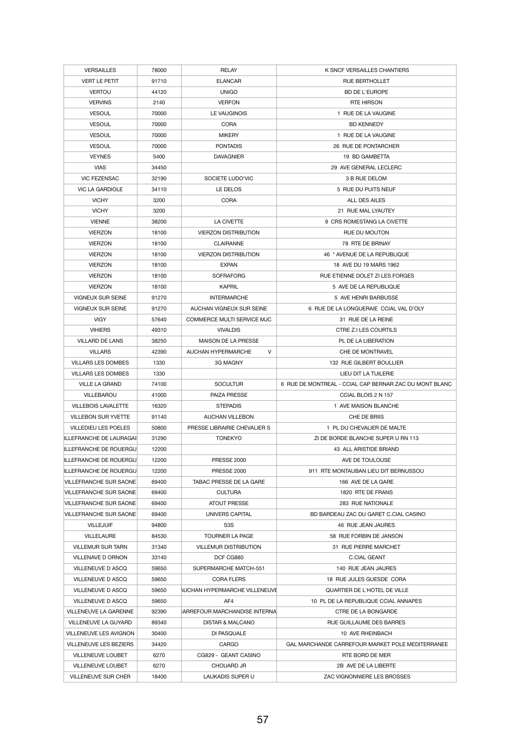| VERSAILLES | 78000 | RELAY | K SNCF VERSAILLES CHANTIERS |
|---|---|---|---|
| VERT LE PETIT | 91710 | ELANCAR | RUE BERTHOLLET |
| VERTOU | 44120 | UNIGO | BD DE L'EUROPE |
| VERVINS | 2140 | VERFON | RTE HIRSON |
| VESOUL | 70000 | LE VAUGINOIS | 1 RUE DE LA VAUGINE |
| VESOUL | 70000 | CORA | BD KENNEDY |
| VESOUL | 70000 | MIKERY | 1 RUE DE LA VAUGINE |
| VESOUL | 70000 | PONTADIS | 26 RUE DE PONTARCHER |
| VEYNES | 5400 | DAVAGNIER | 19 BD GAMBETTA |
| VIAS | 34450 | | 29 AVE GENERAL LECLERC |
| VIC FEZENSAC | 32190 | SOCIETE LUDO'VIC | 3 B RUE DELOM |
| VIC LA GARDIOLE | 34110 | LE DELOS | 5 RUE DU PUITS NEUF |
| VICHY | 3200 | CORA | ALL DES AILES |
| VICHY | 3200 | | 21 RUE MAL LYAUTEY |
| VIENNE | 38200 | LA CIVETTE | 9 CRS ROMESTANG LA CIVETTE |
| VIERZON | 18100 | VIERZON DISTRIBUTION | RUE DU MOUTON |
| VIERZON | 18100 | CLAIRANNE | 78 RTE DE BRINAY |
| VIERZON | 18100 | VIERZON DISTRIBUTION | 46 * AVENUE DE LA REPUBLIQUE |
| VIERZON | 18100 | EXPAN | 18 AVE DU 19 MARS 1962 |
| VIERZON | 18100 | SOFRAFORG | RUE ETIENNE DOLET ZI LES FORGES |
| VIERZON | 18100 | KAPRIL | 5 AVE DE LA REPUBLIQUE |
| VIGNEUX SUR SEINE | 91270 | INTERMARCHE | 5 AVE HENRI BARBUSSE |
| VIGNEUX SUR SEINE | 91270 | AUCHAN VIGNEUX SUR SEINE | 6 RUE DE LA LONGUERAIE CCIAL VAL D'OLY |
| VIGY | 57640 | COMMERCE MULTI SERVICE MJC | 31 RUE DE LA REINE |
| VIHIERS | 49310 | VIVALDIS | CTRE Z.I LES COURTILS |
| VILLARD DE LANS | 38250 | MAISON DE LA PRESSE | PL DE LA LIBERATION |
| VILLARS | 42390 | AUCHAN HYPERMARCHE V | CHE DE MONTRAVEL |
| VILLARS LES DOMBES | 1330 | 3G MAGNY | 132 RUE GILBERT BOULLIER |
| VILLARS LES DOMBES | 1330 | | LIEU DIT LA TUILERIE |
| VILLE LA GRAND | 74100 | SOCULTUR | 6 RUE DE MONTREAL - CCIAL CAP BERNAR ZAC DU MONT BLANC |
| VILLEBAROU | 41000 | PAIZA PRESSE | CCIAL BLOIS 2 N 157 |
| VILLEBOIS LAVALETTE | 16320 | STEPADIS | 1 AVE MAISON BLANCHE |
| VILLEBON SUR YVETTE | 91140 | AUCHAN VILLEBON | CHE DE BRIIS |
| VILLEDIEU LES POELES | 50800 | PRESSE LIBRAIRIE CHEVALIER S | 1 PL DU CHEVALIER DE MALTE |
| ILLEFRANCHE DE LAURAGAI | 31290 | TONEKYO | ZI DE BORDE BLANCHE SUPER U RN 113 |
| ILLEFRANCHE DE ROUERGU | 12200 | | 43 ALL ARISTIDE BRIAND |
| ILLEFRANCHE DE ROUERGU | 12200 | PRESSE 2000 | AVE DE TOULOUSE |
| ILLEFRANCHE DE ROUERGU | 12200 | PRESSE 2000 | 911 RTE MONTAUBAN LIEU DIT BERNUSSOU |
| VILLEFRANCHE SUR SAONE | 69400 | TABAC PRESSE DE LA GARE | 166 AVE DE LA GARE |
| VILLEFRANCHE SUR SAONE | 69400 | CULTURA | 1820 RTE DE FRANS |
| VILLEFRANCHE SUR SAONE | 69400 | ATOUT PRESSE | 283 RUE NATIONALE |
| VILLEFRANCHE SUR SAONE | 69400 | UNIVERS CAPITAL | BD BARDEAU ZAC DU GARET C.CIAL CASINO |
| VILLEJUIF | 94800 | S3S | 46 RUE JEAN JAURES |
| VILLELAURE | 84530 | TOURNER LA PAGE | 58 RUE FORBIN DE JANSON |
| VILLEMUR SUR TARN | 31340 | VILLEMUR DISTRIBUTION | 31 RUE PIERRE MARCHET |
| VILLENAVE D ORNON | 33140 | DCF CG880 | C.CIAL GEANT |
| VILLENEUVE D ASCQ | 59650 | SUPERMARCHE MATCH-551 | 140 RUE JEAN JAURES |
| VILLENEUVE D ASCQ | 59650 | CORA FLERS | 18 RUE JULES GUESDE CORA |
| VILLENEUVE D ASCQ | 59650 | AUCHAN HYPERMARCHE VILLENEUVE | QUARTIER DE L'HOTEL DE VILLE |
| VILLENEUVE D ASCQ | 59650 | AF4 | 10 PL DE LA REPUBLIQUE CCIAL ANNAPES |
| VILLENEUVE LA GARENNE | 92390 | CARREFOUR MARCHANDISE INTERNA | CTRE DE LA BONGARDE |
| VILLENEUVE LA GUYARD | 89340 | DISTAR & MALCANO | RUE GUILLAUME DES BARRES |
| VILLENEUVE LES AVIGNON | 30400 | DI PASQUALE | 10 AVE RHEINBACH |
| VILLENEUVE LES BEZIERS | 34420 | CARGO | GAL MARCHANDE CARREFOUR MARKET POLE MEDITERRANEE |
| VILLENEUVE LOUBET | 6270 | CG829 - GEANT CASINO | RTE BORD DE MER |
| VILLENEUVE LOUBET | 6270 | CHOUARD JR | 2B AVE DE LA LIBERTE |
| VILLENEUVE SUR CHER | 18400 | LAUKADIS SUPER U | ZAC VIGNONNIERE LES BROSSES |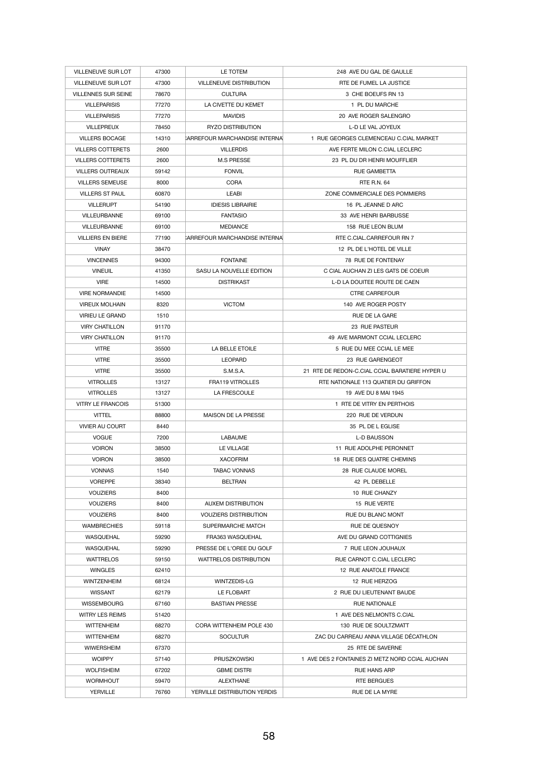| VILLENEUVE SUR LOT | 47300 | LE TOTEM | 248 AVE DU GAL DE GAULLE |
|---|---|---|---|
| VILLENEUVE SUR LOT | 47300 | VILLENEUVE DISTRIBUTION | RTE DE FUMEL LA JUSTICE |
| VILLENNES SUR SEINE | 78670 | CULTURA | 3 CHE BOEUFS RN 13 |
| VILLEPARISIS | 77270 | LA CIVETTE DU KEMET | 1 PL DU MARCHE |
| VILLEPARISIS | 77270 | MAVIDIS | 20 AVE ROGER SALENGRO |
| VILLEPREUX | 78450 | RYZO DISTRIBUTION | L-D LE VAL JOYEUX |
| VILLERS BOCAGE | 14310 | CARREFOUR MARCHANDISE INTERNA | 1 RUE GEORGES CLEMENCEAU C.CIAL MARKET |
| VILLERS COTTERETS | 2600 | VILLERDIS | AVE FERTE MILON C.CIAL LECLERC |
| VILLERS COTTERETS | 2600 | M.S PRESSE | 23 PL DU DR HENRI MOUFFLIER |
| VILLERS OUTREAUX | 59142 | FONVIL | RUE GAMBETTA |
| VILLERS SEMEUSE | 8000 | CORA | RTE R.N. 64 |
| VILLERS ST PAUL | 60870 | LEABI | ZONE COMMERCIALE DES POMMIERS |
| VILLERUPT | 54190 | IDIESIS LIBRAIRIE | 16 PL JEANNE D ARC |
| VILLEURBANNE | 69100 | FANTASIO | 33 AVE HENRI BARBUSSE |
| VILLEURBANNE | 69100 | MEDIANCE | 158 RUE LEON BLUM |
| VILLIERS EN BIERE | 77190 | CARREFOUR MARCHANDISE INTERNA | RTE C.CIAL.CARREFOUR RN 7 |
| VINAY | 38470 | | 12 PL DE L'HOTEL DE VILLE |
| VINCENNES | 94300 | FONTAINE | 78 RUE DE FONTENAY |
| VINEUIL | 41350 | SASU LA NOUVELLE EDITION | C CIAL AUCHAN ZI LES GATS DE COEUR |
| VIRE | 14500 | DISTRIKAST | L-D LA DOUITEE ROUTE DE CAEN |
| VIRE NORMANDIE | 14500 | | CTRE CARREFOUR |
| VIREUX MOLHAIN | 8320 | VICTOM | 140 AVE ROGER POSTY |
| VIRIEU LE GRAND | 1510 | | RUE DE LA GARE |
| VIRY CHATILLON | 91170 | | 23 RUE PASTEUR |
| VIRY CHATILLON | 91170 | | 49 AVE MARMONT CCIAL LECLERC |
| VITRE | 35500 | LA BELLE ETOILE | 5 RUE DU MEE CCIAL LE MEE |
| VITRE | 35500 | LEOPARD | 23 RUE GARENGEOT |
| VITRE | 35500 | S.M.S.A. | 21 RTE DE REDON-C.CIAL CCIAL BARATIERE HYPER U |
| VITROLLES | 13127 | FRA119 VITROLLES | RTE NATIONALE 113 QUATIER DU GRIFFON |
| VITROLLES | 13127 | LA FRESCOULE | 19 AVE DU 8 MAI 1945 |
| VITRY LE FRANCOIS | 51300 | | 1 RTE DE VITRY EN PERTHOIS |
| VITTEL | 88800 | MAISON DE LA PRESSE | 220 RUE DE VERDUN |
| VIVIER AU COURT | 8440 | | 35 PL DE L EGLISE |
| VOGUE | 7200 | LABAUME | L-D BAUSSON |
| VOIRON | 38500 | LE VILLAGE | 11 RUE ADOLPHE PERONNET |
| VOIRON | 38500 | XACOFRIM | 18 RUE DES QUATRE CHEMINS |
| VONNAS | 1540 | TABAC VONNAS | 28 RUE CLAUDE MOREL |
| VOREPPE | 38340 | BELTRAN | 42 PL DEBELLE |
| VOUZIERS | 8400 | | 10 RUE CHANZY |
| VOUZIERS | 8400 | AUXEM DISTRIBUTION | 15 RUE VERTE |
| VOUZIERS | 8400 | VOUZIERS DISTRIBUTION | RUE DU BLANC MONT |
| WAMBRECHIES | 59118 | SUPERMARCHE MATCH | RUE DE QUESNOY |
| WASQUEHAL | 59290 | FRA363 WASQUEHAL | AVE DU GRAND COTTIGNIES |
| WASQUEHAL | 59290 | PRESSE DE L'OREE DU GOLF | 7 RUE LEON JOUHAUX |
| WATTRELOS | 59150 | WATTRELOS DISTRIBUTION | RUE CARNOT C.CIAL LECLERC |
| WINGLES | 62410 | | 12 RUE ANATOLE FRANCE |
| WINTZENHEIM | 68124 | WINTZEDIS-LG | 12 RUE HERZOG |
| WISSANT | 62179 | LE FLOBART | 2 RUE DU LIEUTENANT BAUDE |
| WISSEMBOURG | 67160 | BASTIAN PRESSE | RUE NATIONALE |
| WITRY LES REIMS | 51420 | | 1 AVE DES NELMONTS C.CIAL |
| WITTENHEIM | 68270 | CORA WITTENHEIM POLE 430 | 130 RUE DE SOULTZMATT |
| WITTENHEIM | 68270 | SOCULTUR | ZAC DU CARREAU ANNA VILLAGE DÉCATHLON |
| WIWERSHEIM | 67370 | | 25 RTE DE SAVERNE |
| WOIPPY | 57140 | PRUSZKOWSKI | 1 AVE DES 2 FONTAINES ZI METZ NORD CCIAL AUCHAN |
| WOLFISHEIM | 67202 | GBME DISTRI | RUE HANS ARP |
| WORMHOUT | 59470 | ALEXTHANE | RTE BERGUES |
| YERVILLE | 76760 | YERVILLE DISTRIBUTION YERDIS | RUE DE LA MYRE |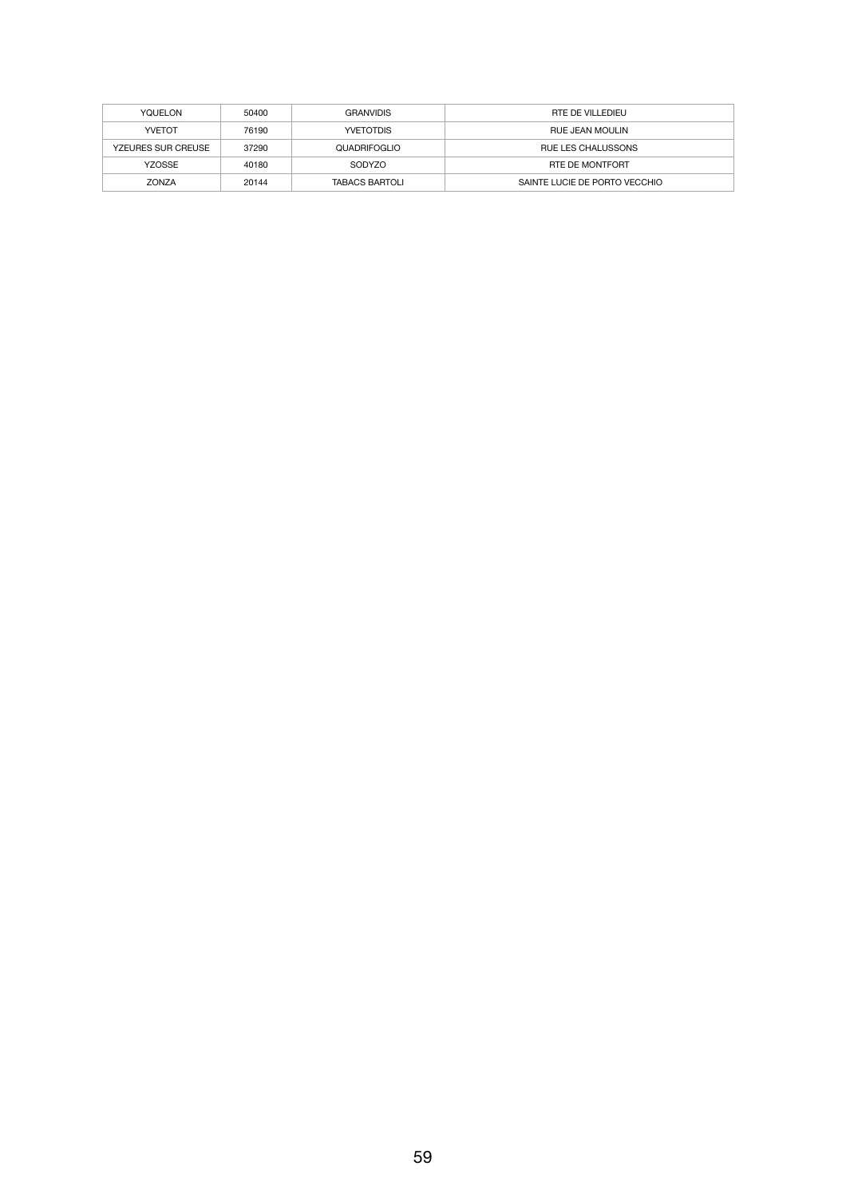| | | | |
|---|---|---|---|
| YQUELON | 50400 | GRANVIDIS | RTE DE VILLEDIEU |
| YVETOT | 76190 | YVETOTDIS | RUE JEAN MOULIN |
| YZEURES SUR CREUSE | 37290 | QUADRIFOGLIO | RUE LES CHALUSSONS |
| YZOSSE | 40180 | SODYZO | RTE DE MONTFORT |
| ZONZA | 20144 | TABACS BARTOLI | SAINTE LUCIE DE PORTO VECCHIO |